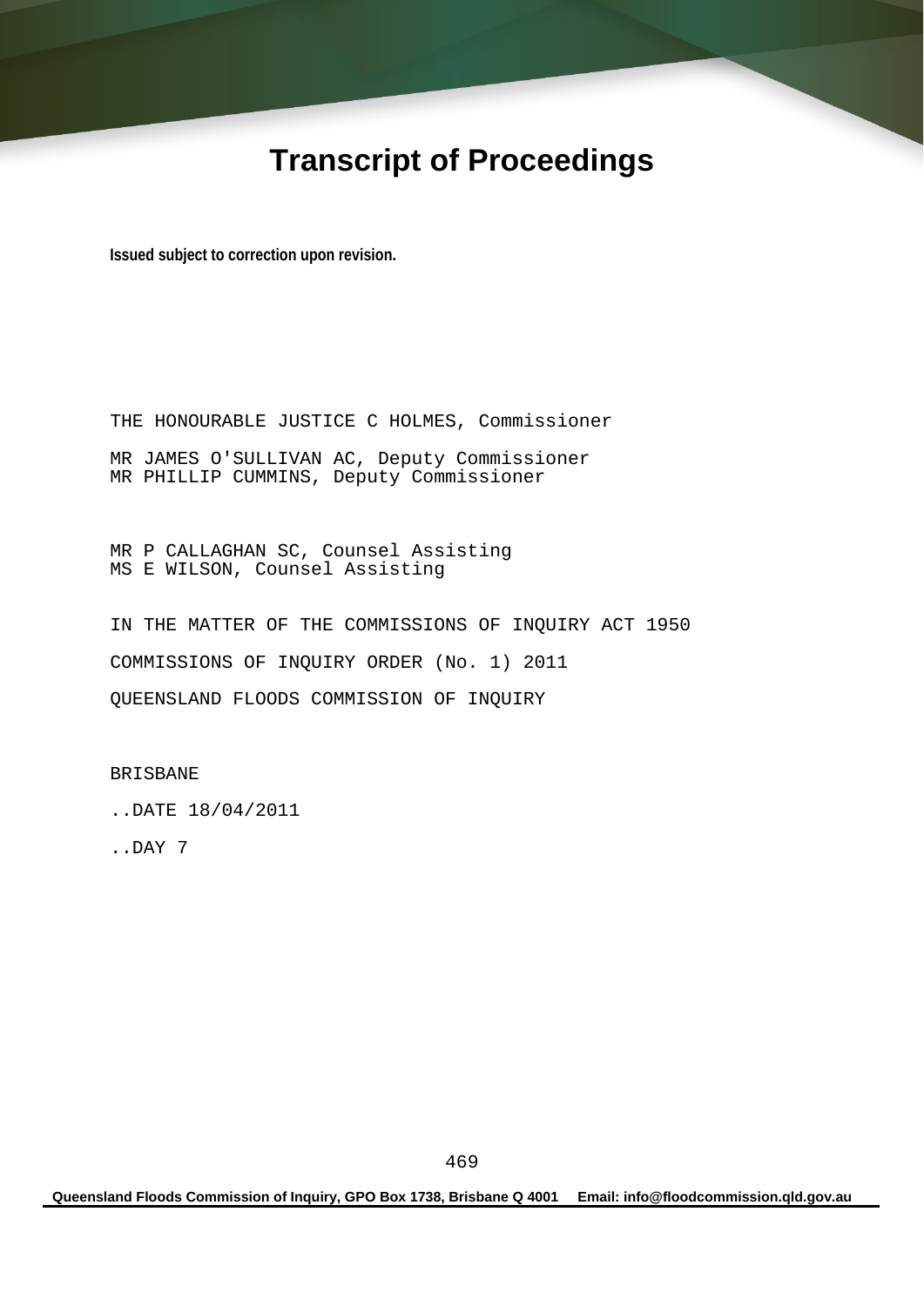# Transcript of Proceedings

**Issued subject to correction upon revision.**

THE HONOURABLE JUSTICE C HOLMES, Commissioner

MR JAMES O'SULLIVAN AC, Deputy Commissioner
MR PHILLIP CUMMINS, Deputy Commissioner

MR P CALLAGHAN SC, Counsel Assisting
MS E WILSON, Counsel Assisting

IN THE MATTER OF THE COMMISSIONS OF INQUIRY ACT 1950

COMMISSIONS OF INQUIRY ORDER (No. 1) 2011

QUEENSLAND FLOODS COMMISSION OF INQUIRY

BRISBANE

..DATE 18/04/2011

..DAY 7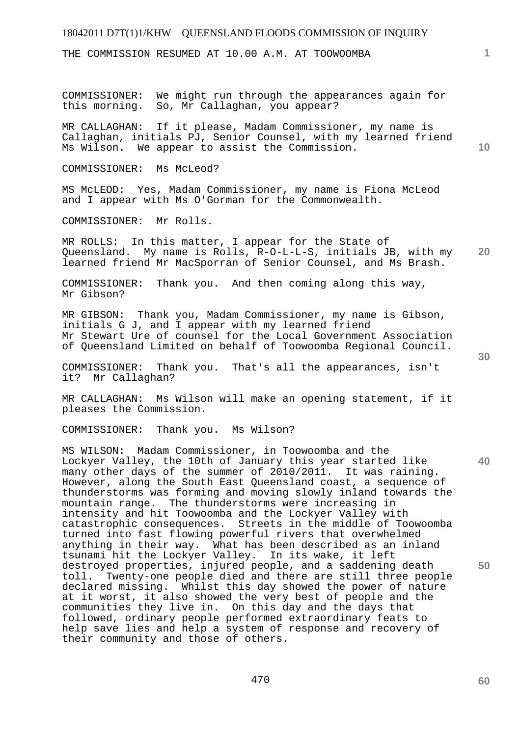THE COMMISSION RESUMED AT 10.00 A.M. AT TOOWOOMBA

COMMISSIONER: We might run through the appearances again for this morning. So, Mr Callaghan, you appear?

MR CALLAGHAN: If it please, Madam Commissioner, my name is Callaghan, initials PJ, Senior Counsel, with my learned friend Ms Wilson. We appear to assist the Commission.

COMMISSIONER: Ms McLeod?

MS McLEOD: Yes, Madam Commissioner, my name is Fiona McLeod and I appear with Ms O'Gorman for the Commonwealth.

COMMISSIONER: Mr Rolls.

MR ROLLS: In this matter, I appear for the State of Queensland. My name is Rolls, R-O-L-L-S, initials JB, with my learned friend Mr MacSporran of Senior Counsel, and Ms Brash.

COMMISSIONER: Thank you. And then coming along this way, Mr Gibson?

MR GIBSON: Thank you, Madam Commissioner, my name is Gibson, initials G J, and I appear with my learned friend Mr Stewart Ure of counsel for the Local Government Association of Queensland Limited on behalf of Toowoomba Regional Council.

COMMISSIONER: Thank you. That's all the appearances, isn't it? Mr Callaghan?

MR CALLAGHAN: Ms Wilson will make an opening statement, if it pleases the Commission.

COMMISSIONER: Thank you. Ms Wilson?

MS WILSON: Madam Commissioner, in Toowoomba and the Lockyer Valley, the 10th of January this year started like many other days of the summer of 2010/2011. It was raining. However, along the South East Queensland coast, a sequence of thunderstorms was forming and moving slowly inland towards the mountain range. The thunderstorms were increasing in intensity and hit Toowoomba and the Lockyer Valley with catastrophic consequences. Streets in the middle of Toowoomba turned into fast flowing powerful rivers that overwhelmed anything in their way. What has been described as an inland tsunami hit the Lockyer Valley. In its wake, it left destroyed properties, injured people, and a saddening death toll. Twenty-one people died and there are still three people declared missing. Whilst this day showed the power of nature at it worst, it also showed the very best of people and the communities they live in. On this day and the days that followed, ordinary people performed extraordinary feats to help save lies and help a system of response and recovery of their community and those of others.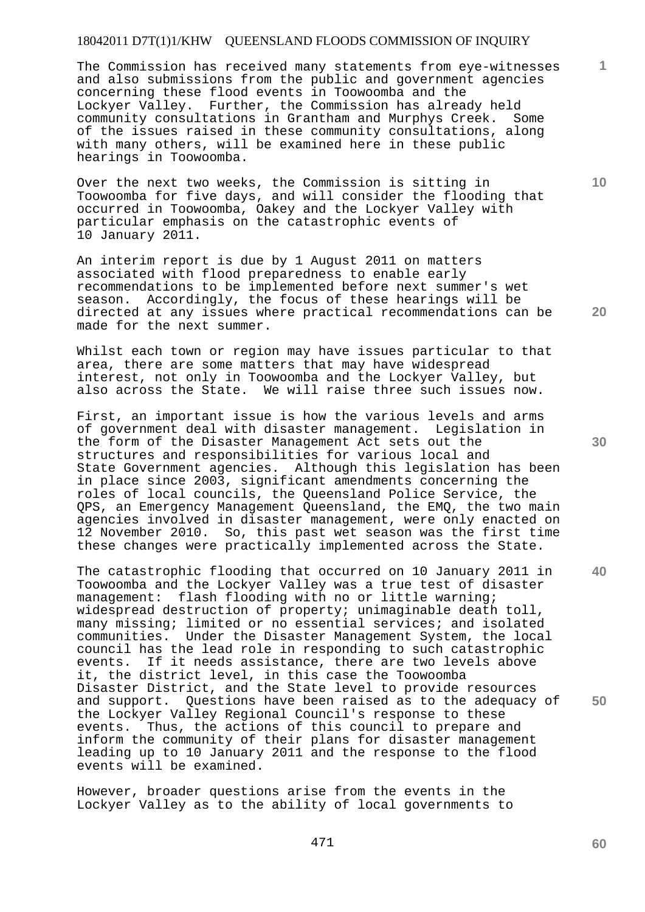The Commission has received many statements from eye-witnesses and also submissions from the public and government agencies concerning these flood events in Toowoomba and the Lockyer Valley. Further, the Commission has already held community consultations in Grantham and Murphys Creek. Some of the issues raised in these community consultations, along with many others, will be examined here in these public hearings in Toowoomba.

Over the next two weeks, the Commission is sitting in Toowoomba for five days, and will consider the flooding that occurred in Toowoomba, Oakey and the Lockyer Valley with particular emphasis on the catastrophic events of 10 January 2011.

An interim report is due by 1 August 2011 on matters associated with flood preparedness to enable early recommendations to be implemented before next summer's wet season. Accordingly, the focus of these hearings will be directed at any issues where practical recommendations can be made for the next summer.

Whilst each town or region may have issues particular to that area, there are some matters that may have widespread interest, not only in Toowoomba and the Lockyer Valley, but also across the State. We will raise three such issues now.

First, an important issue is how the various levels and arms of government deal with disaster management. Legislation in the form of the Disaster Management Act sets out the structures and responsibilities for various local and State Government agencies. Although this legislation has been in place since 2003, significant amendments concerning the roles of local councils, the Queensland Police Service, the QPS, an Emergency Management Queensland, the EMQ, the two main agencies involved in disaster management, were only enacted on 12 November 2010. So, this past wet season was the first time these changes were practically implemented across the State.

The catastrophic flooding that occurred on 10 January 2011 in Toowoomba and the Lockyer Valley was a true test of disaster management: flash flooding with no or little warning; widespread destruction of property; unimaginable death toll, many missing; limited or no essential services; and isolated communities. Under the Disaster Management System, the local council has the lead role in responding to such catastrophic events. If it needs assistance, there are two levels above it, the district level, in this case the Toowoomba Disaster District, and the State level to provide resources and support. Questions have been raised as to the adequacy of the Lockyer Valley Regional Council's response to these events. Thus, the actions of this council to prepare and inform the community of their plans for disaster management leading up to 10 January 2011 and the response to the flood events will be examined.

However, broader questions arise from the events in the Lockyer Valley as to the ability of local governments to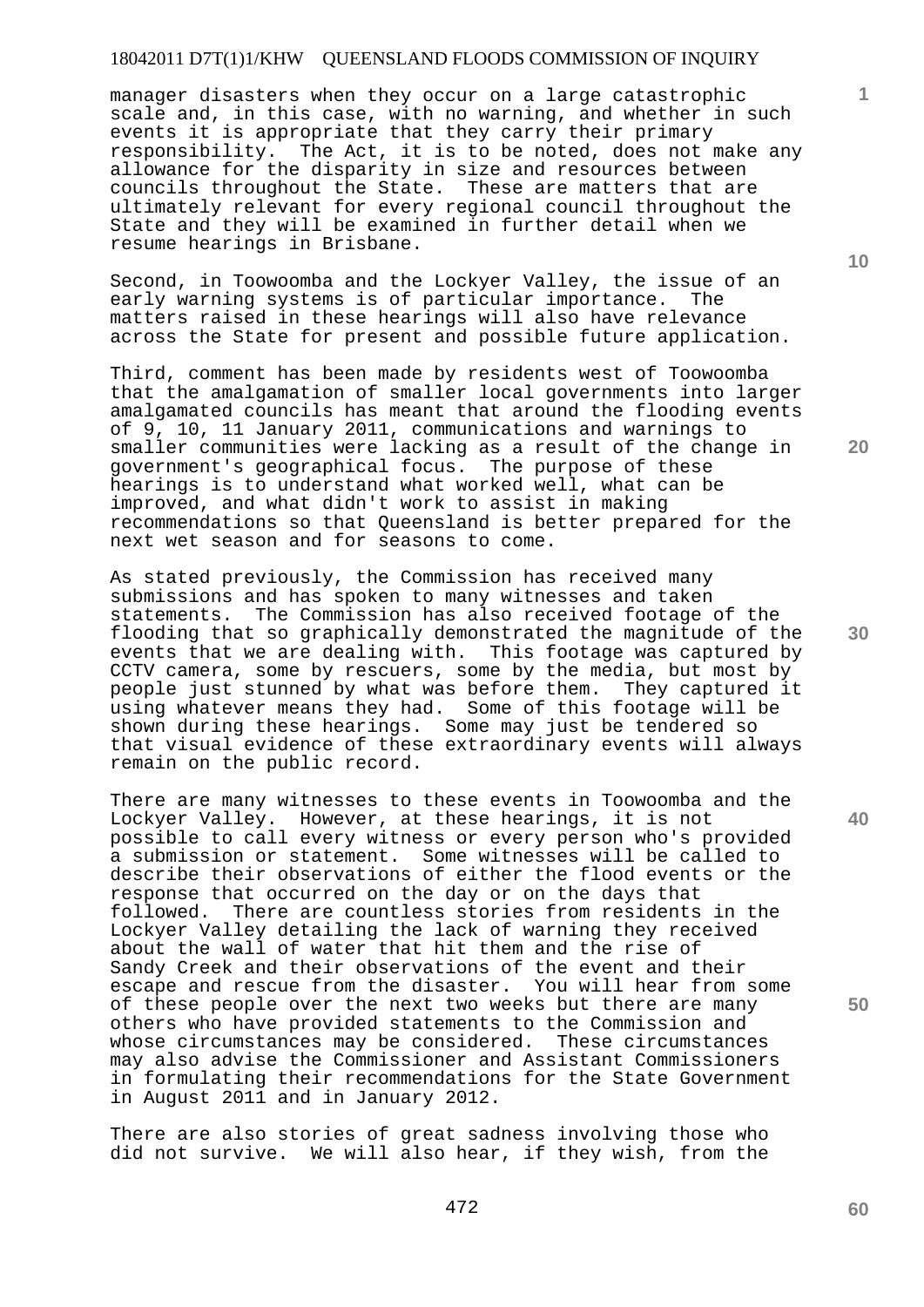manager disasters when they occur on a large catastrophic scale and, in this case, with no warning, and whether in such events it is appropriate that they carry their primary responsibility. The Act, it is to be noted, does not make any allowance for the disparity in size and resources between councils throughout the State. These are matters that are ultimately relevant for every regional council throughout the State and they will be examined in further detail when we resume hearings in Brisbane.

Second, in Toowoomba and the Lockyer Valley, the issue of an early warning systems is of particular importance. The matters raised in these hearings will also have relevance across the State for present and possible future application.

Third, comment has been made by residents west of Toowoomba that the amalgamation of smaller local governments into larger amalgamated councils has meant that around the flooding events of 9, 10, 11 January 2011, communications and warnings to smaller communities were lacking as a result of the change in government's geographical focus. The purpose of these hearings is to understand what worked well, what can be improved, and what didn't work to assist in making recommendations so that Queensland is better prepared for the next wet season and for seasons to come.

As stated previously, the Commission has received many submissions and has spoken to many witnesses and taken statements. The Commission has also received footage of the flooding that so graphically demonstrated the magnitude of the events that we are dealing with. This footage was captured by CCTV camera, some by rescuers, some by the media, but most by people just stunned by what was before them. They captured it using whatever means they had. Some of this footage will be shown during these hearings. Some may just be tendered so that visual evidence of these extraordinary events will always remain on the public record.

There are many witnesses to these events in Toowoomba and the Lockyer Valley. However, at these hearings, it is not possible to call every witness or every person who's provided a submission or statement. Some witnesses will be called to describe their observations of either the flood events or the response that occurred on the day or on the days that followed. There are countless stories from residents in the Lockyer Valley detailing the lack of warning they received about the wall of water that hit them and the rise of Sandy Creek and their observations of the event and their escape and rescue from the disaster. You will hear from some of these people over the next two weeks but there are many others who have provided statements to the Commission and whose circumstances may be considered. These circumstances may also advise the Commissioner and Assistant Commissioners in formulating their recommendations for the State Government in August 2011 and in January 2012.

There are also stories of great sadness involving those who did not survive. We will also hear, if they wish, from the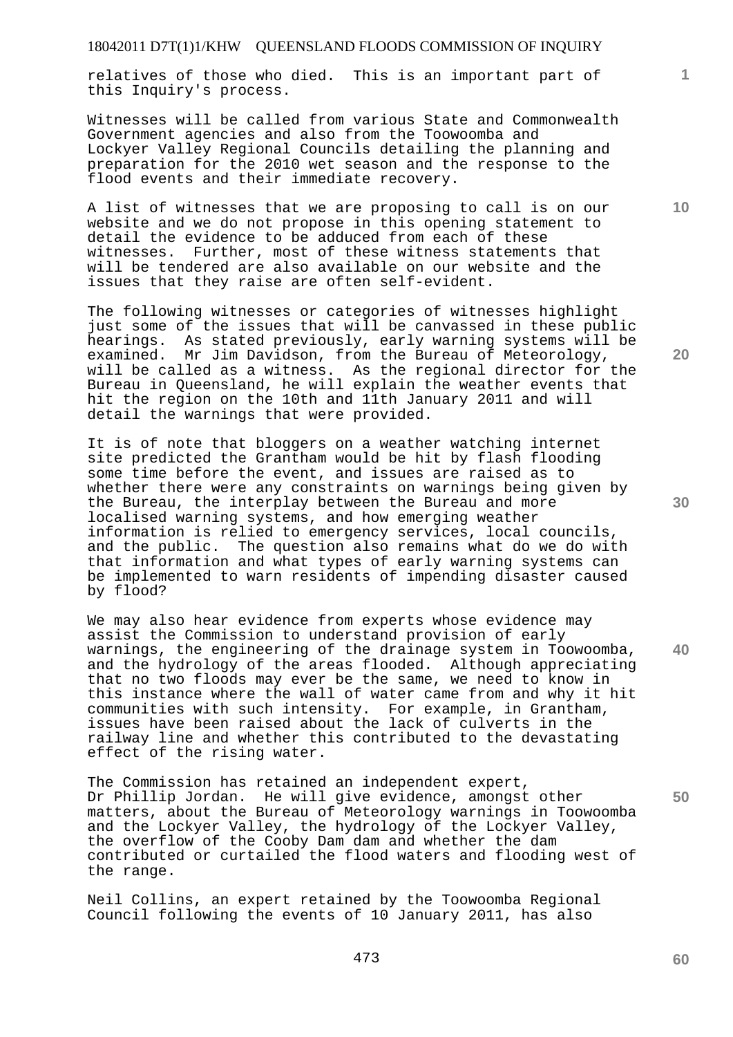relatives of those who died. This is an important part of this Inquiry's process.

Witnesses will be called from various State and Commonwealth Government agencies and also from the Toowoomba and Lockyer Valley Regional Councils detailing the planning and preparation for the 2010 wet season and the response to the flood events and their immediate recovery.

A list of witnesses that we are proposing to call is on our website and we do not propose in this opening statement to detail the evidence to be adduced from each of these witnesses. Further, most of these witness statements that will be tendered are also available on our website and the issues that they raise are often self-evident.

The following witnesses or categories of witnesses highlight just some of the issues that will be canvassed in these public hearings. As stated previously, early warning systems will be examined. Mr Jim Davidson, from the Bureau of Meteorology, will be called as a witness. As the regional director for the Bureau in Queensland, he will explain the weather events that hit the region on the 10th and 11th January 2011 and will detail the warnings that were provided.

It is of note that bloggers on a weather watching internet site predicted the Grantham would be hit by flash flooding some time before the event, and issues are raised as to whether there were any constraints on warnings being given by the Bureau, the interplay between the Bureau and more localised warning systems, and how emerging weather information is relied to emergency services, local councils, and the public. The question also remains what do we do with that information and what types of early warning systems can be implemented to warn residents of impending disaster caused by flood?

We may also hear evidence from experts whose evidence may assist the Commission to understand provision of early warnings, the engineering of the drainage system in Toowoomba, and the hydrology of the areas flooded. Although appreciating that no two floods may ever be the same, we need to know in this instance where the wall of water came from and why it hit communities with such intensity. For example, in Grantham, issues have been raised about the lack of culverts in the railway line and whether this contributed to the devastating effect of the rising water.

The Commission has retained an independent expert, Dr Phillip Jordan. He will give evidence, amongst other matters, about the Bureau of Meteorology warnings in Toowoomba and the Lockyer Valley, the hydrology of the Lockyer Valley, the overflow of the Cooby Dam dam and whether the dam contributed or curtailed the flood waters and flooding west of the range.

Neil Collins, an expert retained by the Toowoomba Regional Council following the events of 10 January 2011, has also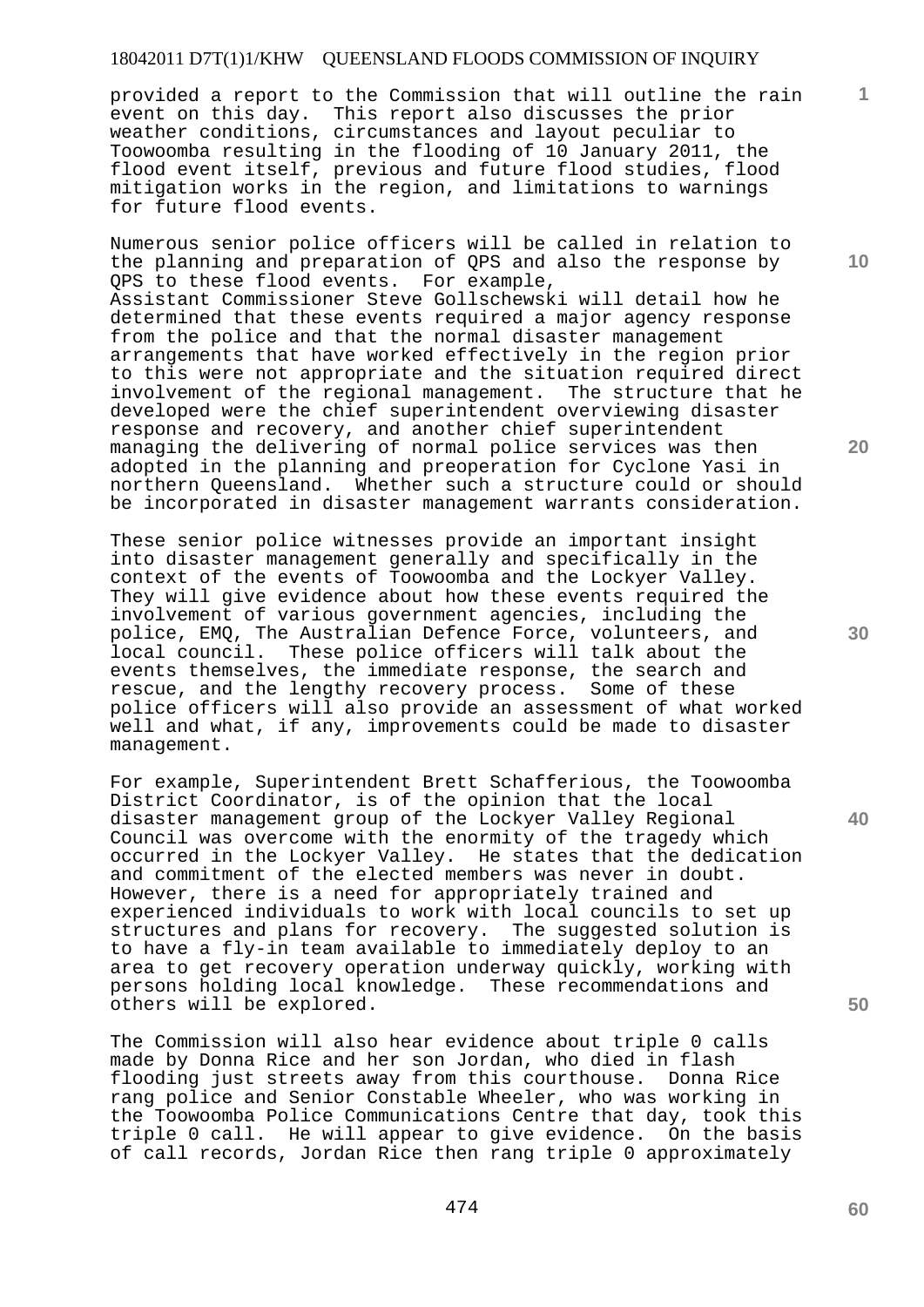provided a report to the Commission that will outline the rain event on this day. This report also discusses the prior weather conditions, circumstances and layout peculiar to Toowoomba resulting in the flooding of 10 January 2011, the flood event itself, previous and future flood studies, flood mitigation works in the region, and limitations to warnings for future flood events.

Numerous senior police officers will be called in relation to the planning and preparation of QPS and also the response by QPS to these flood events. For example, Assistant Commissioner Steve Gollschewski will detail how he determined that these events required a major agency response from the police and that the normal disaster management arrangements that have worked effectively in the region prior to this were not appropriate and the situation required direct involvement of the regional management. The structure that he developed were the chief superintendent overviewing disaster response and recovery, and another chief superintendent managing the delivering of normal police services was then adopted in the planning and preoperation for Cyclone Yasi in northern Queensland. Whether such a structure could or should be incorporated in disaster management warrants consideration.

These senior police witnesses provide an important insight into disaster management generally and specifically in the context of the events of Toowoomba and the Lockyer Valley. They will give evidence about how these events required the involvement of various government agencies, including the police, EMQ, The Australian Defence Force, volunteers, and local council. These police officers will talk about the events themselves, the immediate response, the search and rescue, and the lengthy recovery process. Some of these police officers will also provide an assessment of what worked well and what, if any, improvements could be made to disaster management.

For example, Superintendent Brett Schafferious, the Toowoomba District Coordinator, is of the opinion that the local disaster management group of the Lockyer Valley Regional Council was overcome with the enormity of the tragedy which occurred in the Lockyer Valley. He states that the dedication and commitment of the elected members was never in doubt. However, there is a need for appropriately trained and experienced individuals to work with local councils to set up structures and plans for recovery. The suggested solution is to have a fly-in team available to immediately deploy to an area to get recovery operation underway quickly, working with persons holding local knowledge. These recommendations and others will be explored.

The Commission will also hear evidence about triple 0 calls made by Donna Rice and her son Jordan, who died in flash flooding just streets away from this courthouse. Donna Rice rang police and Senior Constable Wheeler, who was working in the Toowoomba Police Communications Centre that day, took this triple 0 call. He will appear to give evidence. On the basis of call records, Jordan Rice then rang triple 0 approximately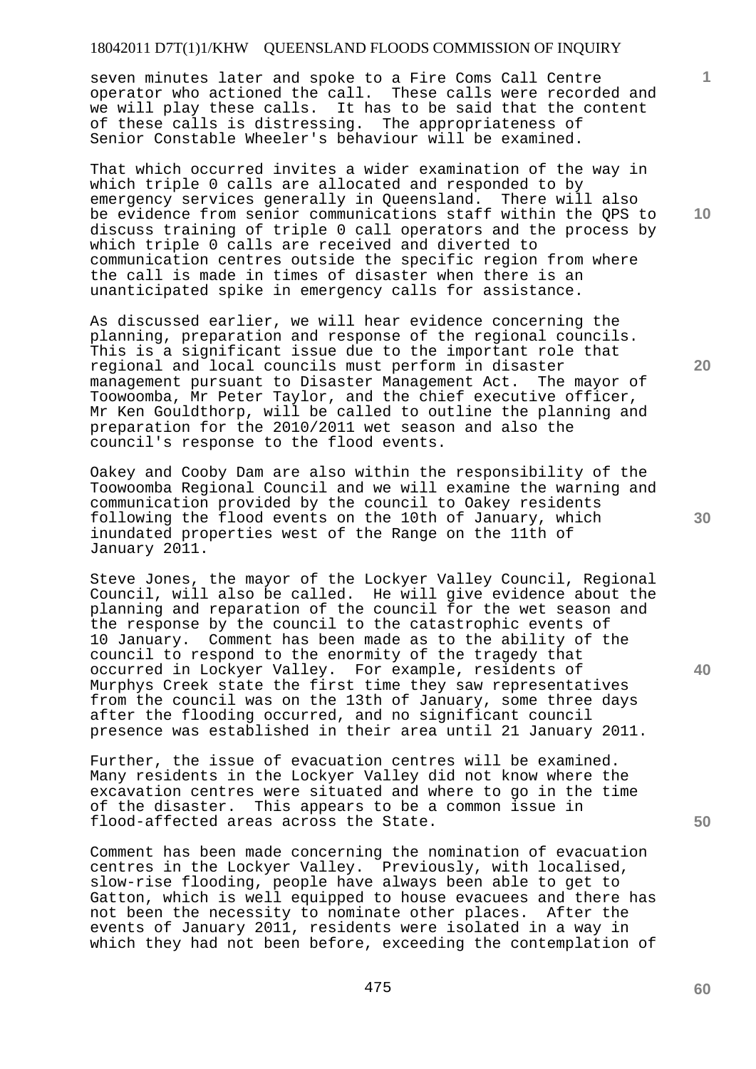seven minutes later and spoke to a Fire Coms Call Centre operator who actioned the call. These calls were recorded and we will play these calls. It has to be said that the content of these calls is distressing. The appropriateness of Senior Constable Wheeler's behaviour will be examined.

That which occurred invites a wider examination of the way in which triple 0 calls are allocated and responded to by emergency services generally in Queensland. There will also be evidence from senior communications staff within the QPS to discuss training of triple 0 call operators and the process by which triple 0 calls are received and diverted to communication centres outside the specific region from where the call is made in times of disaster when there is an unanticipated spike in emergency calls for assistance.

As discussed earlier, we will hear evidence concerning the planning, preparation and response of the regional councils. This is a significant issue due to the important role that regional and local councils must perform in disaster management pursuant to Disaster Management Act. The mayor of Toowoomba, Mr Peter Taylor, and the chief executive officer, Mr Ken Gouldthorp, will be called to outline the planning and preparation for the 2010/2011 wet season and also the council's response to the flood events.

Oakey and Cooby Dam are also within the responsibility of the Toowoomba Regional Council and we will examine the warning and communication provided by the council to Oakey residents following the flood events on the 10th of January, which inundated properties west of the Range on the 11th of January 2011.

Steve Jones, the mayor of the Lockyer Valley Council, Regional Council, will also be called. He will give evidence about the planning and reparation of the council for the wet season and the response by the council to the catastrophic events of 10 January. Comment has been made as to the ability of the council to respond to the enormity of the tragedy that occurred in Lockyer Valley. For example, residents of Murphys Creek state the first time they saw representatives from the council was on the 13th of January, some three days after the flooding occurred, and no significant council presence was established in their area until 21 January 2011.

Further, the issue of evacuation centres will be examined. Many residents in the Lockyer Valley did not know where the excavation centres were situated and where to go in the time of the disaster. This appears to be a common issue in flood-affected areas across the State.

Comment has been made concerning the nomination of evacuation centres in the Lockyer Valley. Previously, with localised, slow-rise flooding, people have always been able to get to Gatton, which is well equipped to house evacuees and there has not been the necessity to nominate other places. After the events of January 2011, residents were isolated in a way in which they had not been before, exceeding the contemplation of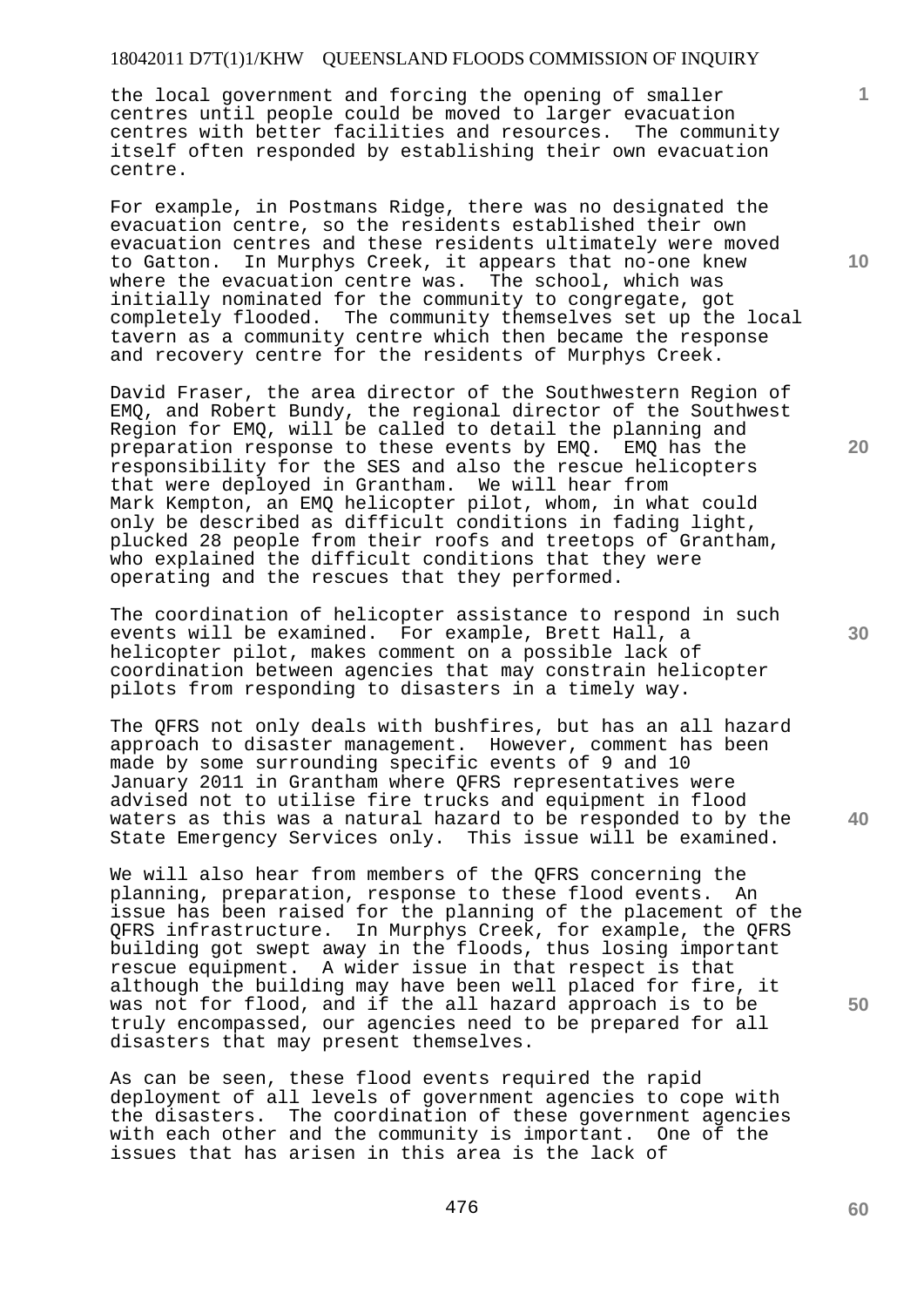the local government and forcing the opening of smaller centres until people could be moved to larger evacuation centres with better facilities and resources. The community itself often responded by establishing their own evacuation centre.

For example, in Postmans Ridge, there was no designated the evacuation centre, so the residents established their own evacuation centres and these residents ultimately were moved to Gatton. In Murphys Creek, it appears that no-one knew where the evacuation centre was. The school, which was initially nominated for the community to congregate, got completely flooded. The community themselves set up the local tavern as a community centre which then became the response and recovery centre for the residents of Murphys Creek.

David Fraser, the area director of the Southwestern Region of EMQ, and Robert Bundy, the regional director of the Southwest Region for EMQ, will be called to detail the planning and preparation response to these events by EMQ. EMQ has the responsibility for the SES and also the rescue helicopters that were deployed in Grantham. We will hear from Mark Kempton, an EMQ helicopter pilot, whom, in what could only be described as difficult conditions in fading light, plucked 28 people from their roofs and treetops of Grantham, who explained the difficult conditions that they were operating and the rescues that they performed.

The coordination of helicopter assistance to respond in such events will be examined. For example, Brett Hall, a helicopter pilot, makes comment on a possible lack of coordination between agencies that may constrain helicopter pilots from responding to disasters in a timely way.

The QFRS not only deals with bushfires, but has an all hazard approach to disaster management. However, comment has been made by some surrounding specific events of 9 and 10 January 2011 in Grantham where QFRS representatives were advised not to utilise fire trucks and equipment in flood waters as this was a natural hazard to be responded to by the State Emergency Services only. This issue will be examined.

We will also hear from members of the QFRS concerning the planning, preparation, response to these flood events. An issue has been raised for the planning of the placement of the QFRS infrastructure. In Murphys Creek, for example, the QFRS building got swept away in the floods, thus losing important rescue equipment. A wider issue in that respect is that although the building may have been well placed for fire, it was not for flood, and if the all hazard approach is to be truly encompassed, our agencies need to be prepared for all disasters that may present themselves.

As can be seen, these flood events required the rapid deployment of all levels of government agencies to cope with the disasters. The coordination of these government agencies with each other and the community is important. One of the issues that has arisen in this area is the lack of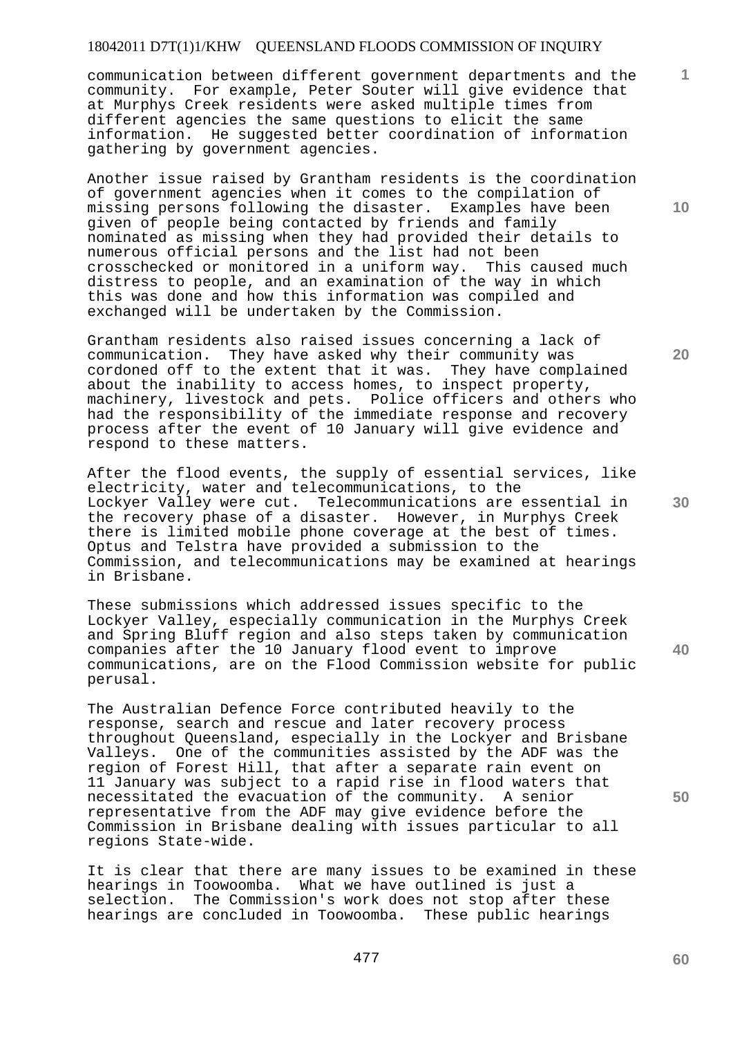communication between different government departments and the community. For example, Peter Souter will give evidence that at Murphys Creek residents were asked multiple times from different agencies the same questions to elicit the same information. He suggested better coordination of information gathering by government agencies.

Another issue raised by Grantham residents is the coordination of government agencies when it comes to the compilation of missing persons following the disaster. Examples have been given of people being contacted by friends and family nominated as missing when they had provided their details to numerous official persons and the list had not been crosschecked or monitored in a uniform way. This caused much distress to people, and an examination of the way in which this was done and how this information was compiled and exchanged will be undertaken by the Commission.

Grantham residents also raised issues concerning a lack of communication. They have asked why their community was cordoned off to the extent that it was. They have complained about the inability to access homes, to inspect property, machinery, livestock and pets. Police officers and others who had the responsibility of the immediate response and recovery process after the event of 10 January will give evidence and respond to these matters.

After the flood events, the supply of essential services, like electricity, water and telecommunications, to the Lockyer Valley were cut. Telecommunications are essential in the recovery phase of a disaster. However, in Murphys Creek there is limited mobile phone coverage at the best of times. Optus and Telstra have provided a submission to the Commission, and telecommunications may be examined at hearings in Brisbane.

These submissions which addressed issues specific to the Lockyer Valley, especially communication in the Murphys Creek and Spring Bluff region and also steps taken by communication companies after the 10 January flood event to improve communications, are on the Flood Commission website for public perusal.

The Australian Defence Force contributed heavily to the response, search and rescue and later recovery process throughout Queensland, especially in the Lockyer and Brisbane Valleys. One of the communities assisted by the ADF was the region of Forest Hill, that after a separate rain event on 11 January was subject to a rapid rise in flood waters that necessitated the evacuation of the community. A senior representative from the ADF may give evidence before the Commission in Brisbane dealing with issues particular to all regions State-wide.

It is clear that there are many issues to be examined in these hearings in Toowoomba. What we have outlined is just a selection. The Commission's work does not stop after these hearings are concluded in Toowoomba. These public hearings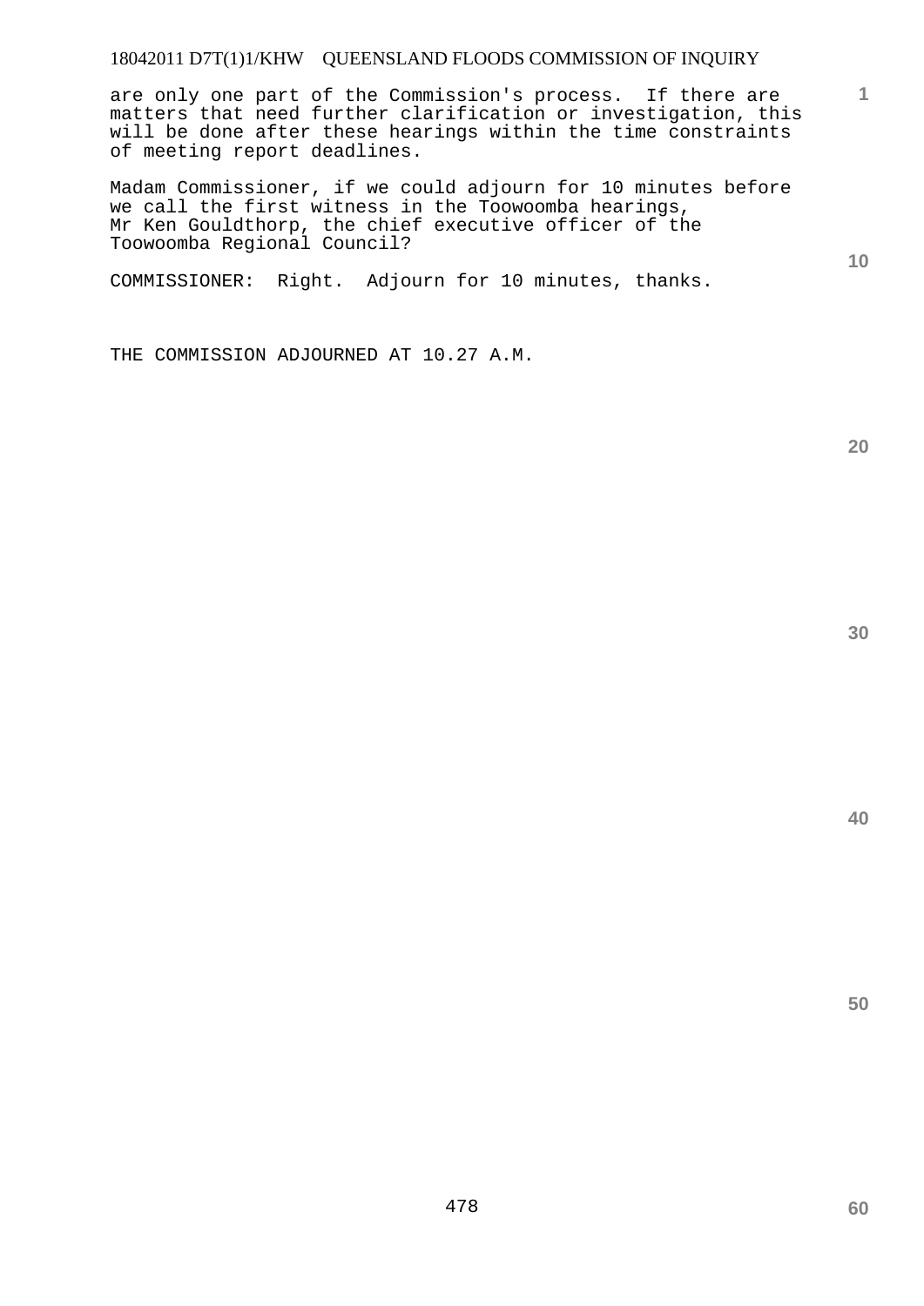are only one part of the Commission's process. If there are matters that need further clarification or investigation, this will be done after these hearings within the time constraints of meeting report deadlines.

Madam Commissioner, if we could adjourn for 10 minutes before we call the first witness in the Toowoomba hearings, Mr Ken Gouldthorp, the chief executive officer of the Toowoomba Regional Council?

COMMISSIONER: Right. Adjourn for 10 minutes, thanks.

THE COMMISSION ADJOURNED AT 10.27 A.M.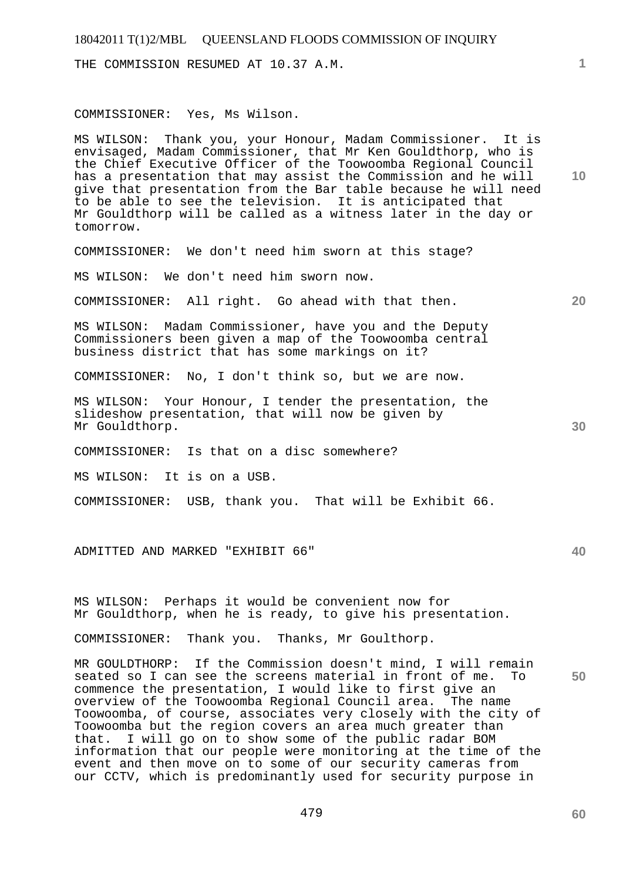THE COMMISSION RESUMED AT 10.37 A.M.

COMMISSIONER: Yes, Ms Wilson.

MS WILSON: Thank you, your Honour, Madam Commissioner. It is envisaged, Madam Commissioner, that Mr Ken Gouldthorp, who is the Chief Executive Officer of the Toowoomba Regional Council has a presentation that may assist the Commission and he will give that presentation from the Bar table because he will need to be able to see the television. It is anticipated that Mr Gouldthorp will be called as a witness later in the day or tomorrow.

COMMISSIONER: We don't need him sworn at this stage?

MS WILSON: We don't need him sworn now.

COMMISSIONER: All right. Go ahead with that then.

MS WILSON: Madam Commissioner, have you and the Deputy Commissioners been given a map of the Toowoomba central business district that has some markings on it?

COMMISSIONER: No, I don't think so, but we are now.

MS WILSON: Your Honour, I tender the presentation, the slideshow presentation, that will now be given by Mr Gouldthorp.

COMMISSIONER: Is that on a disc somewhere?

MS WILSON: It is on a USB.

COMMISSIONER: USB, thank you. That will be Exhibit 66.

ADMITTED AND MARKED "EXHIBIT 66"

MS WILSON: Perhaps it would be convenient now for Mr Gouldthorp, when he is ready, to give his presentation.

COMMISSIONER: Thank you. Thanks, Mr Goulthorp.

MR GOULDTHORP: If the Commission doesn't mind, I will remain seated so I can see the screens material in front of me. To commence the presentation, I would like to first give an overview of the Toowoomba Regional Council area. The name Toowoomba, of course, associates very closely with the city of Toowoomba but the region covers an area much greater than that. I will go on to show some of the public radar BOM information that our people were monitoring at the time of the event and then move on to some of our security cameras from our CCTV, which is predominantly used for security purpose in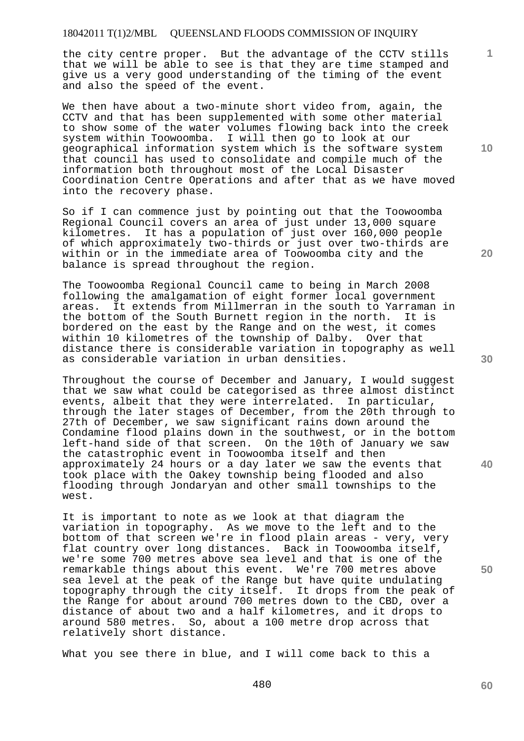the city centre proper. But the advantage of the CCTV stills that we will be able to see is that they are time stamped and give us a very good understanding of the timing of the event and also the speed of the event.

We then have about a two-minute short video from, again, the CCTV and that has been supplemented with some other material to show some of the water volumes flowing back into the creek system within Toowoomba. I will then go to look at our geographical information system which is the software system that council has used to consolidate and compile much of the information both throughout most of the Local Disaster Coordination Centre Operations and after that as we have moved into the recovery phase.

So if I can commence just by pointing out that the Toowoomba Regional Council covers an area of just under 13,000 square kilometres. It has a population of just over 160,000 people of which approximately two-thirds or just over two-thirds are within or in the immediate area of Toowoomba city and the balance is spread throughout the region.

The Toowoomba Regional Council came to being in March 2008 following the amalgamation of eight former local government areas. It extends from Millmerran in the south to Yarraman in the bottom of the South Burnett region in the north. It is bordered on the east by the Range and on the west, it comes within 10 kilometres of the township of Dalby. Over that distance there is considerable variation in topography as well as considerable variation in urban densities.

Throughout the course of December and January, I would suggest that we saw what could be categorised as three almost distinct events, albeit that they were interrelated. In particular, through the later stages of December, from the 20th through to 27th of December, we saw significant rains down around the Condamine flood plains down in the southwest, or in the bottom left-hand side of that screen. On the 10th of January we saw the catastrophic event in Toowoomba itself and then approximately 24 hours or a day later we saw the events that took place with the Oakey township being flooded and also flooding through Jondaryan and other small townships to the west.

It is important to note as we look at that diagram the variation in topography. As we move to the left and to the bottom of that screen we're in flood plain areas - very, very flat country over long distances. Back in Toowoomba itself, we're some 700 metres above sea level and that is one of the remarkable things about this event. We're 700 metres above sea level at the peak of the Range but have quite undulating topography through the city itself. It drops from the peak of the Range for about around 700 metres down to the CBD, over a distance of about two and a half kilometres, and it drops to around 580 metres. So, about a 100 metre drop across that relatively short distance.

What you see there in blue, and I will come back to this a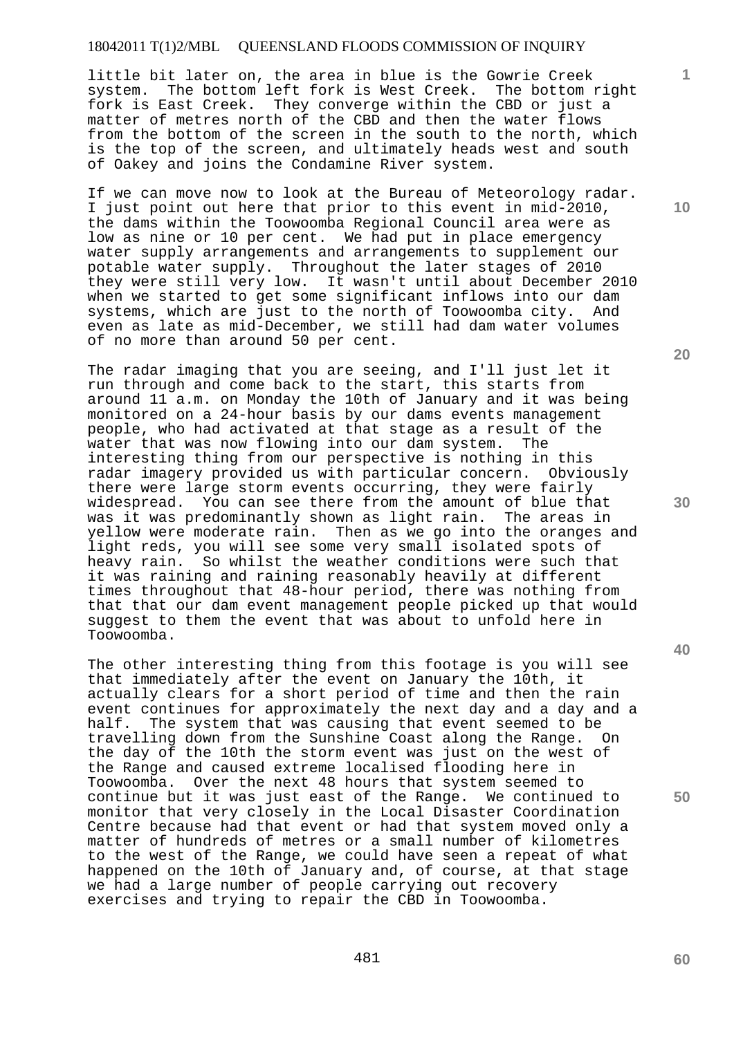little bit later on, the area in blue is the Gowrie Creek system. The bottom left fork is West Creek. The bottom right fork is East Creek. They converge within the CBD or just a matter of metres north of the CBD and then the water flows from the bottom of the screen in the south to the north, which is the top of the screen, and ultimately heads west and south of Oakey and joins the Condamine River system.

If we can move now to look at the Bureau of Meteorology radar. I just point out here that prior to this event in mid-2010, the dams within the Toowoomba Regional Council area were as low as nine or 10 per cent. We had put in place emergency water supply arrangements and arrangements to supplement our potable water supply. Throughout the later stages of 2010 they were still very low. It wasn't until about December 2010 when we started to get some significant inflows into our dam systems, which are just to the north of Toowoomba city. And even as late as mid-December, we still had dam water volumes of no more than around 50 per cent.

The radar imaging that you are seeing, and I'll just let it run through and come back to the start, this starts from around 11 a.m. on Monday the 10th of January and it was being monitored on a 24-hour basis by our dams events management people, who had activated at that stage as a result of the water that was now flowing into our dam system. The interesting thing from our perspective is nothing in this radar imagery provided us with particular concern. Obviously there were large storm events occurring, they were fairly widespread. You can see there from the amount of blue that was it was predominantly shown as light rain. The areas in yellow were moderate rain. Then as we go into the oranges and light reds, you will see some very small isolated spots of heavy rain. So whilst the weather conditions were such that it was raining and raining reasonably heavily at different times throughout that 48-hour period, there was nothing from that that our dam event management people picked up that would suggest to them the event that was about to unfold here in Toowoomba.

The other interesting thing from this footage is you will see that immediately after the event on January the 10th, it actually clears for a short period of time and then the rain event continues for approximately the next day and a day and a half. The system that was causing that event seemed to be travelling down from the Sunshine Coast along the Range. On the day of the 10th the storm event was just on the west of the Range and caused extreme localised flooding here in Toowoomba. Over the next 48 hours that system seemed to continue but it was just east of the Range. We continued to monitor that very closely in the Local Disaster Coordination Centre because had that event or had that system moved only a matter of hundreds of metres or a small number of kilometres to the west of the Range, we could have seen a repeat of what happened on the 10th of January and, of course, at that stage we had a large number of people carrying out recovery exercises and trying to repair the CBD in Toowoomba.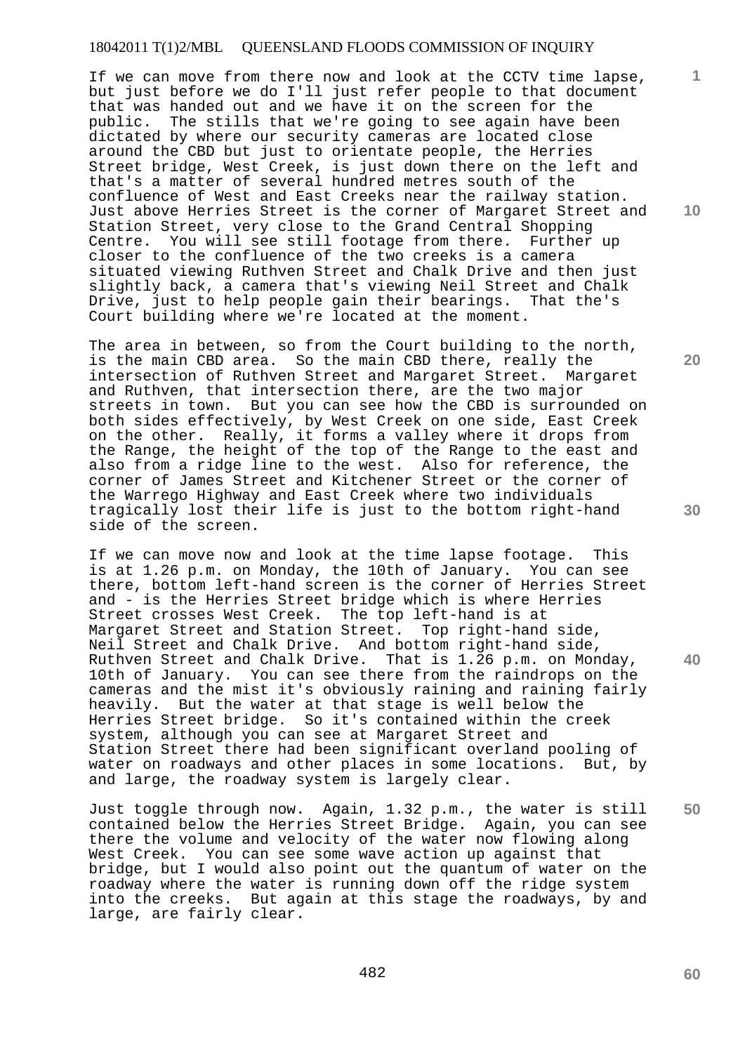If we can move from there now and look at the CCTV time lapse, but just before we do I'll just refer people to that document that was handed out and we have it on the screen for the public. The stills that we're going to see again have been dictated by where our security cameras are located close around the CBD but just to orientate people, the Herries Street bridge, West Creek, is just down there on the left and that's a matter of several hundred metres south of the confluence of West and East Creeks near the railway station. Just above Herries Street is the corner of Margaret Street and Station Street, very close to the Grand Central Shopping Centre. You will see still footage from there. Further up closer to the confluence of the two creeks is a camera situated viewing Ruthven Street and Chalk Drive and then just slightly back, a camera that's viewing Neil Street and Chalk Drive, just to help people gain their bearings. That the's Court building where we're located at the moment.

The area in between, so from the Court building to the north, is the main CBD area. So the main CBD there, really the intersection of Ruthven Street and Margaret Street. Margaret and Ruthven, that intersection there, are the two major streets in town. But you can see how the CBD is surrounded on both sides effectively, by West Creek on one side, East Creek on the other. Really, it forms a valley where it drops from the Range, the height of the top of the Range to the east and also from a ridge line to the west. Also for reference, the corner of James Street and Kitchener Street or the corner of the Warrego Highway and East Creek where two individuals tragically lost their life is just to the bottom right-hand side of the screen.

If we can move now and look at the time lapse footage. This is at 1.26 p.m. on Monday, the 10th of January. You can see there, bottom left-hand screen is the corner of Herries Street and - is the Herries Street bridge which is where Herries Street crosses West Creek. The top left-hand is at Margaret Street and Station Street. Top right-hand side, Neil Street and Chalk Drive. And bottom right-hand side, Ruthven Street and Chalk Drive. That is 1.26 p.m. on Monday, 10th of January. You can see there from the raindrops on the cameras and the mist it's obviously raining and raining fairly heavily. But the water at that stage is well below the Herries Street bridge. So it's contained within the creek system, although you can see at Margaret Street and Station Street there had been significant overland pooling of water on roadways and other places in some locations. But, by and large, the roadway system is largely clear.

Just toggle through now. Again, 1.32 p.m., the water is still contained below the Herries Street Bridge. Again, you can see there the volume and velocity of the water now flowing along West Creek. You can see some wave action up against that bridge, but I would also point out the quantum of water on the roadway where the water is running down off the ridge system into the creeks. But again at this stage the roadways, by and large, are fairly clear.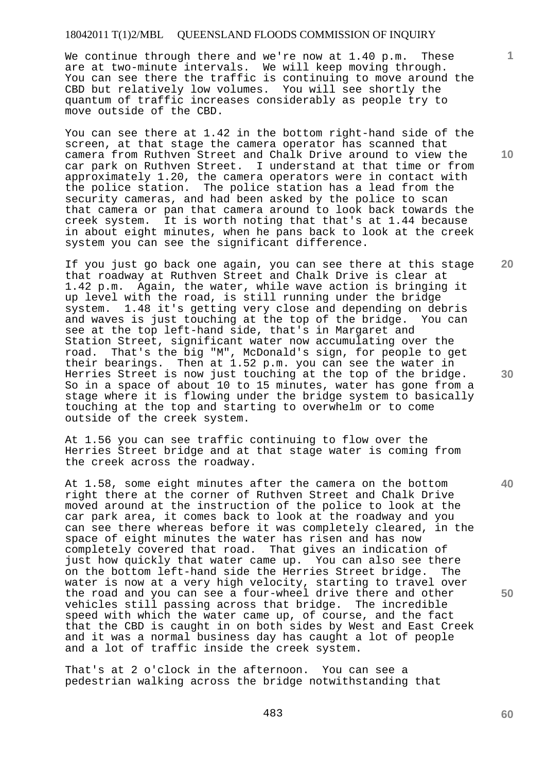We continue through there and we're now at 1.40 p.m. These are at two-minute intervals. We will keep moving through. You can see there the traffic is continuing to move around the CBD but relatively low volumes. You will see shortly the quantum of traffic increases considerably as people try to move outside of the CBD.

You can see there at 1.42 in the bottom right-hand side of the screen, at that stage the camera operator has scanned that camera from Ruthven Street and Chalk Drive around to view the car park on Ruthven Street. I understand at that time or from approximately 1.20, the camera operators were in contact with the police station. The police station has a lead from the security cameras, and had been asked by the police to scan that camera or pan that camera around to look back towards the creek system. It is worth noting that that's at 1.44 because in about eight minutes, when he pans back to look at the creek system you can see the significant difference.

If you just go back one again, you can see there at this stage that roadway at Ruthven Street and Chalk Drive is clear at 1.42 p.m. Again, the water, while wave action is bringing it up level with the road, is still running under the bridge system. 1.48 it's getting very close and depending on debris and waves is just touching at the top of the bridge. You can see at the top left-hand side, that's in Margaret and Station Street, significant water now accumulating over the road. That's the big "M", McDonald's sign, for people to get their bearings. Then at 1.52 p.m. you can see the water in Herries Street is now just touching at the top of the bridge. So in a space of about 10 to 15 minutes, water has gone from a stage where it is flowing under the bridge system to basically touching at the top and starting to overwhelm or to come outside of the creek system.

At 1.56 you can see traffic continuing to flow over the Herries Street bridge and at that stage water is coming from the creek across the roadway.

At 1.58, some eight minutes after the camera on the bottom right there at the corner of Ruthven Street and Chalk Drive moved around at the instruction of the police to look at the car park area, it comes back to look at the roadway and you can see there whereas before it was completely cleared, in the space of eight minutes the water has risen and has now completely covered that road. That gives an indication of just how quickly that water came up. You can also see there on the bottom left-hand side the Herries Street bridge. The water is now at a very high velocity, starting to travel over the road and you can see a four-wheel drive there and other vehicles still passing across that bridge. The incredible speed with which the water came up, of course, and the fact that the CBD is caught in on both sides by West and East Creek and it was a normal business day has caught a lot of people and a lot of traffic inside the creek system.

That's at 2 o'clock in the afternoon. You can see a pedestrian walking across the bridge notwithstanding that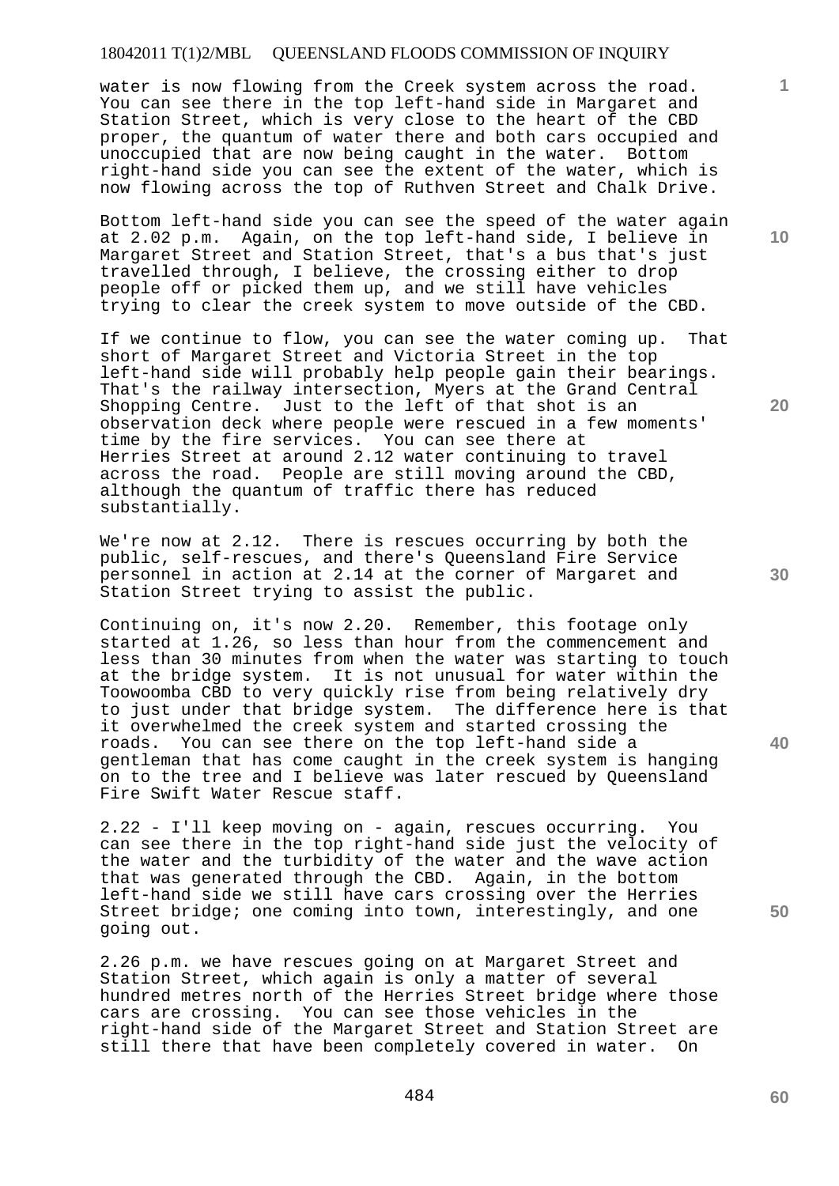water is now flowing from the Creek system across the road. You can see there in the top left-hand side in Margaret and Station Street, which is very close to the heart of the CBD proper, the quantum of water there and both cars occupied and unoccupied that are now being caught in the water. Bottom right-hand side you can see the extent of the water, which is now flowing across the top of Ruthven Street and Chalk Drive.

Bottom left-hand side you can see the speed of the water again at 2.02 p.m. Again, on the top left-hand side, I believe in Margaret Street and Station Street, that's a bus that's just travelled through, I believe, the crossing either to drop people off or picked them up, and we still have vehicles trying to clear the creek system to move outside of the CBD.

If we continue to flow, you can see the water coming up. That short of Margaret Street and Victoria Street in the top left-hand side will probably help people gain their bearings. That's the railway intersection, Myers at the Grand Central Shopping Centre. Just to the left of that shot is an observation deck where people were rescued in a few moments' time by the fire services. You can see there at Herries Street at around 2.12 water continuing to travel across the road. People are still moving around the CBD, although the quantum of traffic there has reduced substantially.

We're now at 2.12. There is rescues occurring by both the public, self-rescues, and there's Queensland Fire Service personnel in action at 2.14 at the corner of Margaret and Station Street trying to assist the public.

Continuing on, it's now 2.20. Remember, this footage only started at 1.26, so less than hour from the commencement and less than 30 minutes from when the water was starting to touch at the bridge system. It is not unusual for water within the Toowoomba CBD to very quickly rise from being relatively dry to just under that bridge system. The difference here is that it overwhelmed the creek system and started crossing the roads. You can see there on the top left-hand side a gentleman that has come caught in the creek system is hanging on to the tree and I believe was later rescued by Queensland Fire Swift Water Rescue staff.

2.22 - I'll keep moving on - again, rescues occurring. You can see there in the top right-hand side just the velocity of the water and the turbidity of the water and the wave action that was generated through the CBD. Again, in the bottom left-hand side we still have cars crossing over the Herries Street bridge; one coming into town, interestingly, and one going out.

2.26 p.m. we have rescues going on at Margaret Street and Station Street, which again is only a matter of several hundred metres north of the Herries Street bridge where those cars are crossing. You can see those vehicles in the right-hand side of the Margaret Street and Station Street are still there that have been completely covered in water. On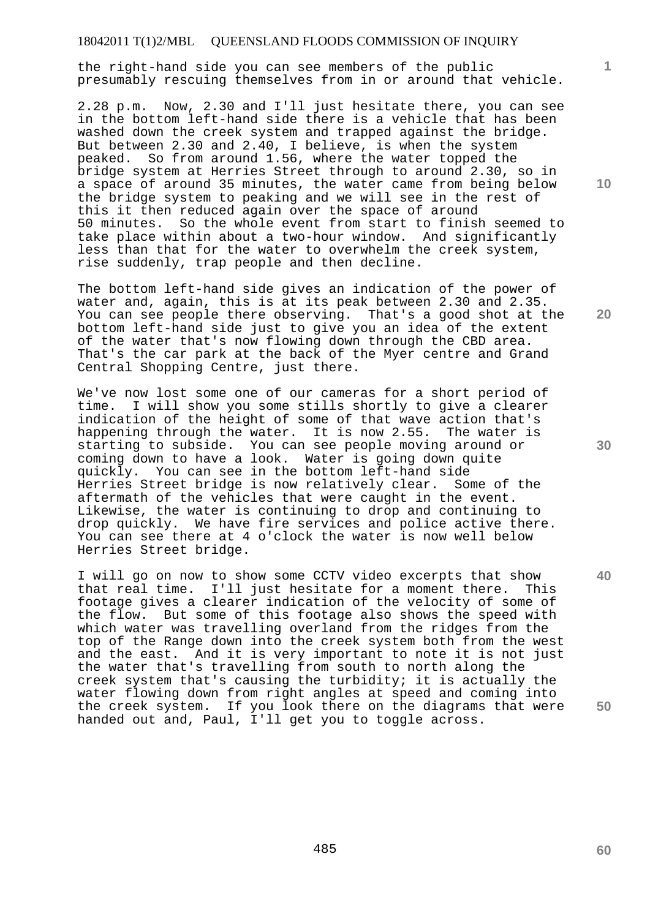the right-hand side you can see members of the public presumably rescuing themselves from in or around that vehicle.

2.28 p.m. Now, 2.30 and I'll just hesitate there, you can see in the bottom left-hand side there is a vehicle that has been washed down the creek system and trapped against the bridge. But between 2.30 and 2.40, I believe, is when the system peaked. So from around 1.56, where the water topped the bridge system at Herries Street through to around 2.30, so in a space of around 35 minutes, the water came from being below the bridge system to peaking and we will see in the rest of this it then reduced again over the space of around 50 minutes. So the whole event from start to finish seemed to take place within about a two-hour window. And significantly less than that for the water to overwhelm the creek system, rise suddenly, trap people and then decline.

The bottom left-hand side gives an indication of the power of water and, again, this is at its peak between 2.30 and 2.35. You can see people there observing. That's a good shot at the bottom left-hand side just to give you an idea of the extent of the water that's now flowing down through the CBD area. That's the car park at the back of the Myer centre and Grand Central Shopping Centre, just there.

We've now lost some one of our cameras for a short period of time. I will show you some stills shortly to give a clearer indication of the height of some of that wave action that's happening through the water. It is now 2.55. The water is starting to subside. You can see people moving around or coming down to have a look. Water is going down quite quickly. You can see in the bottom left-hand side Herries Street bridge is now relatively clear. Some of the aftermath of the vehicles that were caught in the event. Likewise, the water is continuing to drop and continuing to drop quickly. We have fire services and police active there. You can see there at 4 o'clock the water is now well below Herries Street bridge.

I will go on now to show some CCTV video excerpts that show that real time. I'll just hesitate for a moment there. This footage gives a clearer indication of the velocity of some of the flow. But some of this footage also shows the speed with which water was travelling overland from the ridges from the top of the Range down into the creek system both from the west and the east. And it is very important to note it is not just the water that's travelling from south to north along the creek system that's causing the turbidity; it is actually the water flowing down from right angles at speed and coming into the creek system. If you look there on the diagrams that were handed out and, Paul, I'll get you to toggle across.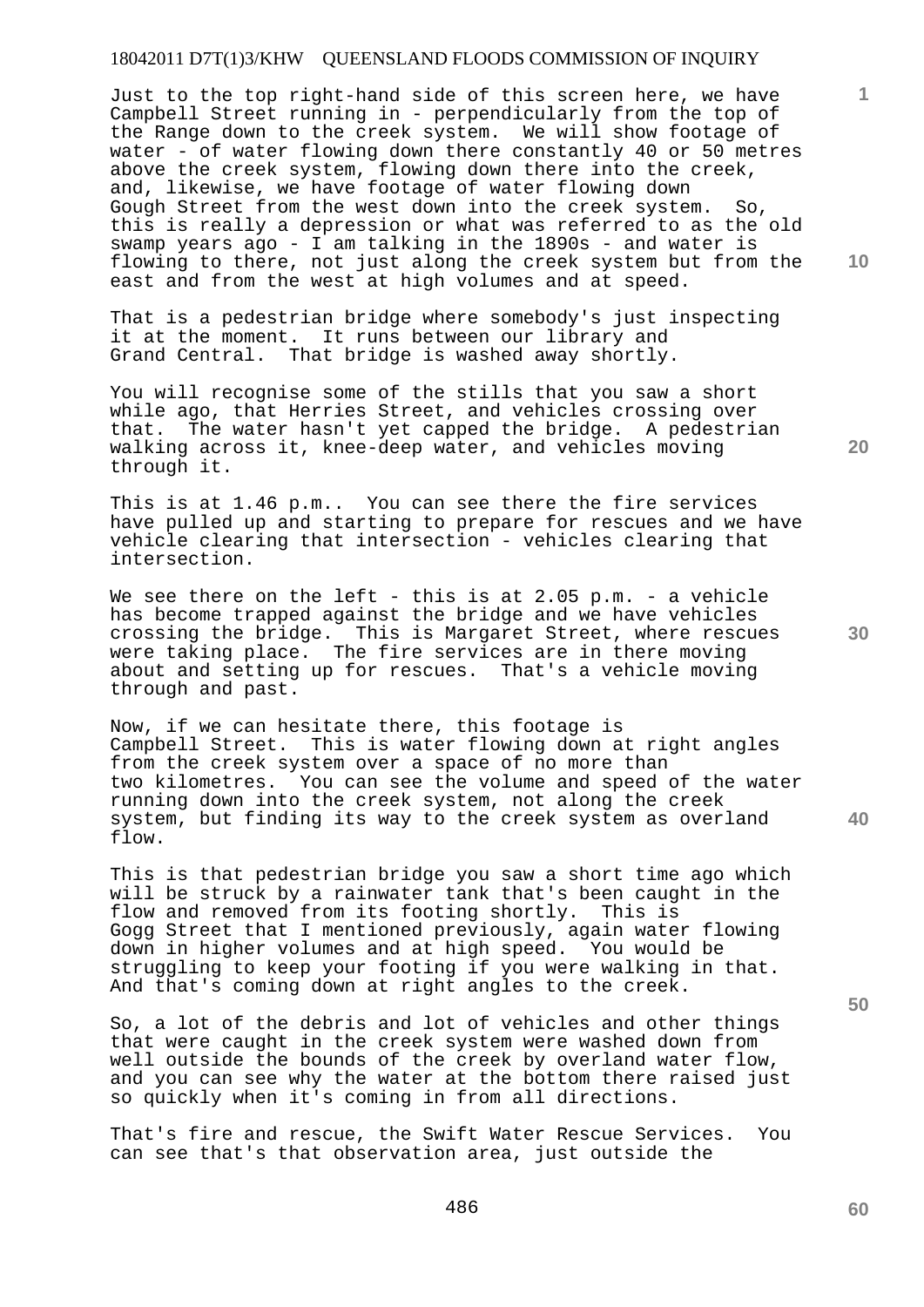Just to the top right-hand side of this screen here, we have Campbell Street running in - perpendicularly from the top of the Range down to the creek system. We will show footage of water - of water flowing down there constantly 40 or 50 metres above the creek system, flowing down there into the creek, and, likewise, we have footage of water flowing down Gough Street from the west down into the creek system. So, this is really a depression or what was referred to as the old swamp years ago - I am talking in the 1890s - and water is flowing to there, not just along the creek system but from the east and from the west at high volumes and at speed.

That is a pedestrian bridge where somebody's just inspecting it at the moment. It runs between our library and Grand Central. That bridge is washed away shortly.

You will recognise some of the stills that you saw a short while ago, that Herries Street, and vehicles crossing over that. The water hasn't yet capped the bridge. A pedestrian walking across it, knee-deep water, and vehicles moving through it.

This is at 1.46 p.m.. You can see there the fire services have pulled up and starting to prepare for rescues and we have vehicle clearing that intersection - vehicles clearing that intersection.

We see there on the left - this is at 2.05 p.m. - a vehicle has become trapped against the bridge and we have vehicles crossing the bridge. This is Margaret Street, where rescues were taking place. The fire services are in there moving about and setting up for rescues. That's a vehicle moving through and past.

Now, if we can hesitate there, this footage is Campbell Street. This is water flowing down at right angles from the creek system over a space of no more than two kilometres. You can see the volume and speed of the water running down into the creek system, not along the creek system, but finding its way to the creek system as overland flow.

This is that pedestrian bridge you saw a short time ago which will be struck by a rainwater tank that's been caught in the flow and removed from its footing shortly. This is Gogg Street that I mentioned previously, again water flowing down in higher volumes and at high speed. You would be struggling to keep your footing if you were walking in that. And that's coming down at right angles to the creek.

So, a lot of the debris and lot of vehicles and other things that were caught in the creek system were washed down from well outside the bounds of the creek by overland water flow, and you can see why the water at the bottom there raised just so quickly when it's coming in from all directions.

That's fire and rescue, the Swift Water Rescue Services. You can see that's that observation area, just outside the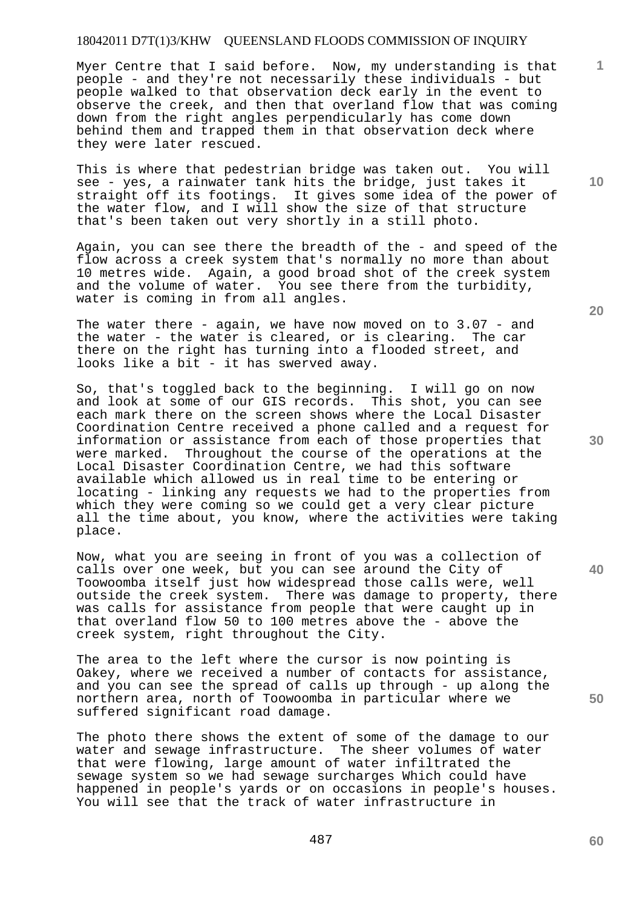Myer Centre that I said before. Now, my understanding is that people - and they're not necessarily these individuals - but people walked to that observation deck early in the event to observe the creek, and then that overland flow that was coming down from the right angles perpendicularly has come down behind them and trapped them in that observation deck where they were later rescued.

This is where that pedestrian bridge was taken out. You will see - yes, a rainwater tank hits the bridge, just takes it straight off its footings. It gives some idea of the power of the water flow, and I will show the size of that structure that's been taken out very shortly in a still photo.

Again, you can see there the breadth of the - and speed of the flow across a creek system that's normally no more than about 10 metres wide. Again, a good broad shot of the creek system and the volume of water. You see there from the turbidity, water is coming in from all angles.

The water there - again, we have now moved on to 3.07 - and the water - the water is cleared, or is clearing. The car there on the right has turning into a flooded street, and looks like a bit - it has swerved away.

So, that's toggled back to the beginning. I will go on now and look at some of our GIS records. This shot, you can see each mark there on the screen shows where the Local Disaster Coordination Centre received a phone called and a request for information or assistance from each of those properties that were marked. Throughout the course of the operations at the Local Disaster Coordination Centre, we had this software available which allowed us in real time to be entering or locating - linking any requests we had to the properties from which they were coming so we could get a very clear picture all the time about, you know, where the activities were taking place.

Now, what you are seeing in front of you was a collection of calls over one week, but you can see around the City of Toowoomba itself just how widespread those calls were, well outside the creek system. There was damage to property, there was calls for assistance from people that were caught up in that overland flow 50 to 100 metres above the - above the creek system, right throughout the City.

The area to the left where the cursor is now pointing is Oakey, where we received a number of contacts for assistance, and you can see the spread of calls up through - up along the northern area, north of Toowoomba in particular where we suffered significant road damage.

The photo there shows the extent of some of the damage to our water and sewage infrastructure. The sheer volumes of water that were flowing, large amount of water infiltrated the sewage system so we had sewage surcharges Which could have happened in people's yards or on occasions in people's houses. You will see that the track of water infrastructure in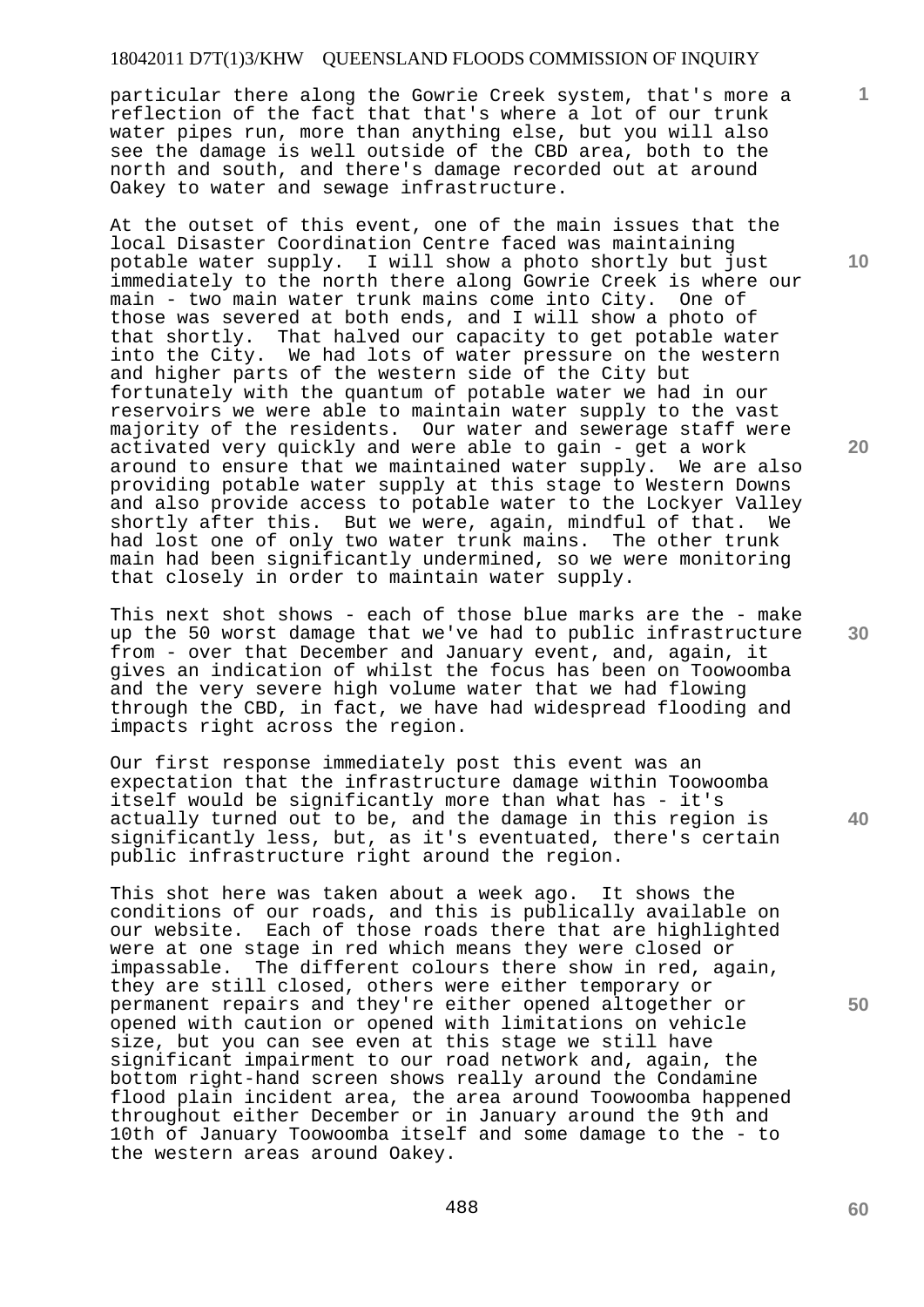particular there along the Gowrie Creek system, that's more a reflection of the fact that that's where a lot of our trunk water pipes run, more than anything else, but you will also see the damage is well outside of the CBD area, both to the north and south, and there's damage recorded out at around Oakey to water and sewage infrastructure.

At the outset of this event, one of the main issues that the local Disaster Coordination Centre faced was maintaining potable water supply. I will show a photo shortly but just immediately to the north there along Gowrie Creek is where our main - two main water trunk mains come into City. One of those was severed at both ends, and I will show a photo of that shortly. That halved our capacity to get potable water into the City. We had lots of water pressure on the western and higher parts of the western side of the City but fortunately with the quantum of potable water we had in our reservoirs we were able to maintain water supply to the vast majority of the residents. Our water and sewerage staff were activated very quickly and were able to gain - get a work around to ensure that we maintained water supply. We are also providing potable water supply at this stage to Western Downs and also provide access to potable water to the Lockyer Valley shortly after this. But we were, again, mindful of that. We had lost one of only two water trunk mains. The other trunk main had been significantly undermined, so we were monitoring that closely in order to maintain water supply.

This next shot shows - each of those blue marks are the - make up the 50 worst damage that we've had to public infrastructure from - over that December and January event, and, again, it gives an indication of whilst the focus has been on Toowoomba and the very severe high volume water that we had flowing through the CBD, in fact, we have had widespread flooding and impacts right across the region.

Our first response immediately post this event was an expectation that the infrastructure damage within Toowoomba itself would be significantly more than what has - it's actually turned out to be, and the damage in this region is significantly less, but, as it's eventuated, there's certain public infrastructure right around the region.

This shot here was taken about a week ago. It shows the conditions of our roads, and this is publically available on our website. Each of those roads there that are highlighted were at one stage in red which means they were closed or impassable. The different colours there show in red, again, they are still closed, others were either temporary or permanent repairs and they're either opened altogether or opened with caution or opened with limitations on vehicle size, but you can see even at this stage we still have significant impairment to our road network and, again, the bottom right-hand screen shows really around the Condamine flood plain incident area, the area around Toowoomba happened throughout either December or in January around the 9th and 10th of January Toowoomba itself and some damage to the - to the western areas around Oakey.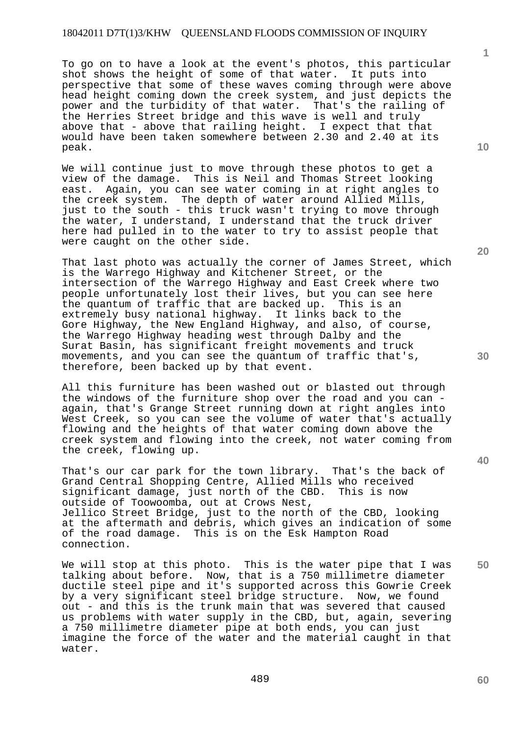To go on to have a look at the event's photos, this particular shot shows the height of some of that water. It puts into perspective that some of these waves coming through were above head height coming down the creek system, and just depicts the power and the turbidity of that water. That's the railing of the Herries Street bridge and this wave is well and truly above that - above that railing height. I expect that that would have been taken somewhere between 2.30 and 2.40 at its peak.

We will continue just to move through these photos to get a view of the damage. This is Neil and Thomas Street looking east. Again, you can see water coming in at right angles to the creek system. The depth of water around Allied Mills, just to the south - this truck wasn't trying to move through the water, I understand, I understand that the truck driver here had pulled in to the water to try to assist people that were caught on the other side.

That last photo was actually the corner of James Street, which is the Warrego Highway and Kitchener Street, or the intersection of the Warrego Highway and East Creek where two people unfortunately lost their lives, but you can see here the quantum of traffic that are backed up. This is an extremely busy national highway. It links back to the Gore Highway, the New England Highway, and also, of course, the Warrego Highway heading west through Dalby and the Surat Basin, has significant freight movements and truck movements, and you can see the quantum of traffic that's, therefore, been backed up by that event.

All this furniture has been washed out or blasted out through the windows of the furniture shop over the road and you can - again, that's Grange Street running down at right angles into West Creek, so you can see the volume of water that's actually flowing and the heights of that water coming down above the creek system and flowing into the creek, not water coming from the creek, flowing up.

That's our car park for the town library. That's the back of Grand Central Shopping Centre, Allied Mills who received significant damage, just north of the CBD. This is now outside of Toowoomba, out at Crows Nest, Jellico Street Bridge, just to the north of the CBD, looking at the aftermath and debris, which gives an indication of some of the road damage. This is on the Esk Hampton Road connection.

We will stop at this photo. This is the water pipe that I was talking about before. Now, that is a 750 millimetre diameter ductile steel pipe and it's supported across this Gowrie Creek by a very significant steel bridge structure. Now, we found out - and this is the trunk main that was severed that caused us problems with water supply in the CBD, but, again, severing a 750 millimetre diameter pipe at both ends, you can just imagine the force of the water and the material caught in that water.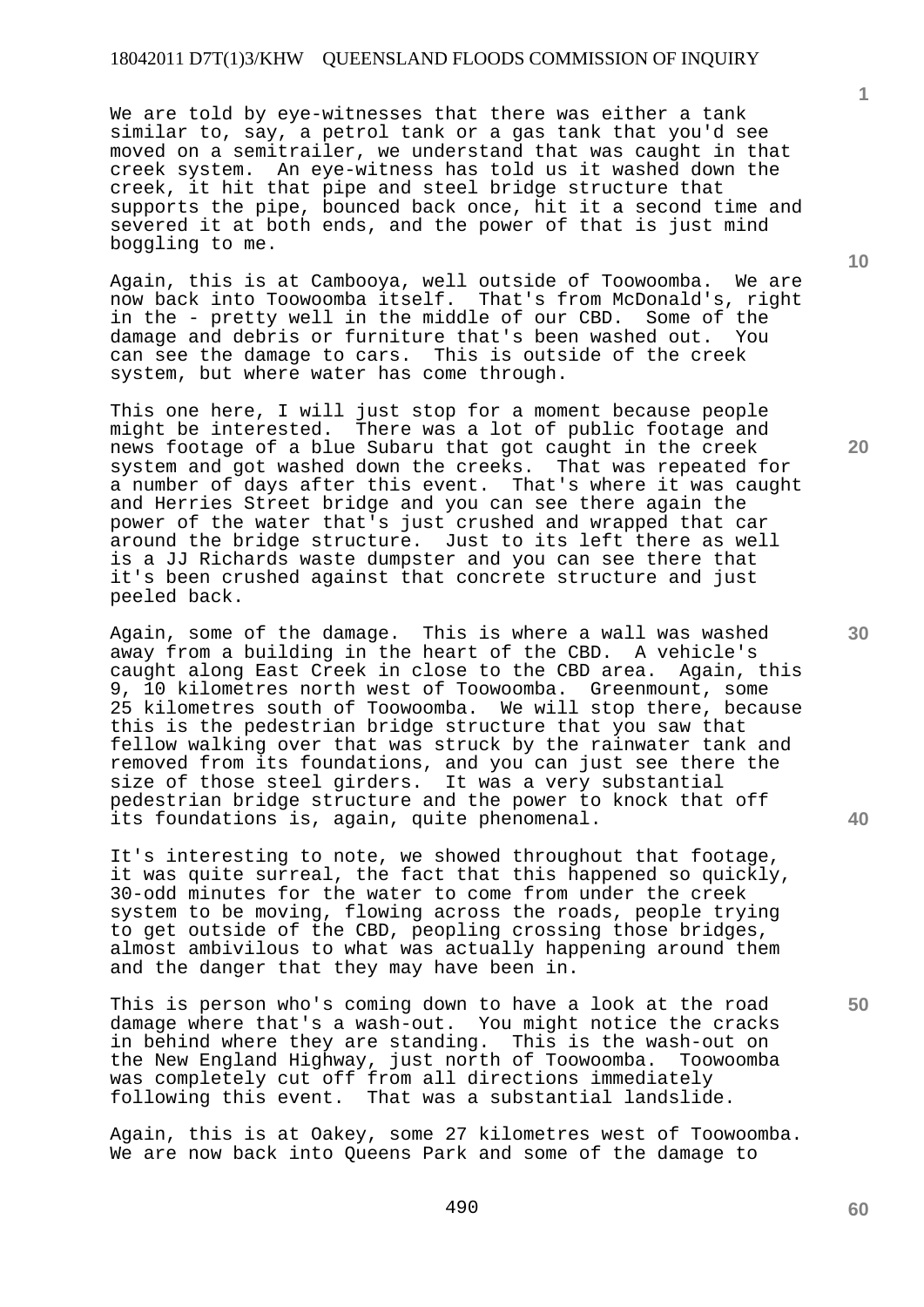We are told by eye-witnesses that there was either a tank similar to, say, a petrol tank or a gas tank that you'd see moved on a semitrailer, we understand that was caught in that creek system. An eye-witness has told us it washed down the creek, it hit that pipe and steel bridge structure that supports the pipe, bounced back once, hit it a second time and severed it at both ends, and the power of that is just mind boggling to me.

Again, this is at Cambooya, well outside of Toowoomba. We are now back into Toowoomba itself. That's from McDonald's, right in the - pretty well in the middle of our CBD. Some of the damage and debris or furniture that's been washed out. You can see the damage to cars. This is outside of the creek system, but where water has come through.

This one here, I will just stop for a moment because people might be interested. There was a lot of public footage and news footage of a blue Subaru that got caught in the creek system and got washed down the creeks. That was repeated for a number of days after this event. That's where it was caught and Herries Street bridge and you can see there again the power of the water that's just crushed and wrapped that car around the bridge structure. Just to its left there as well is a JJ Richards waste dumpster and you can see there that it's been crushed against that concrete structure and just peeled back.

Again, some of the damage. This is where a wall was washed away from a building in the heart of the CBD. A vehicle's caught along East Creek in close to the CBD area. Again, this 9, 10 kilometres north west of Toowoomba. Greenmount, some 25 kilometres south of Toowoomba. We will stop there, because this is the pedestrian bridge structure that you saw that fellow walking over that was struck by the rainwater tank and removed from its foundations, and you can just see there the size of those steel girders. It was a very substantial pedestrian bridge structure and the power to knock that off its foundations is, again, quite phenomenal.

It's interesting to note, we showed throughout that footage, it was quite surreal, the fact that this happened so quickly, 30-odd minutes for the water to come from under the creek system to be moving, flowing across the roads, people trying to get outside of the CBD, peopling crossing those bridges, almost ambivilous to what was actually happening around them and the danger that they may have been in.

This is person who's coming down to have a look at the road damage where that's a wash-out. You might notice the cracks in behind where they are standing. This is the wash-out on the New England Highway, just north of Toowoomba. Toowoomba was completely cut off from all directions immediately following this event. That was a substantial landslide.

Again, this is at Oakey, some 27 kilometres west of Toowoomba. We are now back into Queens Park and some of the damage to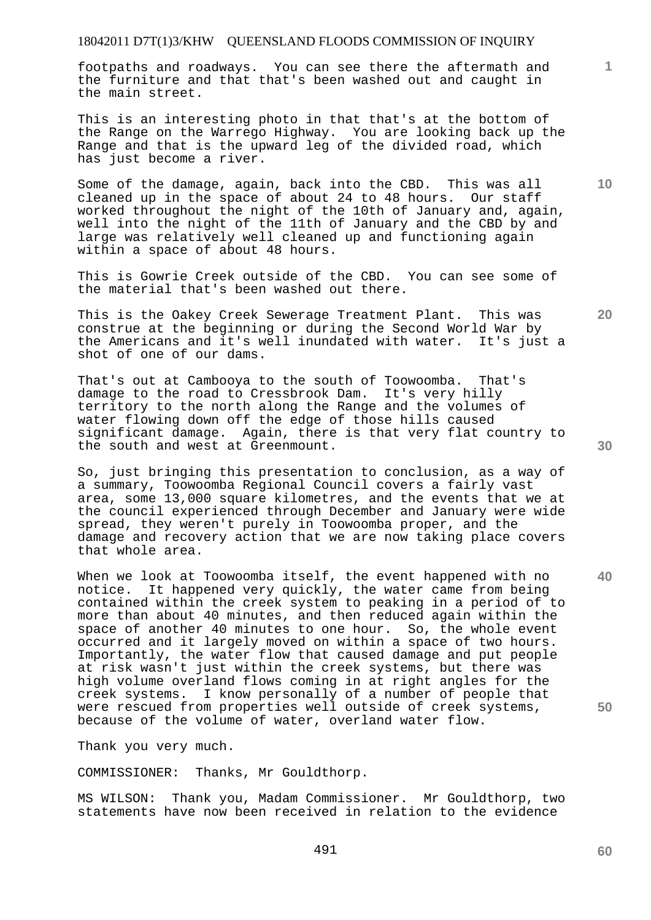footpaths and roadways. You can see there the aftermath and the furniture and that that's been washed out and caught in the main street.

This is an interesting photo in that that's at the bottom of the Range on the Warrego Highway. You are looking back up the Range and that is the upward leg of the divided road, which has just become a river.

Some of the damage, again, back into the CBD. This was all cleaned up in the space of about 24 to 48 hours. Our staff worked throughout the night of the 10th of January and, again, well into the night of the 11th of January and the CBD by and large was relatively well cleaned up and functioning again within a space of about 48 hours.

This is Gowrie Creek outside of the CBD. You can see some of the material that's been washed out there.

This is the Oakey Creek Sewerage Treatment Plant. This was construe at the beginning or during the Second World War by the Americans and it's well inundated with water. It's just a shot of one of our dams.

That's out at Cambooya to the south of Toowoomba. That's damage to the road to Cressbrook Dam. It's very hilly territory to the north along the Range and the volumes of water flowing down off the edge of those hills caused significant damage. Again, there is that very flat country to the south and west at Greenmount.

So, just bringing this presentation to conclusion, as a way of a summary, Toowoomba Regional Council covers a fairly vast area, some 13,000 square kilometres, and the events that we at the council experienced through December and January were wide spread, they weren't purely in Toowoomba proper, and the damage and recovery action that we are now taking place covers that whole area.

When we look at Toowoomba itself, the event happened with no notice. It happened very quickly, the water came from being contained within the creek system to peaking in a period of to more than about 40 minutes, and then reduced again within the space of another 40 minutes to one hour. So, the whole event occurred and it largely moved on within a space of two hours. Importantly, the water flow that caused damage and put people at risk wasn't just within the creek systems, but there was high volume overland flows coming in at right angles for the creek systems. I know personally of a number of people that were rescued from properties well outside of creek systems, because of the volume of water, overland water flow.

Thank you very much.

COMMISSIONER: Thanks, Mr Gouldthorp.

MS WILSON: Thank you, Madam Commissioner. Mr Gouldthorp, two statements have now been received in relation to the evidence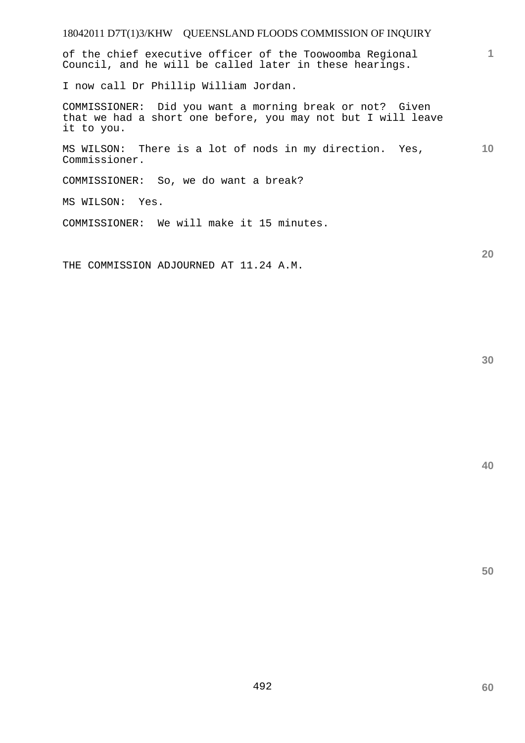of the chief executive officer of the Toowoomba Regional Council, and he will be called later in these hearings.

I now call Dr Phillip William Jordan.

COMMISSIONER: Did you want a morning break or not? Given that we had a short one before, you may not but I will leave it to you.

MS WILSON: There is a lot of nods in my direction. Yes, Commissioner.

COMMISSIONER: So, we do want a break?

MS WILSON: Yes.

COMMISSIONER: We will make it 15 minutes.

THE COMMISSION ADJOURNED AT 11.24 A.M.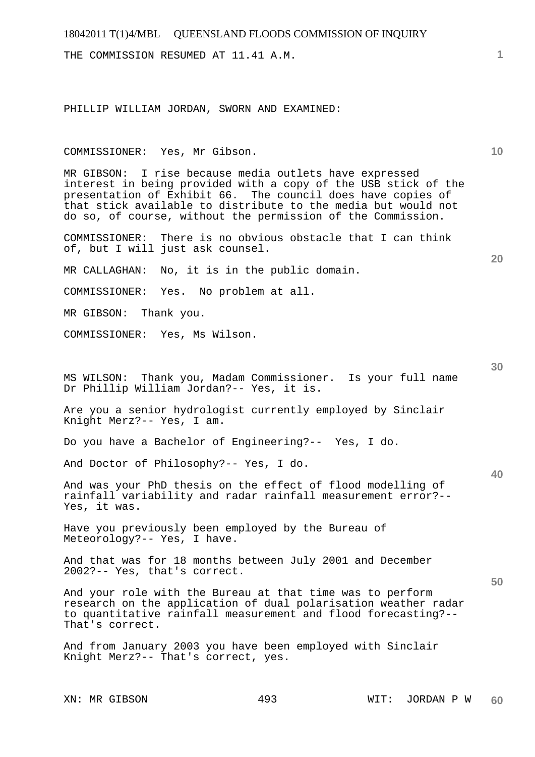THE COMMISSION RESUMED AT 11.41 A.M.

PHILLIP WILLIAM JORDAN, SWORN AND EXAMINED:

COMMISSIONER: Yes, Mr Gibson.

MR GIBSON: I rise because media outlets have expressed interest in being provided with a copy of the USB stick of the presentation of Exhibit 66. The council does have copies of that stick available to distribute to the media but would not do so, of course, without the permission of the Commission.

COMMISSIONER: There is no obvious obstacle that I can think of, but I will just ask counsel.

MR CALLAGHAN: No, it is in the public domain.

COMMISSIONER: Yes. No problem at all.

MR GIBSON: Thank you.

COMMISSIONER: Yes, Ms Wilson.

MS WILSON: Thank you, Madam Commissioner. Is your full name Dr Phillip William Jordan?-- Yes, it is.

Are you a senior hydrologist currently employed by Sinclair Knight Merz?-- Yes, I am.

Do you have a Bachelor of Engineering?-- Yes, I do.

And Doctor of Philosophy?-- Yes, I do.

And was your PhD thesis on the effect of flood modelling of rainfall variability and radar rainfall measurement error?-- Yes, it was.

Have you previously been employed by the Bureau of Meteorology?-- Yes, I have.

And that was for 18 months between July 2001 and December 2002?-- Yes, that's correct.

And your role with the Bureau at that time was to perform research on the application of dual polarisation weather radar to quantitative rainfall measurement and flood forecasting?-- That's correct.

And from January 2003 you have been employed with Sinclair Knight Merz?-- That's correct, yes.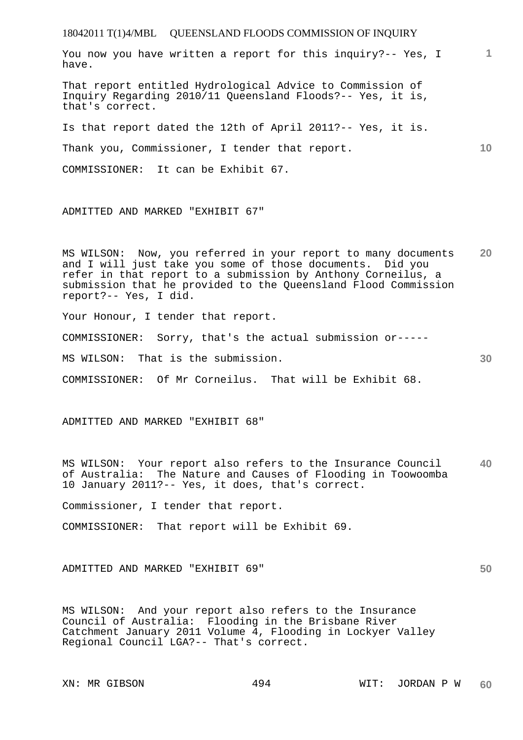You now you have written a report for this inquiry?-- Yes, I have.

That report entitled Hydrological Advice to Commission of Inquiry Regarding 2010/11 Queensland Floods?-- Yes, it is, that's correct.

Is that report dated the 12th of April 2011?-- Yes, it is.

Thank you, Commissioner, I tender that report.

COMMISSIONER: It can be Exhibit 67.

ADMITTED AND MARKED "EXHIBIT 67"

MS WILSON: Now, you referred in your report to many documents and I will just take you some of those documents. Did you refer in that report to a submission by Anthony Corneilus, a submission that he provided to the Queensland Flood Commission report?-- Yes, I did.

Your Honour, I tender that report.

COMMISSIONER: Sorry, that's the actual submission or-----

MS WILSON: That is the submission.

COMMISSIONER: Of Mr Corneilus. That will be Exhibit 68.

ADMITTED AND MARKED "EXHIBIT 68"

MS WILSON: Your report also refers to the Insurance Council of Australia: The Nature and Causes of Flooding in Toowoomba 10 January 2011?-- Yes, it does, that's correct.

Commissioner, I tender that report.

COMMISSIONER: That report will be Exhibit 69.

ADMITTED AND MARKED "EXHIBIT 69"

MS WILSON: And your report also refers to the Insurance Council of Australia: Flooding in the Brisbane River Catchment January 2011 Volume 4, Flooding in Lockyer Valley Regional Council LGA?-- That's correct.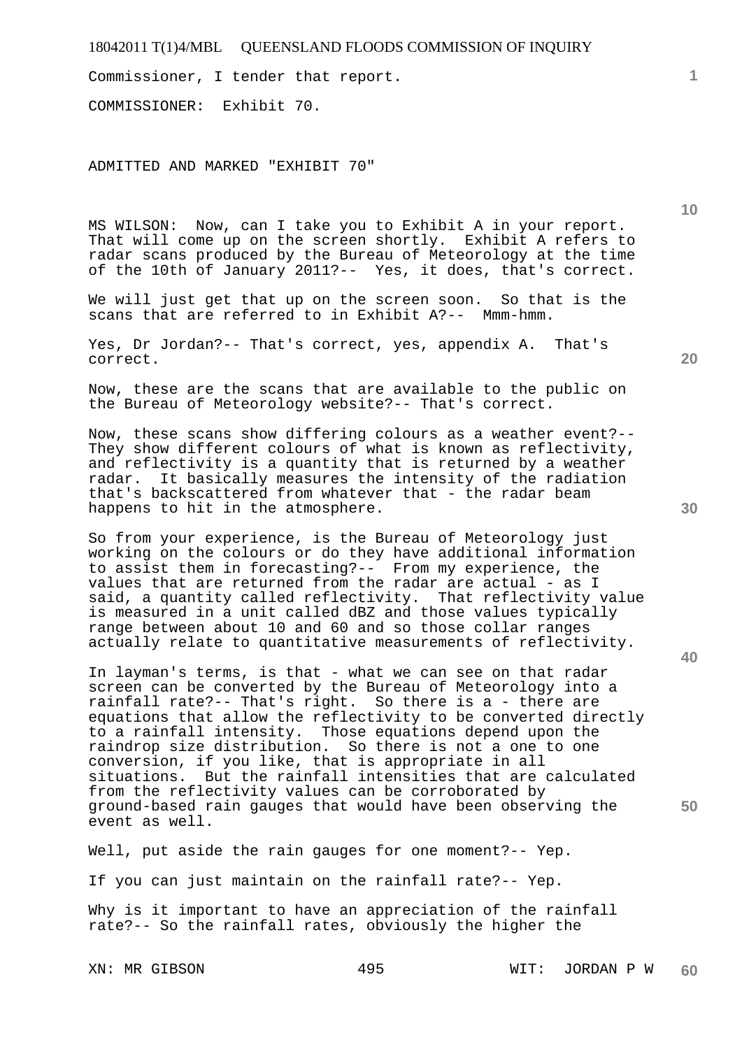Commissioner, I tender that report.

COMMISSIONER: Exhibit 70.

ADMITTED AND MARKED "EXHIBIT 70"

MS WILSON: Now, can I take you to Exhibit A in your report. That will come up on the screen shortly. Exhibit A refers to radar scans produced by the Bureau of Meteorology at the time of the 10th of January 2011?-- Yes, it does, that's correct.

We will just get that up on the screen soon. So that is the scans that are referred to in Exhibit A?-- Mmm-hmm.

Yes, Dr Jordan?-- That's correct, yes, appendix A. That's correct.

Now, these are the scans that are available to the public on the Bureau of Meteorology website?-- That's correct.

Now, these scans show differing colours as a weather event?-- They show different colours of what is known as reflectivity, and reflectivity is a quantity that is returned by a weather radar. It basically measures the intensity of the radiation that's backscattered from whatever that - the radar beam happens to hit in the atmosphere.

So from your experience, is the Bureau of Meteorology just working on the colours or do they have additional information to assist them in forecasting?-- From my experience, the values that are returned from the radar are actual - as I said, a quantity called reflectivity. That reflectivity value is measured in a unit called dBZ and those values typically range between about 10 and 60 and so those collar ranges actually relate to quantitative measurements of reflectivity.

In layman's terms, is that - what we can see on that radar screen can be converted by the Bureau of Meteorology into a rainfall rate?-- That's right. So there is a - there are equations that allow the reflectivity to be converted directly to a rainfall intensity. Those equations depend upon the raindrop size distribution. So there is not a one to one conversion, if you like, that is appropriate in all situations. But the rainfall intensities that are calculated from the reflectivity values can be corroborated by ground-based rain gauges that would have been observing the event as well.

Well, put aside the rain gauges for one moment?-- Yep.

If you can just maintain on the rainfall rate?-- Yep.

Why is it important to have an appreciation of the rainfall rate?-- So the rainfall rates, obviously the higher the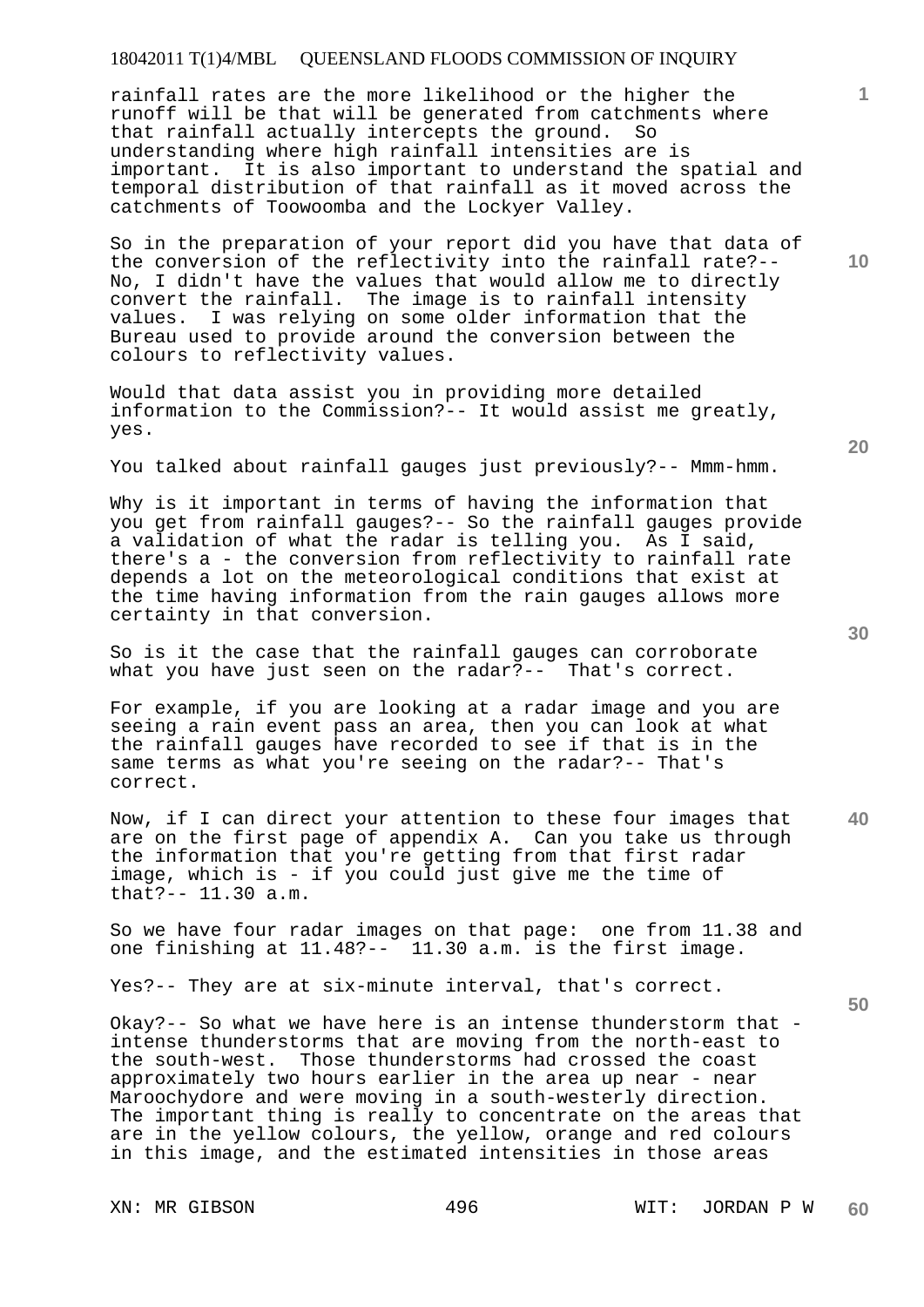rainfall rates are the more likelihood or the higher the runoff will be that will be generated from catchments where that rainfall actually intercepts the ground. So understanding where high rainfall intensities are is important. It is also important to understand the spatial and temporal distribution of that rainfall as it moved across the catchments of Toowoomba and the Lockyer Valley.

So in the preparation of your report did you have that data of the conversion of the reflectivity into the rainfall rate?-- No, I didn't have the values that would allow me to directly convert the rainfall. The image is to rainfall intensity values. I was relying on some older information that the Bureau used to provide around the conversion between the colours to reflectivity values.

Would that data assist you in providing more detailed information to the Commission?-- It would assist me greatly, yes.

You talked about rainfall gauges just previously?-- Mmm-hmm.

Why is it important in terms of having the information that you get from rainfall gauges?-- So the rainfall gauges provide a validation of what the radar is telling you. As I said, there's a - the conversion from reflectivity to rainfall rate depends a lot on the meteorological conditions that exist at the time having information from the rain gauges allows more certainty in that conversion.

So is it the case that the rainfall gauges can corroborate what you have just seen on the radar?-- That's correct.

For example, if you are looking at a radar image and you are seeing a rain event pass an area, then you can look at what the rainfall gauges have recorded to see if that is in the same terms as what you're seeing on the radar?-- That's correct.

Now, if I can direct your attention to these four images that are on the first page of appendix A. Can you take us through the information that you're getting from that first radar image, which is - if you could just give me the time of that?-- 11.30 a.m.

So we have four radar images on that page: one from 11.38 and one finishing at 11.48?-- 11.30 a.m. is the first image.

Yes?-- They are at six-minute interval, that's correct.

Okay?-- So what we have here is an intense thunderstorm that - intense thunderstorms that are moving from the north-east to the south-west. Those thunderstorms had crossed the coast approximately two hours earlier in the area up near - near Maroochydore and were moving in a south-westerly direction. The important thing is really to concentrate on the areas that are in the yellow colours, the yellow, orange and red colours in this image, and the estimated intensities in those areas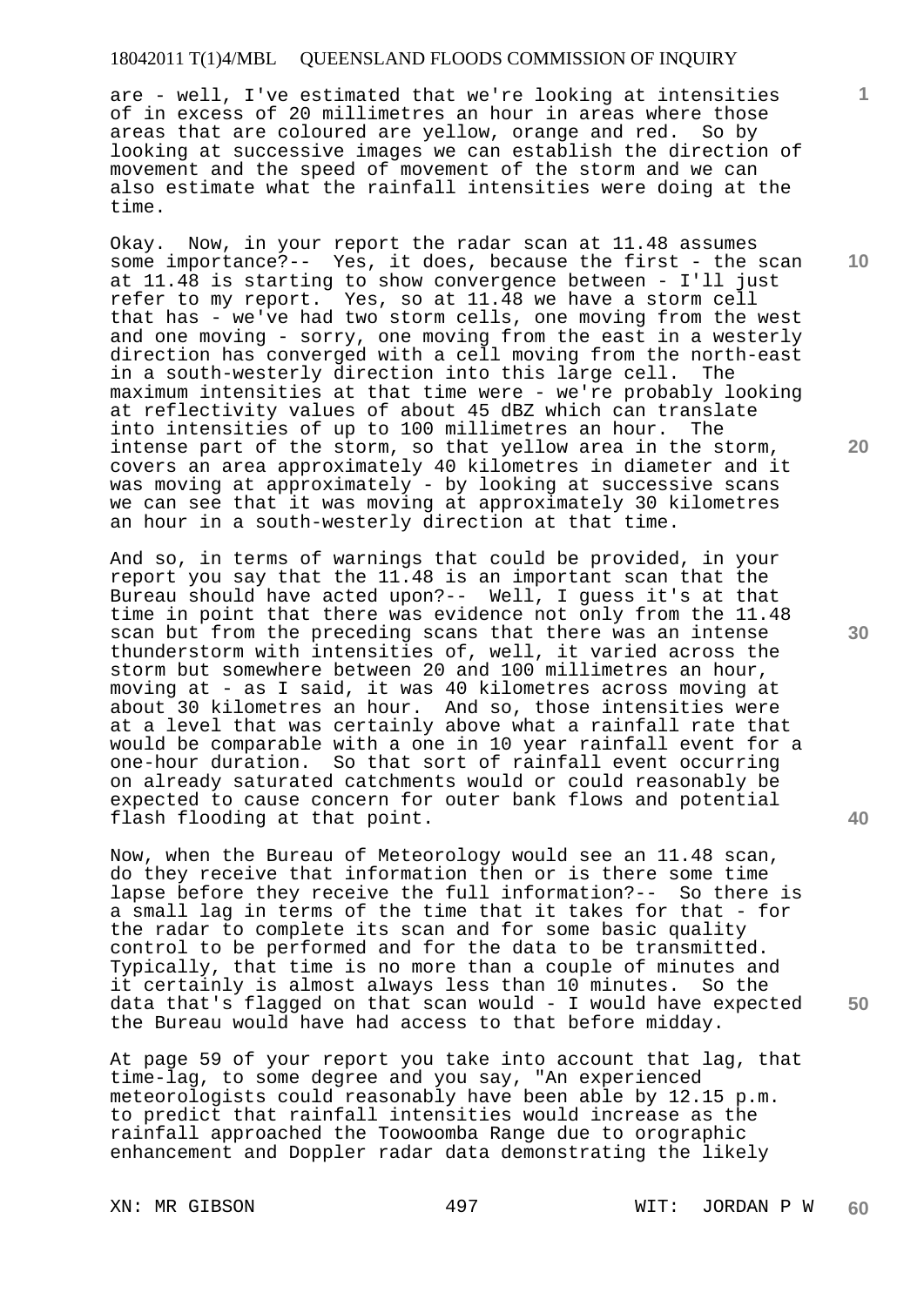are - well, I've estimated that we're looking at intensities of in excess of 20 millimetres an hour in areas where those areas that are coloured are yellow, orange and red. So by looking at successive images we can establish the direction of movement and the speed of movement of the storm and we can also estimate what the rainfall intensities were doing at the time.

Okay. Now, in your report the radar scan at 11.48 assumes some importance?-- Yes, it does, because the first - the scan at 11.48 is starting to show convergence between - I'll just refer to my report. Yes, so at 11.48 we have a storm cell that has - we've had two storm cells, one moving from the west and one moving - sorry, one moving from the east in a westerly direction has converged with a cell moving from the north-east in a south-westerly direction into this large cell. The maximum intensities at that time were - we're probably looking at reflectivity values of about 45 dBZ which can translate into intensities of up to 100 millimetres an hour. The intense part of the storm, so that yellow area in the storm, covers an area approximately 40 kilometres in diameter and it was moving at approximately - by looking at successive scans we can see that it was moving at approximately 30 kilometres an hour in a south-westerly direction at that time.

And so, in terms of warnings that could be provided, in your report you say that the 11.48 is an important scan that the Bureau should have acted upon?-- Well, I guess it's at that time in point that there was evidence not only from the 11.48 scan but from the preceding scans that there was an intense thunderstorm with intensities of, well, it varied across the storm but somewhere between 20 and 100 millimetres an hour, moving at - as I said, it was 40 kilometres across moving at about 30 kilometres an hour. And so, those intensities were at a level that was certainly above what a rainfall rate that would be comparable with a one in 10 year rainfall event for a one-hour duration. So that sort of rainfall event occurring on already saturated catchments would or could reasonably be expected to cause concern for outer bank flows and potential flash flooding at that point.

Now, when the Bureau of Meteorology would see an 11.48 scan, do they receive that information then or is there some time lapse before they receive the full information?-- So there is a small lag in terms of the time that it takes for that - for the radar to complete its scan and for some basic quality control to be performed and for the data to be transmitted. Typically, that time is no more than a couple of minutes and it certainly is almost always less than 10 minutes. So the data that's flagged on that scan would - I would have expected the Bureau would have had access to that before midday.

At page 59 of your report you take into account that lag, that time-lag, to some degree and you say, "An experienced meteorologists could reasonably have been able by 12.15 p.m. to predict that rainfall intensities would increase as the rainfall approached the Toowoomba Range due to orographic enhancement and Doppler radar data demonstrating the likely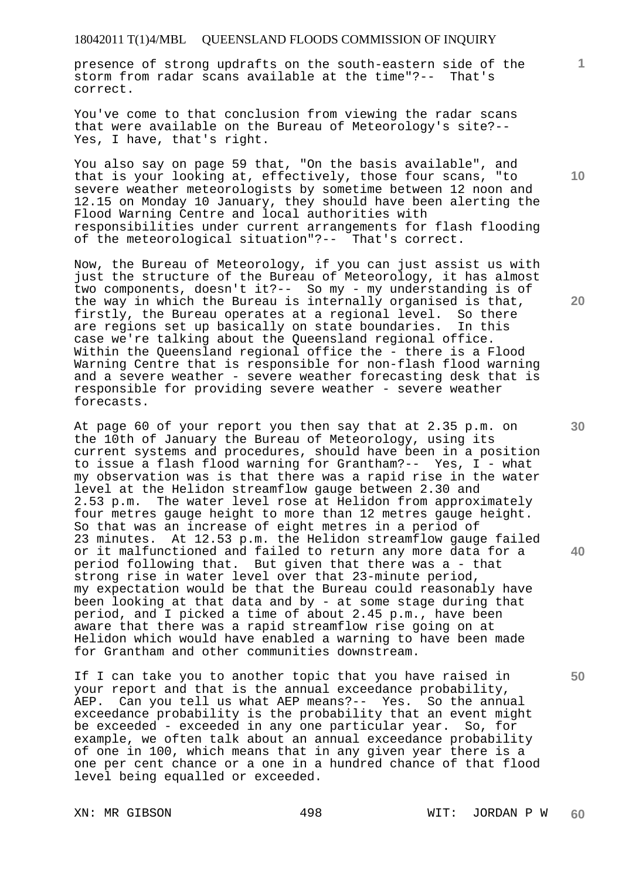presence of strong updrafts on the south-eastern side of the storm from radar scans available at the time"?-- That's correct.

You've come to that conclusion from viewing the radar scans that were available on the Bureau of Meteorology's site?-- Yes, I have, that's right.

You also say on page 59 that, "On the basis available", and that is your looking at, effectively, those four scans, "to severe weather meteorologists by sometime between 12 noon and 12.15 on Monday 10 January, they should have been alerting the Flood Warning Centre and local authorities with responsibilities under current arrangements for flash flooding of the meteorological situation"?-- That's correct.

Now, the Bureau of Meteorology, if you can just assist us with just the structure of the Bureau of Meteorology, it has almost two components, doesn't it?-- So my - my understanding is of the way in which the Bureau is internally organised is that, firstly, the Bureau operates at a regional level. So there are regions set up basically on state boundaries. In this case we're talking about the Queensland regional office. Within the Queensland regional office the - there is a Flood Warning Centre that is responsible for non-flash flood warning and a severe weather - severe weather forecasting desk that is responsible for providing severe weather - severe weather forecasts.

At page 60 of your report you then say that at 2.35 p.m. on the 10th of January the Bureau of Meteorology, using its current systems and procedures, should have been in a position to issue a flash flood warning for Grantham?-- Yes, I - what my observation was is that there was a rapid rise in the water level at the Helidon streamflow gauge between 2.30 and 2.53 p.m. The water level rose at Helidon from approximately four metres gauge height to more than 12 metres gauge height. So that was an increase of eight metres in a period of 23 minutes. At 12.53 p.m. the Helidon streamflow gauge failed or it malfunctioned and failed to return any more data for a period following that. But given that there was a - that strong rise in water level over that 23-minute period, my expectation would be that the Bureau could reasonably have been looking at that data and by - at some stage during that period, and I picked a time of about 2.45 p.m., have been aware that there was a rapid streamflow rise going on at Helidon which would have enabled a warning to have been made for Grantham and other communities downstream.

If I can take you to another topic that you have raised in your report and that is the annual exceedance probability, AEP. Can you tell us what AEP means?-- Yes. So the annual exceedance probability is the probability that an event might be exceeded - exceeded in any one particular year. So, for example, we often talk about an annual exceedance probability of one in 100, which means that in any given year there is a one per cent chance or a one in a hundred chance of that flood level being equalled or exceeded.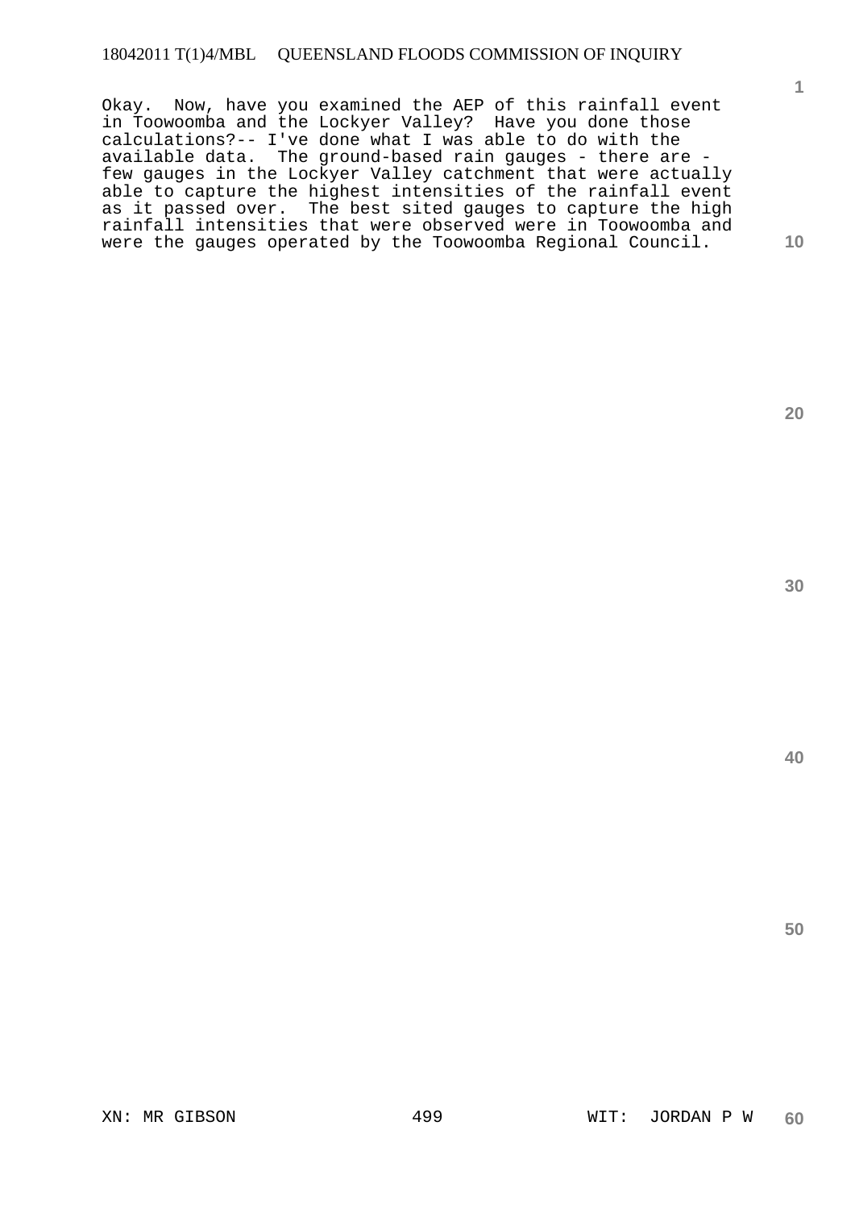Okay. Now, have you examined the AEP of this rainfall event in Toowoomba and the Lockyer Valley? Have you done those calculations?-- I've done what I was able to do with the available data. The ground-based rain gauges - there are - few gauges in the Lockyer Valley catchment that were actually able to capture the highest intensities of the rainfall event as it passed over. The best sited gauges to capture the high rainfall intensities that were observed were in Toowoomba and were the gauges operated by the Toowoomba Regional Council.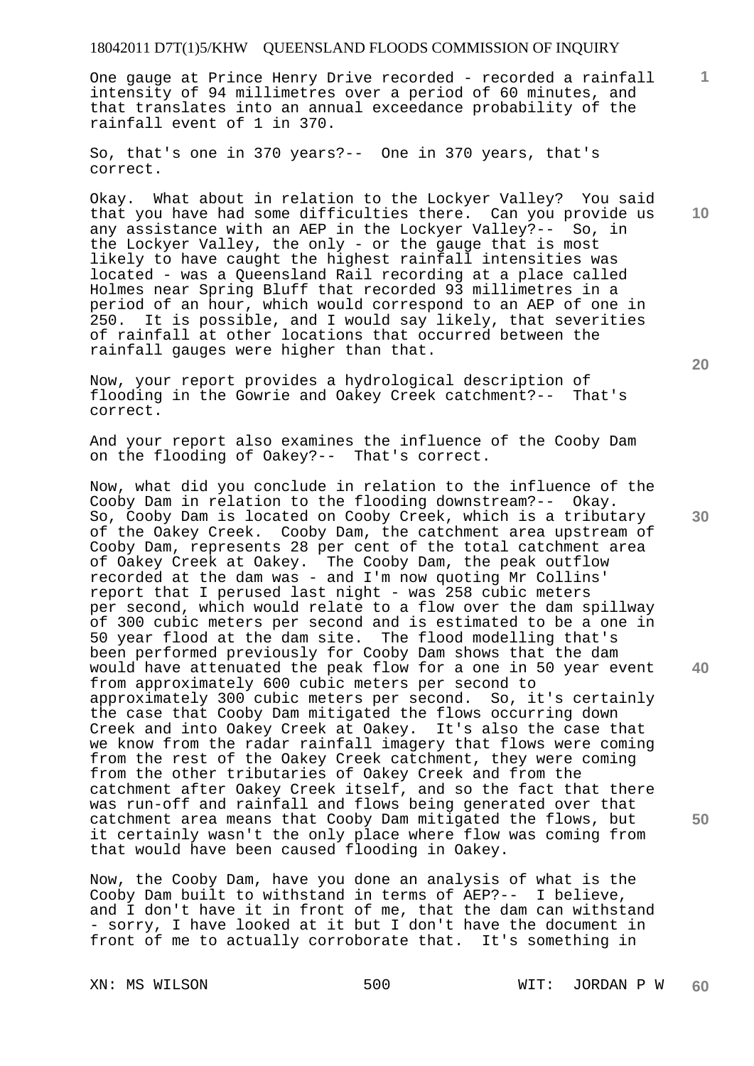One gauge at Prince Henry Drive recorded - recorded a rainfall intensity of 94 millimetres over a period of 60 minutes, and that translates into an annual exceedance probability of the rainfall event of 1 in 370.

So, that's one in 370 years?-- One in 370 years, that's correct.

Okay. What about in relation to the Lockyer Valley? You said that you have had some difficulties there. Can you provide us any assistance with an AEP in the Lockyer Valley?-- So, in the Lockyer Valley, the only - or the gauge that is most likely to have caught the highest rainfall intensities was located - was a Queensland Rail recording at a place called Holmes near Spring Bluff that recorded 93 millimetres in a period of an hour, which would correspond to an AEP of one in 250. It is possible, and I would say likely, that severities of rainfall at other locations that occurred between the rainfall gauges were higher than that.

Now, your report provides a hydrological description of flooding in the Gowrie and Oakey Creek catchment?-- That's correct.

And your report also examines the influence of the Cooby Dam on the flooding of Oakey?-- That's correct.

Now, what did you conclude in relation to the influence of the Cooby Dam in relation to the flooding downstream?-- Okay. So, Cooby Dam is located on Cooby Creek, which is a tributary of the Oakey Creek. Cooby Dam, the catchment area upstream of Cooby Dam, represents 28 per cent of the total catchment area of Oakey Creek at Oakey. The Cooby Dam, the peak outflow recorded at the dam was - and I'm now quoting Mr Collins' report that I perused last night - was 258 cubic meters per second, which would relate to a flow over the dam spillway of 300 cubic meters per second and is estimated to be a one in 50 year flood at the dam site. The flood modelling that's been performed previously for Cooby Dam shows that the dam would have attenuated the peak flow for a one in 50 year event from approximately 600 cubic meters per second to approximately 300 cubic meters per second. So, it's certainly the case that Cooby Dam mitigated the flows occurring down Creek and into Oakey Creek at Oakey. It's also the case that we know from the radar rainfall imagery that flows were coming from the rest of the Oakey Creek catchment, they were coming from the other tributaries of Oakey Creek and from the catchment after Oakey Creek itself, and so the fact that there was run-off and rainfall and flows being generated over that catchment area means that Cooby Dam mitigated the flows, but it certainly wasn't the only place where flow was coming from that would have been caused flooding in Oakey.

Now, the Cooby Dam, have you done an analysis of what is the Cooby Dam built to withstand in terms of AEP?-- I believe, and I don't have it in front of me, that the dam can withstand - sorry, I have looked at it but I don't have the document in front of me to actually corroborate that. It's something in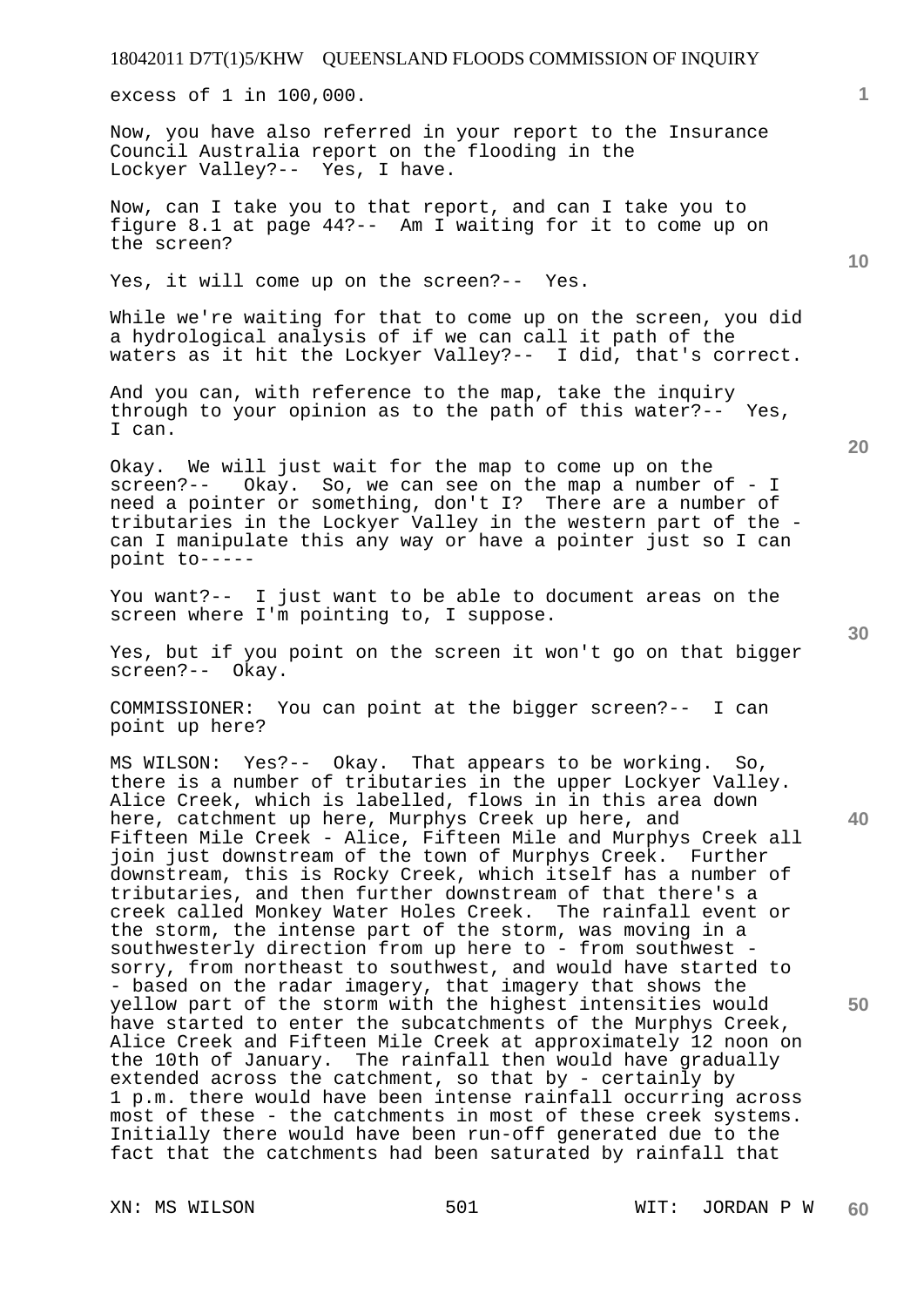excess of 1 in 100,000.

Now, you have also referred in your report to the Insurance Council Australia report on the flooding in the Lockyer Valley?-- Yes, I have.

Now, can I take you to that report, and can I take you to figure 8.1 at page 44?-- Am I waiting for it to come up on the screen?

Yes, it will come up on the screen?-- Yes.

While we're waiting for that to come up on the screen, you did a hydrological analysis of if we can call it path of the waters as it hit the Lockyer Valley?-- I did, that's correct.

And you can, with reference to the map, take the inquiry through to your opinion as to the path of this water?-- Yes, I can.

Okay. We will just wait for the map to come up on the screen?-- Okay. So, we can see on the map a number of - I need a pointer or something, don't I? There are a number of tributaries in the Lockyer Valley in the western part of the - can I manipulate this any way or have a pointer just so I can point to-----

You want?-- I just want to be able to document areas on the screen where I'm pointing to, I suppose.

Yes, but if you point on the screen it won't go on that bigger screen?-- Okay.

COMMISSIONER: You can point at the bigger screen?-- I can point up here?

MS WILSON: Yes?-- Okay. That appears to be working. So, there is a number of tributaries in the upper Lockyer Valley. Alice Creek, which is labelled, flows in in this area down here, catchment up here, Murphys Creek up here, and Fifteen Mile Creek - Alice, Fifteen Mile and Murphys Creek all join just downstream of the town of Murphys Creek. Further downstream, this is Rocky Creek, which itself has a number of tributaries, and then further downstream of that there's a creek called Monkey Water Holes Creek. The rainfall event or the storm, the intense part of the storm, was moving in a southwesterly direction from up here to - from southwest - sorry, from northeast to southwest, and would have started to - based on the radar imagery, that imagery that shows the yellow part of the storm with the highest intensities would have started to enter the subcatchments of the Murphys Creek, Alice Creek and Fifteen Mile Creek at approximately 12 noon on the 10th of January. The rainfall then would have gradually extended across the catchment, so that by - certainly by 1 p.m. there would have been intense rainfall occurring across most of these - the catchments in most of these creek systems. Initially there would have been run-off generated due to the fact that the catchments had been saturated by rainfall that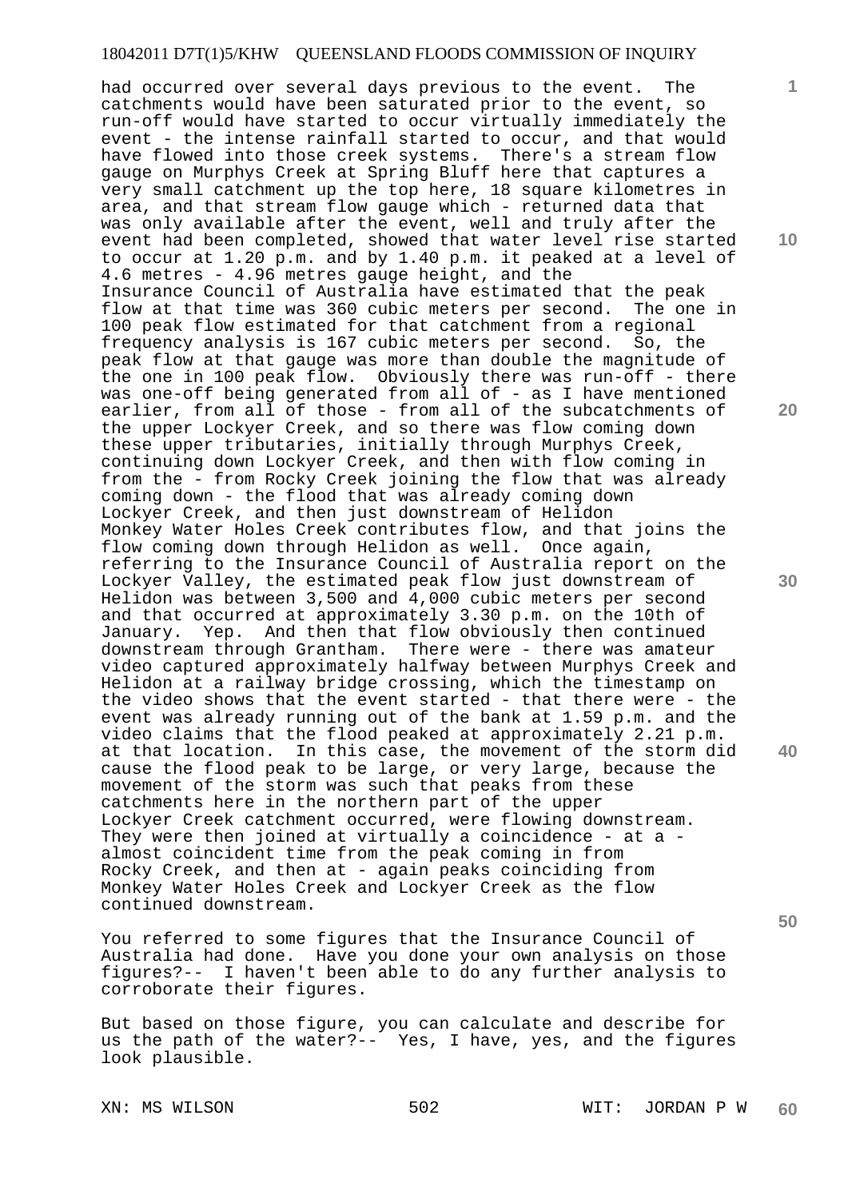had occurred over several days previous to the event. The catchments would have been saturated prior to the event, so run-off would have started to occur virtually immediately the event - the intense rainfall started to occur, and that would have flowed into those creek systems. There's a stream flow gauge on Murphys Creek at Spring Bluff here that captures a very small catchment up the top here, 18 square kilometres in area, and that stream flow gauge which - returned data that was only available after the event, well and truly after the event had been completed, showed that water level rise started to occur at 1.20 p.m. and by 1.40 p.m. it peaked at a level of 4.6 metres - 4.96 metres gauge height, and the Insurance Council of Australia have estimated that the peak flow at that time was 360 cubic meters per second. The one in 100 peak flow estimated for that catchment from a regional frequency analysis is 167 cubic meters per second. So, the peak flow at that gauge was more than double the magnitude of the one in 100 peak flow. Obviously there was run-off - there was one-off being generated from all of - as I have mentioned earlier, from all of those - from all of the subcatchments of the upper Lockyer Creek, and so there was flow coming down these upper tributaries, initially through Murphys Creek, continuing down Lockyer Creek, and then with flow coming in from the - from Rocky Creek joining the flow that was already coming down - the flood that was already coming down Lockyer Creek, and then just downstream of Helidon Monkey Water Holes Creek contributes flow, and that joins the flow coming down through Helidon as well. Once again, referring to the Insurance Council of Australia report on the Lockyer Valley, the estimated peak flow just downstream of Helidon was between 3,500 and 4,000 cubic meters per second and that occurred at approximately 3.30 p.m. on the 10th of January. Yep. And then that flow obviously then continued downstream through Grantham. There were - there was amateur video captured approximately halfway between Murphys Creek and Helidon at a railway bridge crossing, which the timestamp on the video shows that the event started - that there were - the event was already running out of the bank at 1.59 p.m. and the video claims that the flood peaked at approximately 2.21 p.m. at that location. In this case, the movement of the storm did cause the flood peak to be large, or very large, because the movement of the storm was such that peaks from these catchments here in the northern part of the upper Lockyer Creek catchment occurred, were flowing downstream. They were then joined at virtually a coincidence - at a - almost coincident time from the peak coming in from Rocky Creek, and then at - again peaks coinciding from Monkey Water Holes Creek and Lockyer Creek as the flow continued downstream.

You referred to some figures that the Insurance Council of Australia had done. Have you done your own analysis on those figures?-- I haven't been able to do any further analysis to corroborate their figures.

But based on those figure, you can calculate and describe for us the path of the water?-- Yes, I have, yes, and the figures look plausible.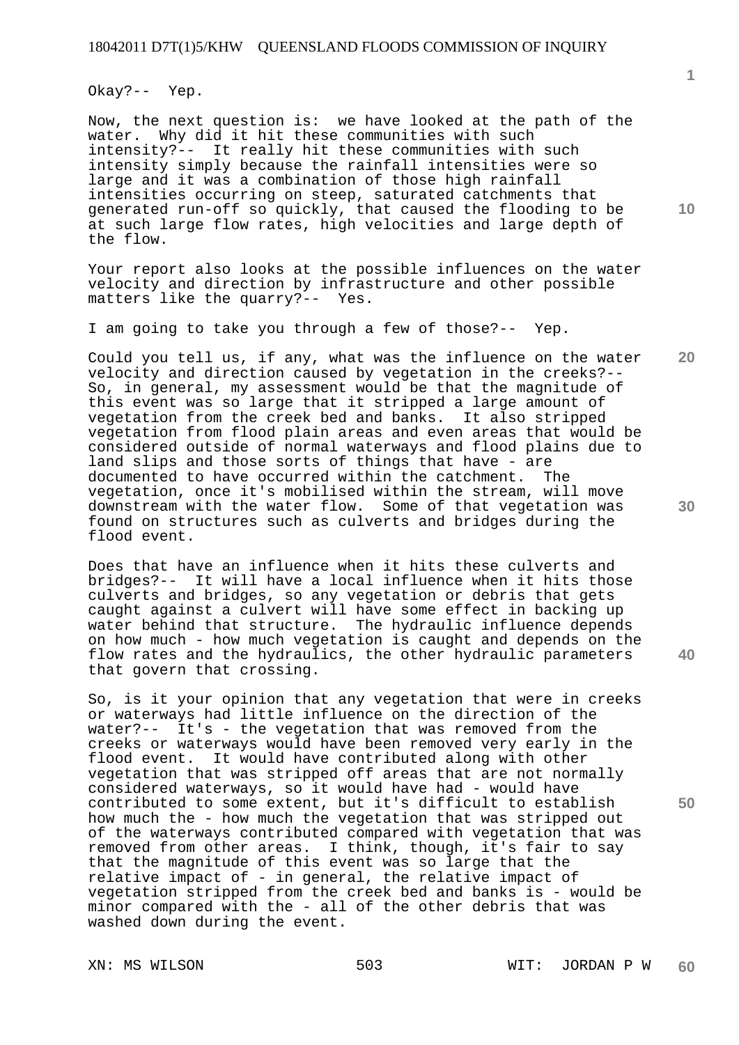Okay?-- Yep.

Now, the next question is: we have looked at the path of the water. Why did it hit these communities with such intensity?-- It really hit these communities with such intensity simply because the rainfall intensities were so large and it was a combination of those high rainfall intensities occurring on steep, saturated catchments that generated run-off so quickly, that caused the flooding to be at such large flow rates, high velocities and large depth of the flow.

Your report also looks at the possible influences on the water velocity and direction by infrastructure and other possible matters like the quarry?-- Yes.

I am going to take you through a few of those?-- Yep.

Could you tell us, if any, what was the influence on the water velocity and direction caused by vegetation in the creeks?-- So, in general, my assessment would be that the magnitude of this event was so large that it stripped a large amount of vegetation from the creek bed and banks. It also stripped vegetation from flood plain areas and even areas that would be considered outside of normal waterways and flood plains due to land slips and those sorts of things that have - are documented to have occurred within the catchment. The vegetation, once it's mobilised within the stream, will move downstream with the water flow. Some of that vegetation was found on structures such as culverts and bridges during the flood event.

Does that have an influence when it hits these culverts and bridges?-- It will have a local influence when it hits those culverts and bridges, so any vegetation or debris that gets caught against a culvert will have some effect in backing up water behind that structure. The hydraulic influence depends on how much - how much vegetation is caught and depends on the flow rates and the hydraulics, the other hydraulic parameters that govern that crossing.

So, is it your opinion that any vegetation that were in creeks or waterways had little influence on the direction of the water?-- It's - the vegetation that was removed from the creeks or waterways would have been removed very early in the flood event. It would have contributed along with other vegetation that was stripped off areas that are not normally considered waterways, so it would have had - would have contributed to some extent, but it's difficult to establish how much the - how much the vegetation that was stripped out of the waterways contributed compared with vegetation that was removed from other areas. I think, though, it's fair to say that the magnitude of this event was so large that the relative impact of - in general, the relative impact of vegetation stripped from the creek bed and banks is - would be minor compared with the - all of the other debris that was washed down during the event.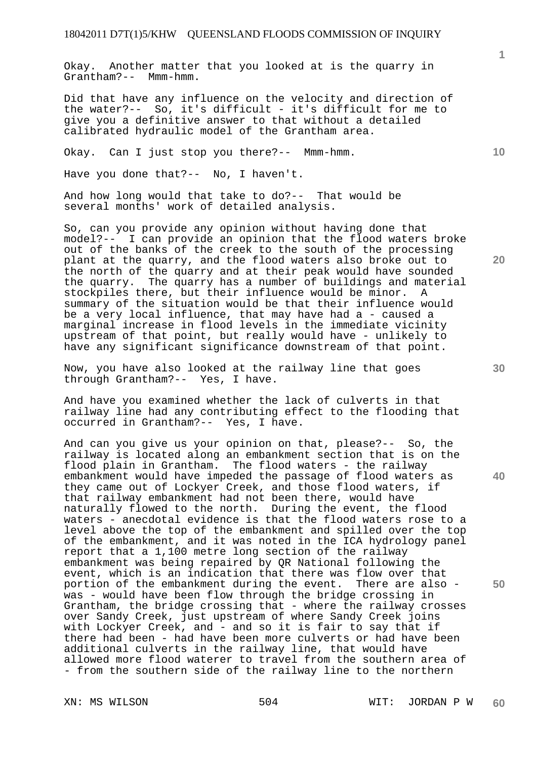Okay. Another matter that you looked at is the quarry in Grantham?-- Mmm-hmm.

Did that have any influence on the velocity and direction of the water?-- So, it's difficult - it's difficult for me to give you a definitive answer to that without a detailed calibrated hydraulic model of the Grantham area.

Okay. Can I just stop you there?-- Mmm-hmm.

Have you done that?-- No, I haven't.

And how long would that take to do?-- That would be several months' work of detailed analysis.

So, can you provide any opinion without having done that model?-- I can provide an opinion that the flood waters broke out of the banks of the creek to the south of the processing plant at the quarry, and the flood waters also broke out to the north of the quarry and at their peak would have sounded the quarry. The quarry has a number of buildings and material stockpiles there, but their influence would be minor. A summary of the situation would be that their influence would be a very local influence, that may have had a - caused a marginal increase in flood levels in the immediate vicinity upstream of that point, but really would have - unlikely to have any significant significance downstream of that point.

Now, you have also looked at the railway line that goes through Grantham?-- Yes, I have.

And have you examined whether the lack of culverts in that railway line had any contributing effect to the flooding that occurred in Grantham?-- Yes, I have.

And can you give us your opinion on that, please?-- So, the railway is located along an embankment section that is on the flood plain in Grantham. The flood waters - the railway embankment would have impeded the passage of flood waters as they came out of Lockyer Creek, and those flood waters, if that railway embankment had not been there, would have naturally flowed to the north. During the event, the flood waters - anecdotal evidence is that the flood waters rose to a level above the top of the embankment and spilled over the top of the embankment, and it was noted in the ICA hydrology panel report that a 1,100 metre long section of the railway embankment was being repaired by QR National following the event, which is an indication that there was flow over that portion of the embankment during the event. There are also - was - would have been flow through the bridge crossing in Grantham, the bridge crossing that - where the railway crosses over Sandy Creek, just upstream of where Sandy Creek joins with Lockyer Creek, and - and so it is fair to say that if there had been - had have been more culverts or had have been additional culverts in the railway line, that would have allowed more flood waterer to travel from the southern area of - from the southern side of the railway line to the northern

XN: MS WILSON WIT: JORDAN P W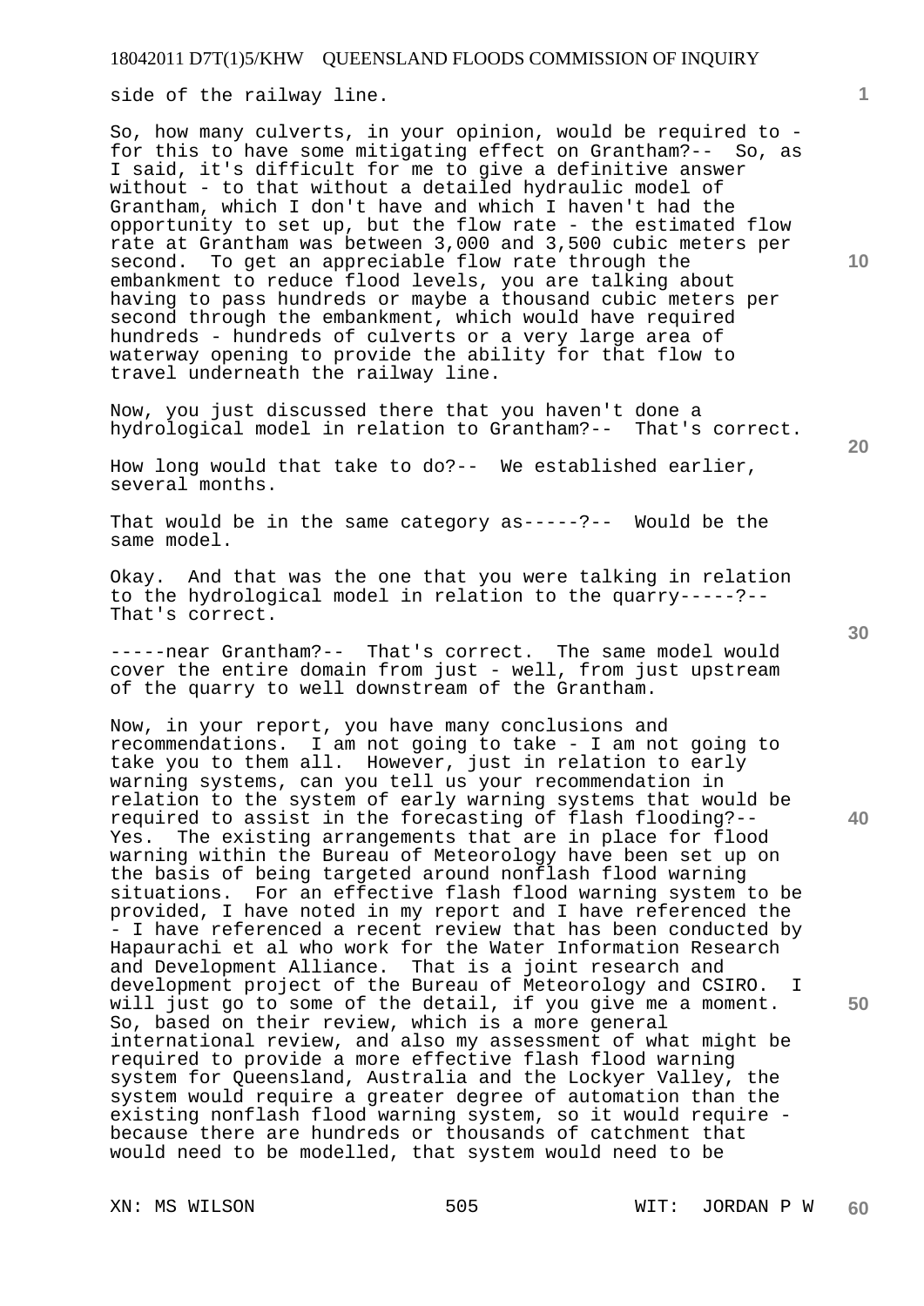side of the railway line.

So, how many culverts, in your opinion, would be required to - for this to have some mitigating effect on Grantham?-- So, as I said, it's difficult for me to give a definitive answer without - to that without a detailed hydraulic model of Grantham, which I don't have and which I haven't had the opportunity to set up, but the flow rate - the estimated flow rate at Grantham was between 3,000 and 3,500 cubic meters per second. To get an appreciable flow rate through the embankment to reduce flood levels, you are talking about having to pass hundreds or maybe a thousand cubic meters per second through the embankment, which would have required hundreds - hundreds of culverts or a very large area of waterway opening to provide the ability for that flow to travel underneath the railway line.

Now, you just discussed there that you haven't done a hydrological model in relation to Grantham?-- That's correct.

How long would that take to do?-- We established earlier, several months.

That would be in the same category as-----?-- Would be the same model.

Okay. And that was the one that you were talking in relation to the hydrological model in relation to the quarry-----?-- That's correct.

-----near Grantham?-- That's correct. The same model would cover the entire domain from just - well, from just upstream of the quarry to well downstream of the Grantham.

Now, in your report, you have many conclusions and recommendations. I am not going to take - I am not going to take you to them all. However, just in relation to early warning systems, can you tell us your recommendation in relation to the system of early warning systems that would be required to assist in the forecasting of flash flooding?-- Yes. The existing arrangements that are in place for flood warning within the Bureau of Meteorology have been set up on the basis of being targeted around nonflash flood warning situations. For an effective flash flood warning system to be provided, I have noted in my report and I have referenced the - I have referenced a recent review that has been conducted by Hapaurachi et al who work for the Water Information Research and Development Alliance. That is a joint research and development project of the Bureau of Meteorology and CSIRO. I will just go to some of the detail, if you give me a moment. So, based on their review, which is a more general international review, and also my assessment of what might be required to provide a more effective flash flood warning system for Queensland, Australia and the Lockyer Valley, the system would require a greater degree of automation than the existing nonflash flood warning system, so it would require - because there are hundreds or thousands of catchment that would need to be modelled, that system would need to be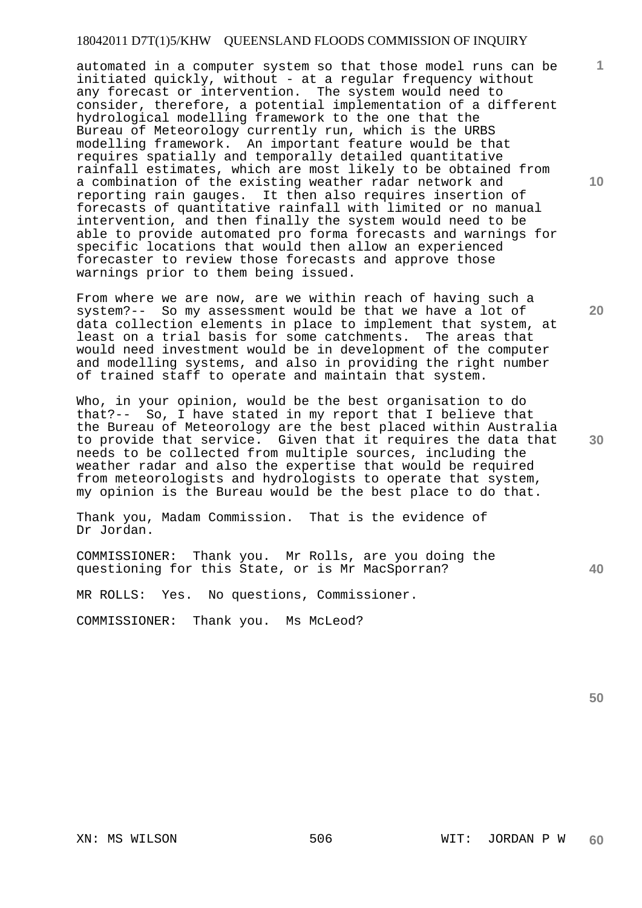automated in a computer system so that those model runs can be initiated quickly, without - at a regular frequency without any forecast or intervention. The system would need to consider, therefore, a potential implementation of a different hydrological modelling framework to the one that the Bureau of Meteorology currently run, which is the URBS modelling framework. An important feature would be that requires spatially and temporally detailed quantitative rainfall estimates, which are most likely to be obtained from a combination of the existing weather radar network and reporting rain gauges. It then also requires insertion of forecasts of quantitative rainfall with limited or no manual intervention, and then finally the system would need to be able to provide automated pro forma forecasts and warnings for specific locations that would then allow an experienced forecaster to review those forecasts and approve those warnings prior to them being issued.

From where we are now, are we within reach of having such a system?-- So my assessment would be that we have a lot of data collection elements in place to implement that system, at least on a trial basis for some catchments. The areas that would need investment would be in development of the computer and modelling systems, and also in providing the right number of trained staff to operate and maintain that system.

Who, in your opinion, would be the best organisation to do that?-- So, I have stated in my report that I believe that the Bureau of Meteorology are the best placed within Australia to provide that service. Given that it requires the data that needs to be collected from multiple sources, including the weather radar and also the expertise that would be required from meteorologists and hydrologists to operate that system, my opinion is the Bureau would be the best place to do that.

Thank you, Madam Commission. That is the evidence of Dr Jordan.

COMMISSIONER: Thank you. Mr Rolls, are you doing the questioning for this State, or is Mr MacSporran?

MR ROLLS: Yes. No questions, Commissioner.

COMMISSIONER: Thank you. Ms McLeod?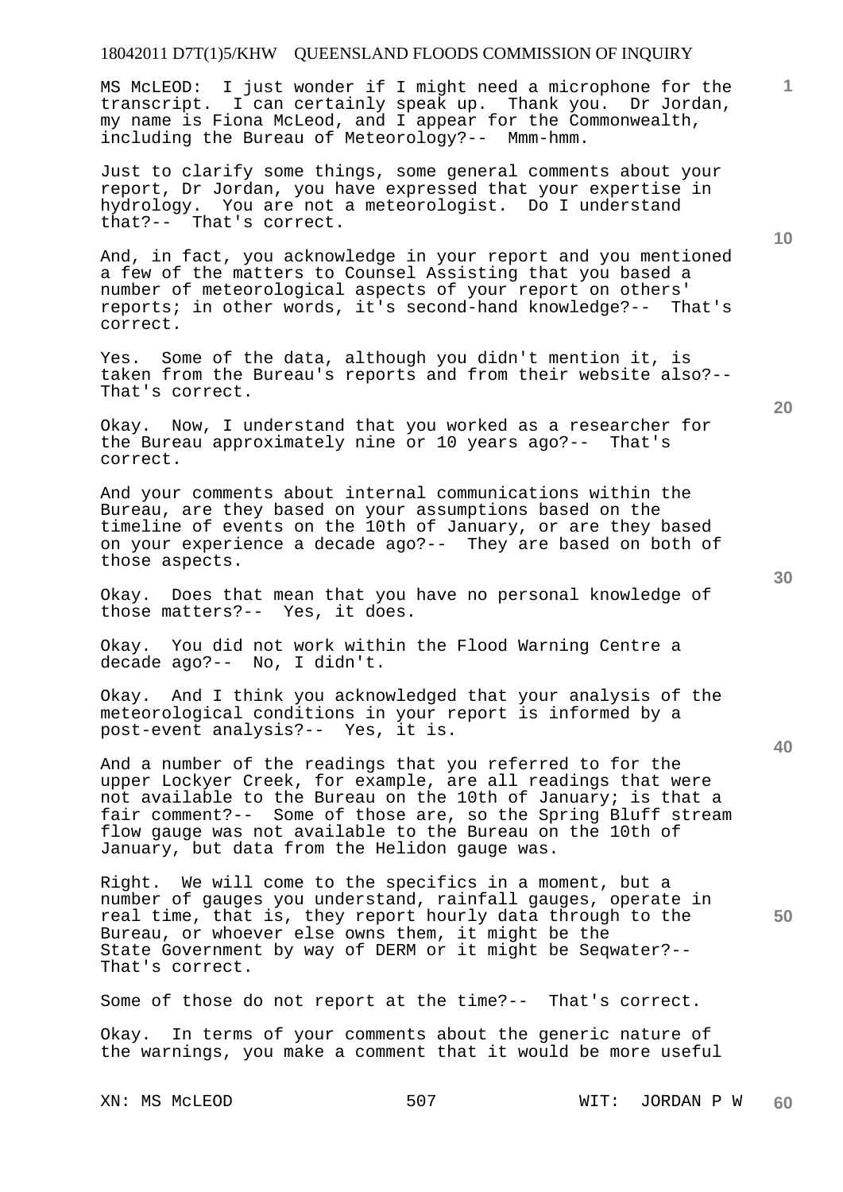MS McLEOD: I just wonder if I might need a microphone for the transcript. I can certainly speak up. Thank you. Dr Jordan, my name is Fiona McLeod, and I appear for the Commonwealth, including the Bureau of Meteorology?-- Mmm-hmm.

Just to clarify some things, some general comments about your report, Dr Jordan, you have expressed that your expertise in hydrology. You are not a meteorologist. Do I understand that?-- That's correct.

And, in fact, you acknowledge in your report and you mentioned a few of the matters to Counsel Assisting that you based a number of meteorological aspects of your report on others' reports; in other words, it's second-hand knowledge?-- That's correct.

Yes. Some of the data, although you didn't mention it, is taken from the Bureau's reports and from their website also?-- That's correct.

Okay. Now, I understand that you worked as a researcher for the Bureau approximately nine or 10 years ago?-- That's correct.

And your comments about internal communications within the Bureau, are they based on your assumptions based on the timeline of events on the 10th of January, or are they based on your experience a decade ago?-- They are based on both of those aspects.

Okay. Does that mean that you have no personal knowledge of those matters?-- Yes, it does.

Okay. You did not work within the Flood Warning Centre a decade ago?-- No, I didn't.

Okay. And I think you acknowledged that your analysis of the meteorological conditions in your report is informed by a post-event analysis?-- Yes, it is.

And a number of the readings that you referred to for the upper Lockyer Creek, for example, are all readings that were not available to the Bureau on the 10th of January; is that a fair comment?-- Some of those are, so the Spring Bluff stream flow gauge was not available to the Bureau on the 10th of January, but data from the Helidon gauge was.

Right. We will come to the specifics in a moment, but a number of gauges you understand, rainfall gauges, operate in real time, that is, they report hourly data through to the Bureau, or whoever else owns them, it might be the State Government by way of DERM or it might be Seqwater?-- That's correct.

Some of those do not report at the time?-- That's correct.

Okay. In terms of your comments about the generic nature of the warnings, you make a comment that it would be more useful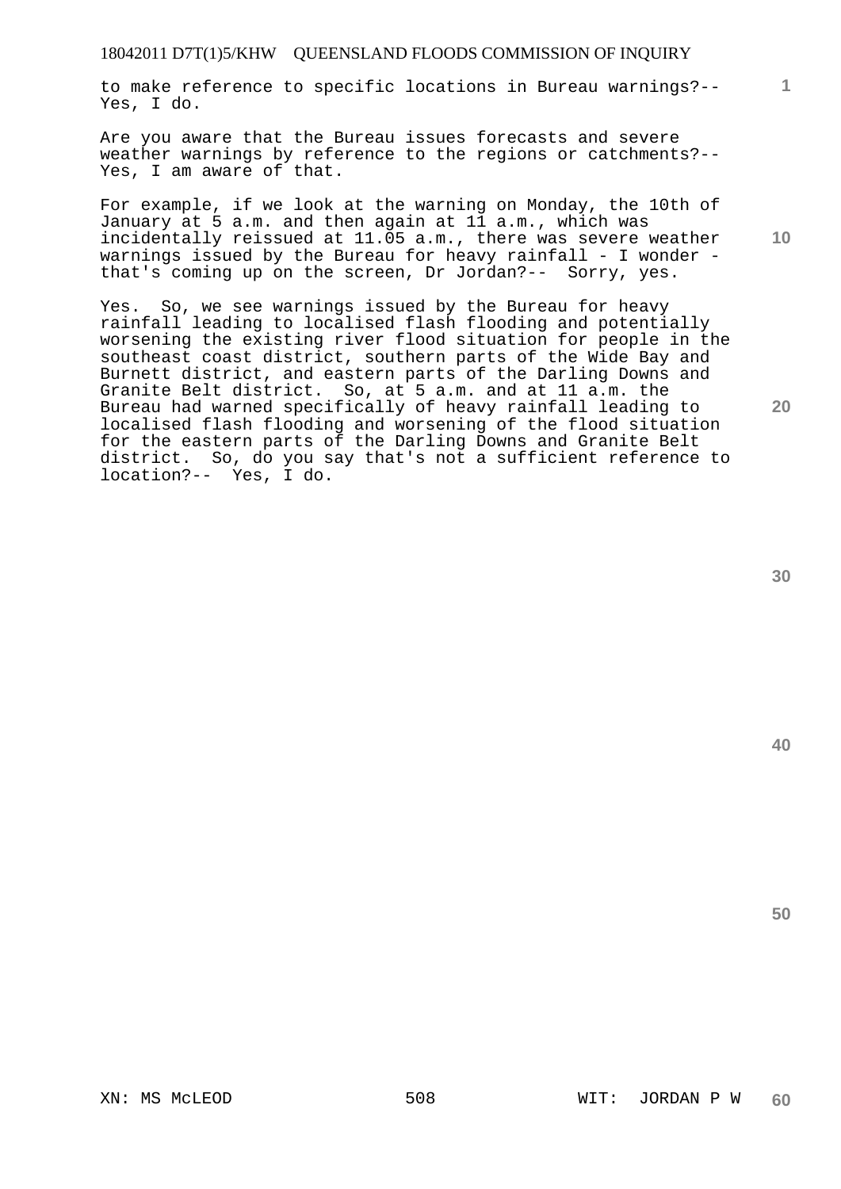to make reference to specific locations in Bureau warnings?-- Yes, I do.

Are you aware that the Bureau issues forecasts and severe weather warnings by reference to the regions or catchments?-- Yes, I am aware of that.

For example, if we look at the warning on Monday, the 10th of January at 5 a.m. and then again at 11 a.m., which was incidentally reissued at 11.05 a.m., there was severe weather warnings issued by the Bureau for heavy rainfall - I wonder - that's coming up on the screen, Dr Jordan?-- Sorry, yes.

Yes. So, we see warnings issued by the Bureau for heavy rainfall leading to localised flash flooding and potentially worsening the existing river flood situation for people in the southeast coast district, southern parts of the Wide Bay and Burnett district, and eastern parts of the Darling Downs and Granite Belt district. So, at 5 a.m. and at 11 a.m. the Bureau had warned specifically of heavy rainfall leading to localised flash flooding and worsening of the flood situation for the eastern parts of the Darling Downs and Granite Belt district. So, do you say that's not a sufficient reference to location?-- Yes, I do.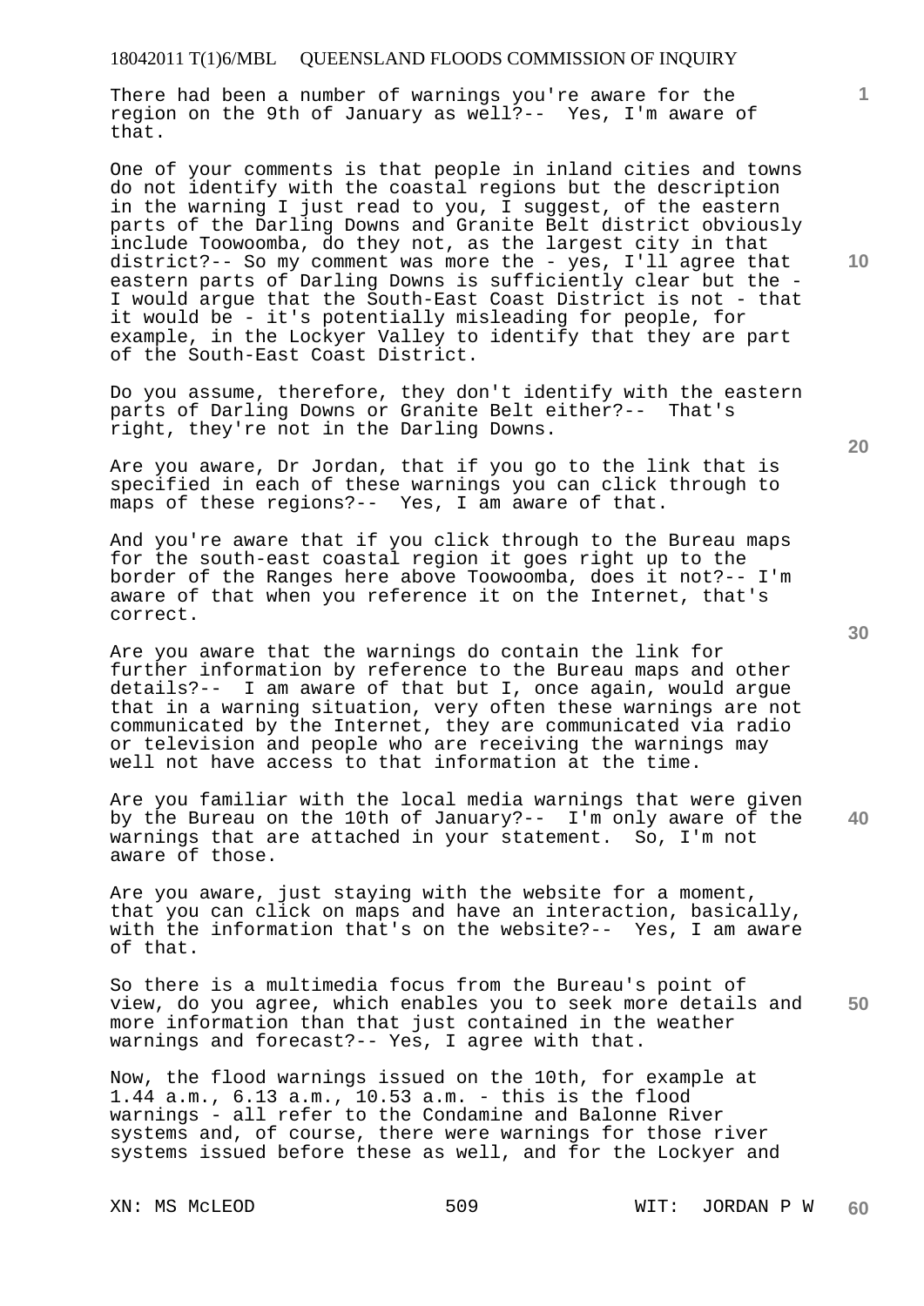There had been a number of warnings you're aware for the region on the 9th of January as well?-- Yes, I'm aware of that.

One of your comments is that people in inland cities and towns do not identify with the coastal regions but the description in the warning I just read to you, I suggest, of the eastern parts of the Darling Downs and Granite Belt district obviously include Toowoomba, do they not, as the largest city in that district?-- So my comment was more the - yes, I'll agree that eastern parts of Darling Downs is sufficiently clear but the - I would argue that the South-East Coast District is not - that it would be - it's potentially misleading for people, for example, in the Lockyer Valley to identify that they are part of the South-East Coast District.

Do you assume, therefore, they don't identify with the eastern parts of Darling Downs or Granite Belt either?-- That's right, they're not in the Darling Downs.

Are you aware, Dr Jordan, that if you go to the link that is specified in each of these warnings you can click through to maps of these regions?-- Yes, I am aware of that.

And you're aware that if you click through to the Bureau maps for the south-east coastal region it goes right up to the border of the Ranges here above Toowoomba, does it not?-- I'm aware of that when you reference it on the Internet, that's correct.

Are you aware that the warnings do contain the link for further information by reference to the Bureau maps and other details?-- I am aware of that but I, once again, would argue that in a warning situation, very often these warnings are not communicated by the Internet, they are communicated via radio or television and people who are receiving the warnings may well not have access to that information at the time.

Are you familiar with the local media warnings that were given by the Bureau on the 10th of January?-- I'm only aware of the warnings that are attached in your statement. So, I'm not aware of those.

Are you aware, just staying with the website for a moment, that you can click on maps and have an interaction, basically, with the information that's on the website?-- Yes, I am aware of that.

So there is a multimedia focus from the Bureau's point of view, do you agree, which enables you to seek more details and more information than that just contained in the weather warnings and forecast?-- Yes, I agree with that.

Now, the flood warnings issued on the 10th, for example at 1.44 a.m., 6.13 a.m., 10.53 a.m. - this is the flood warnings - all refer to the Condamine and Balonne River systems and, of course, there were warnings for those river systems issued before these as well, and for the Lockyer and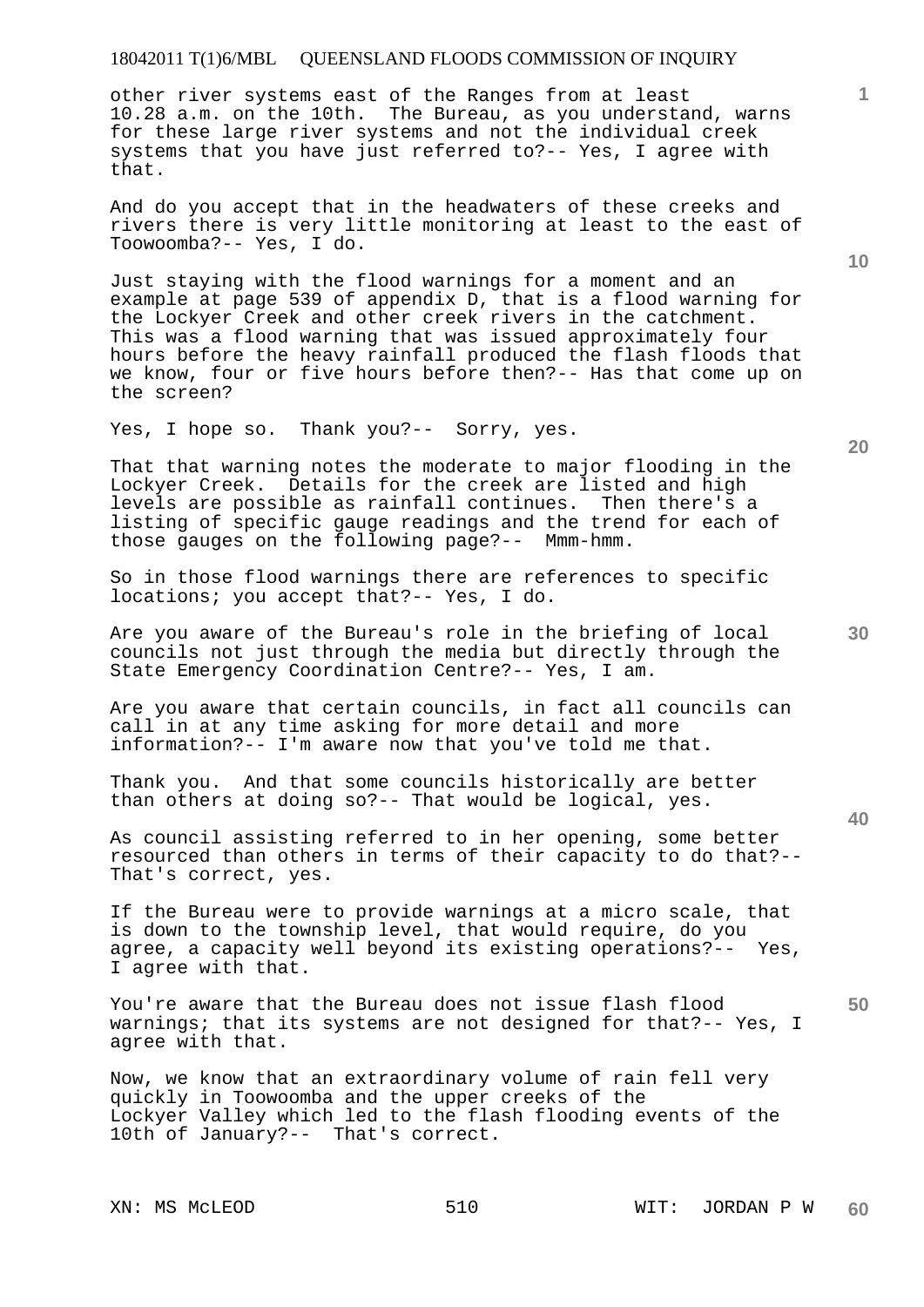other river systems east of the Ranges from at least 10.28 a.m. on the 10th. The Bureau, as you understand, warns for these large river systems and not the individual creek systems that you have just referred to?-- Yes, I agree with that.

And do you accept that in the headwaters of these creeks and rivers there is very little monitoring at least to the east of Toowoomba?-- Yes, I do.

Just staying with the flood warnings for a moment and an example at page 539 of appendix D, that is a flood warning for the Lockyer Creek and other creek rivers in the catchment. This was a flood warning that was issued approximately four hours before the heavy rainfall produced the flash floods that we know, four or five hours before then?-- Has that come up on the screen?

Yes, I hope so. Thank you?-- Sorry, yes.

That that warning notes the moderate to major flooding in the Lockyer Creek. Details for the creek are listed and high levels are possible as rainfall continues. Then there's a listing of specific gauge readings and the trend for each of those gauges on the following page?-- Mmm-hmm.

So in those flood warnings there are references to specific locations; you accept that?-- Yes, I do.

Are you aware of the Bureau's role in the briefing of local councils not just through the media but directly through the State Emergency Coordination Centre?-- Yes, I am.

Are you aware that certain councils, in fact all councils can call in at any time asking for more detail and more information?-- I'm aware now that you've told me that.

Thank you. And that some councils historically are better than others at doing so?-- That would be logical, yes.

As council assisting referred to in her opening, some better resourced than others in terms of their capacity to do that?-- That's correct, yes.

If the Bureau were to provide warnings at a micro scale, that is down to the township level, that would require, do you agree, a capacity well beyond its existing operations?-- Yes, I agree with that.

You're aware that the Bureau does not issue flash flood warnings; that its systems are not designed for that?-- Yes, I agree with that.

Now, we know that an extraordinary volume of rain fell very quickly in Toowoomba and the upper creeks of the Lockyer Valley which led to the flash flooding events of the 10th of January?-- That's correct.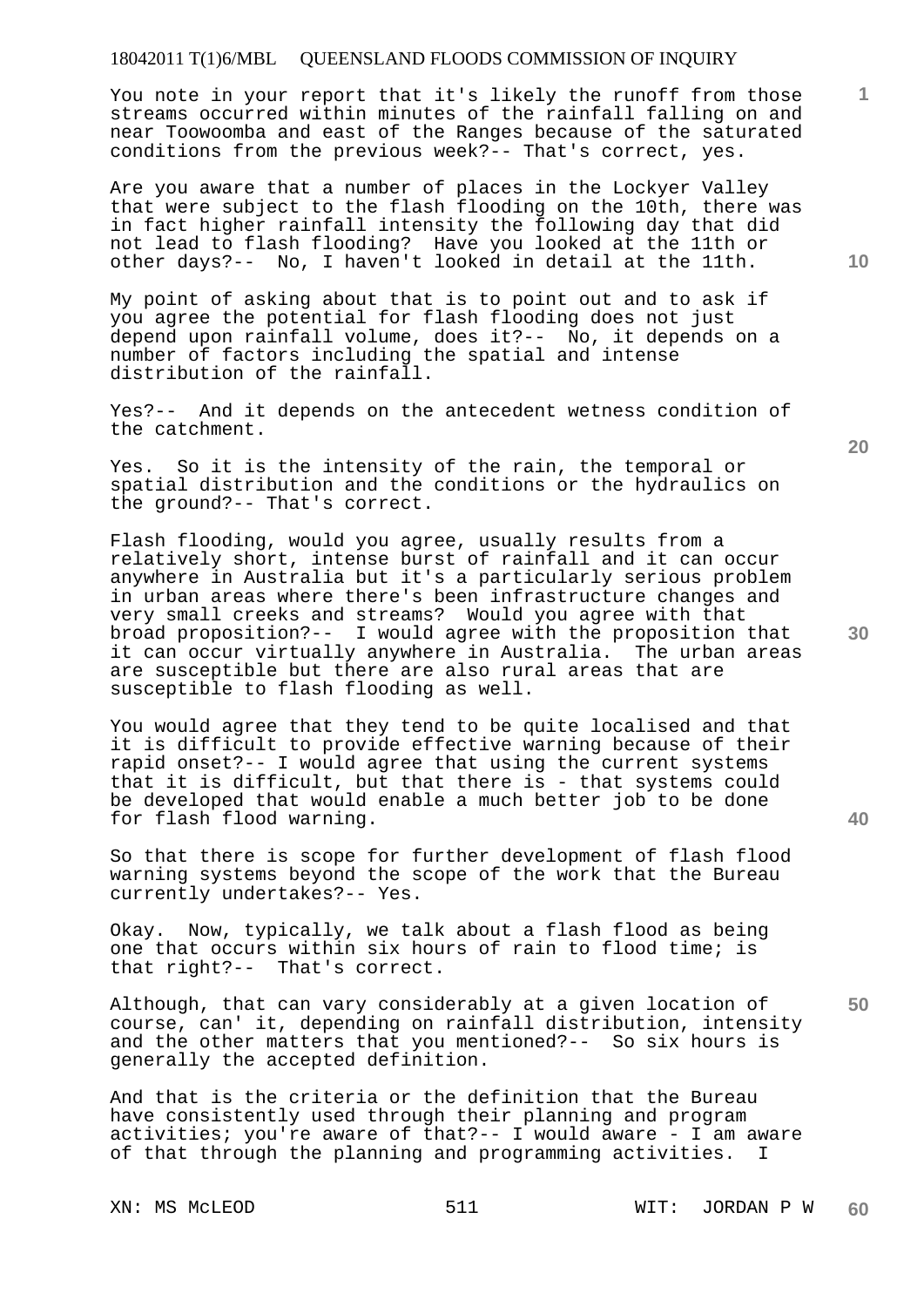You note in your report that it's likely the runoff from those streams occurred within minutes of the rainfall falling on and near Toowoomba and east of the Ranges because of the saturated conditions from the previous week?-- That's correct, yes.

Are you aware that a number of places in the Lockyer Valley that were subject to the flash flooding on the 10th, there was in fact higher rainfall intensity the following day that did not lead to flash flooding? Have you looked at the 11th or other days?-- No, I haven't looked in detail at the 11th.

My point of asking about that is to point out and to ask if you agree the potential for flash flooding does not just depend upon rainfall volume, does it?-- No, it depends on a number of factors including the spatial and intense distribution of the rainfall.

Yes?-- And it depends on the antecedent wetness condition of the catchment.

Yes. So it is the intensity of the rain, the temporal or spatial distribution and the conditions or the hydraulics on the ground?-- That's correct.

Flash flooding, would you agree, usually results from a relatively short, intense burst of rainfall and it can occur anywhere in Australia but it's a particularly serious problem in urban areas where there's been infrastructure changes and very small creeks and streams? Would you agree with that broad proposition?-- I would agree with the proposition that it can occur virtually anywhere in Australia. The urban areas are susceptible but there are also rural areas that are susceptible to flash flooding as well.

You would agree that they tend to be quite localised and that it is difficult to provide effective warning because of their rapid onset?-- I would agree that using the current systems that it is difficult, but that there is - that systems could be developed that would enable a much better job to be done for flash flood warning.

So that there is scope for further development of flash flood warning systems beyond the scope of the work that the Bureau currently undertakes?-- Yes.

Okay. Now, typically, we talk about a flash flood as being one that occurs within six hours of rain to flood time; is that right?-- That's correct.

Although, that can vary considerably at a given location of course, can' it, depending on rainfall distribution, intensity and the other matters that you mentioned?-- So six hours is generally the accepted definition.

And that is the criteria or the definition that the Bureau have consistently used through their planning and program activities; you're aware of that?-- I would aware - I am aware of that through the planning and programming activities. I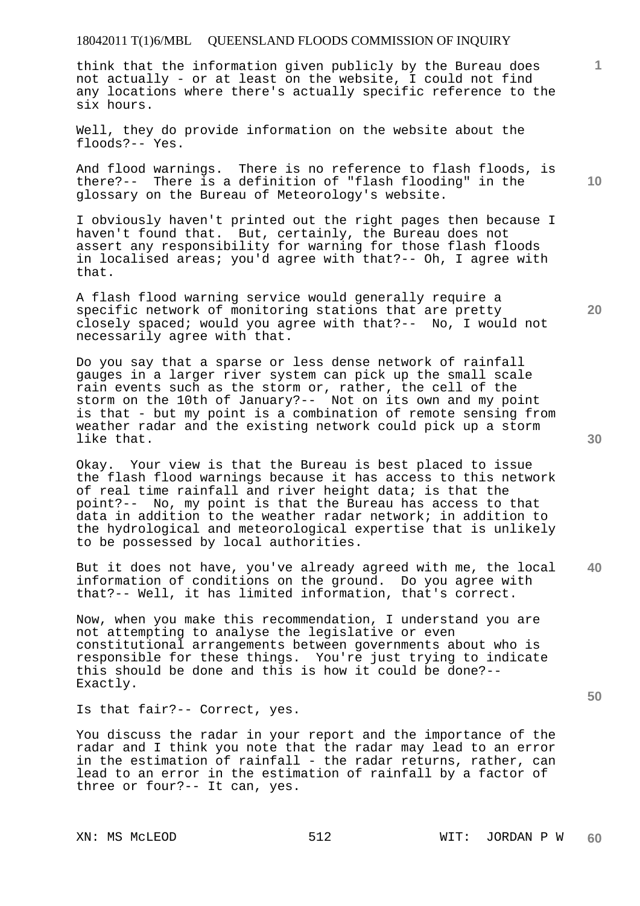think that the information given publicly by the Bureau does not actually - or at least on the website, I could not find any locations where there's actually specific reference to the six hours.

Well, they do provide information on the website about the floods?-- Yes.

And flood warnings. There is no reference to flash floods, is there?-- There is a definition of "flash flooding" in the glossary on the Bureau of Meteorology's website.

I obviously haven't printed out the right pages then because I haven't found that. But, certainly, the Bureau does not assert any responsibility for warning for those flash floods in localised areas; you'd agree with that?-- Oh, I agree with that.

A flash flood warning service would generally require a specific network of monitoring stations that are pretty closely spaced; would you agree with that?-- No, I would not necessarily agree with that.

Do you say that a sparse or less dense network of rainfall gauges in a larger river system can pick up the small scale rain events such as the storm or, rather, the cell of the storm on the 10th of January?-- Not on its own and my point is that - but my point is a combination of remote sensing from weather radar and the existing network could pick up a storm like that.

Okay. Your view is that the Bureau is best placed to issue the flash flood warnings because it has access to this network of real time rainfall and river height data; is that the point?-- No, my point is that the Bureau has access to that data in addition to the weather radar network; in addition to the hydrological and meteorological expertise that is unlikely to be possessed by local authorities.

But it does not have, you've already agreed with me, the local information of conditions on the ground. Do you agree with that?-- Well, it has limited information, that's correct.

Now, when you make this recommendation, I understand you are not attempting to analyse the legislative or even constitutional arrangements between governments about who is responsible for these things. You're just trying to indicate this should be done and this is how it could be done?-- Exactly.

Is that fair?-- Correct, yes.

You discuss the radar in your report and the importance of the radar and I think you note that the radar may lead to an error in the estimation of rainfall - the radar returns, rather, can lead to an error in the estimation of rainfall by a factor of three or four?-- It can, yes.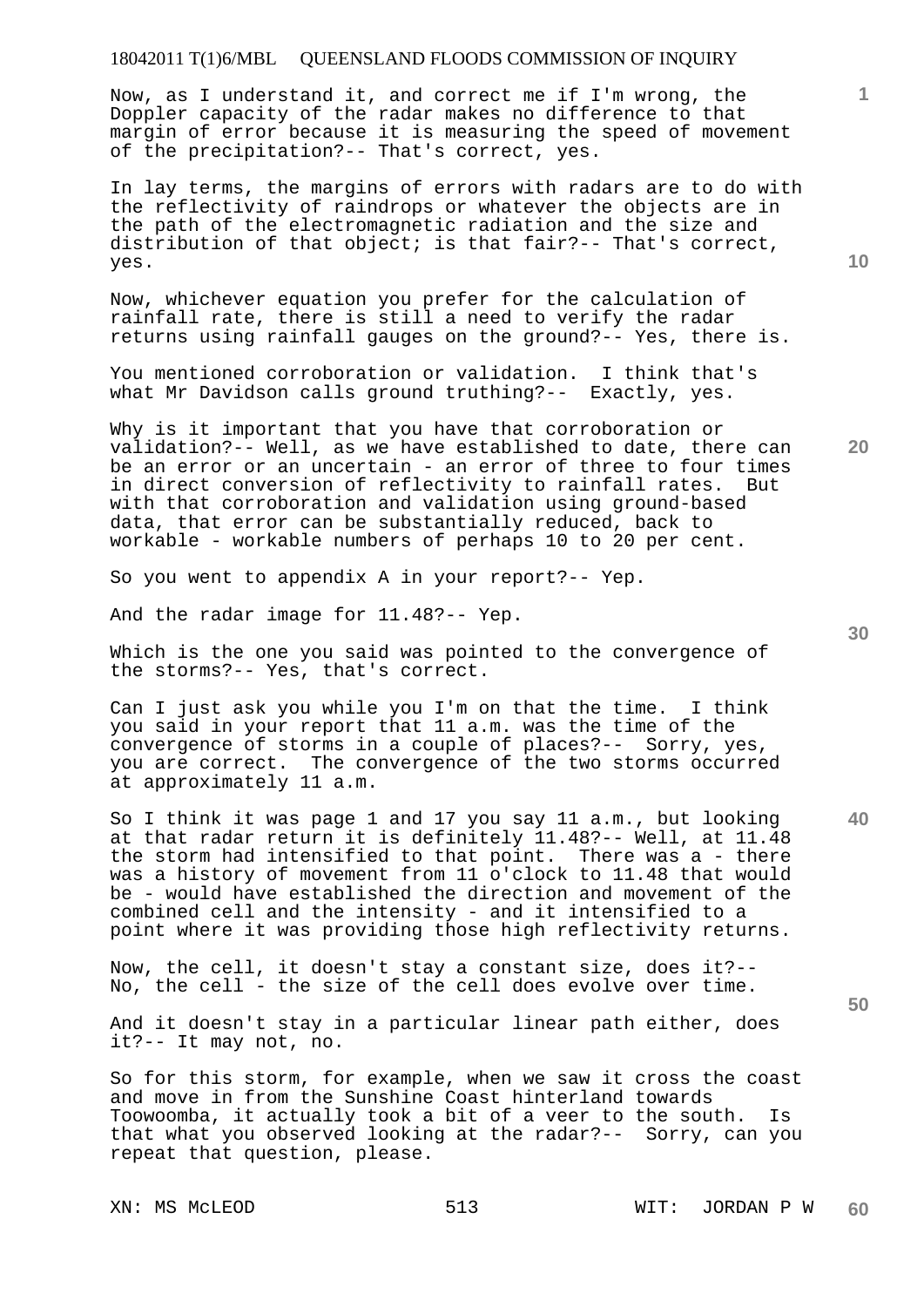Now, as I understand it, and correct me if I'm wrong, the Doppler capacity of the radar makes no difference to that margin of error because it is measuring the speed of movement of the precipitation?-- That's correct, yes.

In lay terms, the margins of errors with radars are to do with the reflectivity of raindrops or whatever the objects are in the path of the electromagnetic radiation and the size and distribution of that object; is that fair?-- That's correct, yes.

Now, whichever equation you prefer for the calculation of rainfall rate, there is still a need to verify the radar returns using rainfall gauges on the ground?-- Yes, there is.

You mentioned corroboration or validation. I think that's what Mr Davidson calls ground truthing?-- Exactly, yes.

Why is it important that you have that corroboration or validation?-- Well, as we have established to date, there can be an error or an uncertain - an error of three to four times in direct conversion of reflectivity to rainfall rates. But with that corroboration and validation using ground-based data, that error can be substantially reduced, back to workable - workable numbers of perhaps 10 to 20 per cent.

So you went to appendix A in your report?-- Yep.

And the radar image for 11.48?-- Yep.

Which is the one you said was pointed to the convergence of the storms?-- Yes, that's correct.

Can I just ask you while you I'm on that the time. I think you said in your report that 11 a.m. was the time of the convergence of storms in a couple of places?-- Sorry, yes, you are correct. The convergence of the two storms occurred at approximately 11 a.m.

So I think it was page 1 and 17 you say 11 a.m., but looking at that radar return it is definitely 11.48?-- Well, at 11.48 the storm had intensified to that point. There was a - there was a history of movement from 11 o'clock to 11.48 that would be - would have established the direction and movement of the combined cell and the intensity - and it intensified to a point where it was providing those high reflectivity returns.

Now, the cell, it doesn't stay a constant size, does it?-- No, the cell - the size of the cell does evolve over time.

And it doesn't stay in a particular linear path either, does it?-- It may not, no.

So for this storm, for example, when we saw it cross the coast and move in from the Sunshine Coast hinterland towards Toowoomba, it actually took a bit of a veer to the south. Is that what you observed looking at the radar?-- Sorry, can you repeat that question, please.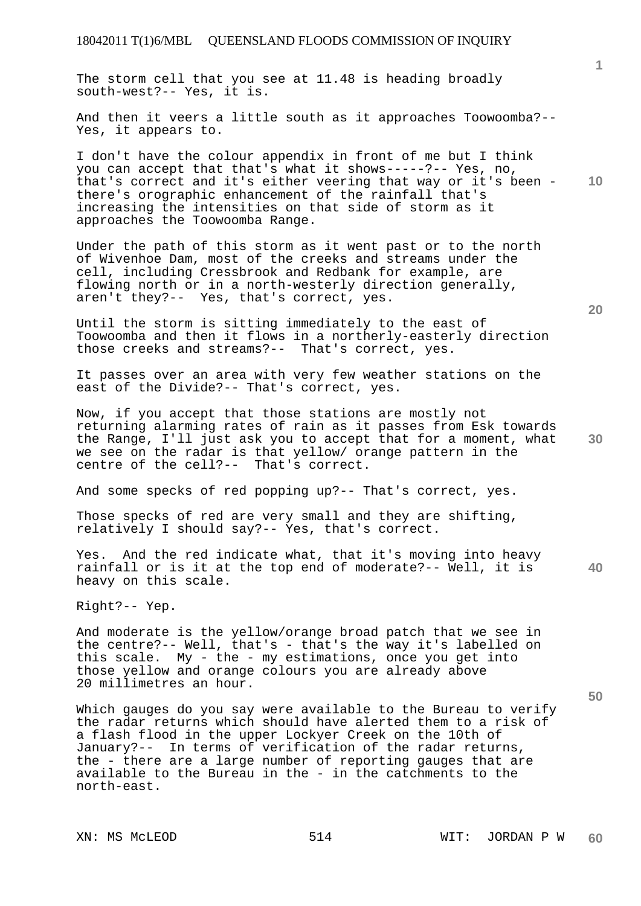The storm cell that you see at 11.48 is heading broadly south-west?-- Yes, it is.

And then it veers a little south as it approaches Toowoomba?-- Yes, it appears to.

I don't have the colour appendix in front of me but I think you can accept that that's what it shows-----?-- Yes, no, that's correct and it's either veering that way or it's been - there's orographic enhancement of the rainfall that's increasing the intensities on that side of storm as it approaches the Toowoomba Range.

Under the path of this storm as it went past or to the north of Wivenhoe Dam, most of the creeks and streams under the cell, including Cressbrook and Redbank for example, are flowing north or in a north-westerly direction generally, aren't they?-- Yes, that's correct, yes.

Until the storm is sitting immediately to the east of Toowoomba and then it flows in a northerly-easterly direction those creeks and streams?-- That's correct, yes.

It passes over an area with very few weather stations on the east of the Divide?-- That's correct, yes.

Now, if you accept that those stations are mostly not returning alarming rates of rain as it passes from Esk towards the Range, I'll just ask you to accept that for a moment, what we see on the radar is that yellow/ orange pattern in the centre of the cell?-- That's correct.

And some specks of red popping up?-- That's correct, yes.

Those specks of red are very small and they are shifting, relatively I should say?-- Yes, that's correct.

Yes. And the red indicate what, that it's moving into heavy rainfall or is it at the top end of moderate?-- Well, it is heavy on this scale.

Right?-- Yep.

And moderate is the yellow/orange broad patch that we see in the centre?-- Well, that's - that's the way it's labelled on this scale. My - the - my estimations, once you get into those yellow and orange colours you are already above 20 millimetres an hour.

Which gauges do you say were available to the Bureau to verify the radar returns which should have alerted them to a risk of a flash flood in the upper Lockyer Creek on the 10th of January?-- In terms of verification of the radar returns, the - there are a large number of reporting gauges that are available to the Bureau in the - in the catchments to the north-east.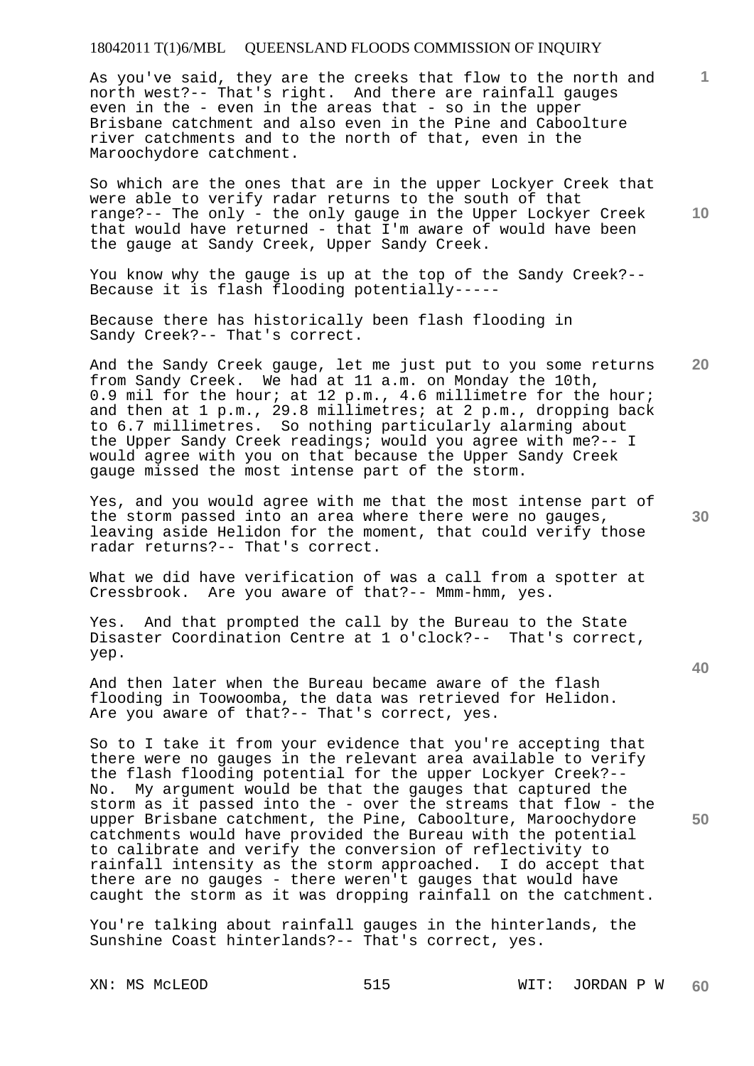As you've said, they are the creeks that flow to the north and north west?-- That's right. And there are rainfall gauges even in the - even in the areas that - so in the upper Brisbane catchment and also even in the Pine and Caboolture river catchments and to the north of that, even in the Maroochydore catchment.

So which are the ones that are in the upper Lockyer Creek that were able to verify radar returns to the south of that range?-- The only - the only gauge in the Upper Lockyer Creek that would have returned - that I'm aware of would have been the gauge at Sandy Creek, Upper Sandy Creek.

You know why the gauge is up at the top of the Sandy Creek?-- Because it is flash flooding potentially-----

Because there has historically been flash flooding in Sandy Creek?-- That's correct.

And the Sandy Creek gauge, let me just put to you some returns from Sandy Creek. We had at 11 a.m. on Monday the 10th, 0.9 mil for the hour; at 12 p.m., 4.6 millimetre for the hour; and then at 1 p.m., 29.8 millimetres; at 2 p.m., dropping back to 6.7 millimetres. So nothing particularly alarming about the Upper Sandy Creek readings; would you agree with me?-- I would agree with you on that because the Upper Sandy Creek gauge missed the most intense part of the storm.

Yes, and you would agree with me that the most intense part of the storm passed into an area where there were no gauges, leaving aside Helidon for the moment, that could verify those radar returns?-- That's correct.

What we did have verification of was a call from a spotter at Cressbrook. Are you aware of that?-- Mmm-hmm, yes.

Yes. And that prompted the call by the Bureau to the State Disaster Coordination Centre at 1 o'clock?-- That's correct, yep.

And then later when the Bureau became aware of the flash flooding in Toowoomba, the data was retrieved for Helidon. Are you aware of that?-- That's correct, yes.

So to I take it from your evidence that you're accepting that there were no gauges in the relevant area available to verify the flash flooding potential for the upper Lockyer Creek?-- No. My argument would be that the gauges that captured the storm as it passed into the - over the streams that flow - the upper Brisbane catchment, the Pine, Caboolture, Maroochydore catchments would have provided the Bureau with the potential to calibrate and verify the conversion of reflectivity to rainfall intensity as the storm approached. I do accept that there are no gauges - there weren't gauges that would have caught the storm as it was dropping rainfall on the catchment.

You're talking about rainfall gauges in the hinterlands, the Sunshine Coast hinterlands?-- That's correct, yes.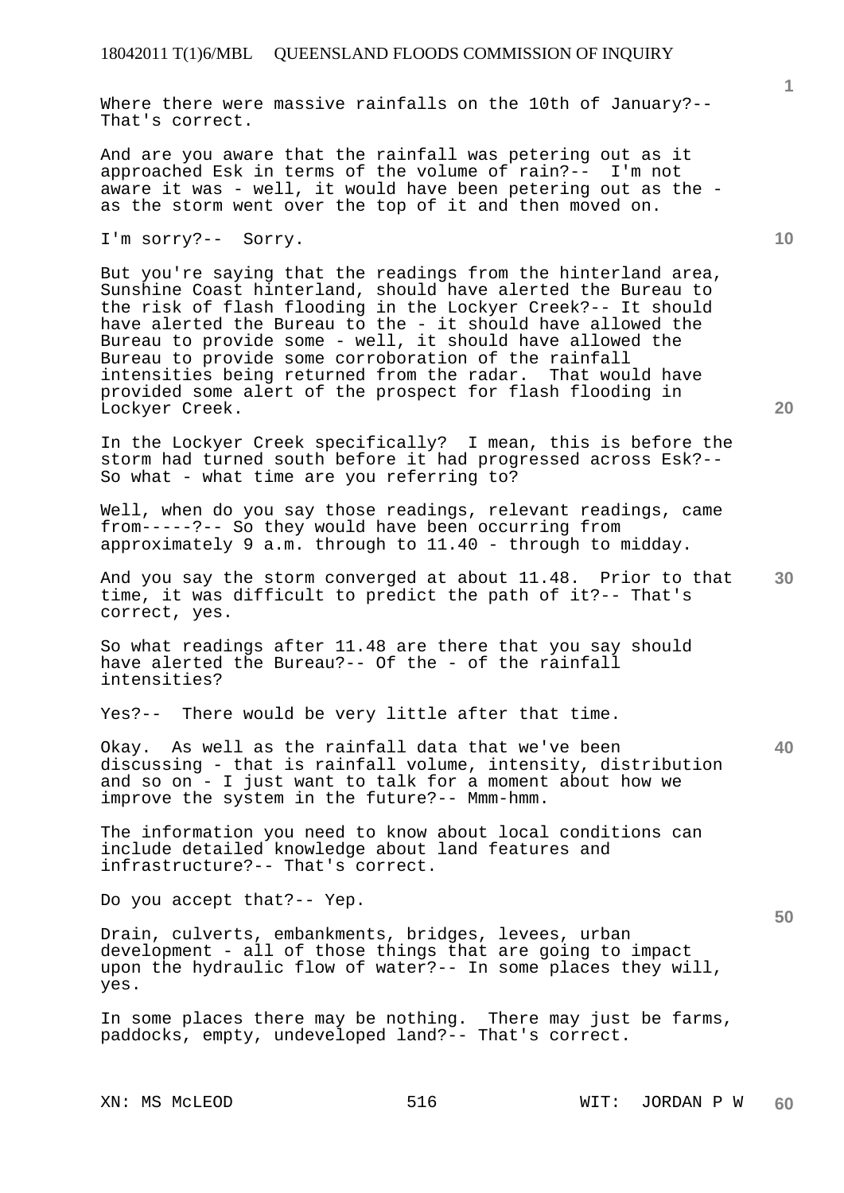Where there were massive rainfalls on the 10th of January?-- That's correct.

And are you aware that the rainfall was petering out as it approached Esk in terms of the volume of rain?-- I'm not aware it was - well, it would have been petering out as the - as the storm went over the top of it and then moved on.

I'm sorry?-- Sorry.

But you're saying that the readings from the hinterland area, Sunshine Coast hinterland, should have alerted the Bureau to the risk of flash flooding in the Lockyer Creek?-- It should have alerted the Bureau to the - it should have allowed the Bureau to provide some - well, it should have allowed the Bureau to provide some corroboration of the rainfall intensities being returned from the radar. That would have provided some alert of the prospect for flash flooding in Lockyer Creek.

In the Lockyer Creek specifically? I mean, this is before the storm had turned south before it had progressed across Esk?-- So what - what time are you referring to?

Well, when do you say those readings, relevant readings, came from-----?-- So they would have been occurring from approximately 9 a.m. through to 11.40 - through to midday.

And you say the storm converged at about 11.48. Prior to that time, it was difficult to predict the path of it?-- That's correct, yes.

So what readings after 11.48 are there that you say should have alerted the Bureau?-- Of the - of the rainfall intensities?

Yes?-- There would be very little after that time.

Okay. As well as the rainfall data that we've been discussing - that is rainfall volume, intensity, distribution and so on - I just want to talk for a moment about how we improve the system in the future?-- Mmm-hmm.

The information you need to know about local conditions can include detailed knowledge about land features and infrastructure?-- That's correct.

Do you accept that?-- Yep.

Drain, culverts, embankments, bridges, levees, urban development - all of those things that are going to impact upon the hydraulic flow of water?-- In some places they will, yes.

In some places there may be nothing. There may just be farms, paddocks, empty, undeveloped land?-- That's correct.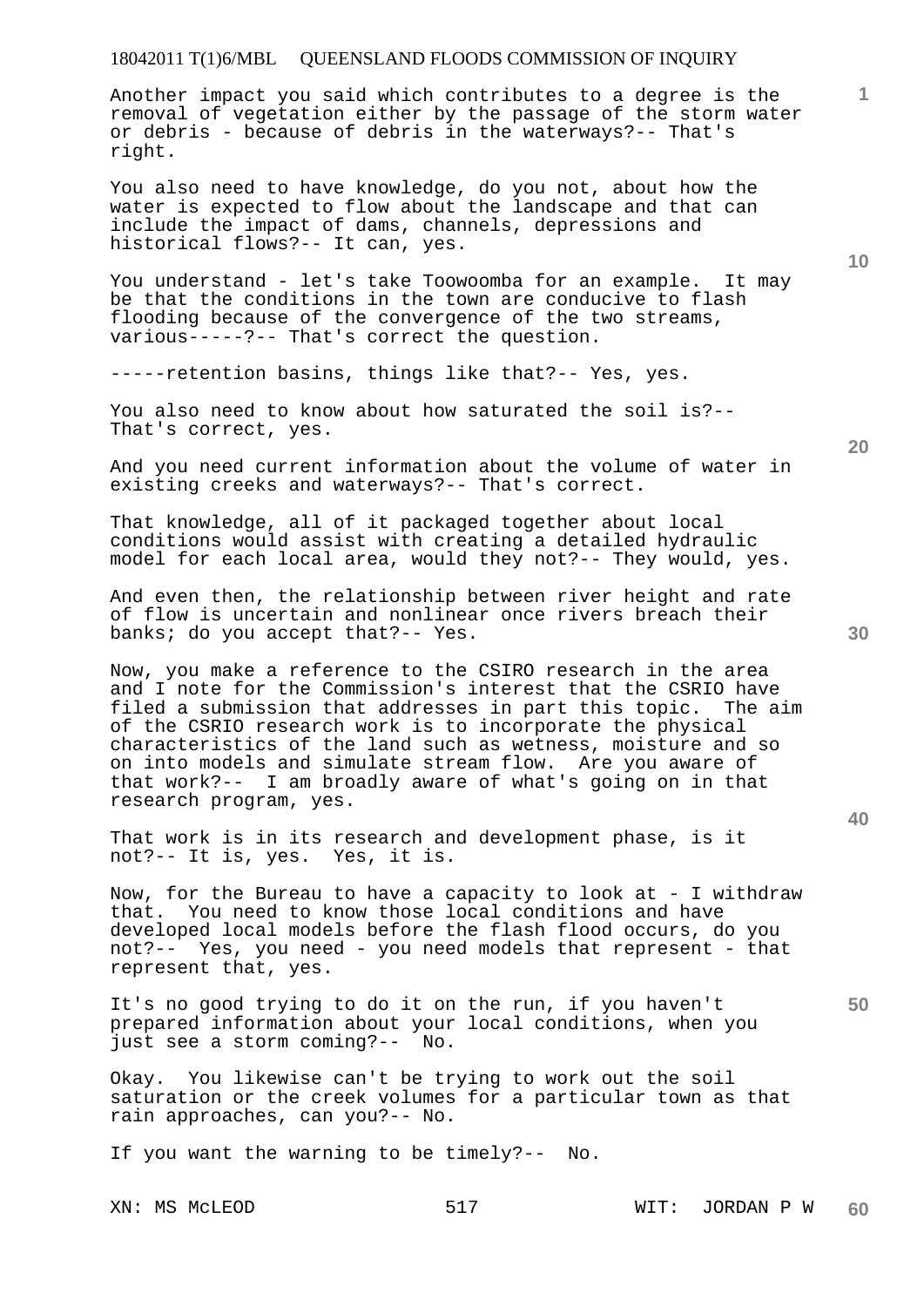Another impact you said which contributes to a degree is the removal of vegetation either by the passage of the storm water or debris - because of debris in the waterways?-- That's right.

You also need to have knowledge, do you not, about how the water is expected to flow about the landscape and that can include the impact of dams, channels, depressions and historical flows?-- It can, yes.

You understand - let's take Toowoomba for an example. It may be that the conditions in the town are conducive to flash flooding because of the convergence of the two streams, various-----?-- That's correct the question.

-----retention basins, things like that?-- Yes, yes.

You also need to know about how saturated the soil is?-- That's correct, yes.

And you need current information about the volume of water in existing creeks and waterways?-- That's correct.

That knowledge, all of it packaged together about local conditions would assist with creating a detailed hydraulic model for each local area, would they not?-- They would, yes.

And even then, the relationship between river height and rate of flow is uncertain and nonlinear once rivers breach their banks; do you accept that?-- Yes.

Now, you make a reference to the CSIRO research in the area and I note for the Commission's interest that the CSIRO have filed a submission that addresses in part this topic. The aim of the CSRIO research work is to incorporate the physical characteristics of the land such as wetness, moisture and so on into models and simulate stream flow. Are you aware of that work?-- I am broadly aware of what's going on in that research program, yes.

That work is in its research and development phase, is it not?-- It is, yes. Yes, it is.

Now, for the Bureau to have a capacity to look at - I withdraw that. You need to know those local conditions and have developed local models before the flash flood occurs, do you not?-- Yes, you need - you need models that represent - that represent that, yes.

It's no good trying to do it on the run, if you haven't prepared information about your local conditions, when you just see a storm coming?-- No.

Okay. You likewise can't be trying to work out the soil saturation or the creek volumes for a particular town as that rain approaches, can you?-- No.

If you want the warning to be timely?-- No.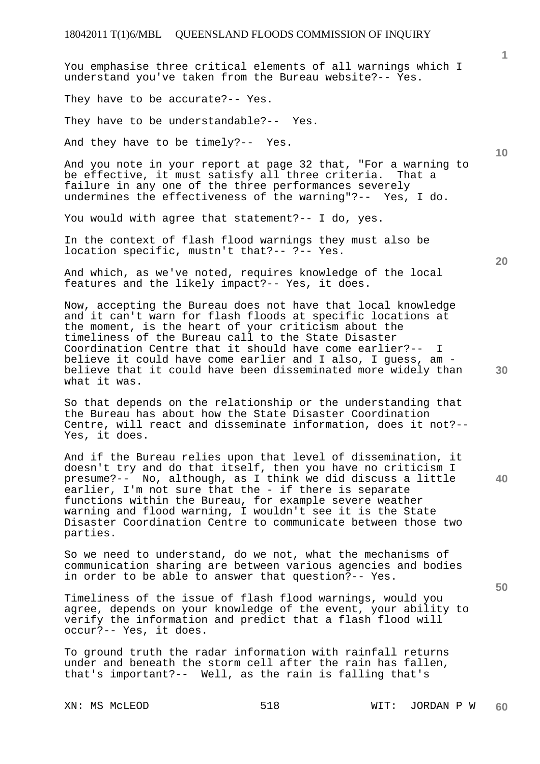You emphasise three critical elements of all warnings which I understand you've taken from the Bureau website?-- Yes.

They have to be accurate?-- Yes.

They have to be understandable?-- Yes.

And they have to be timely?-- Yes.

And you note in your report at page 32 that, "For a warning to be effective, it must satisfy all three criteria. That a failure in any one of the three performances severely undermines the effectiveness of the warning"?-- Yes, I do.

You would with agree that statement?-- I do, yes.

In the context of flash flood warnings they must also be location specific, mustn't that?-- ?-- Yes.

And which, as we've noted, requires knowledge of the local features and the likely impact?-- Yes, it does.

Now, accepting the Bureau does not have that local knowledge and it can't warn for flash floods at specific locations at the moment, is the heart of your criticism about the timeliness of the Bureau call to the State Disaster Coordination Centre that it should have come earlier?-- I believe it could have come earlier and I also, I guess, am - believe that it could have been disseminated more widely than what it was.

So that depends on the relationship or the understanding that the Bureau has about how the State Disaster Coordination Centre, will react and disseminate information, does it not?-- Yes, it does.

And if the Bureau relies upon that level of dissemination, it doesn't try and do that itself, then you have no criticism I presume?-- No, although, as I think we did discuss a little earlier, I'm not sure that the - if there is separate functions within the Bureau, for example severe weather warning and flood warning, I wouldn't see it is the State Disaster Coordination Centre to communicate between those two parties.

So we need to understand, do we not, what the mechanisms of communication sharing are between various agencies and bodies in order to be able to answer that question?-- Yes.

Timeliness of the issue of flash flood warnings, would you agree, depends on your knowledge of the event, your ability to verify the information and predict that a flash flood will occur?-- Yes, it does.

To ground truth the radar information with rainfall returns under and beneath the storm cell after the rain has fallen, that's important?-- Well, as the rain is falling that's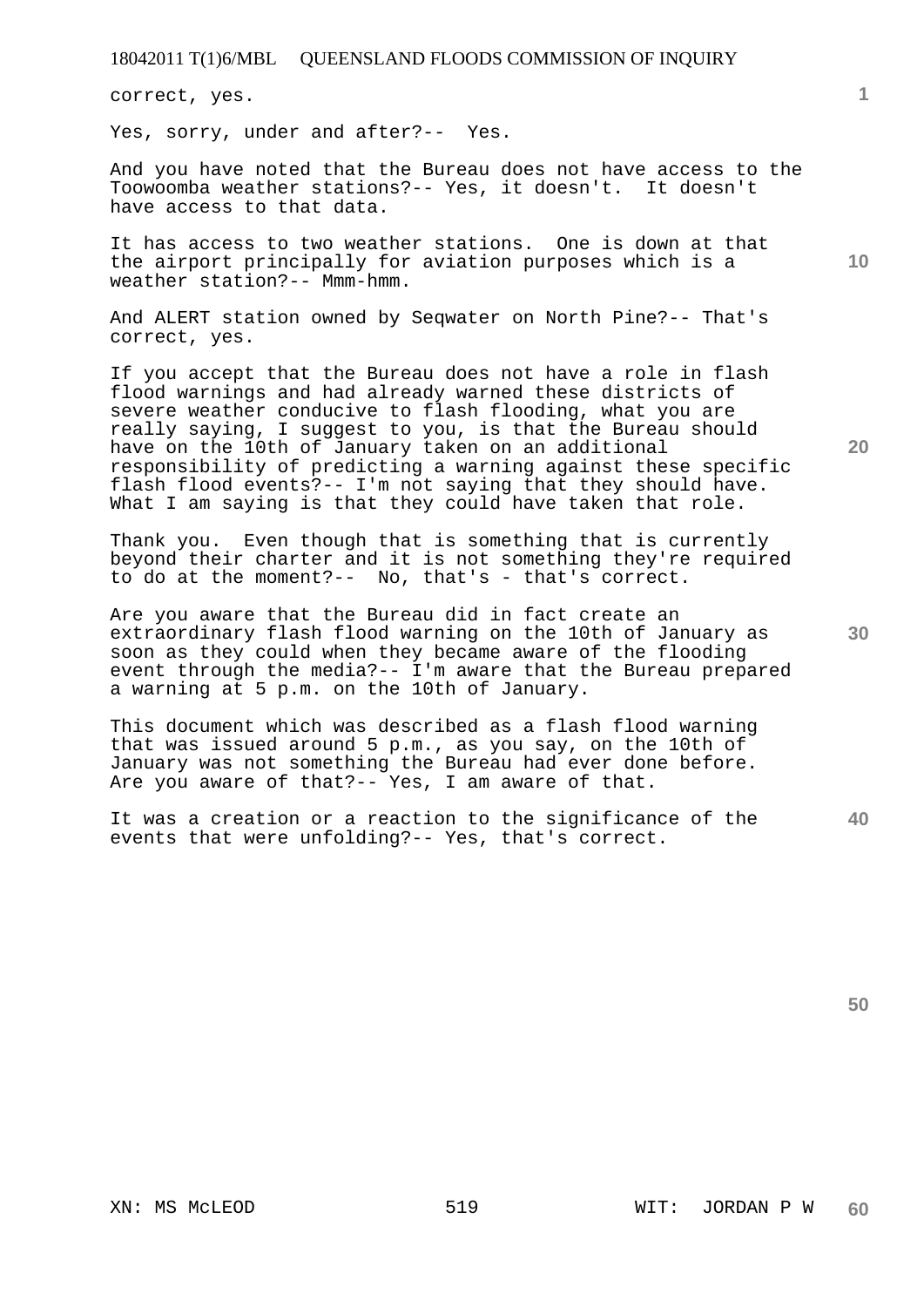correct, yes.

Yes, sorry, under and after?-- Yes.

And you have noted that the Bureau does not have access to the Toowoomba weather stations?-- Yes, it doesn't. It doesn't have access to that data.

It has access to two weather stations. One is down at that the airport principally for aviation purposes which is a weather station?-- Mmm-hmm.

And ALERT station owned by Seqwater on North Pine?-- That's correct, yes.

If you accept that the Bureau does not have a role in flash flood warnings and had already warned these districts of severe weather conducive to flash flooding, what you are really saying, I suggest to you, is that the Bureau should have on the 10th of January taken on an additional responsibility of predicting a warning against these specific flash flood events?-- I'm not saying that they should have. What I am saying is that they could have taken that role.

Thank you. Even though that is something that is currently beyond their charter and it is not something they're required to do at the moment?-- No, that's - that's correct.

Are you aware that the Bureau did in fact create an extraordinary flash flood warning on the 10th of January as soon as they could when they became aware of the flooding event through the media?-- I'm aware that the Bureau prepared a warning at 5 p.m. on the 10th of January.

This document which was described as a flash flood warning that was issued around 5 p.m., as you say, on the 10th of January was not something the Bureau had ever done before. Are you aware of that?-- Yes, I am aware of that.

It was a creation or a reaction to the significance of the events that were unfolding?-- Yes, that's correct.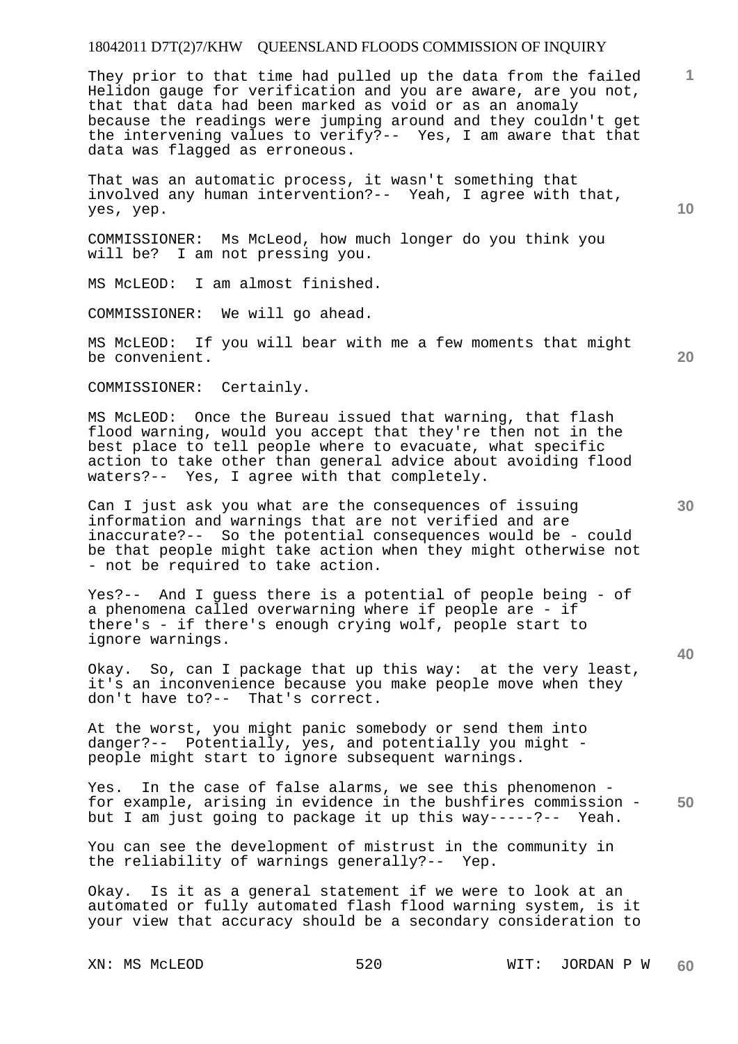They prior to that time had pulled up the data from the failed Helidon gauge for verification and you are aware, are you not, that that data had been marked as void or as an anomaly because the readings were jumping around and they couldn't get the intervening values to verify?-- Yes, I am aware that that data was flagged as erroneous.

That was an automatic process, it wasn't something that involved any human intervention?-- Yeah, I agree with that, yes, yep.

COMMISSIONER: Ms McLeod, how much longer do you think you will be? I am not pressing you.

MS McLEOD: I am almost finished.

COMMISSIONER: We will go ahead.

MS McLEOD: If you will bear with me a few moments that might be convenient.

COMMISSIONER: Certainly.

MS McLEOD: Once the Bureau issued that warning, that flash flood warning, would you accept that they're then not in the best place to tell people where to evacuate, what specific action to take other than general advice about avoiding flood waters?-- Yes, I agree with that completely.

Can I just ask you what are the consequences of issuing information and warnings that are not verified and are inaccurate?-- So the potential consequences would be - could be that people might take action when they might otherwise not - not be required to take action.

Yes?-- And I guess there is a potential of people being - of a phenomena called overwarning where if people are - if there's - if there's enough crying wolf, people start to ignore warnings.

Okay. So, can I package that up this way: at the very least, it's an inconvenience because you make people move when they don't have to?-- That's correct.

At the worst, you might panic somebody or send them into danger?-- Potentially, yes, and potentially you might - people might start to ignore subsequent warnings.

Yes. In the case of false alarms, we see this phenomenon - for example, arising in evidence in the bushfires commission - but I am just going to package it up this way-----?-- Yeah.

You can see the development of mistrust in the community in the reliability of warnings generally?-- Yep.

Okay. Is it as a general statement if we were to look at an automated or fully automated flash flood warning system, is it your view that accuracy should be a secondary consideration to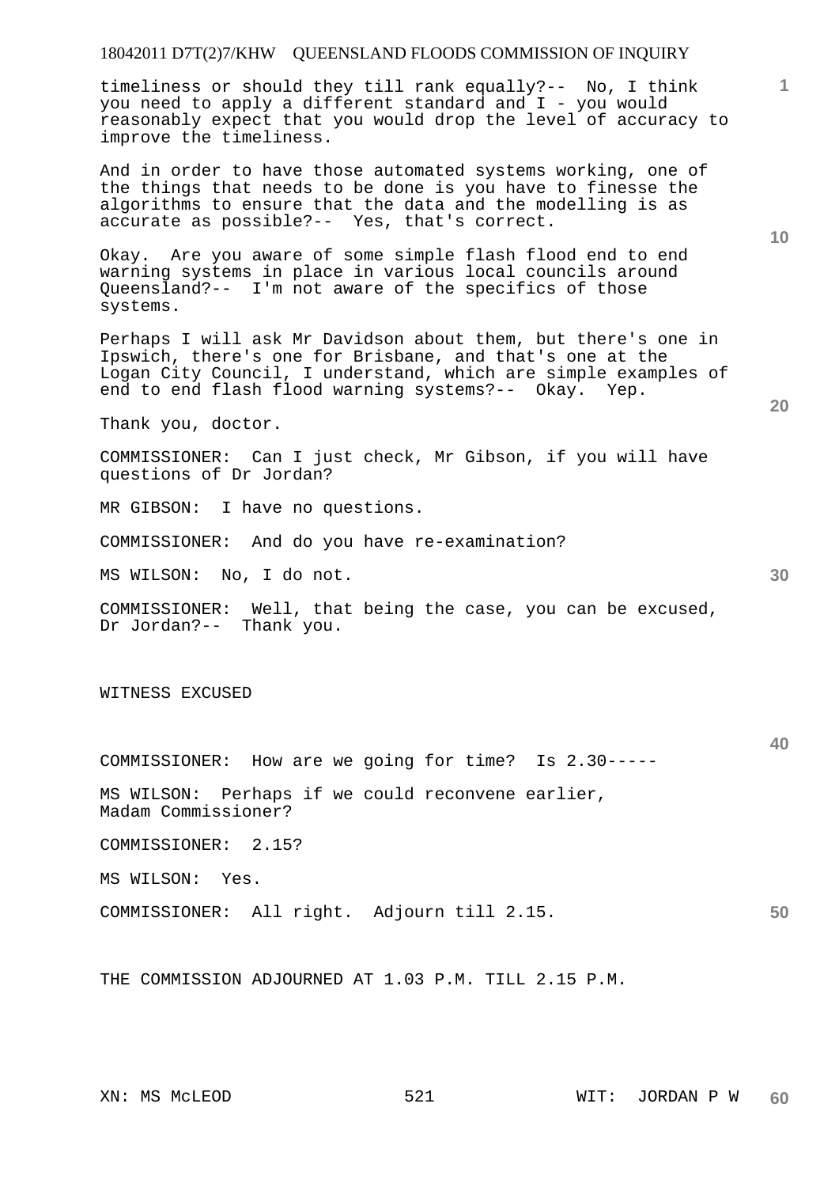timeliness or should they till rank equally?-- No, I think you need to apply a different standard and I - you would reasonably expect that you would drop the level of accuracy to improve the timeliness.

And in order to have those automated systems working, one of the things that needs to be done is you have to finesse the algorithms to ensure that the data and the modelling is as accurate as possible?-- Yes, that's correct.

Okay. Are you aware of some simple flash flood end to end warning systems in place in various local councils around Queensland?-- I'm not aware of the specifics of those systems.

Perhaps I will ask Mr Davidson about them, but there's one in Ipswich, there's one for Brisbane, and that's one at the Logan City Council, I understand, which are simple examples of end to end flash flood warning systems?-- Okay. Yep.

Thank you, doctor.

COMMISSIONER: Can I just check, Mr Gibson, if you will have questions of Dr Jordan?

MR GIBSON: I have no questions.

COMMISSIONER: And do you have re-examination?

MS WILSON: No, I do not.

COMMISSIONER: Well, that being the case, you can be excused, Dr Jordan?-- Thank you.

WITNESS EXCUSED

COMMISSIONER: How are we going for time? Is 2.30-----

MS WILSON: Perhaps if we could reconvene earlier, Madam Commissioner?

COMMISSIONER: 2.15?

MS WILSON: Yes.

COMMISSIONER: All right. Adjourn till 2.15.

THE COMMISSION ADJOURNED AT 1.03 P.M. TILL 2.15 P.M.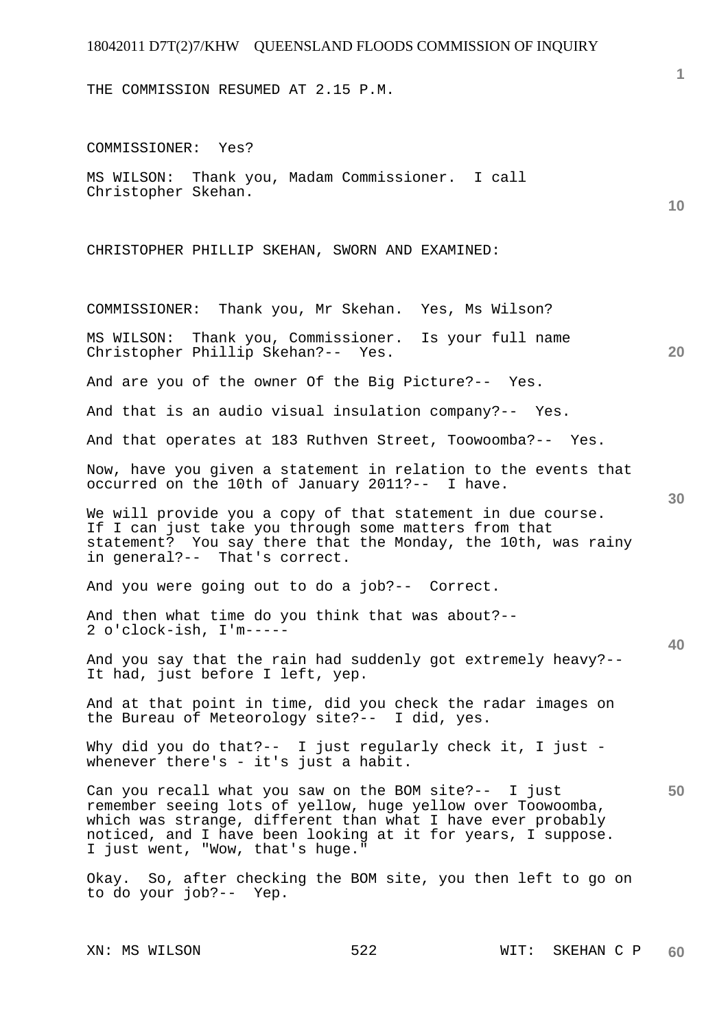THE COMMISSION RESUMED AT 2.15 P.M.

COMMISSIONER: Yes?

MS WILSON: Thank you, Madam Commissioner. I call Christopher Skehan.

CHRISTOPHER PHILLIP SKEHAN, SWORN AND EXAMINED:

COMMISSIONER: Thank you, Mr Skehan. Yes, Ms Wilson?

MS WILSON: Thank you, Commissioner. Is your full name Christopher Phillip Skehan?-- Yes.

And are you of the owner Of the Big Picture?-- Yes.

And that is an audio visual insulation company?-- Yes.

And that operates at 183 Ruthven Street, Toowoomba?-- Yes.

Now, have you given a statement in relation to the events that occurred on the 10th of January 2011?-- I have.

We will provide you a copy of that statement in due course. If I can just take you through some matters from that statement? You say there that the Monday, the 10th, was rainy in general?-- That's correct.

And you were going out to do a job?-- Correct.

And then what time do you think that was about?-- 2 o'clock-ish, I'm-----

And you say that the rain had suddenly got extremely heavy?-- It had, just before I left, yep.

And at that point in time, did you check the radar images on the Bureau of Meteorology site?-- I did, yes.

Why did you do that?-- I just regularly check it, I just - whenever there's - it's just a habit.

Can you recall what you saw on the BOM site?-- I just remember seeing lots of yellow, huge yellow over Toowoomba, which was strange, different than what I have ever probably noticed, and I have been looking at it for years, I suppose. I just went, "Wow, that's huge."

Okay. So, after checking the BOM site, you then left to go on to do your job?-- Yep.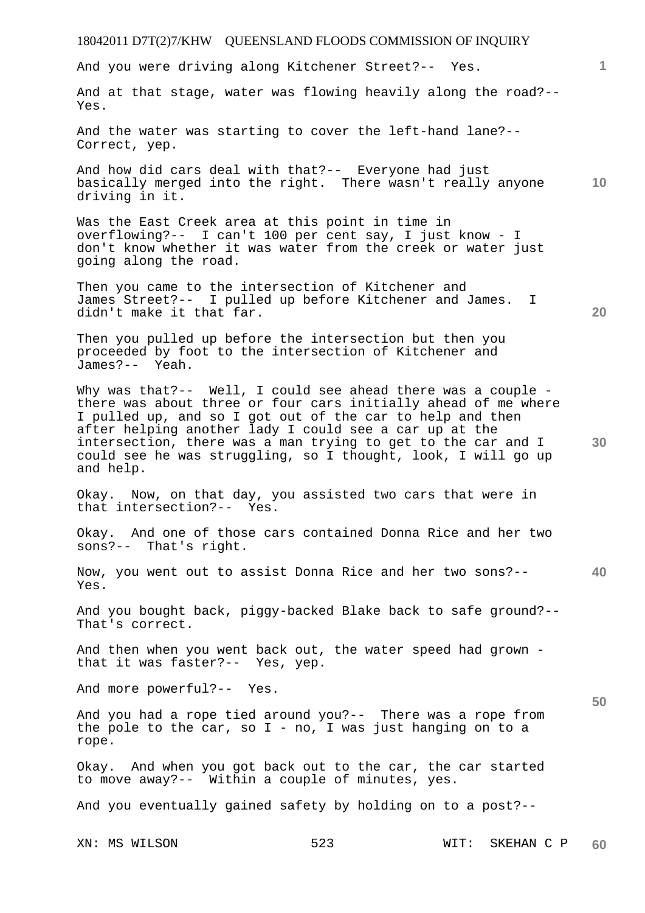And you were driving along Kitchener Street?-- Yes.

And at that stage, water was flowing heavily along the road?-- Yes.

And the water was starting to cover the left-hand lane?-- Correct, yep.

And how did cars deal with that?-- Everyone had just basically merged into the right. There wasn't really anyone driving in it.

Was the East Creek area at this point in time in overflowing?-- I can't 100 per cent say, I just know - I don't know whether it was water from the creek or water just going along the road.

Then you came to the intersection of Kitchener and James Street?-- I pulled up before Kitchener and James. I didn't make it that far.

Then you pulled up before the intersection but then you proceeded by foot to the intersection of Kitchener and James?-- Yeah.

Why was that?-- Well, I could see ahead there was a couple - there was about three or four cars initially ahead of me where I pulled up, and so I got out of the car to help and then after helping another lady I could see a car up at the intersection, there was a man trying to get to the car and I could see he was struggling, so I thought, look, I will go up and help.

Okay. Now, on that day, you assisted two cars that were in that intersection?-- Yes.

Okay. And one of those cars contained Donna Rice and her two sons?-- That's right.

Now, you went out to assist Donna Rice and her two sons?-- Yes.

And you bought back, piggy-backed Blake back to safe ground?-- That's correct.

And then when you went back out, the water speed had grown - that it was faster?-- Yes, yep.

And more powerful?-- Yes.

And you had a rope tied around you?-- There was a rope from the pole to the car, so I - no, I was just hanging on to a rope.

Okay. And when you got back out to the car, the car started to move away?-- Within a couple of minutes, yes.

And you eventually gained safety by holding on to a post?--

XN: MS WILSON    WIT: SKEHAN C P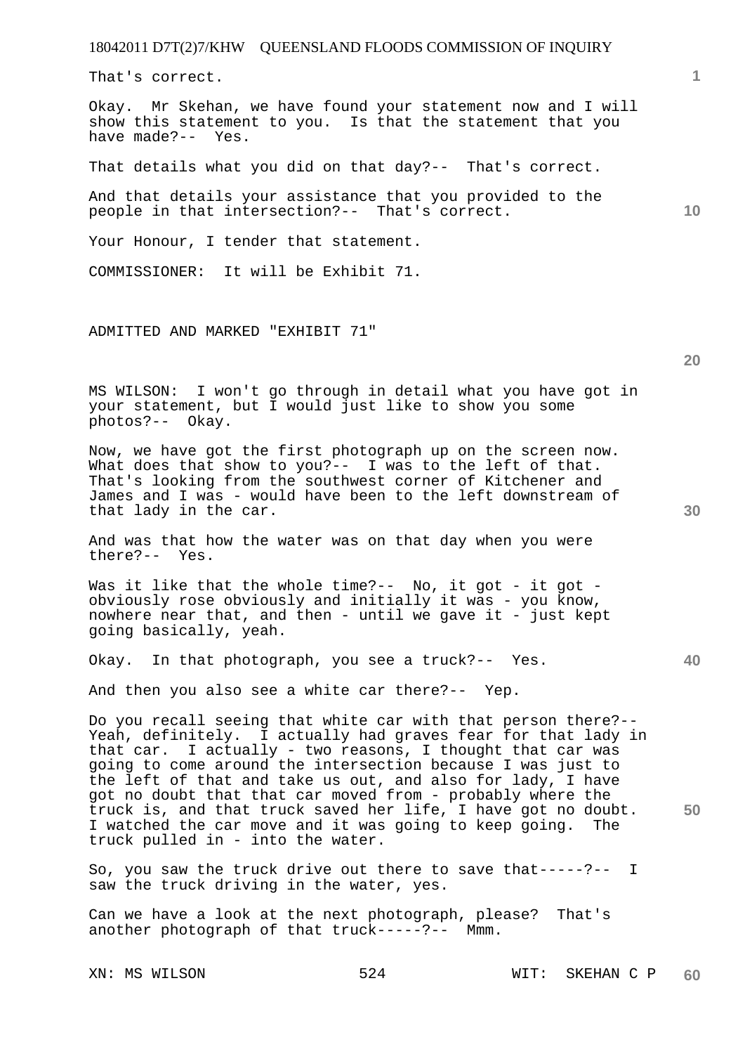That's correct.

Okay. Mr Skehan, we have found your statement now and I will show this statement to you. Is that the statement that you have made?-- Yes.

That details what you did on that day?-- That's correct.

And that details your assistance that you provided to the people in that intersection?-- That's correct.

Your Honour, I tender that statement.

COMMISSIONER: It will be Exhibit 71.

ADMITTED AND MARKED "EXHIBIT 71"

MS WILSON: I won't go through in detail what you have got in your statement, but I would just like to show you some photos?-- Okay.

Now, we have got the first photograph up on the screen now. What does that show to you?-- I was to the left of that. That's looking from the southwest corner of Kitchener and James and I was - would have been to the left downstream of that lady in the car.

And was that how the water was on that day when you were there?-- Yes.

Was it like that the whole time?-- No, it got - it got - obviously rose obviously and initially it was - you know, nowhere near that, and then - until we gave it - just kept going basically, yeah.

Okay. In that photograph, you see a truck?-- Yes.

And then you also see a white car there?-- Yep.

Do you recall seeing that white car with that person there?-- Yeah, definitely. I actually had graves fear for that lady in that car. I actually - two reasons, I thought that car was going to come around the intersection because I was just to the left of that and take us out, and also for lady, I have got no doubt that that car moved from - probably where the truck is, and that truck saved her life, I have got no doubt. I watched the car move and it was going to keep going. The truck pulled in - into the water.

So, you saw the truck drive out there to save that-----?-- I saw the truck driving in the water, yes.

Can we have a look at the next photograph, please? That's another photograph of that truck-----?-- Mmm.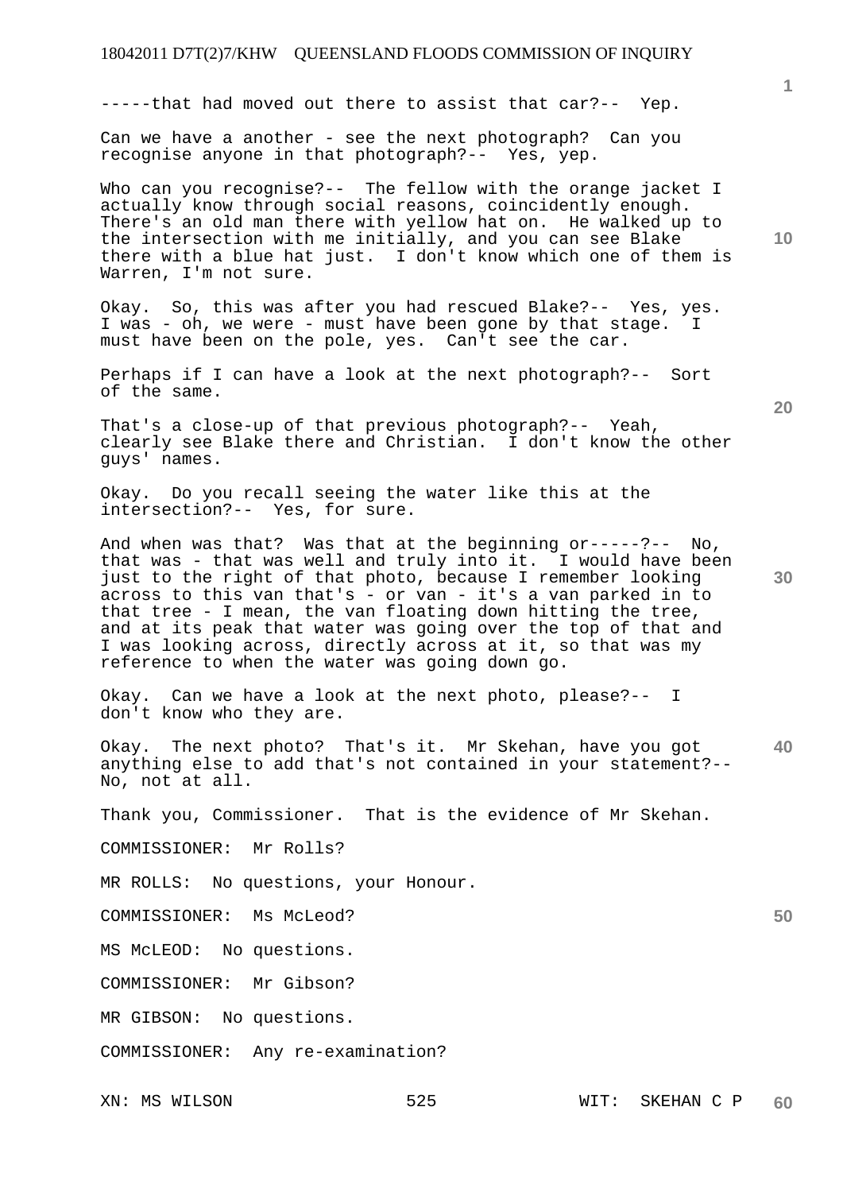-----that had moved out there to assist that car?-- Yep.

Can we have a another - see the next photograph? Can you recognise anyone in that photograph?-- Yes, yep.

Who can you recognise?-- The fellow with the orange jacket I actually know through social reasons, coincidently enough. There's an old man there with yellow hat on. He walked up to the intersection with me initially, and you can see Blake there with a blue hat just. I don't know which one of them is Warren, I'm not sure.

Okay. So, this was after you had rescued Blake?-- Yes, yes. I was - oh, we were - must have been gone by that stage. I must have been on the pole, yes. Can't see the car.

Perhaps if I can have a look at the next photograph?-- Sort of the same.

That's a close-up of that previous photograph?-- Yeah, clearly see Blake there and Christian. I don't know the other guys' names.

Okay. Do you recall seeing the water like this at the intersection?-- Yes, for sure.

And when was that? Was that at the beginning or-----?-- No, that was - that was well and truly into it. I would have been just to the right of that photo, because I remember looking across to this van that's - or van - it's a van parked in to that tree - I mean, the van floating down hitting the tree, and at its peak that water was going over the top of that and I was looking across, directly across at it, so that was my reference to when the water was going down go.

Okay. Can we have a look at the next photo, please?-- I don't know who they are.

Okay. The next photo? That's it. Mr Skehan, have you got anything else to add that's not contained in your statement?-- No, not at all.

Thank you, Commissioner. That is the evidence of Mr Skehan.

COMMISSIONER: Mr Rolls?

MR ROLLS: No questions, your Honour.

COMMISSIONER: Ms McLeod?

MS McLEOD: No questions.

COMMISSIONER: Mr Gibson?

MR GIBSON: No questions.

COMMISSIONER: Any re-examination?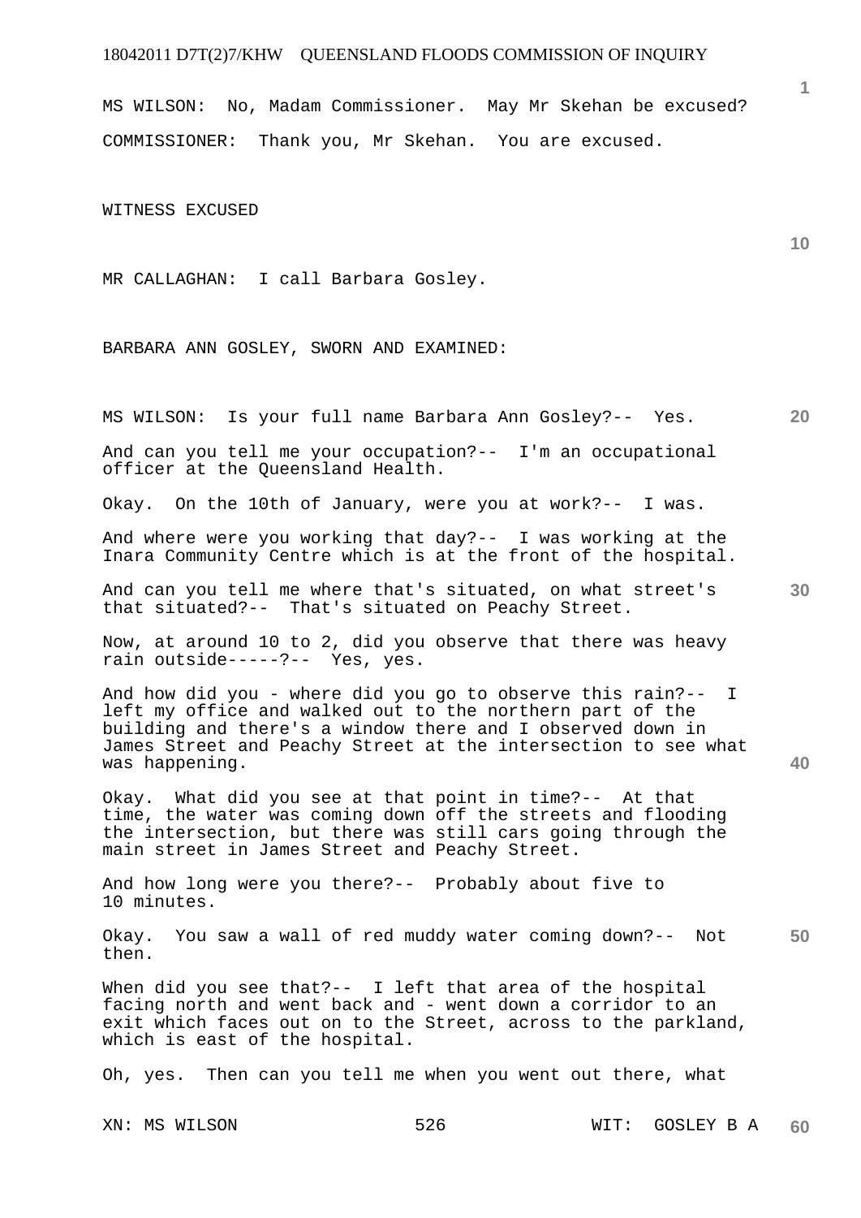MS WILSON: No, Madam Commissioner. May Mr Skehan be excused?

COMMISSIONER: Thank you, Mr Skehan. You are excused.

WITNESS EXCUSED

MR CALLAGHAN: I call Barbara Gosley.

BARBARA ANN GOSLEY, SWORN AND EXAMINED:

MS WILSON: Is your full name Barbara Ann Gosley?-- Yes.

And can you tell me your occupation?-- I'm an occupational officer at the Queensland Health.

Okay. On the 10th of January, were you at work?-- I was.

And where were you working that day?-- I was working at the Inara Community Centre which is at the front of the hospital.

And can you tell me where that's situated, on what street's that situated?-- That's situated on Peachy Street.

Now, at around 10 to 2, did you observe that there was heavy rain outside-----?-- Yes, yes.

And how did you - where did you go to observe this rain?-- I left my office and walked out to the northern part of the building and there's a window there and I observed down in James Street and Peachy Street at the intersection to see what was happening.

Okay. What did you see at that point in time?-- At that time, the water was coming down off the streets and flooding the intersection, but there was still cars going through the main street in James Street and Peachy Street.

And how long were you there?-- Probably about five to 10 minutes.

Okay. You saw a wall of red muddy water coming down?-- Not then.

When did you see that?-- I left that area of the hospital facing north and went back and - went down a corridor to an exit which faces out on to the Street, across to the parkland, which is east of the hospital.

Oh, yes. Then can you tell me when you went out there, what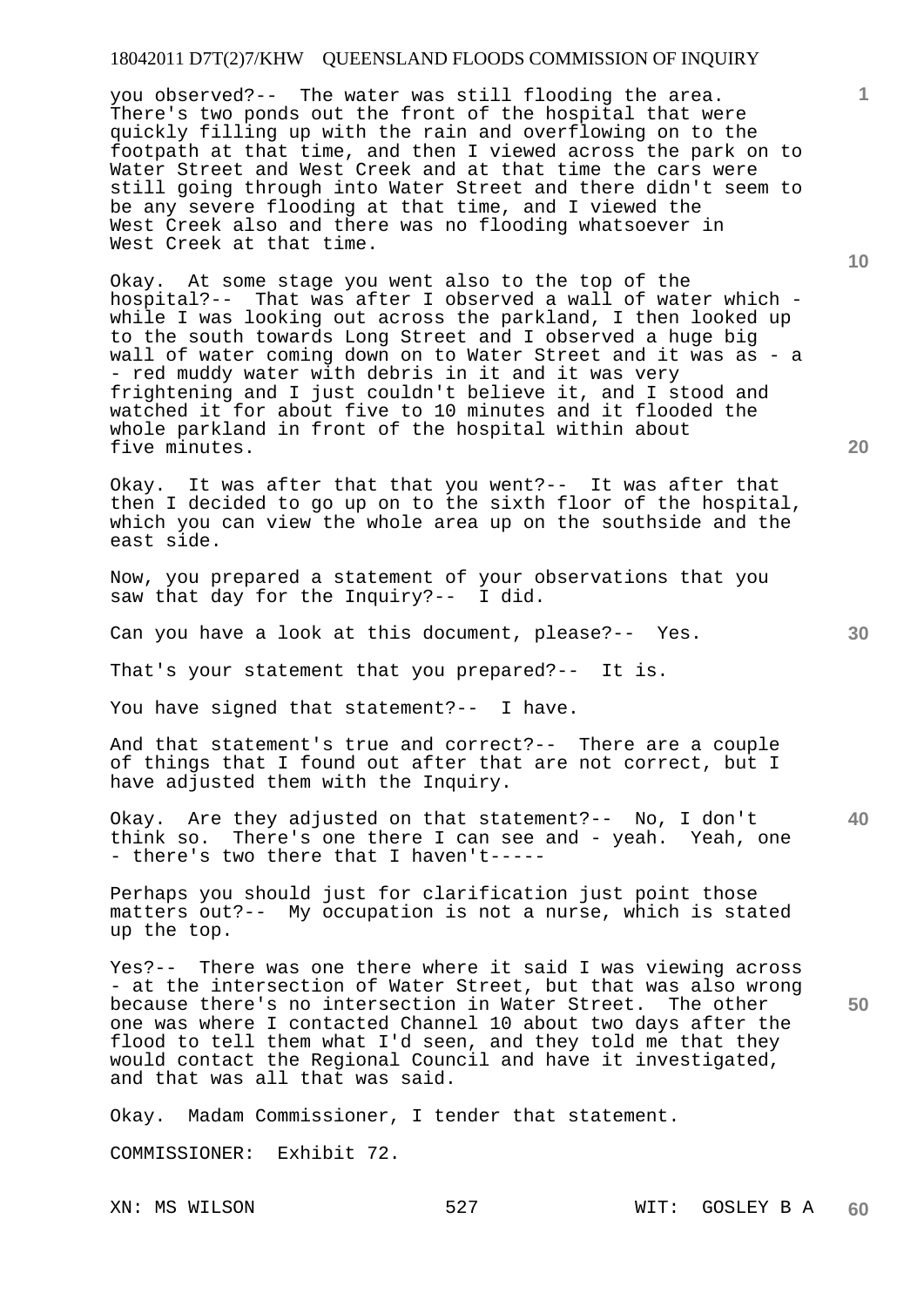you observed?-- The water was still flooding the area. There's two ponds out the front of the hospital that were quickly filling up with the rain and overflowing on to the footpath at that time, and then I viewed across the park on to Water Street and West Creek and at that time the cars were still going through into Water Street and there didn't seem to be any severe flooding at that time, and I viewed the West Creek also and there was no flooding whatsoever in West Creek at that time.

Okay. At some stage you went also to the top of the hospital?-- That was after I observed a wall of water which - while I was looking out across the parkland, I then looked up to the south towards Long Street and I observed a huge big wall of water coming down on to Water Street and it was as - a - red muddy water with debris in it and it was very frightening and I just couldn't believe it, and I stood and watched it for about five to 10 minutes and it flooded the whole parkland in front of the hospital within about five minutes.

Okay. It was after that that you went?-- It was after that then I decided to go up on to the sixth floor of the hospital, which you can view the whole area up on the southside and the east side.

Now, you prepared a statement of your observations that you saw that day for the Inquiry?-- I did.

Can you have a look at this document, please?-- Yes.

That's your statement that you prepared?-- It is.

You have signed that statement?-- I have.

And that statement's true and correct?-- There are a couple of things that I found out after that are not correct, but I have adjusted them with the Inquiry.

Okay. Are they adjusted on that statement?-- No, I don't think so. There's one there I can see and - yeah. Yeah, one - there's two there that I haven't-----

Perhaps you should just for clarification just point those matters out?-- My occupation is not a nurse, which is stated up the top.

Yes?-- There was one there where it said I was viewing across - at the intersection of Water Street, but that was also wrong because there's no intersection in Water Street. The other one was where I contacted Channel 10 about two days after the flood to tell them what I'd seen, and they told me that they would contact the Regional Council and have it investigated, and that was all that was said.

Okay. Madam Commissioner, I tender that statement.

COMMISSIONER: Exhibit 72.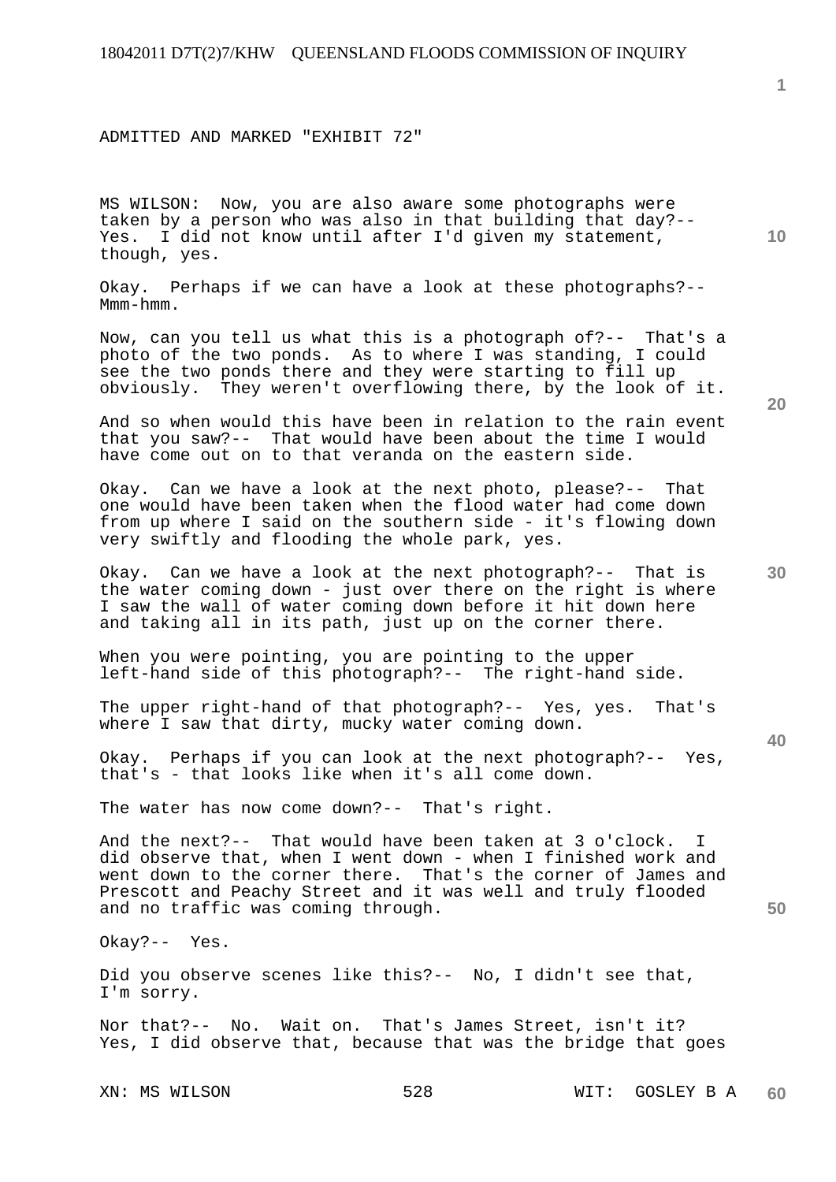ADMITTED AND MARKED "EXHIBIT 72"

MS WILSON: Now, you are also aware some photographs were taken by a person who was also in that building that day?-- Yes. I did not know until after I'd given my statement, though, yes.

Okay. Perhaps if we can have a look at these photographs?-- Mmm-hmm.

Now, can you tell us what this is a photograph of?-- That's a photo of the two ponds. As to where I was standing, I could see the two ponds there and they were starting to fill up obviously. They weren't overflowing there, by the look of it.

And so when would this have been in relation to the rain event that you saw?-- That would have been about the time I would have come out on to that veranda on the eastern side.

Okay. Can we have a look at the next photo, please?-- That one would have been taken when the flood water had come down from up where I said on the southern side - it's flowing down very swiftly and flooding the whole park, yes.

Okay. Can we have a look at the next photograph?-- That is the water coming down - just over there on the right is where I saw the wall of water coming down before it hit down here and taking all in its path, just up on the corner there.

When you were pointing, you are pointing to the upper left-hand side of this photograph?-- The right-hand side.

The upper right-hand of that photograph?-- Yes, yes. That's where I saw that dirty, mucky water coming down.

Okay. Perhaps if you can look at the next photograph?-- Yes, that's - that looks like when it's all come down.

The water has now come down?-- That's right.

And the next?-- That would have been taken at 3 o'clock. I did observe that, when I went down - when I finished work and went down to the corner there. That's the corner of James and Prescott and Peachy Street and it was well and truly flooded and no traffic was coming through.

Okay?-- Yes.

Did you observe scenes like this?-- No, I didn't see that, I'm sorry.

Nor that?-- No. Wait on. That's James Street, isn't it? Yes, I did observe that, because that was the bridge that goes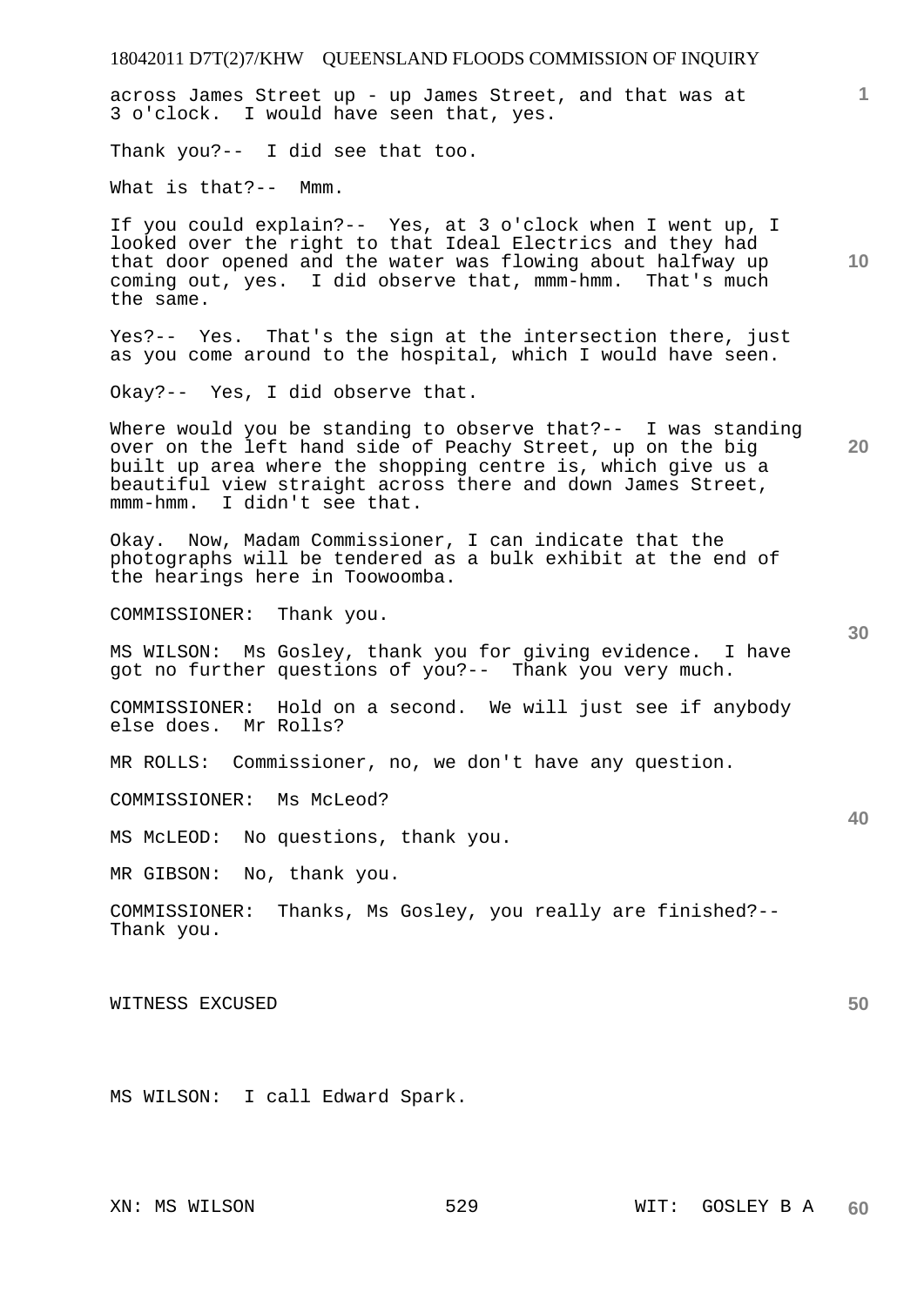across James Street up - up James Street, and that was at 3 o'clock. I would have seen that, yes.

Thank you?-- I did see that too.

What is that?-- Mmm.

If you could explain?-- Yes, at 3 o'clock when I went up, I looked over the right to that Ideal Electrics and they had that door opened and the water was flowing about halfway up coming out, yes. I did observe that, mmm-hmm. That's much the same.

Yes?-- Yes. That's the sign at the intersection there, just as you come around to the hospital, which I would have seen.

Okay?-- Yes, I did observe that.

Where would you be standing to observe that?-- I was standing over on the left hand side of Peachy Street, up on the big built up area where the shopping centre is, which give us a beautiful view straight across there and down James Street, mmm-hmm. I didn't see that.

Okay. Now, Madam Commissioner, I can indicate that the photographs will be tendered as a bulk exhibit at the end of the hearings here in Toowoomba.

COMMISSIONER: Thank you.

MS WILSON: Ms Gosley, thank you for giving evidence. I have got no further questions of you?-- Thank you very much.

COMMISSIONER: Hold on a second. We will just see if anybody else does. Mr Rolls?

MR ROLLS: Commissioner, no, we don't have any question.

COMMISSIONER: Ms McLeod?

MS McLEOD: No questions, thank you.

MR GIBSON: No, thank you.

COMMISSIONER: Thanks, Ms Gosley, you really are finished?-- Thank you.

WITNESS EXCUSED

MS WILSON: I call Edward Spark.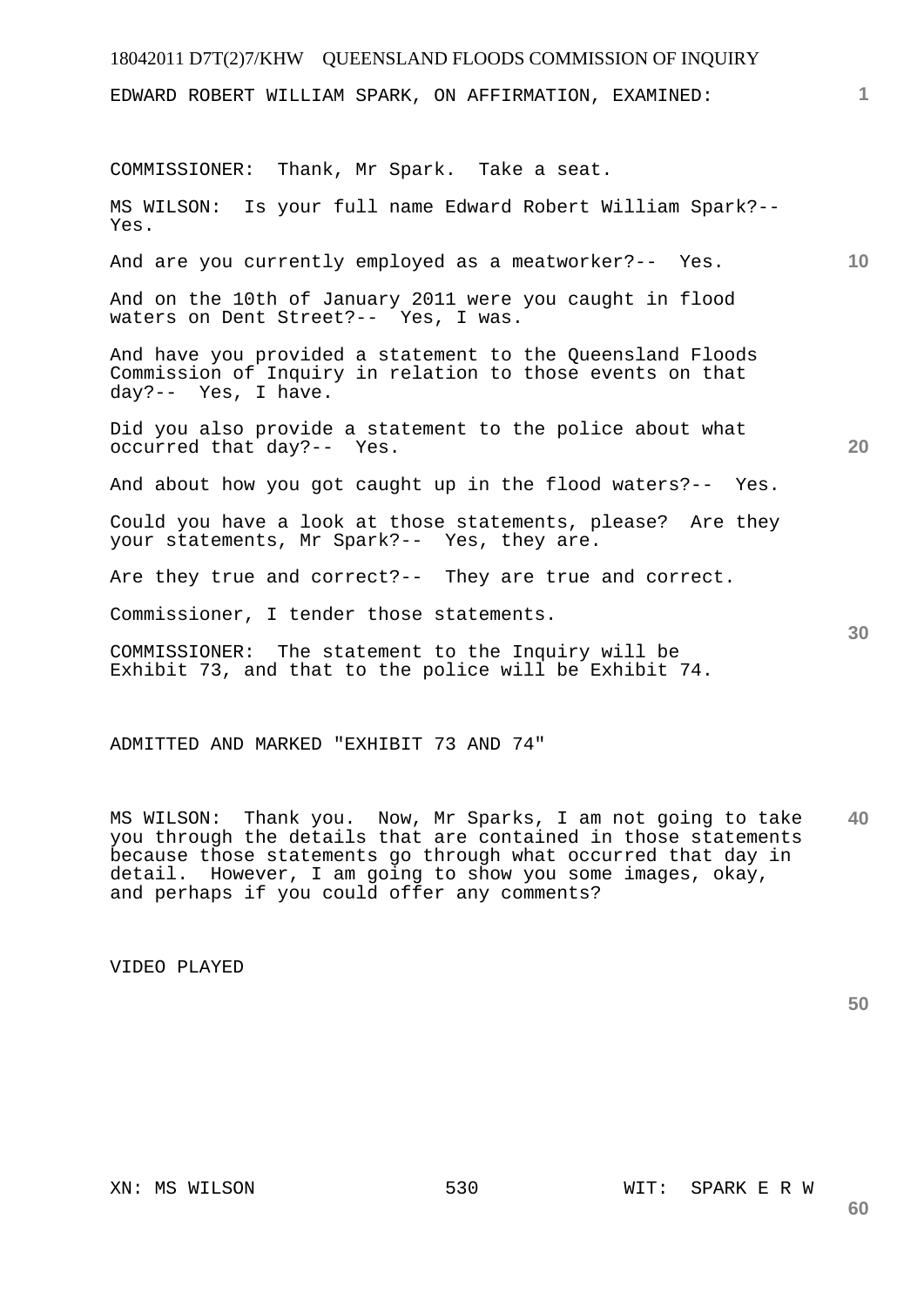EDWARD ROBERT WILLIAM SPARK, ON AFFIRMATION, EXAMINED:

COMMISSIONER: Thank, Mr Spark. Take a seat.

MS WILSON: Is your full name Edward Robert William Spark?-- Yes.

And are you currently employed as a meatworker?-- Yes.

And on the 10th of January 2011 were you caught in flood waters on Dent Street?-- Yes, I was.

And have you provided a statement to the Queensland Floods Commission of Inquiry in relation to those events on that day?-- Yes, I have.

Did you also provide a statement to the police about what occurred that day?-- Yes.

And about how you got caught up in the flood waters?-- Yes.

Could you have a look at those statements, please? Are they your statements, Mr Spark?-- Yes, they are.

Are they true and correct?-- They are true and correct.

Commissioner, I tender those statements.

COMMISSIONER: The statement to the Inquiry will be Exhibit 73, and that to the police will be Exhibit 74.

ADMITTED AND MARKED "EXHIBIT 73 AND 74"

MS WILSON: Thank you. Now, Mr Sparks, I am not going to take you through the details that are contained in those statements because those statements go through what occurred that day in detail. However, I am going to show you some images, okay, and perhaps if you could offer any comments?

VIDEO PLAYED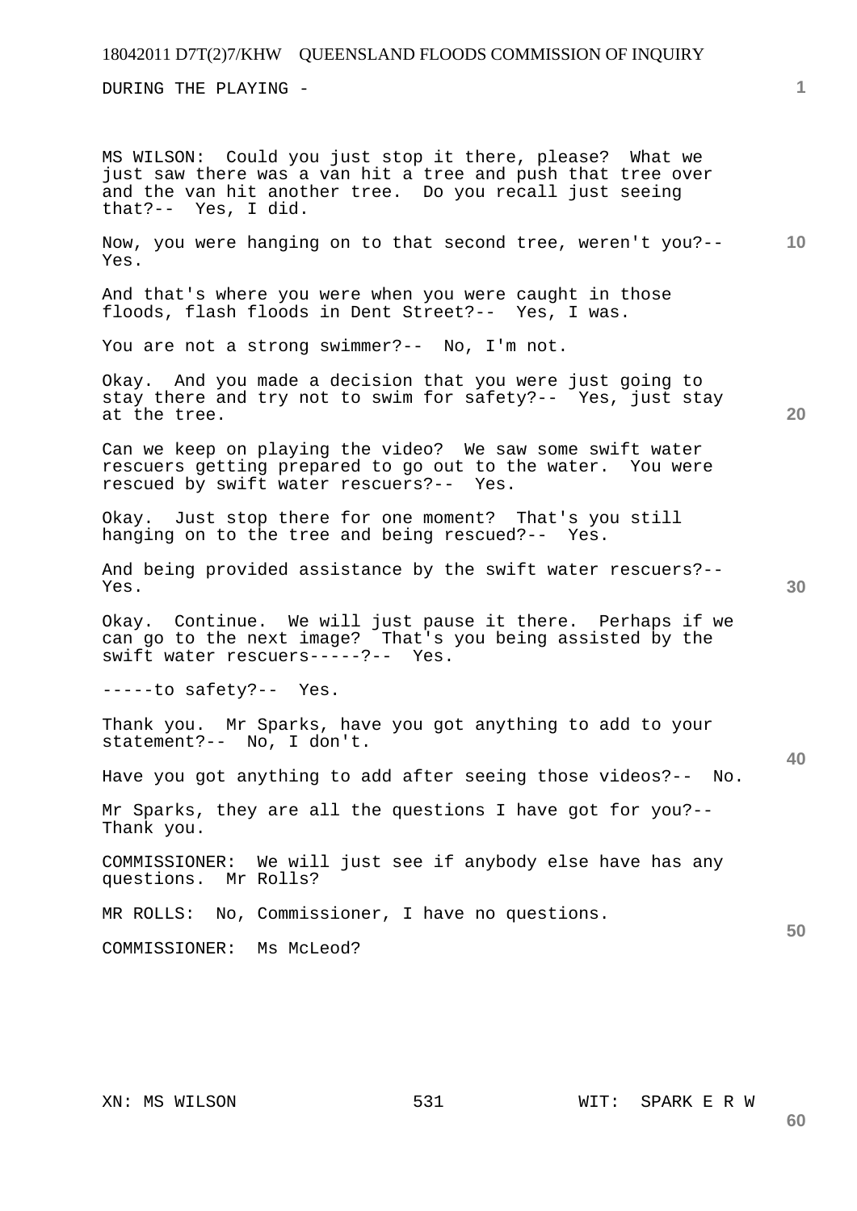DURING THE PLAYING -

MS WILSON: Could you just stop it there, please? What we just saw there was a van hit a tree and push that tree over and the van hit another tree. Do you recall just seeing that?-- Yes, I did.

Now, you were hanging on to that second tree, weren't you?-- Yes.

And that's where you were when you were caught in those floods, flash floods in Dent Street?-- Yes, I was.

You are not a strong swimmer?-- No, I'm not.

Okay. And you made a decision that you were just going to stay there and try not to swim for safety?-- Yes, just stay at the tree.

Can we keep on playing the video? We saw some swift water rescuers getting prepared to go out to the water. You were rescued by swift water rescuers?-- Yes.

Okay. Just stop there for one moment? That's you still hanging on to the tree and being rescued?-- Yes.

And being provided assistance by the swift water rescuers?-- Yes.

Okay. Continue. We will just pause it there. Perhaps if we can go to the next image? That's you being assisted by the swift water rescuers-----?-- Yes.

-----to safety?-- Yes.

Thank you. Mr Sparks, have you got anything to add to your statement?-- No, I don't.

Have you got anything to add after seeing those videos?-- No.

Mr Sparks, they are all the questions I have got for you?-- Thank you.

COMMISSIONER: We will just see if anybody else have has any questions. Mr Rolls?

MR ROLLS: No, Commissioner, I have no questions.

COMMISSIONER: Ms McLeod?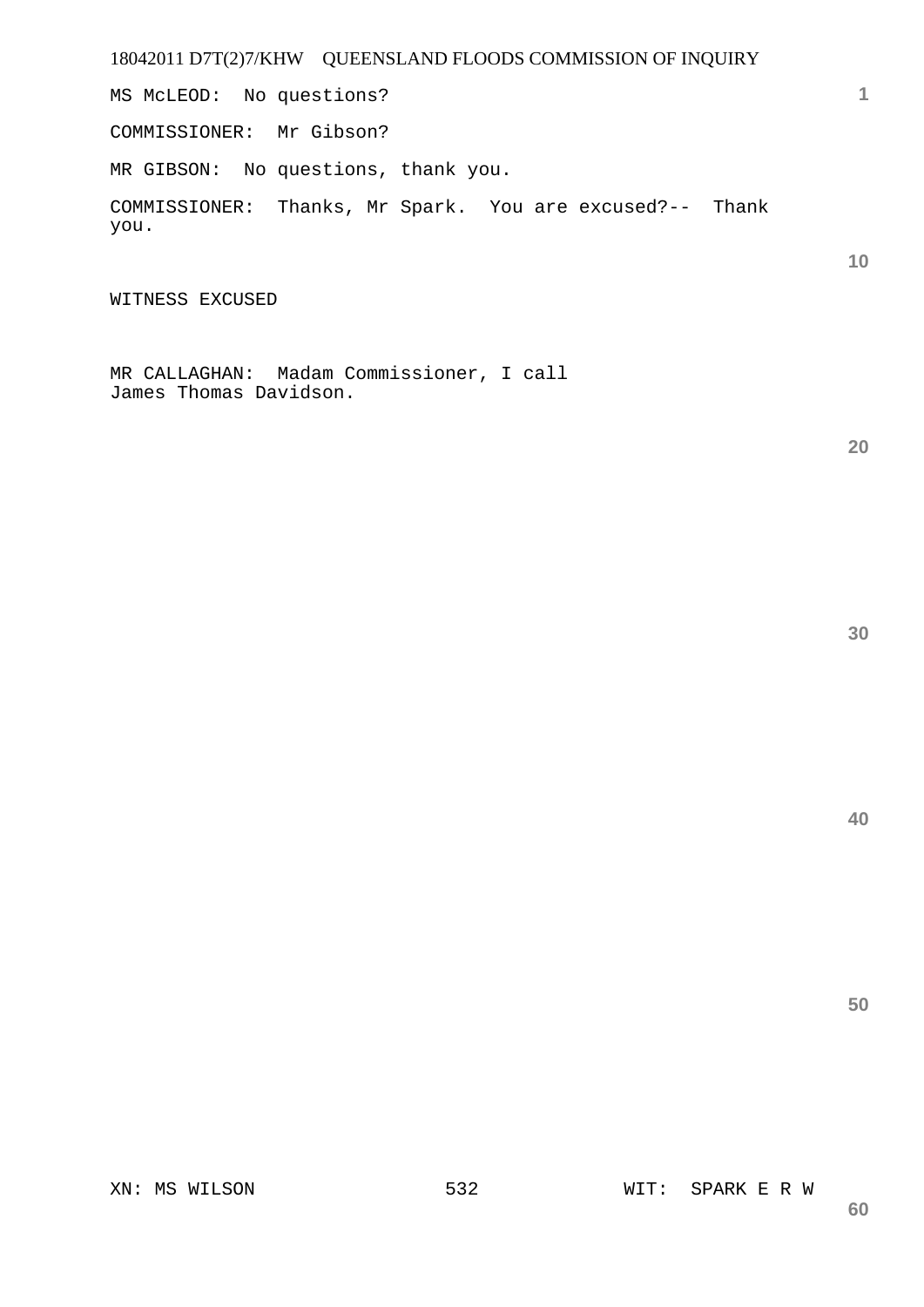MS McLEOD:  No questions?

COMMISSIONER:  Mr Gibson?

MR GIBSON:  No questions, thank you.

COMMISSIONER:  Thanks, Mr Spark.  You are excused?--  Thank you.

WITNESS EXCUSED

MR CALLAGHAN:  Madam Commissioner, I call James Thomas Davidson.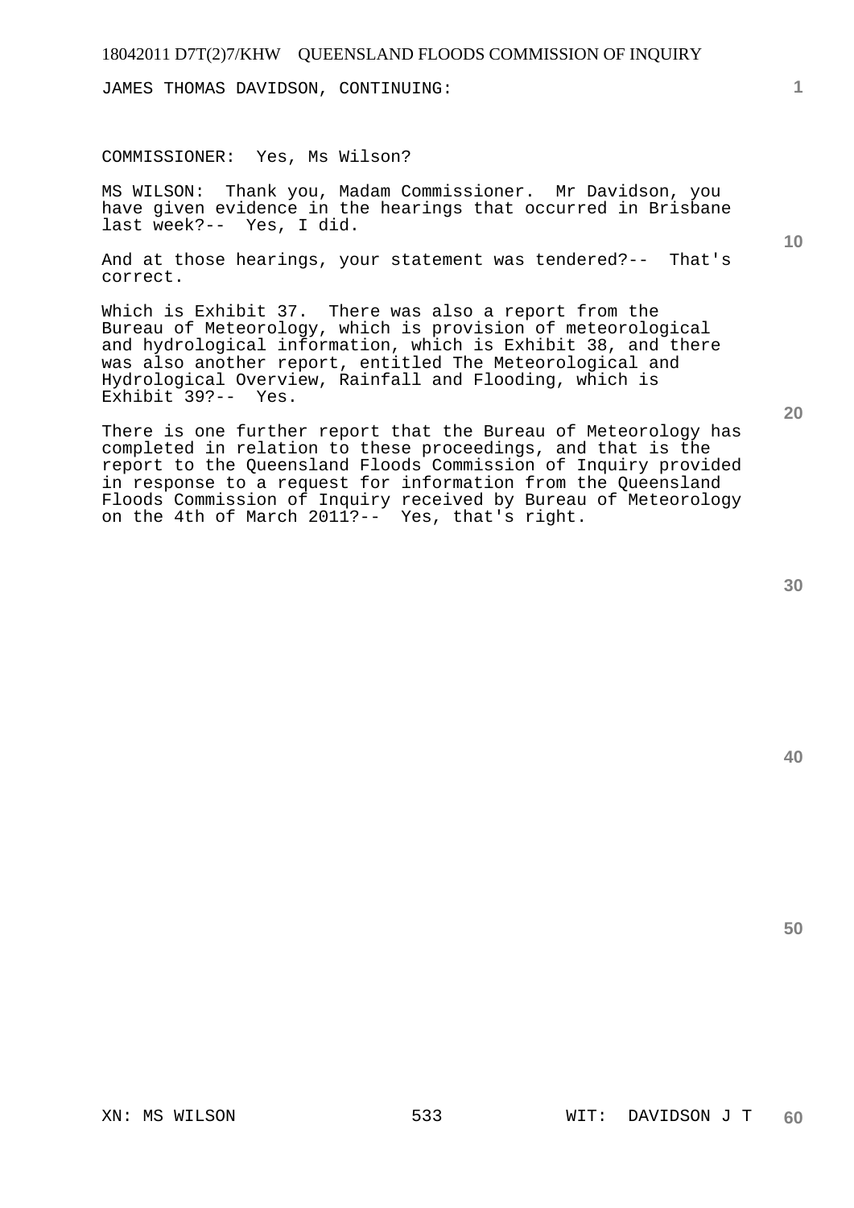JAMES THOMAS DAVIDSON, CONTINUING:

COMMISSIONER: Yes, Ms Wilson?

MS WILSON: Thank you, Madam Commissioner. Mr Davidson, you have given evidence in the hearings that occurred in Brisbane last week?-- Yes, I did.

And at those hearings, your statement was tendered?-- That's correct.

Which is Exhibit 37. There was also a report from the Bureau of Meteorology, which is provision of meteorological and hydrological information, which is Exhibit 38, and there was also another report, entitled The Meteorological and Hydrological Overview, Rainfall and Flooding, which is Exhibit 39?-- Yes.

There is one further report that the Bureau of Meteorology has completed in relation to these proceedings, and that is the report to the Queensland Floods Commission of Inquiry provided in response to a request for information from the Queensland Floods Commission of Inquiry received by Bureau of Meteorology on the 4th of March 2011?-- Yes, that's right.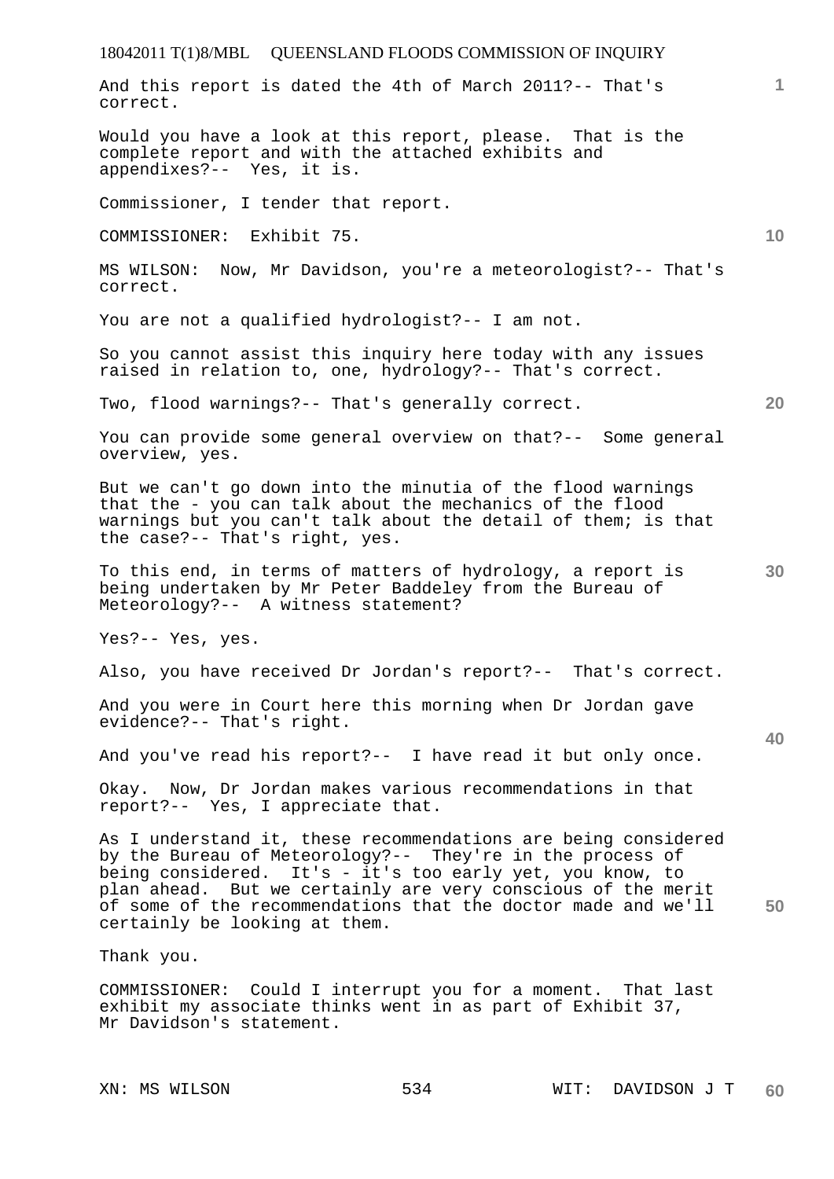And this report is dated the 4th of March 2011?-- That's correct.

Would you have a look at this report, please. That is the complete report and with the attached exhibits and appendixes?-- Yes, it is.

Commissioner, I tender that report.

COMMISSIONER: Exhibit 75.

MS WILSON: Now, Mr Davidson, you're a meteorologist?-- That's correct.

You are not a qualified hydrologist?-- I am not.

So you cannot assist this inquiry here today with any issues raised in relation to, one, hydrology?-- That's correct.

Two, flood warnings?-- That's generally correct.

You can provide some general overview on that?-- Some general overview, yes.

But we can't go down into the minutia of the flood warnings that the - you can talk about the mechanics of the flood warnings but you can't talk about the detail of them; is that the case?-- That's right, yes.

To this end, in terms of matters of hydrology, a report is being undertaken by Mr Peter Baddeley from the Bureau of Meteorology?-- A witness statement?

Yes?-- Yes, yes.

Also, you have received Dr Jordan's report?-- That's correct.

And you were in Court here this morning when Dr Jordan gave evidence?-- That's right.

And you've read his report?-- I have read it but only once.

Okay. Now, Dr Jordan makes various recommendations in that report?-- Yes, I appreciate that.

As I understand it, these recommendations are being considered by the Bureau of Meteorology?-- They're in the process of being considered. It's - it's too early yet, you know, to plan ahead. But we certainly are very conscious of the merit of some of the recommendations that the doctor made and we'll certainly be looking at them.

Thank you.

COMMISSIONER: Could I interrupt you for a moment. That last exhibit my associate thinks went in as part of Exhibit 37, Mr Davidson's statement.

XN: MS WILSON WIT: DAVIDSON J T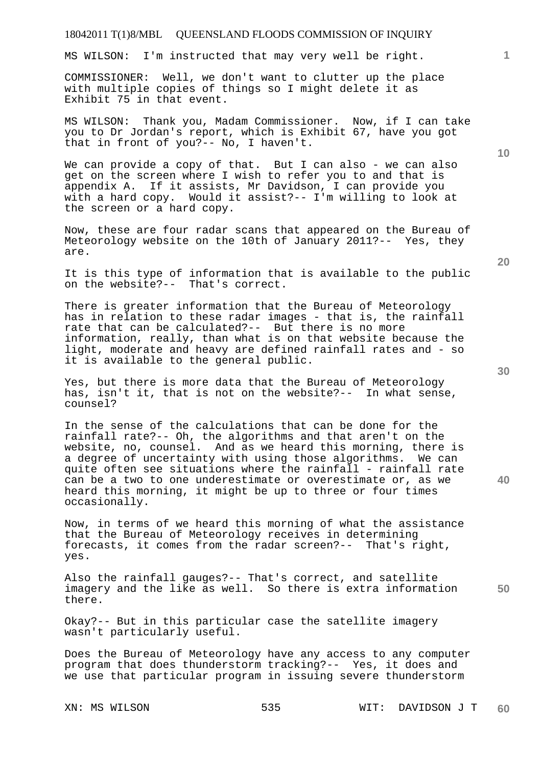MS WILSON: I'm instructed that may very well be right.

COMMISSIONER: Well, we don't want to clutter up the place with multiple copies of things so I might delete it as Exhibit 75 in that event.

MS WILSON: Thank you, Madam Commissioner. Now, if I can take you to Dr Jordan's report, which is Exhibit 67, have you got that in front of you?-- No, I haven't.

We can provide a copy of that. But I can also - we can also get on the screen where I wish to refer you to and that is appendix A. If it assists, Mr Davidson, I can provide you with a hard copy. Would it assist?-- I'm willing to look at the screen or a hard copy.

Now, these are four radar scans that appeared on the Bureau of Meteorology website on the 10th of January 2011?-- Yes, they are.

It is this type of information that is available to the public on the website?-- That's correct.

There is greater information that the Bureau of Meteorology has in relation to these radar images - that is, the rainfall rate that can be calculated?-- But there is no more information, really, than what is on that website because the light, moderate and heavy are defined rainfall rates and - so it is available to the general public.

Yes, but there is more data that the Bureau of Meteorology has, isn't it, that is not on the website?-- In what sense, counsel?

In the sense of the calculations that can be done for the rainfall rate?-- Oh, the algorithms and that aren't on the website, no, counsel. And as we heard this morning, there is a degree of uncertainty with using those algorithms. We can quite often see situations where the rainfall - rainfall rate can be a two to one underestimate or overestimate or, as we heard this morning, it might be up to three or four times occasionally.

Now, in terms of we heard this morning of what the assistance that the Bureau of Meteorology receives in determining forecasts, it comes from the radar screen?-- That's right, yes.

Also the rainfall gauges?-- That's correct, and satellite imagery and the like as well. So there is extra information there.

Okay?-- But in this particular case the satellite imagery wasn't particularly useful.

Does the Bureau of Meteorology have any access to any computer program that does thunderstorm tracking?-- Yes, it does and we use that particular program in issuing severe thunderstorm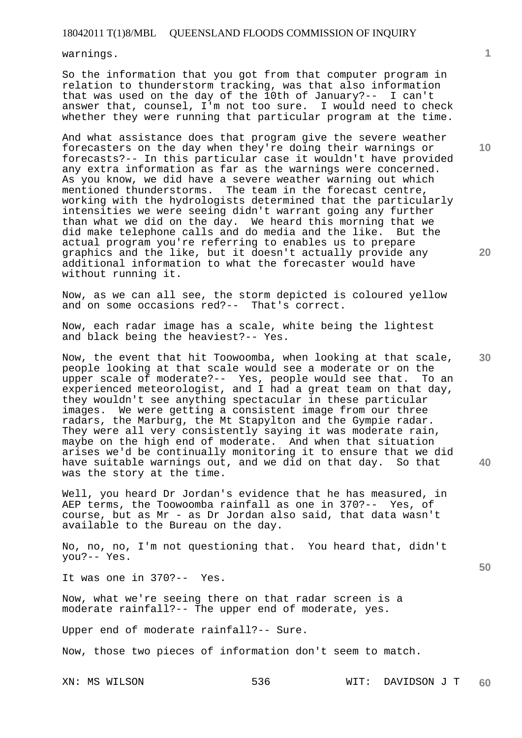warnings.

So the information that you got from that computer program in relation to thunderstorm tracking, was that also information that was used on the day of the 10th of January?-- I can't answer that, counsel, I'm not too sure. I would need to check whether they were running that particular program at the time.

And what assistance does that program give the severe weather forecasters on the day when they're doing their warnings or forecasts?-- In this particular case it wouldn't have provided any extra information as far as the warnings were concerned. As you know, we did have a severe weather warning out which mentioned thunderstorms. The team in the forecast centre, working with the hydrologists determined that the particularly intensities we were seeing didn't warrant going any further than what we did on the day. We heard this morning that we did make telephone calls and do media and the like. But the actual program you're referring to enables us to prepare graphics and the like, but it doesn't actually provide any additional information to what the forecaster would have without running it.

Now, as we can all see, the storm depicted is coloured yellow and on some occasions red?-- That's correct.

Now, each radar image has a scale, white being the lightest and black being the heaviest?-- Yes.

Now, the event that hit Toowoomba, when looking at that scale, people looking at that scale would see a moderate or on the upper scale of moderate?-- Yes, people would see that. To an experienced meteorologist, and I had a great team on that day, they wouldn't see anything spectacular in these particular images. We were getting a consistent image from our three radars, the Marburg, the Mt Stapylton and the Gympie radar. They were all very consistently saying it was moderate rain, maybe on the high end of moderate. And when that situation arises we'd be continually monitoring it to ensure that we did have suitable warnings out, and we did on that day. So that was the story at the time.

Well, you heard Dr Jordan's evidence that he has measured, in AEP terms, the Toowoomba rainfall as one in 370?-- Yes, of course, but as Mr - as Dr Jordan also said, that data wasn't available to the Bureau on the day.

No, no, no, I'm not questioning that. You heard that, didn't you?-- Yes.

It was one in 370?-- Yes.

Now, what we're seeing there on that radar screen is a moderate rainfall?-- The upper end of moderate, yes.

Upper end of moderate rainfall?-- Sure.

Now, those two pieces of information don't seem to match.

XN: MS WILSON WIT: DAVIDSON J T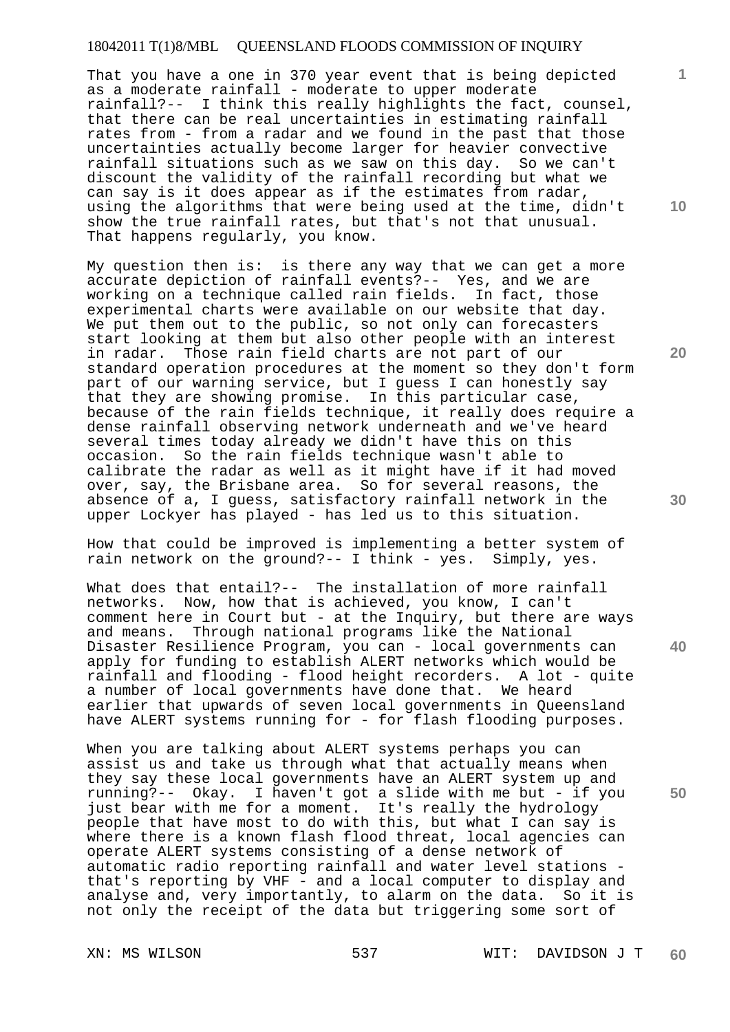That you have a one in 370 year event that is being depicted as a moderate rainfall - moderate to upper moderate rainfall?-- I think this really highlights the fact, counsel, that there can be real uncertainties in estimating rainfall rates from - from a radar and we found in the past that those uncertainties actually become larger for heavier convective rainfall situations such as we saw on this day. So we can't discount the validity of the rainfall recording but what we can say is it does appear as if the estimates from radar, using the algorithms that were being used at the time, didn't show the true rainfall rates, but that's not that unusual. That happens regularly, you know.

My question then is: is there any way that we can get a more accurate depiction of rainfall events?-- Yes, and we are working on a technique called rain fields. In fact, those experimental charts were available on our website that day. We put them out to the public, so not only can forecasters start looking at them but also other people with an interest in radar. Those rain field charts are not part of our standard operation procedures at the moment so they don't form part of our warning service, but I guess I can honestly say that they are showing promise. In this particular case, because of the rain fields technique, it really does require a dense rainfall observing network underneath and we've heard several times today already we didn't have this on this occasion. So the rain fields technique wasn't able to calibrate the radar as well as it might have if it had moved over, say, the Brisbane area. So for several reasons, the absence of a, I guess, satisfactory rainfall network in the upper Lockyer has played - has led us to this situation.

How that could be improved is implementing a better system of rain network on the ground?-- I think - yes. Simply, yes.

What does that entail?-- The installation of more rainfall networks. Now, how that is achieved, you know, I can't comment here in Court but - at the Inquiry, but there are ways and means. Through national programs like the National Disaster Resilience Program, you can - local governments can apply for funding to establish ALERT networks which would be rainfall and flooding - flood height recorders. A lot - quite a number of local governments have done that. We heard earlier that upwards of seven local governments in Queensland have ALERT systems running for - for flash flooding purposes.

When you are talking about ALERT systems perhaps you can assist us and take us through what that actually means when they say these local governments have an ALERT system up and running?-- Okay. I haven't got a slide with me but - if you just bear with me for a moment. It's really the hydrology people that have most to do with this, but what I can say is where there is a known flash flood threat, local agencies can operate ALERT systems consisting of a dense network of automatic radio reporting rainfall and water level stations - that's reporting by VHF - and a local computer to display and analyse and, very importantly, to alarm on the data. So it is not only the receipt of the data but triggering some sort of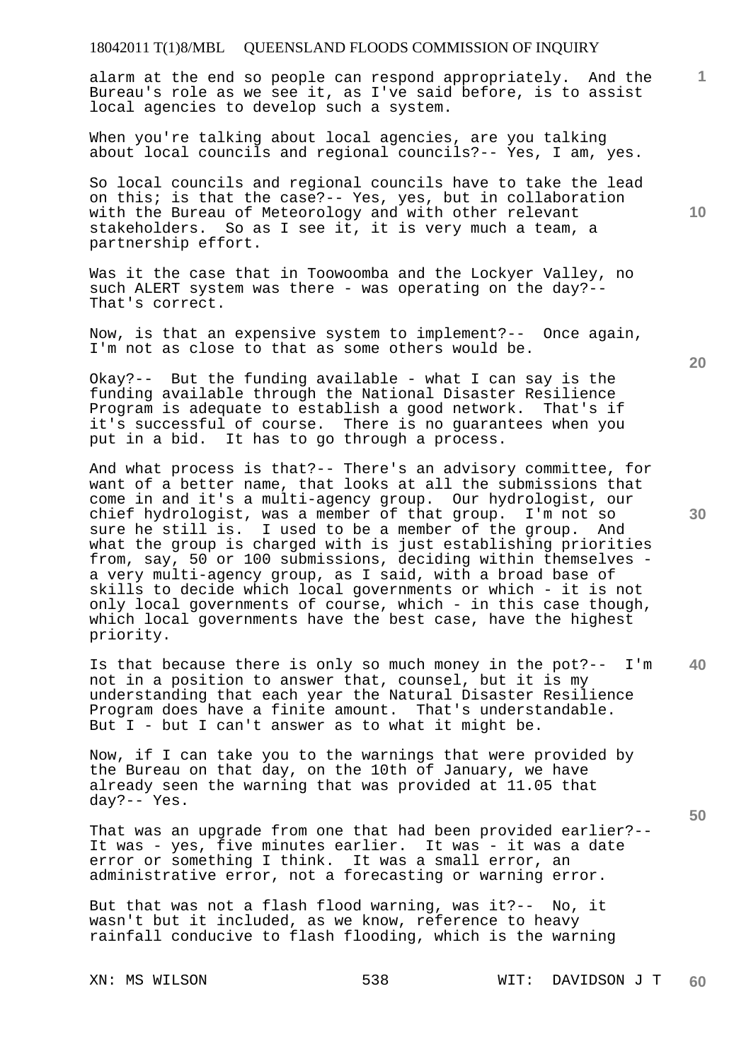alarm at the end so people can respond appropriately. And the Bureau's role as we see it, as I've said before, is to assist local agencies to develop such a system.

When you're talking about local agencies, are you talking about local councils and regional councils?-- Yes, I am, yes.

So local councils and regional councils have to take the lead on this; is that the case?-- Yes, yes, but in collaboration with the Bureau of Meteorology and with other relevant stakeholders. So as I see it, it is very much a team, a partnership effort.

Was it the case that in Toowoomba and the Lockyer Valley, no such ALERT system was there - was operating on the day?-- That's correct.

Now, is that an expensive system to implement?-- Once again, I'm not as close to that as some others would be.

Okay?-- But the funding available - what I can say is the funding available through the National Disaster Resilience Program is adequate to establish a good network. That's if it's successful of course. There is no guarantees when you put in a bid. It has to go through a process.

And what process is that?-- There's an advisory committee, for want of a better name, that looks at all the submissions that come in and it's a multi-agency group. Our hydrologist, our chief hydrologist, was a member of that group. I'm not so sure he still is. I used to be a member of the group. And what the group is charged with is just establishing priorities from, say, 50 or 100 submissions, deciding within themselves - a very multi-agency group, as I said, with a broad base of skills to decide which local governments or which - it is not only local governments of course, which - in this case though, which local governments have the best case, have the highest priority.

Is that because there is only so much money in the pot?-- I'm not in a position to answer that, counsel, but it is my understanding that each year the Natural Disaster Resilience Program does have a finite amount. That's understandable. But I - but I can't answer as to what it might be.

Now, if I can take you to the warnings that were provided by the Bureau on that day, on the 10th of January, we have already seen the warning that was provided at 11.05 that day?-- Yes.

That was an upgrade from one that had been provided earlier?-- It was - yes, five minutes earlier. It was - it was a date error or something I think. It was a small error, an administrative error, not a forecasting or warning error.

But that was not a flash flood warning, was it?-- No, it wasn't but it included, as we know, reference to heavy rainfall conducive to flash flooding, which is the warning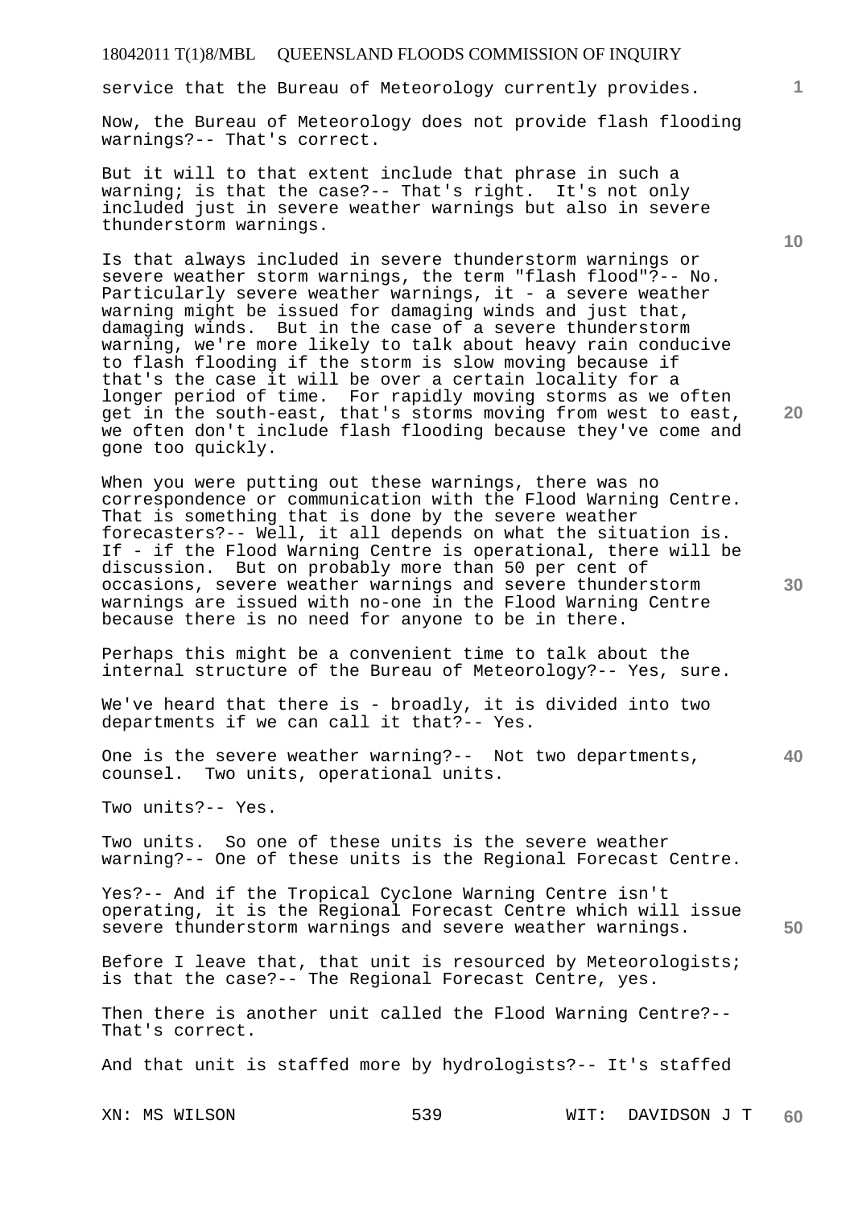service that the Bureau of Meteorology currently provides.

Now, the Bureau of Meteorology does not provide flash flooding warnings?-- That's correct.

But it will to that extent include that phrase in such a warning; is that the case?-- That's right. It's not only included just in severe weather warnings but also in severe thunderstorm warnings.

Is that always included in severe thunderstorm warnings or severe weather storm warnings, the term "flash flood"?-- No. Particularly severe weather warnings, it - a severe weather warning might be issued for damaging winds and just that, damaging winds. But in the case of a severe thunderstorm warning, we're more likely to talk about heavy rain conducive to flash flooding if the storm is slow moving because if that's the case it will be over a certain locality for a longer period of time. For rapidly moving storms as we often get in the south-east, that's storms moving from west to east, we often don't include flash flooding because they've come and gone too quickly.

When you were putting out these warnings, there was no correspondence or communication with the Flood Warning Centre. That is something that is done by the severe weather forecasters?-- Well, it all depends on what the situation is. If - if the Flood Warning Centre is operational, there will be discussion. But on probably more than 50 per cent of occasions, severe weather warnings and severe thunderstorm warnings are issued with no-one in the Flood Warning Centre because there is no need for anyone to be in there.

Perhaps this might be a convenient time to talk about the internal structure of the Bureau of Meteorology?-- Yes, sure.

We've heard that there is - broadly, it is divided into two departments if we can call it that?-- Yes.

One is the severe weather warning?-- Not two departments, counsel. Two units, operational units.

Two units?-- Yes.

Two units. So one of these units is the severe weather warning?-- One of these units is the Regional Forecast Centre.

Yes?-- And if the Tropical Cyclone Warning Centre isn't operating, it is the Regional Forecast Centre which will issue severe thunderstorm warnings and severe weather warnings.

Before I leave that, that unit is resourced by Meteorologists; is that the case?-- The Regional Forecast Centre, yes.

Then there is another unit called the Flood Warning Centre?-- That's correct.

And that unit is staffed more by hydrologists?-- It's staffed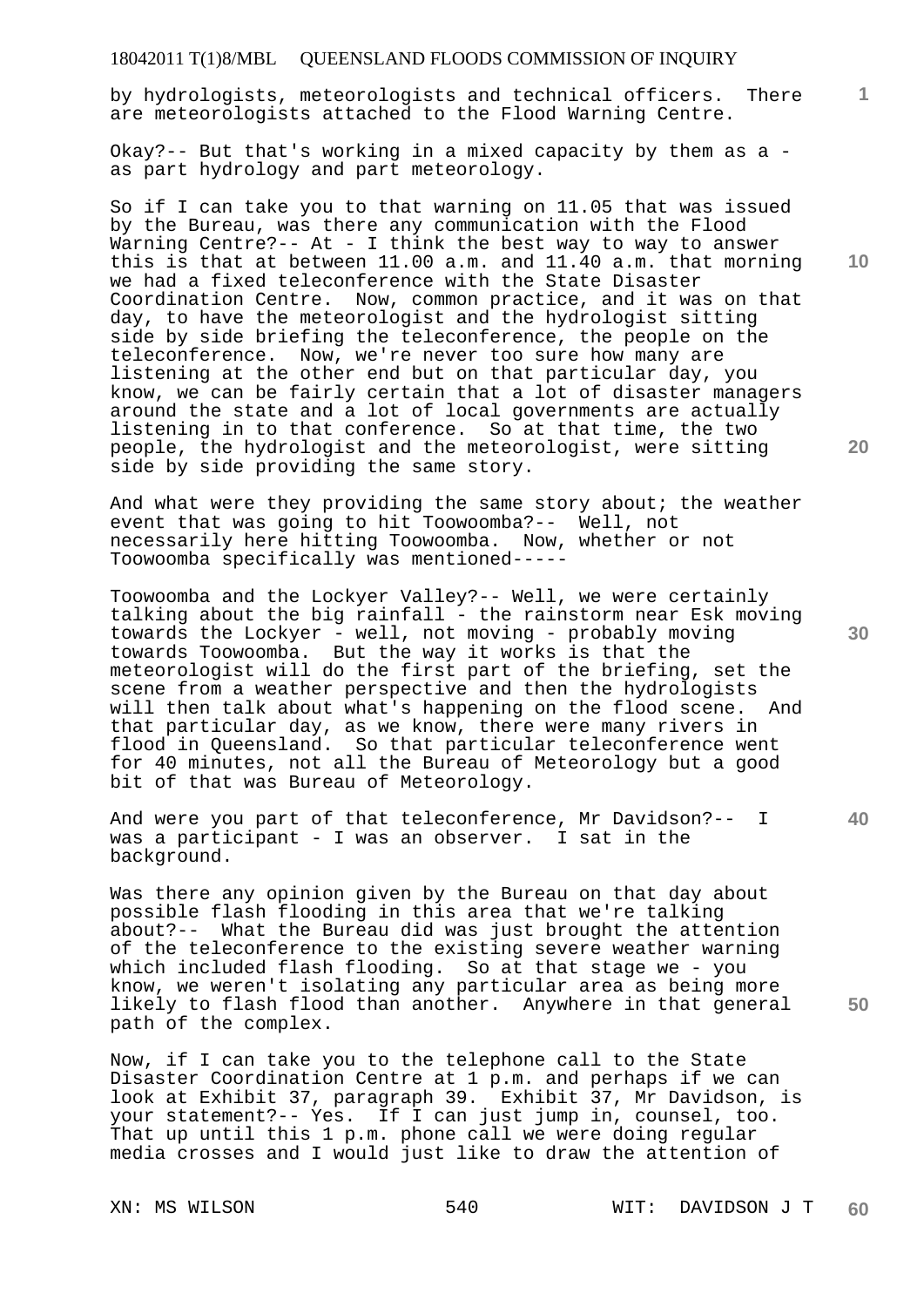by hydrologists, meteorologists and technical officers. There are meteorologists attached to the Flood Warning Centre.

Okay?-- But that's working in a mixed capacity by them as a - as part hydrology and part meteorology.

So if I can take you to that warning on 11.05 that was issued by the Bureau, was there any communication with the Flood Warning Centre?-- At - I think the best way to way to answer this is that at between 11.00 a.m. and 11.40 a.m. that morning we had a fixed teleconference with the State Disaster Coordination Centre. Now, common practice, and it was on that day, to have the meteorologist and the hydrologist sitting side by side briefing the teleconference, the people on the teleconference. Now, we're never too sure how many are listening at the other end but on that particular day, you know, we can be fairly certain that a lot of disaster managers around the state and a lot of local governments are actually listening in to that conference. So at that time, the two people, the hydrologist and the meteorologist, were sitting side by side providing the same story.

And what were they providing the same story about; the weather event that was going to hit Toowoomba?-- Well, not necessarily here hitting Toowoomba. Now, whether or not Toowoomba specifically was mentioned-----

Toowoomba and the Lockyer Valley?-- Well, we were certainly talking about the big rainfall - the rainstorm near Esk moving towards the Lockyer - well, not moving - probably moving towards Toowoomba. But the way it works is that the meteorologist will do the first part of the briefing, set the scene from a weather perspective and then the hydrologists will then talk about what's happening on the flood scene. And that particular day, as we know, there were many rivers in flood in Queensland. So that particular teleconference went for 40 minutes, not all the Bureau of Meteorology but a good bit of that was Bureau of Meteorology.

And were you part of that teleconference, Mr Davidson?-- I was a participant - I was an observer. I sat in the background.

Was there any opinion given by the Bureau on that day about possible flash flooding in this area that we're talking about?-- What the Bureau did was just brought the attention of the teleconference to the existing severe weather warning which included flash flooding. So at that stage we - you know, we weren't isolating any particular area as being more likely to flash flood than another. Anywhere in that general path of the complex.

Now, if I can take you to the telephone call to the State Disaster Coordination Centre at 1 p.m. and perhaps if we can look at Exhibit 37, paragraph 39. Exhibit 37, Mr Davidson, is your statement?-- Yes. If I can just jump in, counsel, too. That up until this 1 p.m. phone call we were doing regular media crosses and I would just like to draw the attention of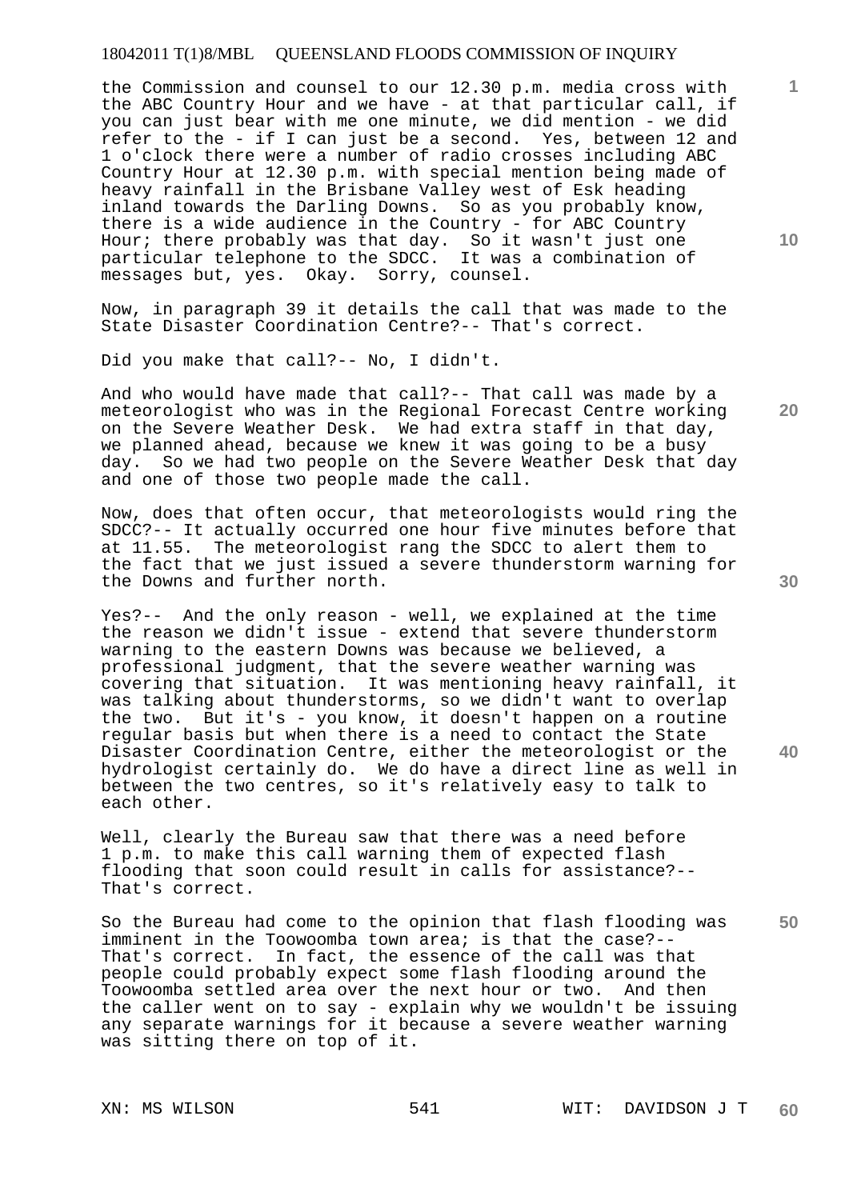the Commission and counsel to our 12.30 p.m. media cross with the ABC Country Hour and we have - at that particular call, if you can just bear with me one minute, we did mention - we did refer to the - if I can just be a second. Yes, between 12 and 1 o'clock there were a number of radio crosses including ABC Country Hour at 12.30 p.m. with special mention being made of heavy rainfall in the Brisbane Valley west of Esk heading inland towards the Darling Downs. So as you probably know, there is a wide audience in the Country - for ABC Country Hour; there probably was that day. So it wasn't just one particular telephone to the SDCC. It was a combination of messages but, yes. Okay. Sorry, counsel.

Now, in paragraph 39 it details the call that was made to the State Disaster Coordination Centre?-- That's correct.

Did you make that call?-- No, I didn't.

And who would have made that call?-- That call was made by a meteorologist who was in the Regional Forecast Centre working on the Severe Weather Desk. We had extra staff in that day, we planned ahead, because we knew it was going to be a busy day. So we had two people on the Severe Weather Desk that day and one of those two people made the call.

Now, does that often occur, that meteorologists would ring the SDCC?-- It actually occurred one hour five minutes before that at 11.55. The meteorologist rang the SDCC to alert them to the fact that we just issued a severe thunderstorm warning for the Downs and further north.

Yes?-- And the only reason - well, we explained at the time the reason we didn't issue - extend that severe thunderstorm warning to the eastern Downs was because we believed, a professional judgment, that the severe weather warning was covering that situation. It was mentioning heavy rainfall, it was talking about thunderstorms, so we didn't want to overlap the two. But it's - you know, it doesn't happen on a routine regular basis but when there is a need to contact the State Disaster Coordination Centre, either the meteorologist or the hydrologist certainly do. We do have a direct line as well in between the two centres, so it's relatively easy to talk to each other.

Well, clearly the Bureau saw that there was a need before 1 p.m. to make this call warning them of expected flash flooding that soon could result in calls for assistance?-- That's correct.

So the Bureau had come to the opinion that flash flooding was imminent in the Toowoomba town area; is that the case?-- That's correct. In fact, the essence of the call was that people could probably expect some flash flooding around the Toowoomba settled area over the next hour or two. And then the caller went on to say - explain why we wouldn't be issuing any separate warnings for it because a severe weather warning was sitting there on top of it.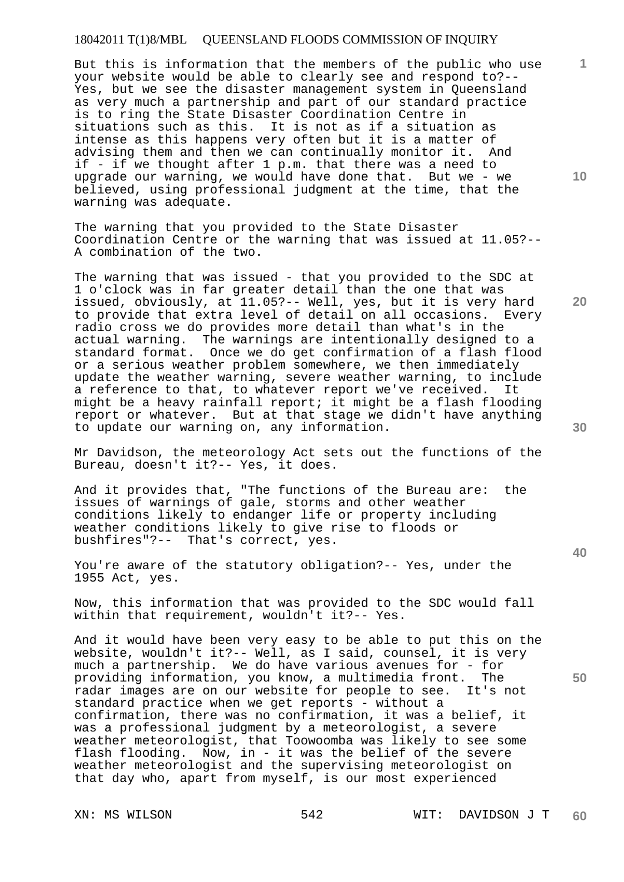But this is information that the members of the public who use your website would be able to clearly see and respond to?-- Yes, but we see the disaster management system in Queensland as very much a partnership and part of our standard practice is to ring the State Disaster Coordination Centre in situations such as this. It is not as if a situation as intense as this happens very often but it is a matter of advising them and then we can continually monitor it. And if - if we thought after 1 p.m. that there was a need to upgrade our warning, we would have done that. But we - we believed, using professional judgment at the time, that the warning was adequate.

The warning that you provided to the State Disaster Coordination Centre or the warning that was issued at 11.05?-- A combination of the two.

The warning that was issued - that you provided to the SDC at 1 o'clock was in far greater detail than the one that was issued, obviously, at 11.05?-- Well, yes, but it is very hard to provide that extra level of detail on all occasions. Every radio cross we do provides more detail than what's in the actual warning. The warnings are intentionally designed to a standard format. Once we do get confirmation of a flash flood or a serious weather problem somewhere, we then immediately update the weather warning, severe weather warning, to include a reference to that, to whatever report we've received. It might be a heavy rainfall report; it might be a flash flooding report or whatever. But at that stage we didn't have anything to update our warning on, any information.

Mr Davidson, the meteorology Act sets out the functions of the Bureau, doesn't it?-- Yes, it does.

And it provides that, "The functions of the Bureau are: the issues of warnings of gale, storms and other weather conditions likely to endanger life or property including weather conditions likely to give rise to floods or bushfires"?-- That's correct, yes.

You're aware of the statutory obligation?-- Yes, under the 1955 Act, yes.

Now, this information that was provided to the SDC would fall within that requirement, wouldn't it?-- Yes.

And it would have been very easy to be able to put this on the website, wouldn't it?-- Well, as I said, counsel, it is very much a partnership. We do have various avenues for - for providing information, you know, a multimedia front. The radar images are on our website for people to see. It's not standard practice when we get reports - without a confirmation, there was no confirmation, it was a belief, it was a professional judgment by a meteorologist, a severe weather meteorologist, that Toowoomba was likely to see some flash flooding. Now, in - it was the belief of the severe weather meteorologist and the supervising meteorologist on that day who, apart from myself, is our most experienced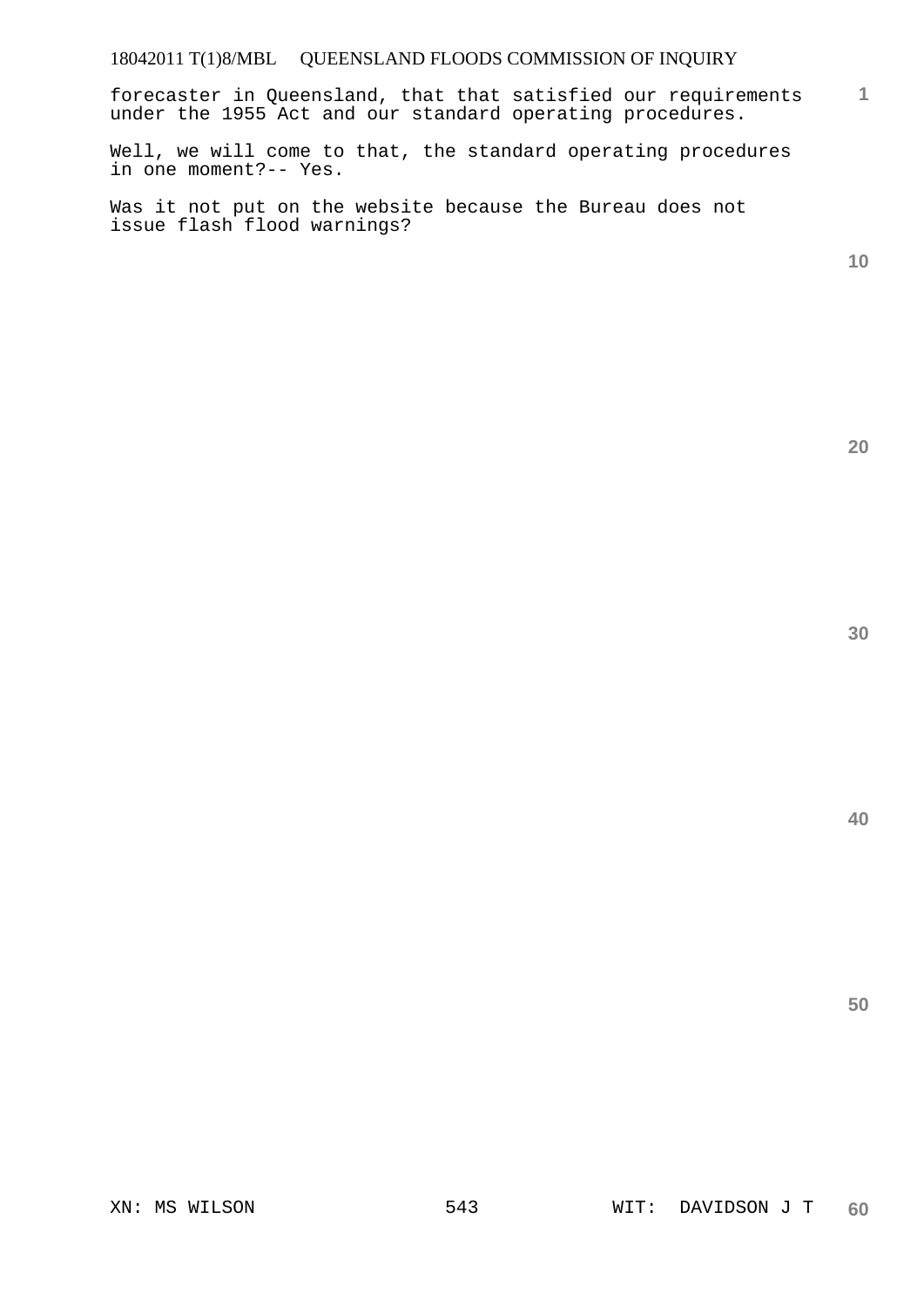forecaster in Queensland, that that satisfied our requirements under the 1955 Act and our standard operating procedures.

Well, we will come to that, the standard operating procedures in one moment?-- Yes.

Was it not put on the website because the Bureau does not issue flash flood warnings?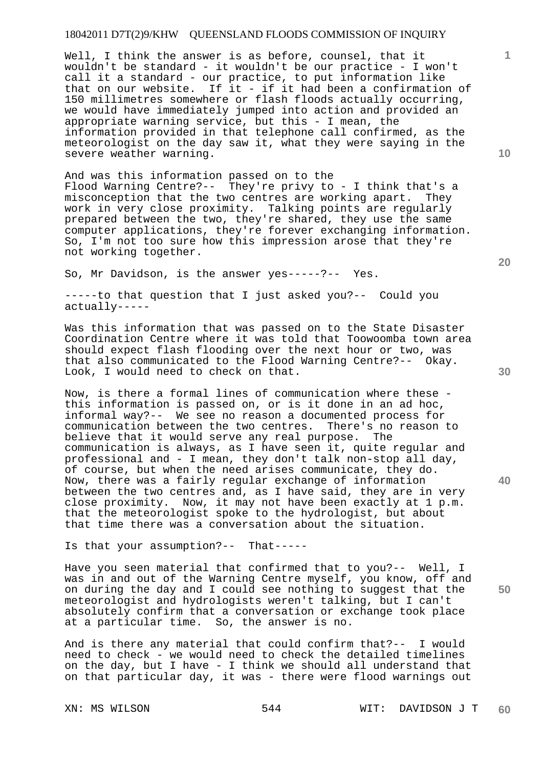Well, I think the answer is as before, counsel, that it wouldn't be standard - it wouldn't be our practice - I won't call it a standard - our practice, to put information like that on our website. If it - if it had been a confirmation of 150 millimetres somewhere or flash floods actually occurring, we would have immediately jumped into action and provided an appropriate warning service, but this - I mean, the information provided in that telephone call confirmed, as the meteorologist on the day saw it, what they were saying in the severe weather warning.

And was this information passed on to the Flood Warning Centre?-- They're privy to - I think that's a misconception that the two centres are working apart. They work in very close proximity. Talking points are regularly prepared between the two, they're shared, they use the same computer applications, they're forever exchanging information. So, I'm not too sure how this impression arose that they're not working together.

So, Mr Davidson, is the answer yes-----?-- Yes.

-----to that question that I just asked you?-- Could you actually-----

Was this information that was passed on to the State Disaster Coordination Centre where it was told that Toowoomba town area should expect flash flooding over the next hour or two, was that also communicated to the Flood Warning Centre?-- Okay. Look, I would need to check on that.

Now, is there a formal lines of communication where these - this information is passed on, or is it done in an ad hoc, informal way?-- We see no reason a documented process for communication between the two centres. There's no reason to believe that it would serve any real purpose. The communication is always, as I have seen it, quite regular and professional and - I mean, they don't talk non-stop all day, of course, but when the need arises communicate, they do. Now, there was a fairly regular exchange of information between the two centres and, as I have said, they are in very close proximity. Now, it may not have been exactly at 1 p.m. that the meteorologist spoke to the hydrologist, but about that time there was a conversation about the situation.

Is that your assumption?-- That-----

Have you seen material that confirmed that to you?-- Well, I was in and out of the Warning Centre myself, you know, off and on during the day and I could see nothing to suggest that the meteorologist and hydrologists weren't talking, but I can't absolutely confirm that a conversation or exchange took place at a particular time. So, the answer is no.

And is there any material that could confirm that?-- I would need to check - we would need to check the detailed timelines on the day, but I have - I think we should all understand that on that particular day, it was - there were flood warnings out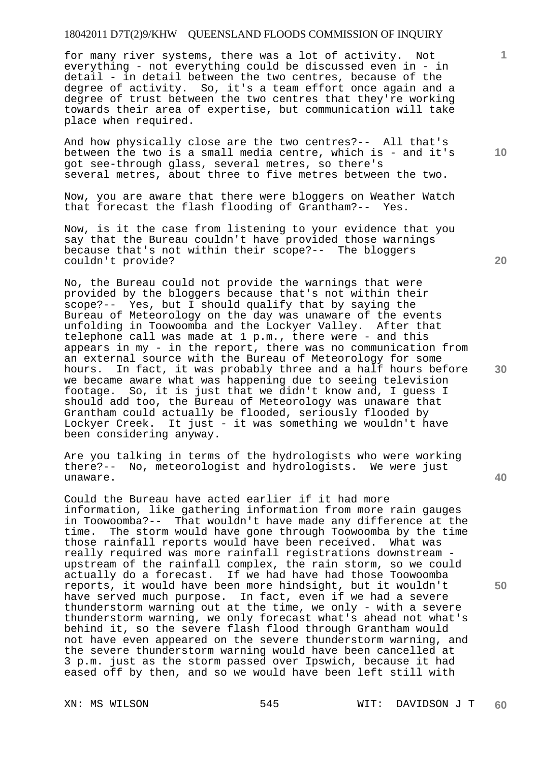for many river systems, there was a lot of activity. Not everything - not everything could be discussed even in - in detail - in detail between the two centres, because of the degree of activity. So, it's a team effort once again and a degree of trust between the two centres that they're working towards their area of expertise, but communication will take place when required.

And how physically close are the two centres?-- All that's between the two is a small media centre, which is - and it's got see-through glass, several metres, so there's several metres, about three to five metres between the two.

Now, you are aware that there were bloggers on Weather Watch that forecast the flash flooding of Grantham?-- Yes.

Now, is it the case from listening to your evidence that you say that the Bureau couldn't have provided those warnings because that's not within their scope?-- The bloggers couldn't provide?

No, the Bureau could not provide the warnings that were provided by the bloggers because that's not within their scope?-- Yes, but I should qualify that by saying the Bureau of Meteorology on the day was unaware of the events unfolding in Toowoomba and the Lockyer Valley. After that telephone call was made at 1 p.m., there were - and this appears in my - in the report, there was no communication from an external source with the Bureau of Meteorology for some hours. In fact, it was probably three and a half hours before we became aware what was happening due to seeing television footage. So, it is just that we didn't know and, I guess I should add too, the Bureau of Meteorology was unaware that Grantham could actually be flooded, seriously flooded by Lockyer Creek. It just - it was something we wouldn't have been considering anyway.

Are you talking in terms of the hydrologists who were working there?-- No, meteorologist and hydrologists. We were just unaware.

Could the Bureau have acted earlier if it had more information, like gathering information from more rain gauges in Toowoomba?-- That wouldn't have made any difference at the time. The storm would have gone through Toowoomba by the time those rainfall reports would have been received. What was really required was more rainfall registrations downstream - upstream of the rainfall complex, the rain storm, so we could actually do a forecast. If we had have had those Toowoomba reports, it would have been more hindsight, but it wouldn't have served much purpose. In fact, even if we had a severe thunderstorm warning out at the time, we only - with a severe thunderstorm warning, we only forecast what's ahead not what's behind it, so the severe flash flood through Grantham would not have even appeared on the severe thunderstorm warning, and the severe thunderstorm warning would have been cancelled at 3 p.m. just as the storm passed over Ipswich, because it had eased off by then, and so we would have been left still with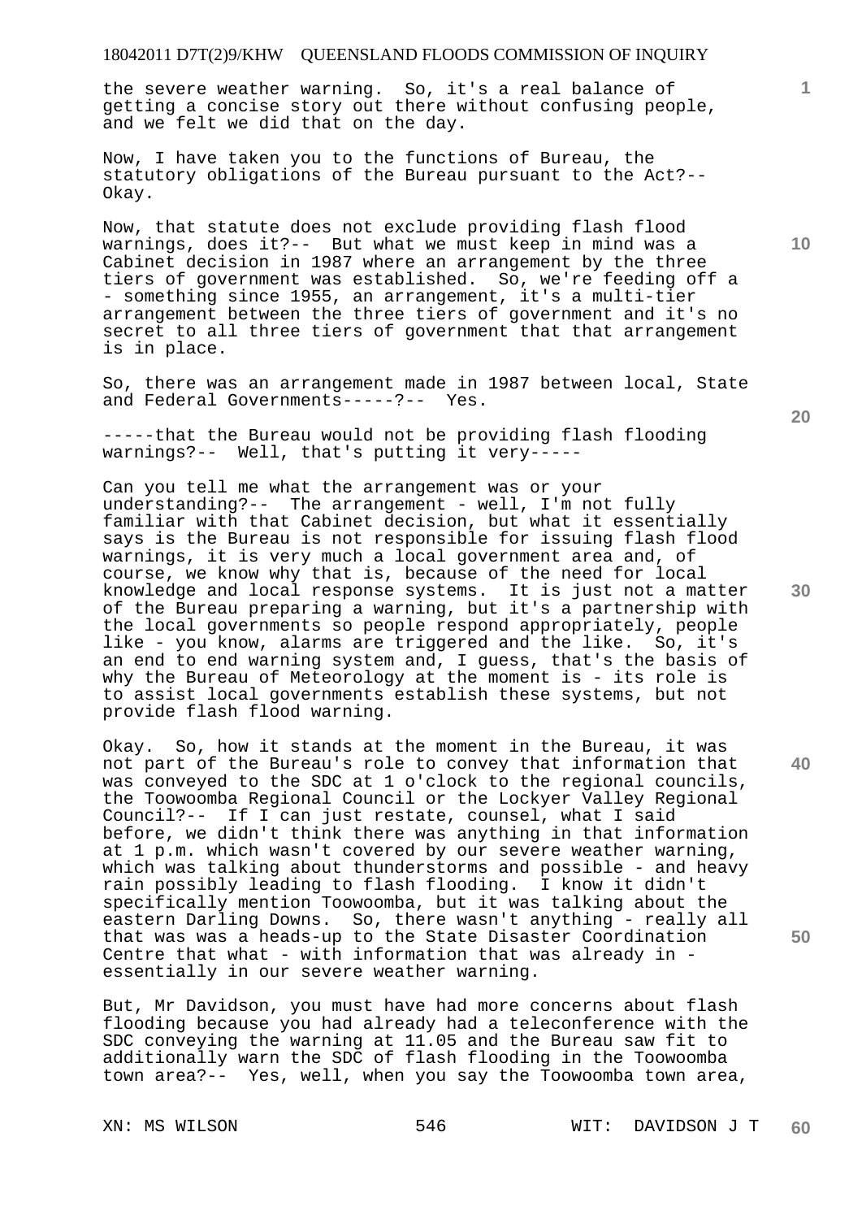the severe weather warning. So, it's a real balance of getting a concise story out there without confusing people, and we felt we did that on the day.

Now, I have taken you to the functions of Bureau, the statutory obligations of the Bureau pursuant to the Act?-- Okay.

Now, that statute does not exclude providing flash flood warnings, does it?-- But what we must keep in mind was a Cabinet decision in 1987 where an arrangement by the three tiers of government was established. So, we're feeding off a - something since 1955, an arrangement, it's a multi-tier arrangement between the three tiers of government and it's no secret to all three tiers of government that that arrangement is in place.

So, there was an arrangement made in 1987 between local, State and Federal Governments-----?-- Yes.

-----that the Bureau would not be providing flash flooding warnings?-- Well, that's putting it very-----

Can you tell me what the arrangement was or your understanding?-- The arrangement - well, I'm not fully familiar with that Cabinet decision, but what it essentially says is the Bureau is not responsible for issuing flash flood warnings, it is very much a local government area and, of course, we know why that is, because of the need for local knowledge and local response systems. It is just not a matter of the Bureau preparing a warning, but it's a partnership with the local governments so people respond appropriately, people like - you know, alarms are triggered and the like. So, it's an end to end warning system and, I guess, that's the basis of why the Bureau of Meteorology at the moment is - its role is to assist local governments establish these systems, but not provide flash flood warning.

Okay. So, how it stands at the moment in the Bureau, it was not part of the Bureau's role to convey that information that was conveyed to the SDC at 1 o'clock to the regional councils, the Toowoomba Regional Council or the Lockyer Valley Regional Council?-- If I can just restate, counsel, what I said before, we didn't think there was anything in that information at 1 p.m. which wasn't covered by our severe weather warning, which was talking about thunderstorms and possible - and heavy rain possibly leading to flash flooding. I know it didn't specifically mention Toowoomba, but it was talking about the eastern Darling Downs. So, there wasn't anything - really all that was was a heads-up to the State Disaster Coordination Centre that what - with information that was already in - essentially in our severe weather warning.

But, Mr Davidson, you must have had more concerns about flash flooding because you had already had a teleconference with the SDC conveying the warning at 11.05 and the Bureau saw fit to additionally warn the SDC of flash flooding in the Toowoomba town area?-- Yes, well, when you say the Toowoomba town area,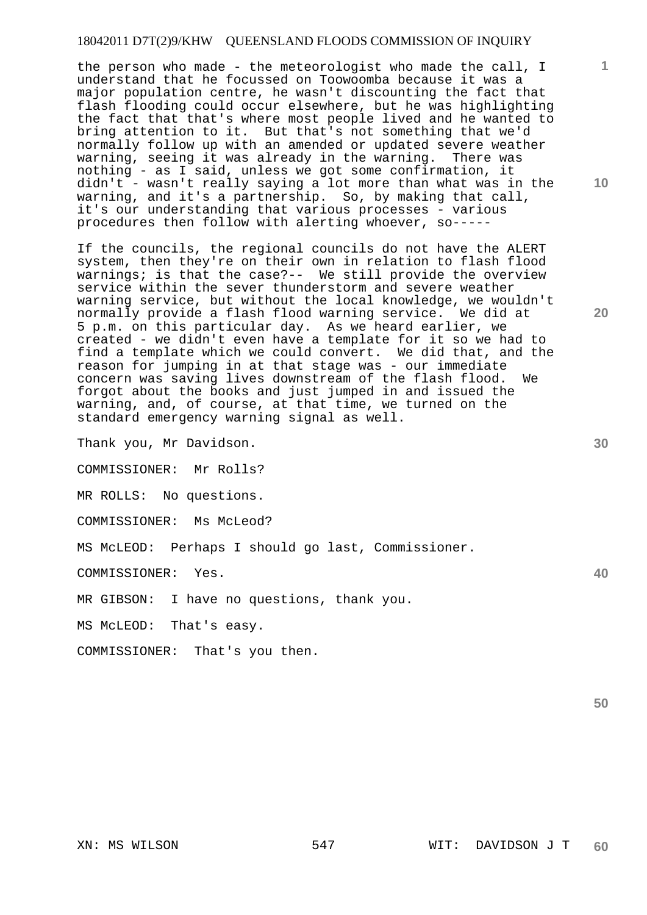the person who made - the meteorologist who made the call, I understand that he focussed on Toowoomba because it was a major population centre, he wasn't discounting the fact that flash flooding could occur elsewhere, but he was highlighting the fact that that's where most people lived and he wanted to bring attention to it. But that's not something that we'd normally follow up with an amended or updated severe weather warning, seeing it was already in the warning. There was nothing - as I said, unless we got some confirmation, it didn't - wasn't really saying a lot more than what was in the warning, and it's a partnership. So, by making that call, it's our understanding that various processes - various procedures then follow with alerting whoever, so-----

If the councils, the regional councils do not have the ALERT system, then they're on their own in relation to flash flood warnings; is that the case?-- We still provide the overview service within the sever thunderstorm and severe weather warning service, but without the local knowledge, we wouldn't normally provide a flash flood warning service. We did at 5 p.m. on this particular day. As we heard earlier, we created - we didn't even have a template for it so we had to find a template which we could convert. We did that, and the reason for jumping in at that stage was - our immediate concern was saving lives downstream of the flash flood. We forgot about the books and just jumped in and issued the warning, and, of course, at that time, we turned on the standard emergency warning signal as well.

Thank you, Mr Davidson.

COMMISSIONER: Mr Rolls?

MR ROLLS: No questions.

COMMISSIONER: Ms McLeod?

MS McLEOD: Perhaps I should go last, Commissioner.

COMMISSIONER: Yes.

MR GIBSON: I have no questions, thank you.

MS McLEOD: That's easy.

COMMISSIONER: That's you then.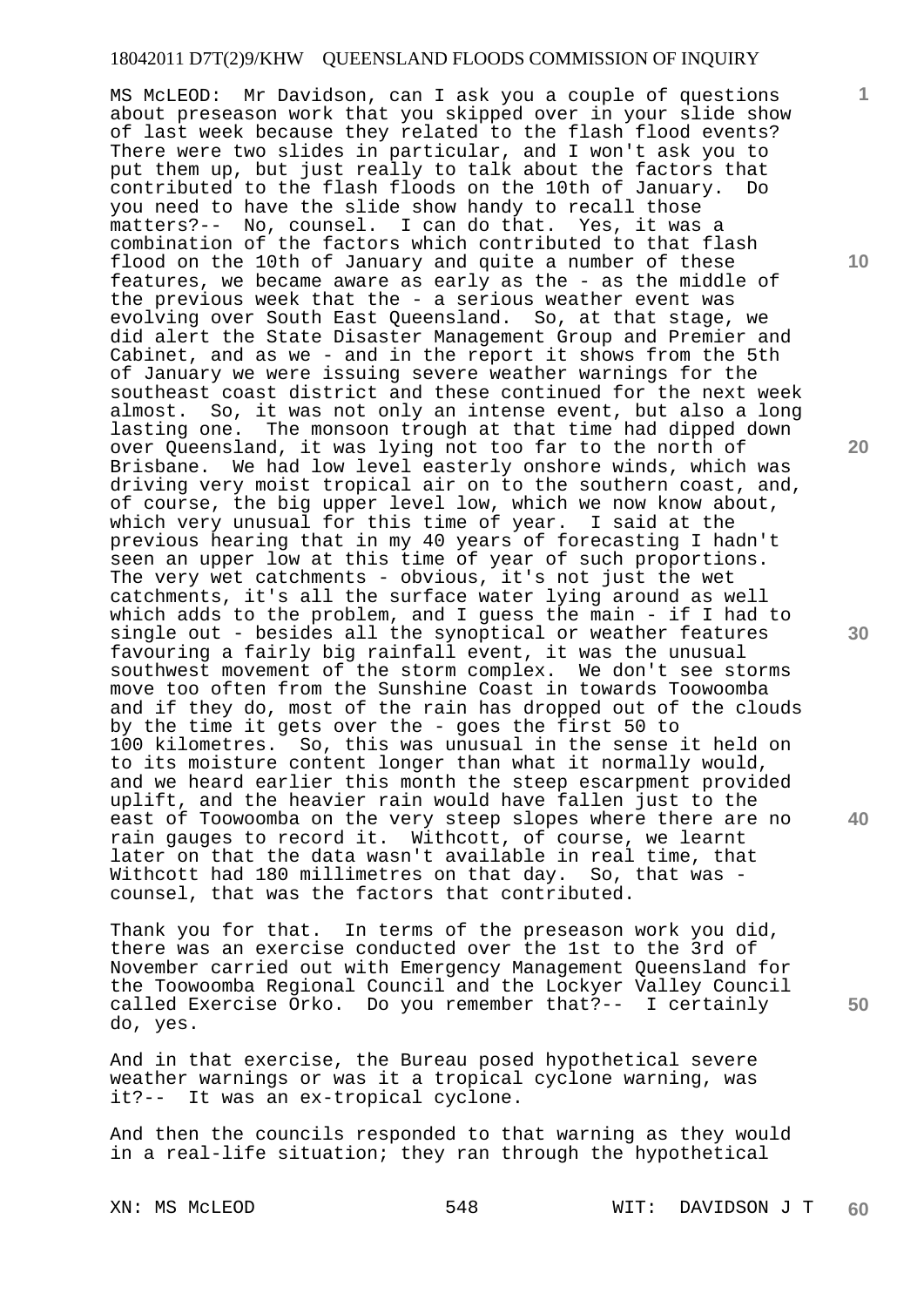MS McLEOD: Mr Davidson, can I ask you a couple of questions about preseason work that you skipped over in your slide show of last week because they related to the flash flood events? There were two slides in particular, and I won't ask you to put them up, but just really to talk about the factors that contributed to the flash floods on the 10th of January. Do you need to have the slide show handy to recall those matters?-- No, counsel. I can do that. Yes, it was a combination of the factors which contributed to that flash flood on the 10th of January and quite a number of these features, we became aware as early as the - as the middle of the previous week that the - a serious weather event was evolving over South East Queensland. So, at that stage, we did alert the State Disaster Management Group and Premier and Cabinet, and as we - and in the report it shows from the 5th of January we were issuing severe weather warnings for the southeast coast district and these continued for the next week almost. So, it was not only an intense event, but also a long lasting one. The monsoon trough at that time had dipped down over Queensland, it was lying not too far to the north of Brisbane. We had low level easterly onshore winds, which was driving very moist tropical air on to the southern coast, and, of course, the big upper level low, which we now know about, which very unusual for this time of year. I said at the previous hearing that in my 40 years of forecasting I hadn't seen an upper low at this time of year of such proportions. The very wet catchments - obvious, it's not just the wet catchments, it's all the surface water lying around as well which adds to the problem, and I guess the main - if I had to single out - besides all the synoptical or weather features favouring a fairly big rainfall event, it was the unusual southwest movement of the storm complex. We don't see storms move too often from the Sunshine Coast in towards Toowoomba and if they do, most of the rain has dropped out of the clouds by the time it gets over the - goes the first 50 to 100 kilometres. So, this was unusual in the sense it held on to its moisture content longer than what it normally would, and we heard earlier this month the steep escarpment provided uplift, and the heavier rain would have fallen just to the east of Toowoomba on the very steep slopes where there are no rain gauges to record it. Withcott, of course, we learnt later on that the data wasn't available in real time, that Withcott had 180 millimetres on that day. So, that was - counsel, that was the factors that contributed.

Thank you for that. In terms of the preseason work you did, there was an exercise conducted over the 1st to the 3rd of November carried out with Emergency Management Queensland for the Toowoomba Regional Council and the Lockyer Valley Council called Exercise Orko. Do you remember that?-- I certainly do, yes.

And in that exercise, the Bureau posed hypothetical severe weather warnings or was it a tropical cyclone warning, was it?-- It was an ex-tropical cyclone.

And then the councils responded to that warning as they would in a real-life situation; they ran through the hypothetical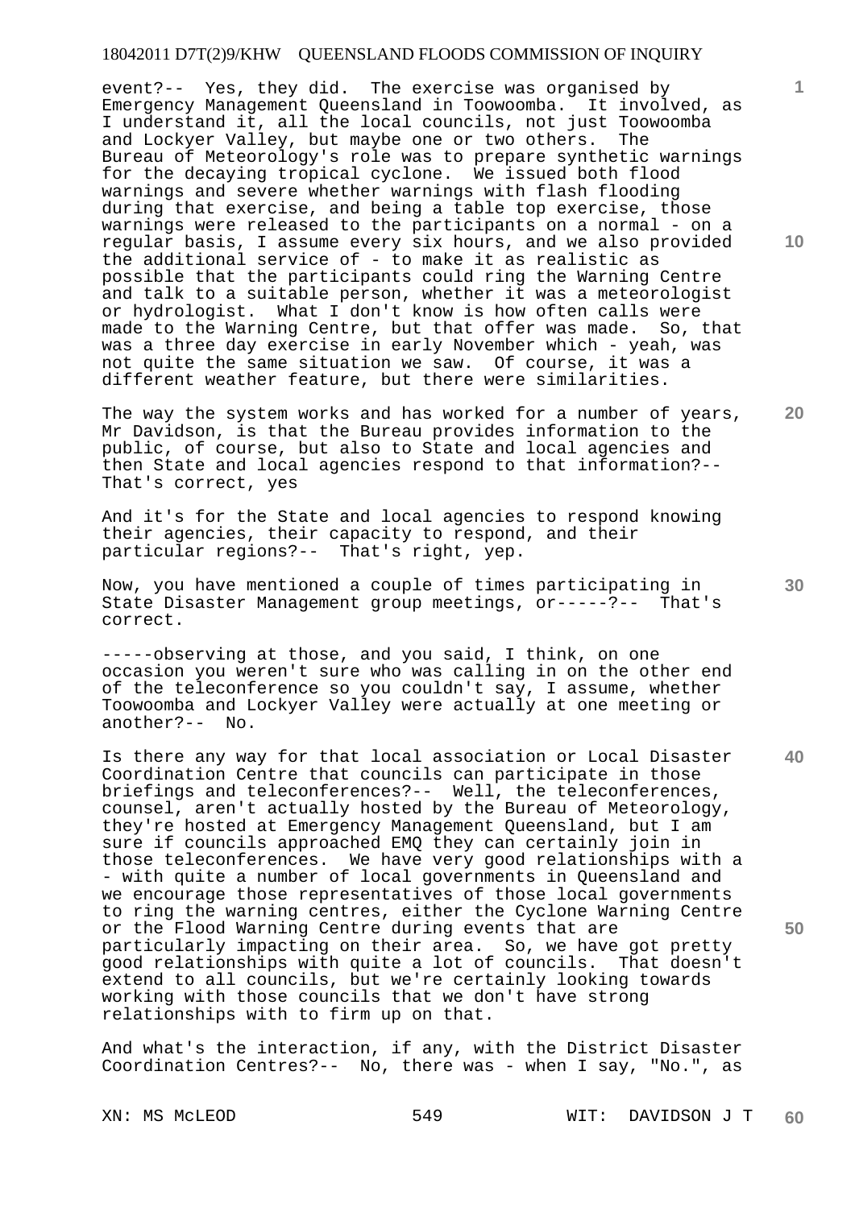event?-- Yes, they did. The exercise was organised by Emergency Management Queensland in Toowoomba. It involved, as I understand it, all the local councils, not just Toowoomba and Lockyer Valley, but maybe one or two others. The Bureau of Meteorology's role was to prepare synthetic warnings for the decaying tropical cyclone. We issued both flood warnings and severe whether warnings with flash flooding during that exercise, and being a table top exercise, those warnings were released to the participants on a normal - on a regular basis, I assume every six hours, and we also provided the additional service of - to make it as realistic as possible that the participants could ring the Warning Centre and talk to a suitable person, whether it was a meteorologist or hydrologist. What I don't know is how often calls were made to the Warning Centre, but that offer was made. So, that was a three day exercise in early November which - yeah, was not quite the same situation we saw. Of course, it was a different weather feature, but there were similarities.

The way the system works and has worked for a number of years, Mr Davidson, is that the Bureau provides information to the public, of course, but also to State and local agencies and then State and local agencies respond to that information?-- That's correct, yes

And it's for the State and local agencies to respond knowing their agencies, their capacity to respond, and their particular regions?-- That's right, yep.

Now, you have mentioned a couple of times participating in State Disaster Management group meetings, or-----?-- That's correct.

-----observing at those, and you said, I think, on one occasion you weren't sure who was calling in on the other end of the teleconference so you couldn't say, I assume, whether Toowoomba and Lockyer Valley were actually at one meeting or another?-- No.

Is there any way for that local association or Local Disaster Coordination Centre that councils can participate in those briefings and teleconferences?-- Well, the teleconferences, counsel, aren't actually hosted by the Bureau of Meteorology, they're hosted at Emergency Management Queensland, but I am sure if councils approached EMQ they can certainly join in those teleconferences. We have very good relationships with a - with quite a number of local governments in Queensland and we encourage those representatives of those local governments to ring the warning centres, either the Cyclone Warning Centre or the Flood Warning Centre during events that are particularly impacting on their area. So, we have got pretty good relationships with quite a lot of councils. That doesn't extend to all councils, but we're certainly looking towards working with those councils that we don't have strong relationships with to firm up on that.

And what's the interaction, if any, with the District Disaster Coordination Centres?-- No, there was - when I say, "No.", as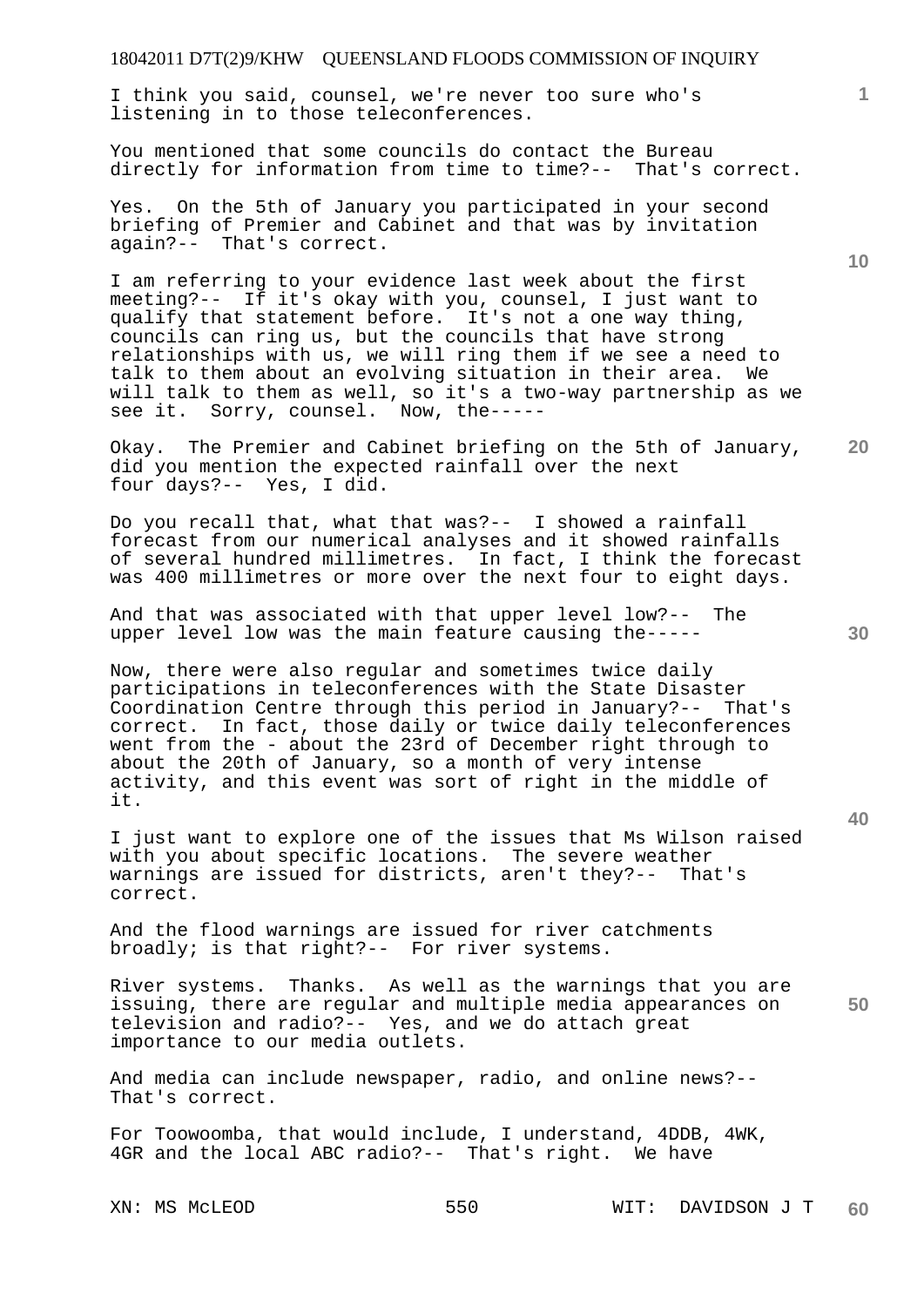I think you said, counsel, we're never too sure who's listening in to those teleconferences.

You mentioned that some councils do contact the Bureau directly for information from time to time?-- That's correct.

Yes. On the 5th of January you participated in your second briefing of Premier and Cabinet and that was by invitation again?-- That's correct.

I am referring to your evidence last week about the first meeting?-- If it's okay with you, counsel, I just want to qualify that statement before. It's not a one way thing, councils can ring us, but the councils that have strong relationships with us, we will ring them if we see a need to talk to them about an evolving situation in their area. We will talk to them as well, so it's a two-way partnership as we see it. Sorry, counsel. Now, the-----

Okay. The Premier and Cabinet briefing on the 5th of January, did you mention the expected rainfall over the next four days?-- Yes, I did.

Do you recall that, what that was?-- I showed a rainfall forecast from our numerical analyses and it showed rainfalls of several hundred millimetres. In fact, I think the forecast was 400 millimetres or more over the next four to eight days.

And that was associated with that upper level low?-- The upper level low was the main feature causing the-----

Now, there were also regular and sometimes twice daily participations in teleconferences with the State Disaster Coordination Centre through this period in January?-- That's correct. In fact, those daily or twice daily teleconferences went from the - about the 23rd of December right through to about the 20th of January, so a month of very intense activity, and this event was sort of right in the middle of it.

I just want to explore one of the issues that Ms Wilson raised with you about specific locations. The severe weather warnings are issued for districts, aren't they?-- That's correct.

And the flood warnings are issued for river catchments broadly; is that right?-- For river systems.

River systems. Thanks. As well as the warnings that you are issuing, there are regular and multiple media appearances on television and radio?-- Yes, and we do attach great importance to our media outlets.

And media can include newspaper, radio, and online news?-- That's correct.

For Toowoomba, that would include, I understand, 4DDB, 4WK, 4GR and the local ABC radio?-- That's right. We have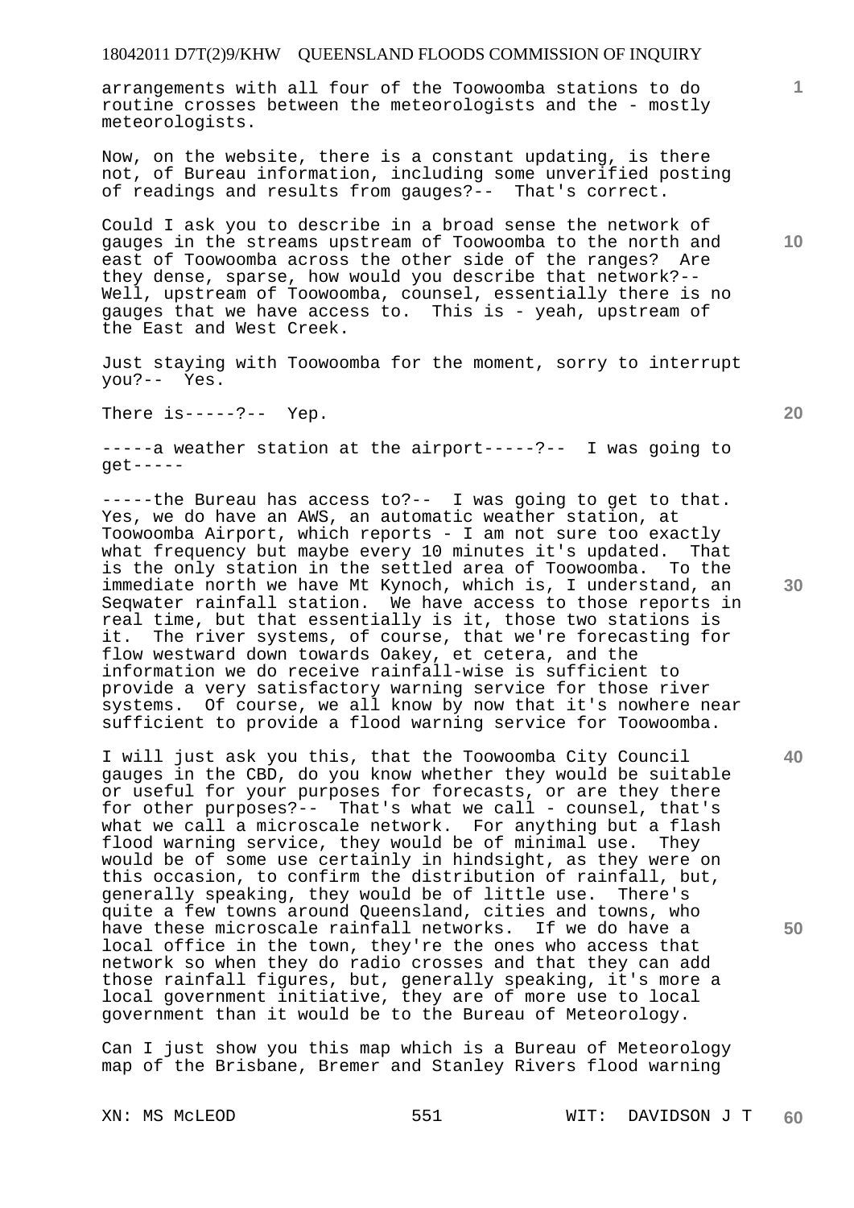arrangements with all four of the Toowoomba stations to do routine crosses between the meteorologists and the - mostly meteorologists.

Now, on the website, there is a constant updating, is there not, of Bureau information, including some unverified posting of readings and results from gauges?-- That's correct.

Could I ask you to describe in a broad sense the network of gauges in the streams upstream of Toowoomba to the north and east of Toowoomba across the other side of the ranges? Are they dense, sparse, how would you describe that network?-- Well, upstream of Toowoomba, counsel, essentially there is no gauges that we have access to. This is - yeah, upstream of the East and West Creek.

Just staying with Toowoomba for the moment, sorry to interrupt you?-- Yes.

There is-----?-- Yep.

-----a weather station at the airport-----?-- I was going to get-----

-----the Bureau has access to?-- I was going to get to that. Yes, we do have an AWS, an automatic weather station, at Toowoomba Airport, which reports - I am not sure too exactly what frequency but maybe every 10 minutes it's updated. That is the only station in the settled area of Toowoomba. To the immediate north we have Mt Kynoch, which is, I understand, an Seqwater rainfall station. We have access to those reports in real time, but that essentially is it, those two stations is it. The river systems, of course, that we're forecasting for flow westward down towards Oakey, et cetera, and the information we do receive rainfall-wise is sufficient to provide a very satisfactory warning service for those river systems. Of course, we all know by now that it's nowhere near sufficient to provide a flood warning service for Toowoomba.

I will just ask you this, that the Toowoomba City Council gauges in the CBD, do you know whether they would be suitable or useful for your purposes for forecasts, or are they there for other purposes?-- That's what we call - counsel, that's what we call a microscale network. For anything but a flash flood warning service, they would be of minimal use. They would be of some use certainly in hindsight, as they were on this occasion, to confirm the distribution of rainfall, but, generally speaking, they would be of little use. There's quite a few towns around Queensland, cities and towns, who have these microscale rainfall networks. If we do have a local office in the town, they're the ones who access that network so when they do radio crosses and that they can add those rainfall figures, but, generally speaking, it's more a local government initiative, they are of more use to local government than it would be to the Bureau of Meteorology.

Can I just show you this map which is a Bureau of Meteorology map of the Brisbane, Bremer and Stanley Rivers flood warning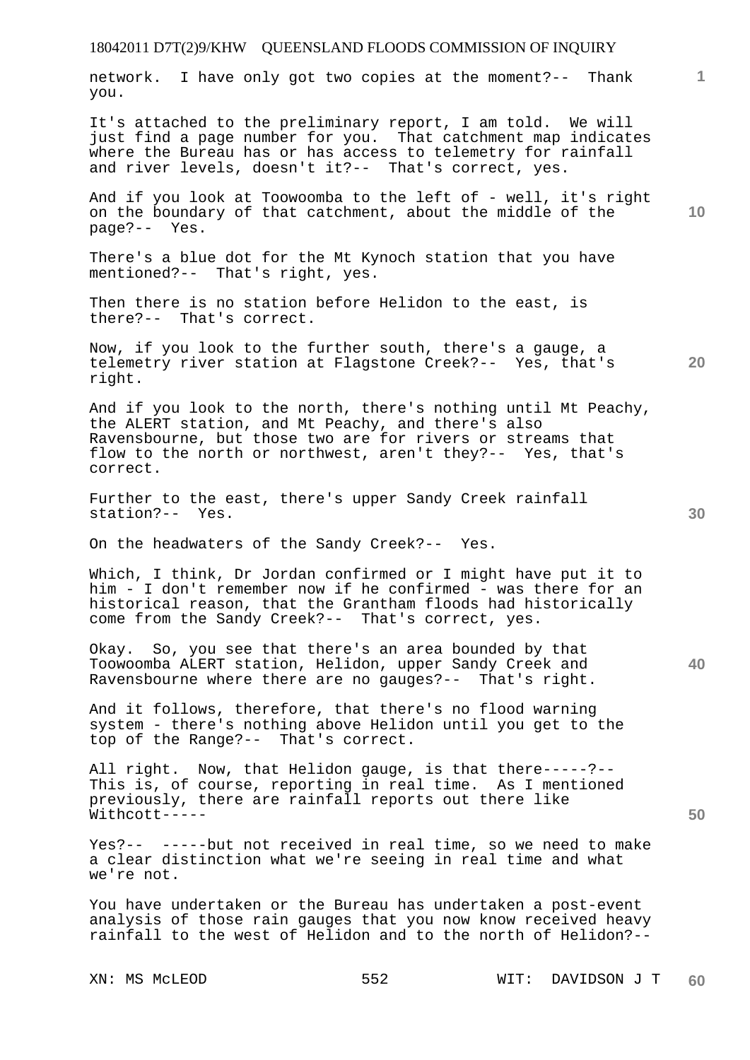network. I have only got two copies at the moment?-- Thank you.

It's attached to the preliminary report, I am told. We will just find a page number for you. That catchment map indicates where the Bureau has or has access to telemetry for rainfall and river levels, doesn't it?-- That's correct, yes.

And if you look at Toowoomba to the left of - well, it's right on the boundary of that catchment, about the middle of the page?-- Yes.

There's a blue dot for the Mt Kynoch station that you have mentioned?-- That's right, yes.

Then there is no station before Helidon to the east, is there?-- That's correct.

Now, if you look to the further south, there's a gauge, a telemetry river station at Flagstone Creek?-- Yes, that's right.

And if you look to the north, there's nothing until Mt Peachy, the ALERT station, and Mt Peachy, and there's also Ravensbourne, but those two are for rivers or streams that flow to the north or northwest, aren't they?-- Yes, that's correct.

Further to the east, there's upper Sandy Creek rainfall station?-- Yes.

On the headwaters of the Sandy Creek?-- Yes.

Which, I think, Dr Jordan confirmed or I might have put it to him - I don't remember now if he confirmed - was there for an historical reason, that the Grantham floods had historically come from the Sandy Creek?-- That's correct, yes.

Okay. So, you see that there's an area bounded by that Toowoomba ALERT station, Helidon, upper Sandy Creek and Ravensbourne where there are no gauges?-- That's right.

And it follows, therefore, that there's no flood warning system - there's nothing above Helidon until you get to the top of the Range?-- That's correct.

All right. Now, that Helidon gauge, is that there-----?-- This is, of course, reporting in real time. As I mentioned previously, there are rainfall reports out there like Withcott-----

Yes?-- -----but not received in real time, so we need to make a clear distinction what we're seeing in real time and what we're not.

You have undertaken or the Bureau has undertaken a post-event analysis of those rain gauges that you now know received heavy rainfall to the west of Helidon and to the north of Helidon?--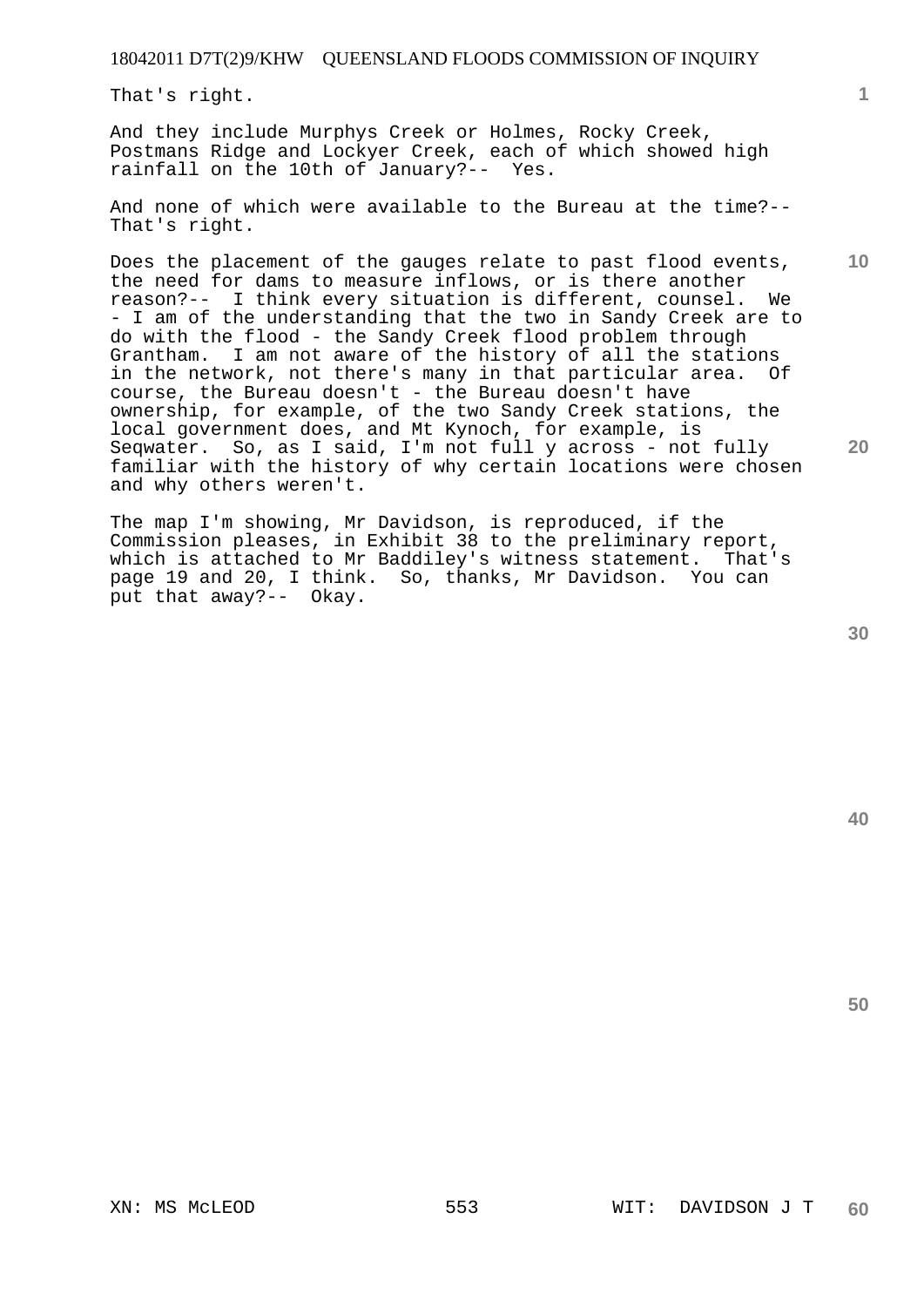That's right.

And they include Murphys Creek or Holmes, Rocky Creek, Postmans Ridge and Lockyer Creek, each of which showed high rainfall on the 10th of January?-- Yes.

And none of which were available to the Bureau at the time?-- That's right.

Does the placement of the gauges relate to past flood events, the need for dams to measure inflows, or is there another reason?-- I think every situation is different, counsel. We - I am of the understanding that the two in Sandy Creek are to do with the flood - the Sandy Creek flood problem through Grantham. I am not aware of the history of all the stations in the network, not there's many in that particular area. Of course, the Bureau doesn't - the Bureau doesn't have ownership, for example, of the two Sandy Creek stations, the local government does, and Mt Kynoch, for example, is Seqwater. So, as I said, I'm not full y across - not fully familiar with the history of why certain locations were chosen and why others weren't.

The map I'm showing, Mr Davidson, is reproduced, if the Commission pleases, in Exhibit 38 to the preliminary report, which is attached to Mr Baddiley's witness statement. That's page 19 and 20, I think. So, thanks, Mr Davidson. You can put that away?-- Okay.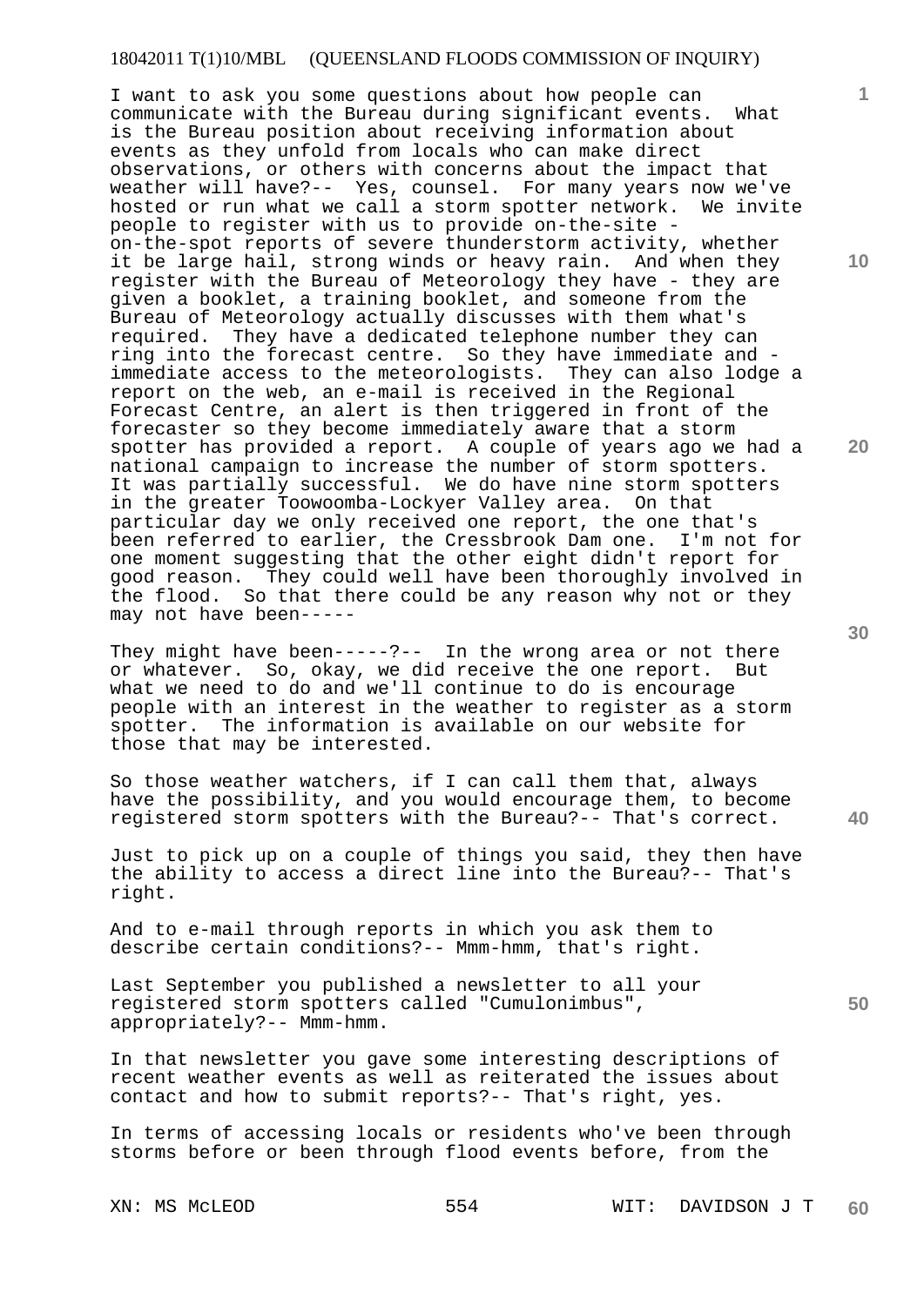I want to ask you some questions about how people can communicate with the Bureau during significant events. What is the Bureau position about receiving information about events as they unfold from locals who can make direct observations, or others with concerns about the impact that weather will have?-- Yes, counsel. For many years now we've hosted or run what we call a storm spotter network. We invite people to register with us to provide on-the-site - on-the-spot reports of severe thunderstorm activity, whether it be large hail, strong winds or heavy rain. And when they register with the Bureau of Meteorology they have - they are given a booklet, a training booklet, and someone from the Bureau of Meteorology actually discusses with them what's required. They have a dedicated telephone number they can ring into the forecast centre. So they have immediate and - immediate access to the meteorologists. They can also lodge a report on the web, an e-mail is received in the Regional Forecast Centre, an alert is then triggered in front of the forecaster so they become immediately aware that a storm spotter has provided a report. A couple of years ago we had a national campaign to increase the number of storm spotters. It was partially successful. We do have nine storm spotters in the greater Toowoomba-Lockyer Valley area. On that particular day we only received one report, the one that's been referred to earlier, the Cressbrook Dam one. I'm not for one moment suggesting that the other eight didn't report for good reason. They could well have been thoroughly involved in the flood. So that there could be any reason why not or they may not have been-----

They might have been-----?-- In the wrong area or not there or whatever. So, okay, we did receive the one report. But what we need to do and we'll continue to do is encourage people with an interest in the weather to register as a storm spotter. The information is available on our website for those that may be interested.

So those weather watchers, if I can call them that, always have the possibility, and you would encourage them, to become registered storm spotters with the Bureau?-- That's correct.

Just to pick up on a couple of things you said, they then have the ability to access a direct line into the Bureau?-- That's right.

And to e-mail through reports in which you ask them to describe certain conditions?-- Mmm-hmm, that's right.

Last September you published a newsletter to all your registered storm spotters called "Cumulonimbus", appropriately?-- Mmm-hmm.

In that newsletter you gave some interesting descriptions of recent weather events as well as reiterated the issues about contact and how to submit reports?-- That's right, yes.

In terms of accessing locals or residents who've been through storms before or been through flood events before, from the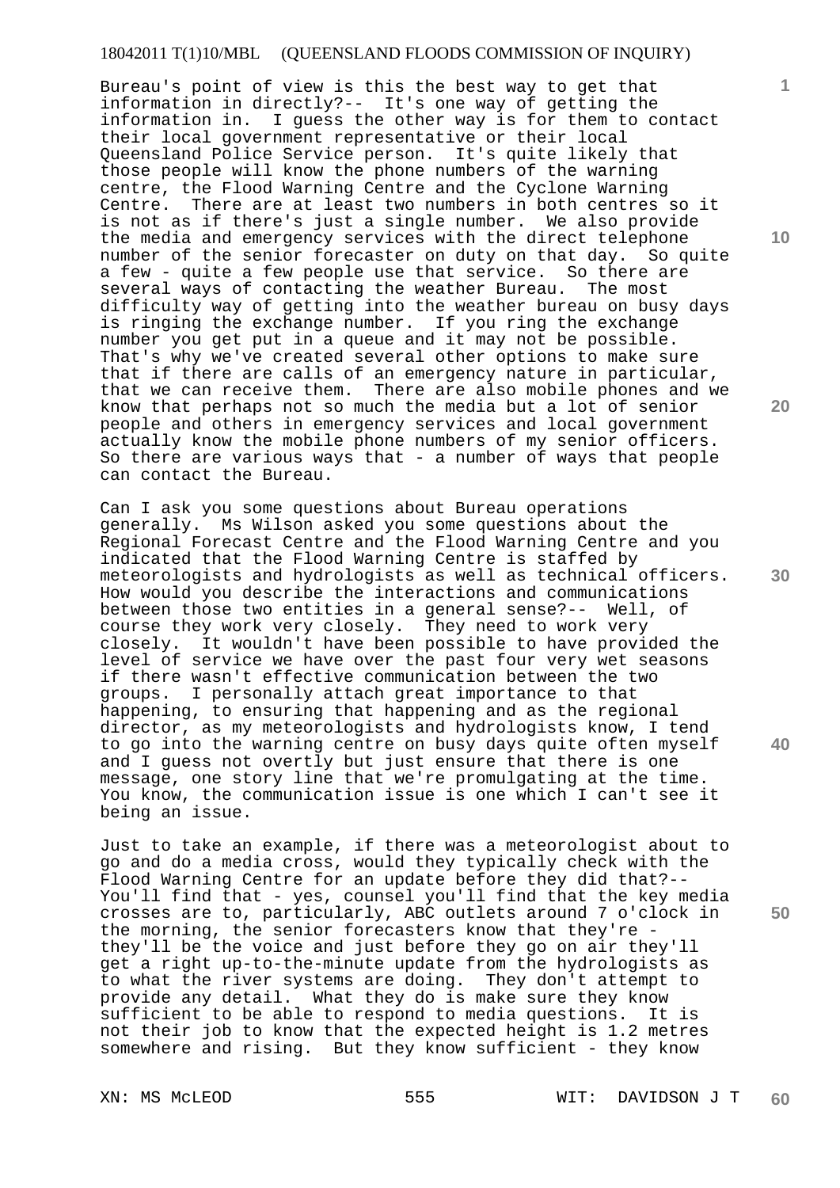Bureau's point of view is this the best way to get that information in directly?-- It's one way of getting the information in. I guess the other way is for them to contact their local government representative or their local Queensland Police Service person. It's quite likely that those people will know the phone numbers of the warning centre, the Flood Warning Centre and the Cyclone Warning Centre. There are at least two numbers in both centres so it is not as if there's just a single number. We also provide the media and emergency services with the direct telephone number of the senior forecaster on duty on that day. So quite a few - quite a few people use that service. So there are several ways of contacting the weather Bureau. The most difficulty way of getting into the weather bureau on busy days is ringing the exchange number. If you ring the exchange number you get put in a queue and it may not be possible. That's why we've created several other options to make sure that if there are calls of an emergency nature in particular, that we can receive them. There are also mobile phones and we know that perhaps not so much the media but a lot of senior people and others in emergency services and local government actually know the mobile phone numbers of my senior officers. So there are various ways that - a number of ways that people can contact the Bureau.

Can I ask you some questions about Bureau operations generally. Ms Wilson asked you some questions about the Regional Forecast Centre and the Flood Warning Centre and you indicated that the Flood Warning Centre is staffed by meteorologists and hydrologists as well as technical officers. How would you describe the interactions and communications between those two entities in a general sense?-- Well, of course they work very closely. They need to work very closely. It wouldn't have been possible to have provided the level of service we have over the past four very wet seasons if there wasn't effective communication between the two groups. I personally attach great importance to that happening, to ensuring that happening and as the regional director, as my meteorologists and hydrologists know, I tend to go into the warning centre on busy days quite often myself and I guess not overtly but just ensure that there is one message, one story line that we're promulgating at the time. You know, the communication issue is one which I can't see it being an issue.

Just to take an example, if there was a meteorologist about to go and do a media cross, would they typically check with the Flood Warning Centre for an update before they did that?-- You'll find that - yes, counsel you'll find that the key media crosses are to, particularly, ABC outlets around 7 o'clock in the morning, the senior forecasters know that they're - they'll be the voice and just before they go on air they'll get a right up-to-the-minute update from the hydrologists as to what the river systems are doing. They don't attempt to provide any detail. What they do is make sure they know sufficient to be able to respond to media questions. It is not their job to know that the expected height is 1.2 metres somewhere and rising. But they know sufficient - they know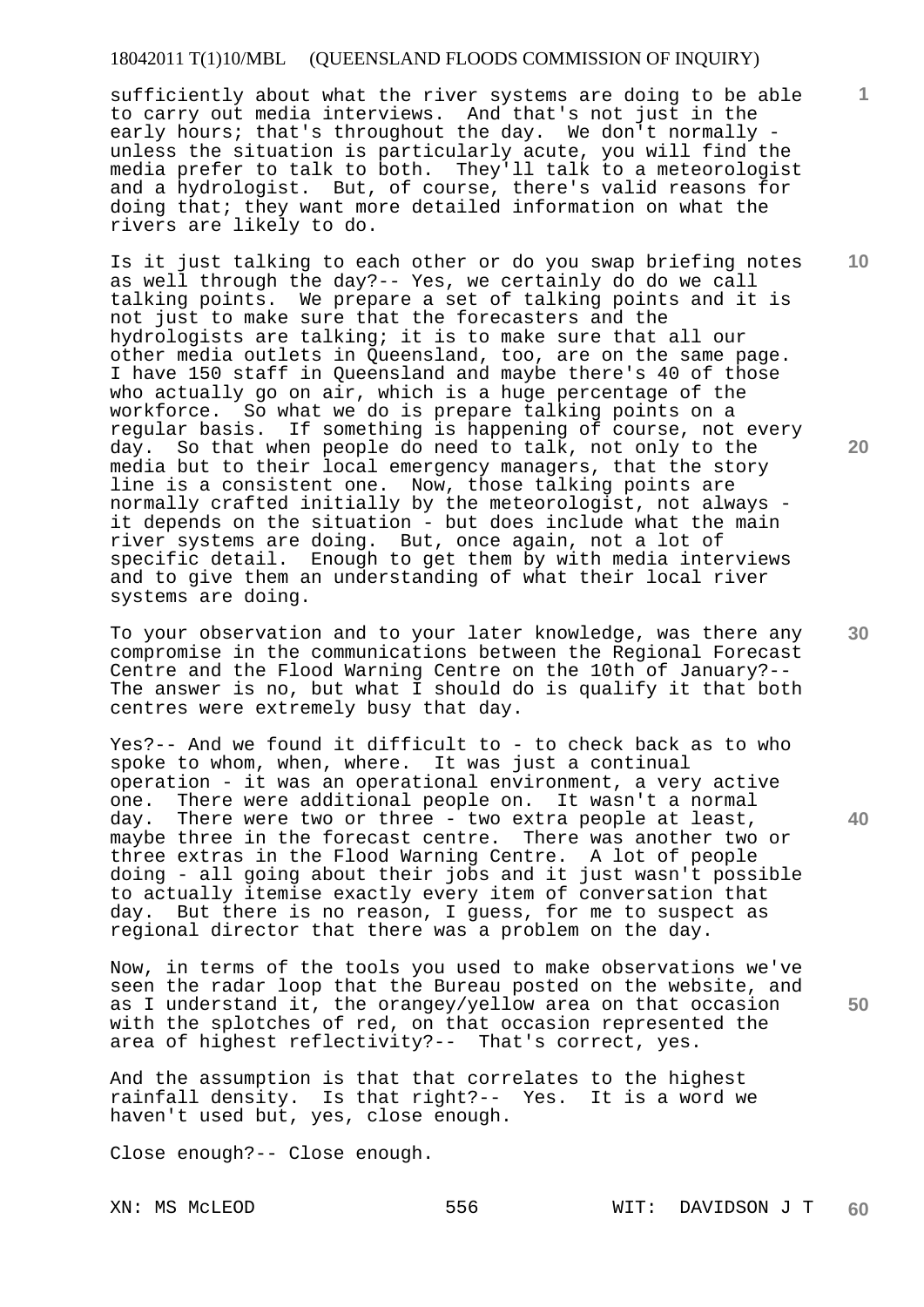sufficiently about what the river systems are doing to be able to carry out media interviews. And that's not just in the early hours; that's throughout the day. We don't normally - unless the situation is particularly acute, you will find the media prefer to talk to both. They'll talk to a meteorologist and a hydrologist. But, of course, there's valid reasons for doing that; they want more detailed information on what the rivers are likely to do.

Is it just talking to each other or do you swap briefing notes as well through the day?-- Yes, we certainly do do we call talking points. We prepare a set of talking points and it is not just to make sure that the forecasters and the hydrologists are talking; it is to make sure that all our other media outlets in Queensland, too, are on the same page. I have 150 staff in Queensland and maybe there's 40 of those who actually go on air, which is a huge percentage of the workforce. So what we do is prepare talking points on a regular basis. If something is happening of course, not every day. So that when people do need to talk, not only to the media but to their local emergency managers, that the story line is a consistent one. Now, those talking points are normally crafted initially by the meteorologist, not always - it depends on the situation - but does include what the main river systems are doing. But, once again, not a lot of specific detail. Enough to get them by with media interviews and to give them an understanding of what their local river systems are doing.

To your observation and to your later knowledge, was there any compromise in the communications between the Regional Forecast Centre and the Flood Warning Centre on the 10th of January?-- The answer is no, but what I should do is qualify it that both centres were extremely busy that day.

Yes?-- And we found it difficult to - to check back as to who spoke to whom, when, where. It was just a continual operation - it was an operational environment, a very active one. There were additional people on. It wasn't a normal day. There were two or three - two extra people at least, maybe three in the forecast centre. There was another two or three extras in the Flood Warning Centre. A lot of people doing - all going about their jobs and it just wasn't possible to actually itemise exactly every item of conversation that day. But there is no reason, I guess, for me to suspect as regional director that there was a problem on the day.

Now, in terms of the tools you used to make observations we've seen the radar loop that the Bureau posted on the website, and as I understand it, the orangey/yellow area on that occasion with the splotches of red, on that occasion represented the area of highest reflectivity?-- That's correct, yes.

And the assumption is that that correlates to the highest rainfall density. Is that right?-- Yes. It is a word we haven't used but, yes, close enough.

Close enough?-- Close enough.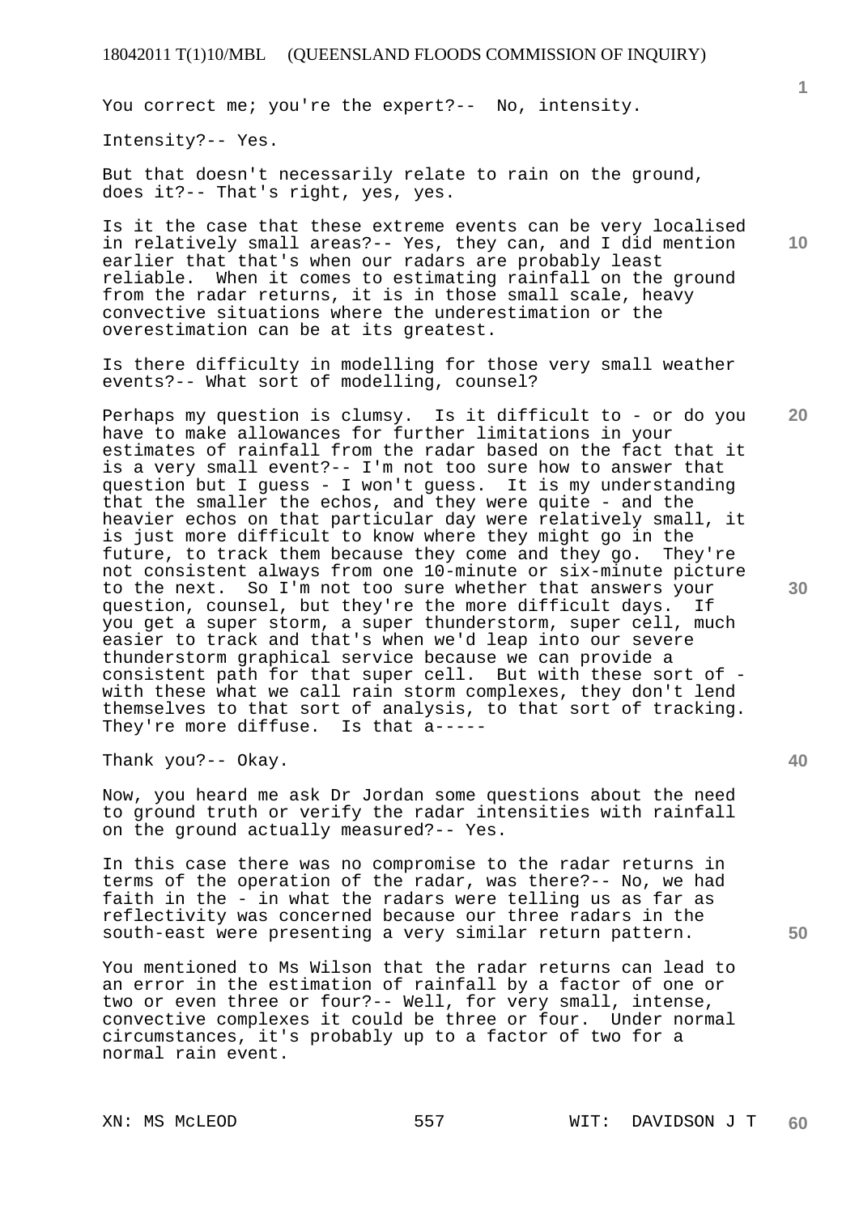You correct me; you're the expert?-- No, intensity.

Intensity?-- Yes.

But that doesn't necessarily relate to rain on the ground, does it?-- That's right, yes, yes.

Is it the case that these extreme events can be very localised in relatively small areas?-- Yes, they can, and I did mention earlier that that's when our radars are probably least reliable. When it comes to estimating rainfall on the ground from the radar returns, it is in those small scale, heavy convective situations where the underestimation or the overestimation can be at its greatest.

Is there difficulty in modelling for those very small weather events?-- What sort of modelling, counsel?

Perhaps my question is clumsy. Is it difficult to - or do you have to make allowances for further limitations in your estimates of rainfall from the radar based on the fact that it is a very small event?-- I'm not too sure how to answer that question but I guess - I won't guess. It is my understanding that the smaller the echos, and they were quite - and the heavier echos on that particular day were relatively small, it is just more difficult to know where they might go in the future, to track them because they come and they go. They're not consistent always from one 10-minute or six-minute picture to the next. So I'm not too sure whether that answers your question, counsel, but they're the more difficult days. If you get a super storm, a super thunderstorm, super cell, much easier to track and that's when we'd leap into our severe thunderstorm graphical service because we can provide a consistent path for that super cell. But with these sort of - with these what we call rain storm complexes, they don't lend themselves to that sort of analysis, to that sort of tracking. They're more diffuse. Is that a-----

Thank you?-- Okay.

Now, you heard me ask Dr Jordan some questions about the need to ground truth or verify the radar intensities with rainfall on the ground actually measured?-- Yes.

In this case there was no compromise to the radar returns in terms of the operation of the radar, was there?-- No, we had faith in the - in what the radars were telling us as far as reflectivity was concerned because our three radars in the south-east were presenting a very similar return pattern.

You mentioned to Ms Wilson that the radar returns can lead to an error in the estimation of rainfall by a factor of one or two or even three or four?-- Well, for very small, intense, convective complexes it could be three or four. Under normal circumstances, it's probably up to a factor of two for a normal rain event.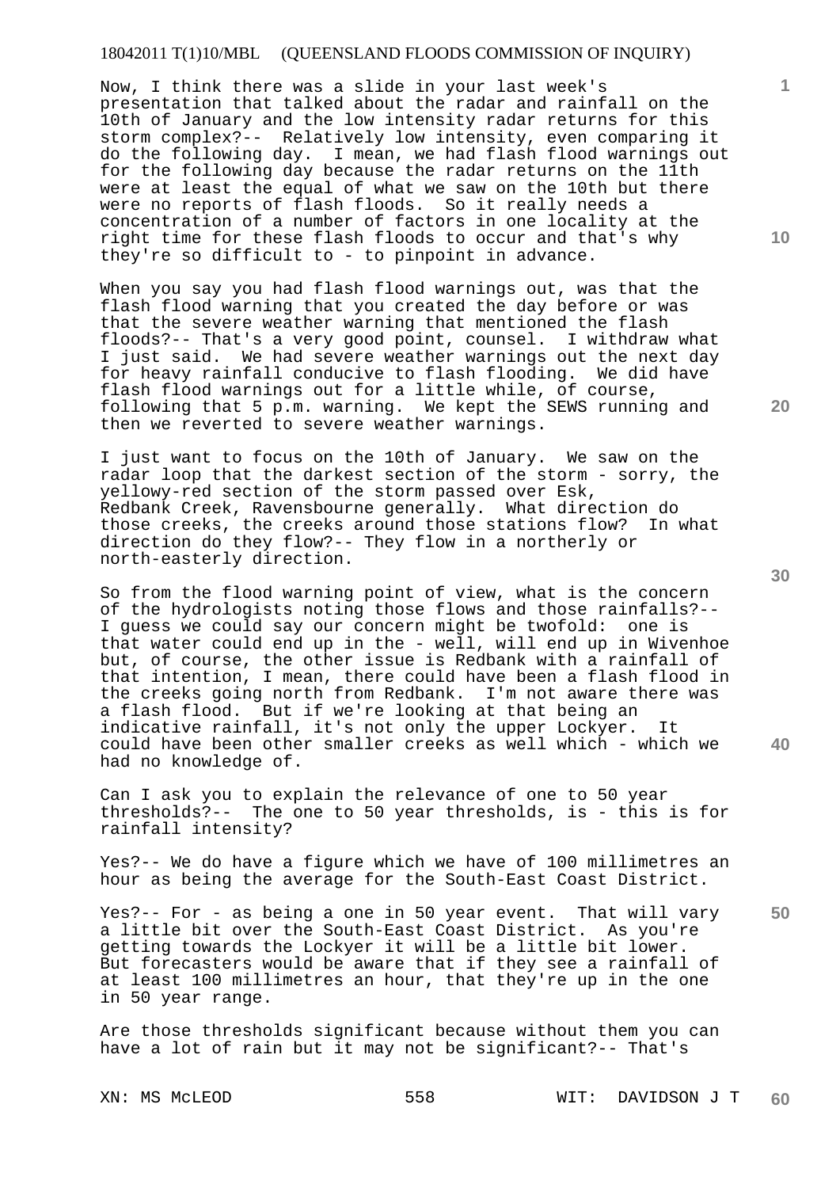Now, I think there was a slide in your last week's presentation that talked about the radar and rainfall on the 10th of January and the low intensity radar returns for this storm complex?-- Relatively low intensity, even comparing it do the following day. I mean, we had flash flood warnings out for the following day because the radar returns on the 11th were at least the equal of what we saw on the 10th but there were no reports of flash floods. So it really needs a concentration of a number of factors in one locality at the right time for these flash floods to occur and that's why they're so difficult to - to pinpoint in advance.

When you say you had flash flood warnings out, was that the flash flood warning that you created the day before or was that the severe weather warning that mentioned the flash floods?-- That's a very good point, counsel. I withdraw what I just said. We had severe weather warnings out the next day for heavy rainfall conducive to flash flooding. We did have flash flood warnings out for a little while, of course, following that 5 p.m. warning. We kept the SEWS running and then we reverted to severe weather warnings.

I just want to focus on the 10th of January. We saw on the radar loop that the darkest section of the storm - sorry, the yellowy-red section of the storm passed over Esk, Redbank Creek, Ravensbourne generally. What direction do those creeks, the creeks around those stations flow? In what direction do they flow?-- They flow in a northerly or north-easterly direction.

So from the flood warning point of view, what is the concern of the hydrologists noting those flows and those rainfalls?-- I guess we could say our concern might be twofold: one is that water could end up in the - well, will end up in Wivenhoe but, of course, the other issue is Redbank with a rainfall of that intention, I mean, there could have been a flash flood in the creeks going north from Redbank. I'm not aware there was a flash flood. But if we're looking at that being an indicative rainfall, it's not only the upper Lockyer. It could have been other smaller creeks as well which - which we had no knowledge of.

Can I ask you to explain the relevance of one to 50 year thresholds?-- The one to 50 year thresholds, is - this is for rainfall intensity?

Yes?-- We do have a figure which we have of 100 millimetres an hour as being the average for the South-East Coast District.

Yes?-- For - as being a one in 50 year event. That will vary a little bit over the South-East Coast District. As you're getting towards the Lockyer it will be a little bit lower. But forecasters would be aware that if they see a rainfall of at least 100 millimetres an hour, that they're up in the one in 50 year range.

Are those thresholds significant because without them you can have a lot of rain but it may not be significant?-- That's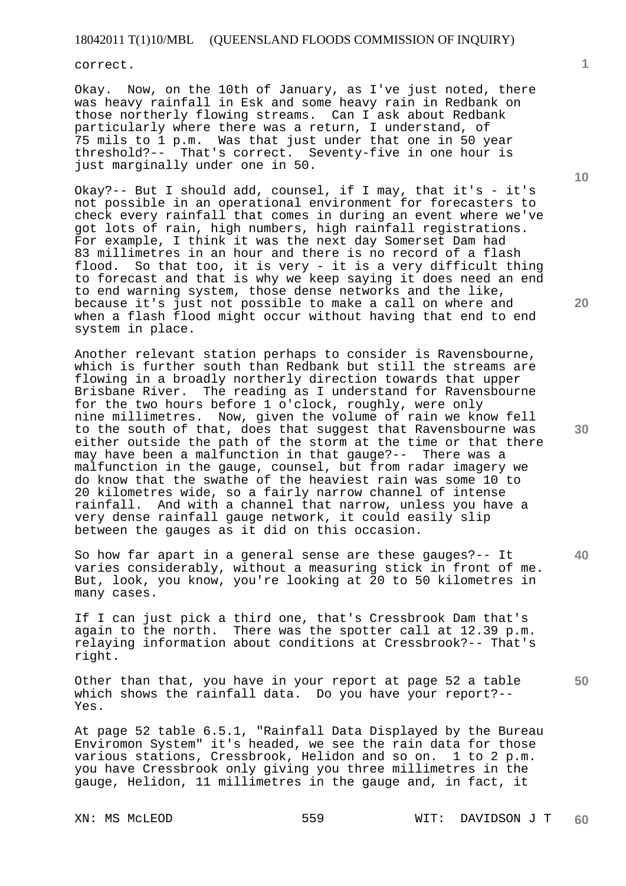correct.

Okay. Now, on the 10th of January, as I've just noted, there was heavy rainfall in Esk and some heavy rain in Redbank on those northerly flowing streams. Can I ask about Redbank particularly where there was a return, I understand, of 75 mils to 1 p.m. Was that just under that one in 50 year threshold?-- That's correct. Seventy-five in one hour is just marginally under one in 50.

Okay?-- But I should add, counsel, if I may, that it's - it's not possible in an operational environment for forecasters to check every rainfall that comes in during an event where we've got lots of rain, high numbers, high rainfall registrations. For example, I think it was the next day Somerset Dam had 83 millimetres in an hour and there is no record of a flash flood. So that too, it is very - it is a very difficult thing to forecast and that is why we keep saying it does need an end to end warning system, those dense networks and the like, because it's just not possible to make a call on where and when a flash flood might occur without having that end to end system in place.

Another relevant station perhaps to consider is Ravensbourne, which is further south than Redbank but still the streams are flowing in a broadly northerly direction towards that upper Brisbane River. The reading as I understand for Ravensbourne for the two hours before 1 o'clock, roughly, were only nine millimetres. Now, given the volume of rain we know fell to the south of that, does that suggest that Ravensbourne was either outside the path of the storm at the time or that there may have been a malfunction in that gauge?-- There was a malfunction in the gauge, counsel, but from radar imagery we do know that the swathe of the heaviest rain was some 10 to 20 kilometres wide, so a fairly narrow channel of intense rainfall. And with a channel that narrow, unless you have a very dense rainfall gauge network, it could easily slip between the gauges as it did on this occasion.

So how far apart in a general sense are these gauges?-- It varies considerably, without a measuring stick in front of me. But, look, you know, you're looking at 20 to 50 kilometres in many cases.

If I can just pick a third one, that's Cressbrook Dam that's again to the north. There was the spotter call at 12.39 p.m. relaying information about conditions at Cressbrook?-- That's right.

Other than that, you have in your report at page 52 a table which shows the rainfall data. Do you have your report?-- Yes.

At page 52 table 6.5.1, "Rainfall Data Displayed by the Bureau Enviromon System" it's headed, we see the rain data for those various stations, Cressbrook, Helidon and so on. 1 to 2 p.m. you have Cressbrook only giving you three millimetres in the gauge, Helidon, 11 millimetres in the gauge and, in fact, it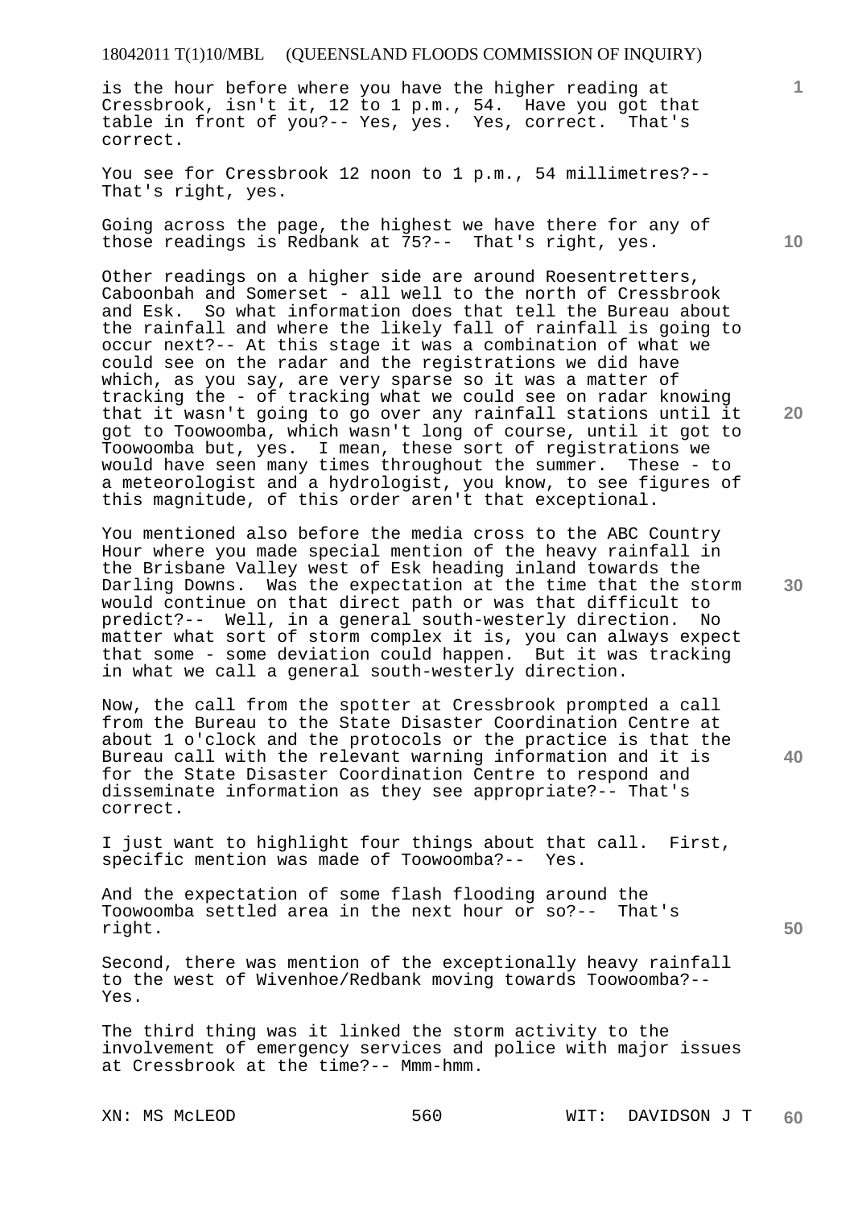is the hour before where you have the higher reading at Cressbrook, isn't it, 12 to 1 p.m., 54. Have you got that table in front of you?-- Yes, yes. Yes, correct. That's correct.

You see for Cressbrook 12 noon to 1 p.m., 54 millimetres?-- That's right, yes.

Going across the page, the highest we have there for any of those readings is Redbank at 75?-- That's right, yes.

Other readings on a higher side are around Roesentretters, Caboonbah and Somerset - all well to the north of Cressbrook and Esk. So what information does that tell the Bureau about the rainfall and where the likely fall of rainfall is going to occur next?-- At this stage it was a combination of what we could see on the radar and the registrations we did have which, as you say, are very sparse so it was a matter of tracking the - of tracking what we could see on radar knowing that it wasn't going to go over any rainfall stations until it got to Toowoomba, which wasn't long of course, until it got to Toowoomba but, yes. I mean, these sort of registrations we would have seen many times throughout the summer. These - to a meteorologist and a hydrologist, you know, to see figures of this magnitude, of this order aren't that exceptional.

You mentioned also before the media cross to the ABC Country Hour where you made special mention of the heavy rainfall in the Brisbane Valley west of Esk heading inland towards the Darling Downs. Was the expectation at the time that the storm would continue on that direct path or was that difficult to predict?-- Well, in a general south-westerly direction. No matter what sort of storm complex it is, you can always expect that some - some deviation could happen. But it was tracking in what we call a general south-westerly direction.

Now, the call from the spotter at Cressbrook prompted a call from the Bureau to the State Disaster Coordination Centre at about 1 o'clock and the protocols or the practice is that the Bureau call with the relevant warning information and it is for the State Disaster Coordination Centre to respond and disseminate information as they see appropriate?-- That's correct.

I just want to highlight four things about that call. First, specific mention was made of Toowoomba?-- Yes.

And the expectation of some flash flooding around the Toowoomba settled area in the next hour or so?-- That's right.

Second, there was mention of the exceptionally heavy rainfall to the west of Wivenhoe/Redbank moving towards Toowoomba?-- Yes.

The third thing was it linked the storm activity to the involvement of emergency services and police with major issues at Cressbrook at the time?-- Mmm-hmm.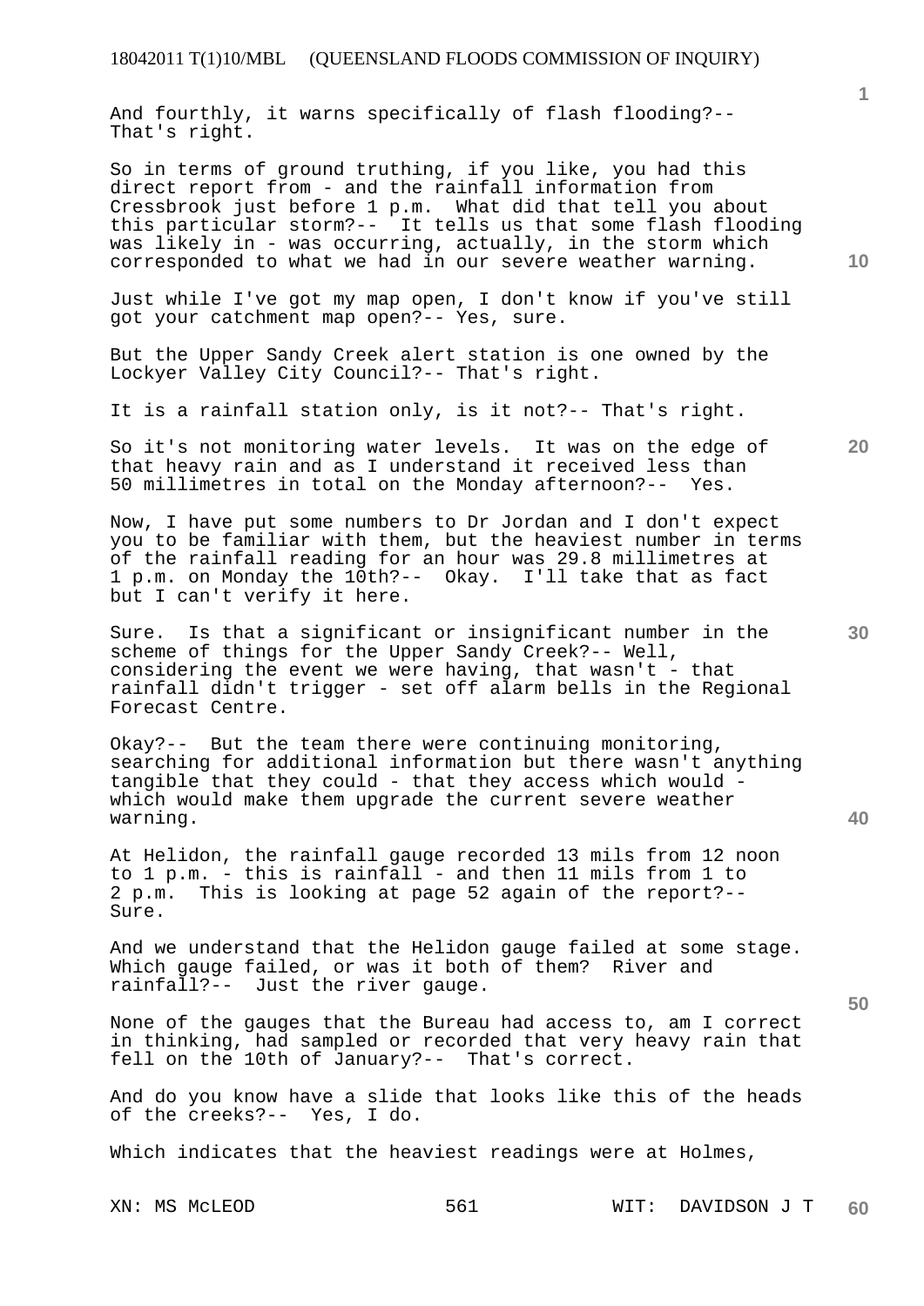And fourthly, it warns specifically of flash flooding?-- That's right.

So in terms of ground truthing, if you like, you had this direct report from - and the rainfall information from Cressbrook just before 1 p.m. What did that tell you about this particular storm?-- It tells us that some flash flooding was likely in - was occurring, actually, in the storm which corresponded to what we had in our severe weather warning.

Just while I've got my map open, I don't know if you've still got your catchment map open?-- Yes, sure.

But the Upper Sandy Creek alert station is one owned by the Lockyer Valley City Council?-- That's right.

It is a rainfall station only, is it not?-- That's right.

So it's not monitoring water levels. It was on the edge of that heavy rain and as I understand it received less than 50 millimetres in total on the Monday afternoon?-- Yes.

Now, I have put some numbers to Dr Jordan and I don't expect you to be familiar with them, but the heaviest number in terms of the rainfall reading for an hour was 29.8 millimetres at 1 p.m. on Monday the 10th?-- Okay. I'll take that as fact but I can't verify it here.

Sure. Is that a significant or insignificant number in the scheme of things for the Upper Sandy Creek?-- Well, considering the event we were having, that wasn't - that rainfall didn't trigger - set off alarm bells in the Regional Forecast Centre.

Okay?-- But the team there were continuing monitoring, searching for additional information but there wasn't anything tangible that they could - that they access which would - which would make them upgrade the current severe weather warning.

At Helidon, the rainfall gauge recorded 13 mils from 12 noon to 1 p.m. - this is rainfall - and then 11 mils from 1 to 2 p.m. This is looking at page 52 again of the report?-- Sure.

And we understand that the Helidon gauge failed at some stage. Which gauge failed, or was it both of them? River and rainfall?-- Just the river gauge.

None of the gauges that the Bureau had access to, am I correct in thinking, had sampled or recorded that very heavy rain that fell on the 10th of January?-- That's correct.

And do you know have a slide that looks like this of the heads of the creeks?-- Yes, I do.

Which indicates that the heaviest readings were at Holmes,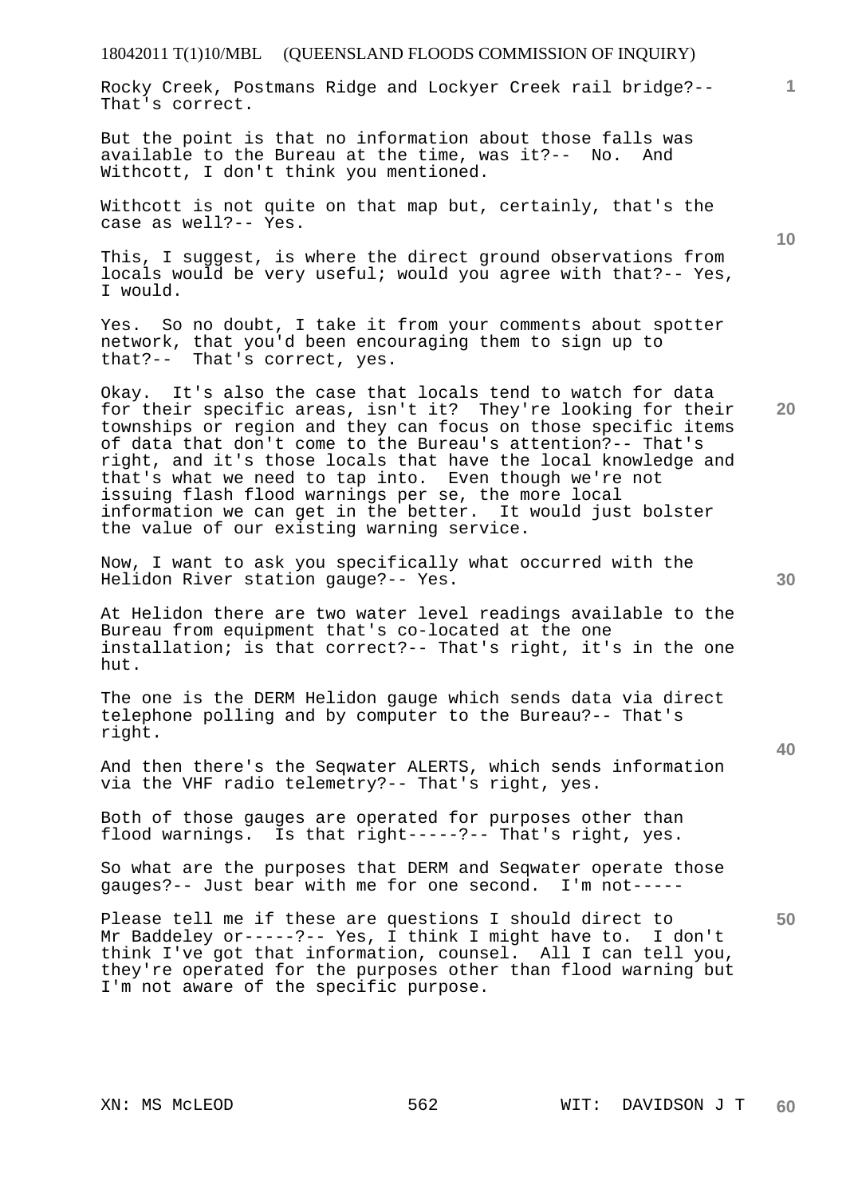Rocky Creek, Postmans Ridge and Lockyer Creek rail bridge?-- That's correct.

But the point is that no information about those falls was available to the Bureau at the time, was it?-- No. And Withcott, I don't think you mentioned.

Withcott is not quite on that map but, certainly, that's the case as well?-- Yes.

This, I suggest, is where the direct ground observations from locals would be very useful; would you agree with that?-- Yes, I would.

Yes. So no doubt, I take it from your comments about spotter network, that you'd been encouraging them to sign up to that?-- That's correct, yes.

Okay. It's also the case that locals tend to watch for data for their specific areas, isn't it? They're looking for their townships or region and they can focus on those specific items of data that don't come to the Bureau's attention?-- That's right, and it's those locals that have the local knowledge and that's what we need to tap into. Even though we're not issuing flash flood warnings per se, the more local information we can get in the better. It would just bolster the value of our existing warning service.

Now, I want to ask you specifically what occurred with the Helidon River station gauge?-- Yes.

At Helidon there are two water level readings available to the Bureau from equipment that's co-located at the one installation; is that correct?-- That's right, it's in the one hut.

The one is the DERM Helidon gauge which sends data via direct telephone polling and by computer to the Bureau?-- That's right.

And then there's the Seqwater ALERTS, which sends information via the VHF radio telemetry?-- That's right, yes.

Both of those gauges are operated for purposes other than flood warnings. Is that right-----?-- That's right, yes.

So what are the purposes that DERM and Seqwater operate those gauges?-- Just bear with me for one second. I'm not-----

Please tell me if these are questions I should direct to Mr Baddeley or-----?-- Yes, I think I might have to. I don't think I've got that information, counsel. All I can tell you, they're operated for the purposes other than flood warning but I'm not aware of the specific purpose.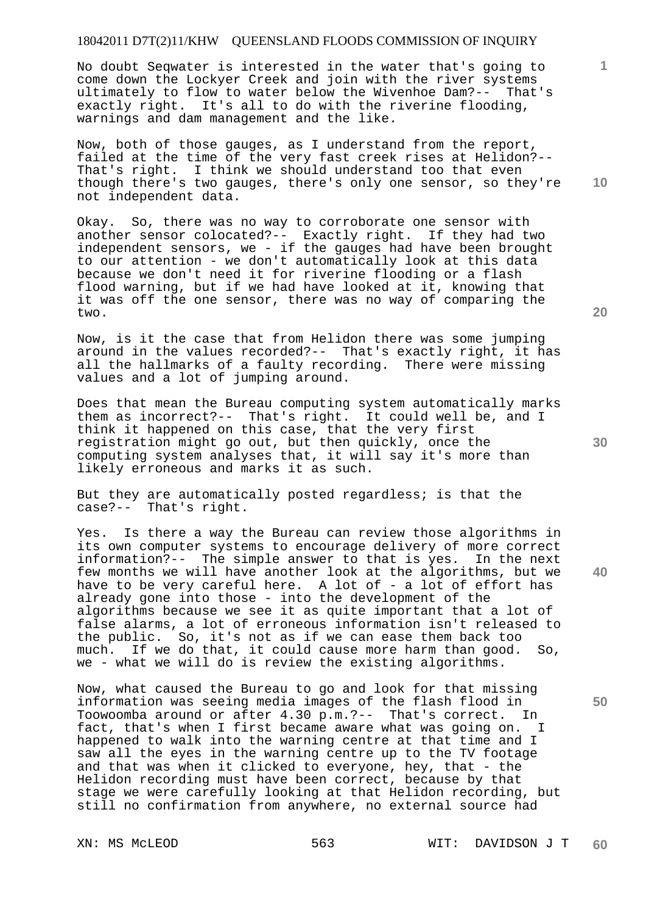No doubt Seqwater is interested in the water that's going to come down the Lockyer Creek and join with the river systems ultimately to flow to water below the Wivenhoe Dam?-- That's exactly right. It's all to do with the riverine flooding, warnings and dam management and the like.

Now, both of those gauges, as I understand from the report, failed at the time of the very fast creek rises at Helidon?-- That's right. I think we should understand too that even though there's two gauges, there's only one sensor, so they're not independent data.

Okay. So, there was no way to corroborate one sensor with another sensor colocated?-- Exactly right. If they had two independent sensors, we - if the gauges had have been brought to our attention - we don't automatically look at this data because we don't need it for riverine flooding or a flash flood warning, but if we had have looked at it, knowing that it was off the one sensor, there was no way of comparing the two.

Now, is it the case that from Helidon there was some jumping around in the values recorded?-- That's exactly right, it has all the hallmarks of a faulty recording. There were missing values and a lot of jumping around.

Does that mean the Bureau computing system automatically marks them as incorrect?-- That's right. It could well be, and I think it happened on this case, that the very first registration might go out, but then quickly, once the computing system analyses that, it will say it's more than likely erroneous and marks it as such.

But they are automatically posted regardless; is that the case?-- That's right.

Yes. Is there a way the Bureau can review those algorithms in its own computer systems to encourage delivery of more correct information?-- The simple answer to that is yes. In the next few months we will have another look at the algorithms, but we have to be very careful here. A lot of - a lot of effort has already gone into those - into the development of the algorithms because we see it as quite important that a lot of false alarms, a lot of erroneous information isn't released to the public. So, it's not as if we can ease them back too much. If we do that, it could cause more harm than good. So, we - what we will do is review the existing algorithms.

Now, what caused the Bureau to go and look for that missing information was seeing media images of the flash flood in Toowoomba around or after 4.30 p.m.?-- That's correct. In fact, that's when I first became aware what was going on. I happened to walk into the warning centre at that time and I saw all the eyes in the warning centre up to the TV footage and that was when it clicked to everyone, hey, that - the Helidon recording must have been correct, because by that stage we were carefully looking at that Helidon recording, but still no confirmation from anywhere, no external source had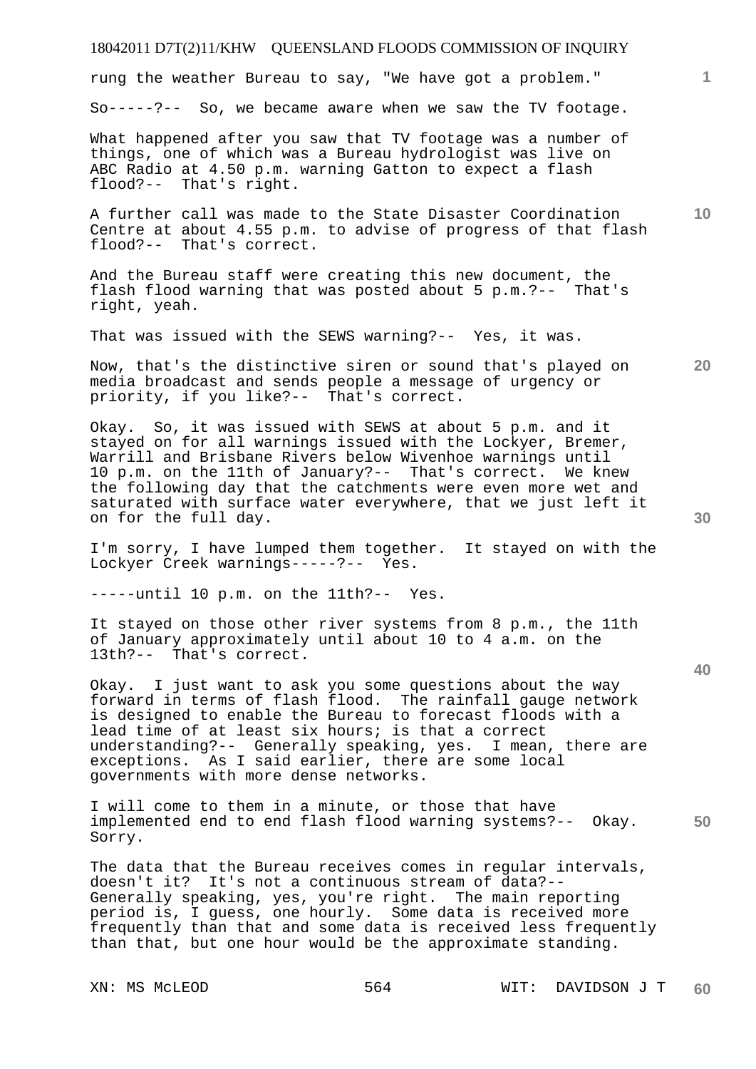rung the weather Bureau to say, "We have got a problem."

So-----?-- So, we became aware when we saw the TV footage.

What happened after you saw that TV footage was a number of things, one of which was a Bureau hydrologist was live on ABC Radio at 4.50 p.m. warning Gatton to expect a flash flood?-- That's right.

A further call was made to the State Disaster Coordination Centre at about 4.55 p.m. to advise of progress of that flash flood?-- That's correct.

And the Bureau staff were creating this new document, the flash flood warning that was posted about 5 p.m.?-- That's right, yeah.

That was issued with the SEWS warning?-- Yes, it was.

Now, that's the distinctive siren or sound that's played on media broadcast and sends people a message of urgency or priority, if you like?-- That's correct.

Okay. So, it was issued with SEWS at about 5 p.m. and it stayed on for all warnings issued with the Lockyer, Bremer, Warrill and Brisbane Rivers below Wivenhoe warnings until 10 p.m. on the 11th of January?-- That's correct. We knew the following day that the catchments were even more wet and saturated with surface water everywhere, that we just left it on for the full day.

I'm sorry, I have lumped them together. It stayed on with the Lockyer Creek warnings-----?-- Yes.

-----until 10 p.m. on the 11th?-- Yes.

It stayed on those other river systems from 8 p.m., the 11th of January approximately until about 10 to 4 a.m. on the 13th?-- That's correct.

Okay. I just want to ask you some questions about the way forward in terms of flash flood. The rainfall gauge network is designed to enable the Bureau to forecast floods with a lead time of at least six hours; is that a correct understanding?-- Generally speaking, yes. I mean, there are exceptions. As I said earlier, there are some local governments with more dense networks.

I will come to them in a minute, or those that have implemented end to end flash flood warning systems?-- Okay. Sorry.

The data that the Bureau receives comes in regular intervals, doesn't it? It's not a continuous stream of data?-- Generally speaking, yes, you're right. The main reporting period is, I guess, one hourly. Some data is received more frequently than that and some data is received less frequently than that, but one hour would be the approximate standing.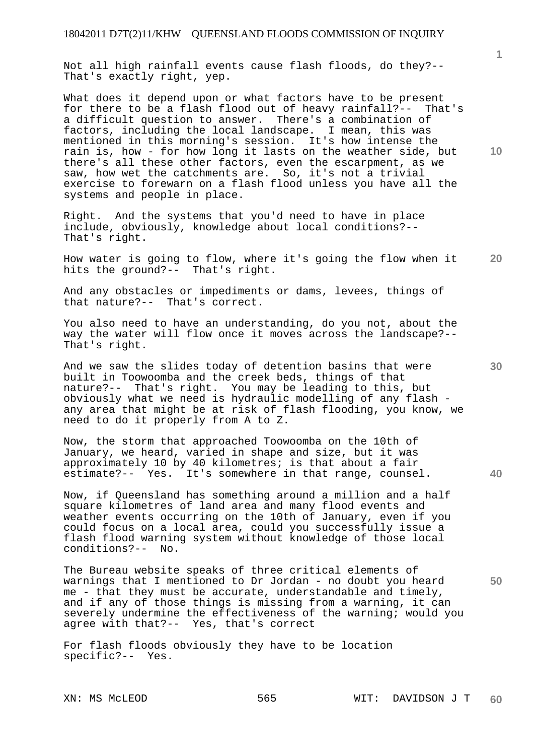Not all high rainfall events cause flash floods, do they?-- That's exactly right, yep.

What does it depend upon or what factors have to be present for there to be a flash flood out of heavy rainfall?-- That's a difficult question to answer. There's a combination of factors, including the local landscape. I mean, this was mentioned in this morning's session. It's how intense the rain is, how - for how long it lasts on the weather side, but there's all these other factors, even the escarpment, as we saw, how wet the catchments are. So, it's not a trivial exercise to forewarn on a flash flood unless you have all the systems and people in place.

Right. And the systems that you'd need to have in place include, obviously, knowledge about local conditions?-- That's right.

How water is going to flow, where it's going the flow when it hits the ground?-- That's right.

And any obstacles or impediments or dams, levees, things of that nature?-- That's correct.

You also need to have an understanding, do you not, about the way the water will flow once it moves across the landscape?-- That's right.

And we saw the slides today of detention basins that were built in Toowoomba and the creek beds, things of that nature?-- That's right. You may be leading to this, but obviously what we need is hydraulic modelling of any flash - any area that might be at risk of flash flooding, you know, we need to do it properly from A to Z.

Now, the storm that approached Toowoomba on the 10th of January, we heard, varied in shape and size, but it was approximately 10 by 40 kilometres; is that about a fair estimate?-- Yes. It's somewhere in that range, counsel.

Now, if Queensland has something around a million and a half square kilometres of land area and many flood events and weather events occurring on the 10th of January, even if you could focus on a local area, could you successfully issue a flash flood warning system without knowledge of those local conditions?-- No.

The Bureau website speaks of three critical elements of warnings that I mentioned to Dr Jordan - no doubt you heard me - that they must be accurate, understandable and timely, and if any of those things is missing from a warning, it can severely undermine the effectiveness of the warning; would you agree with that?-- Yes, that's correct

For flash floods obviously they have to be location specific?-- Yes.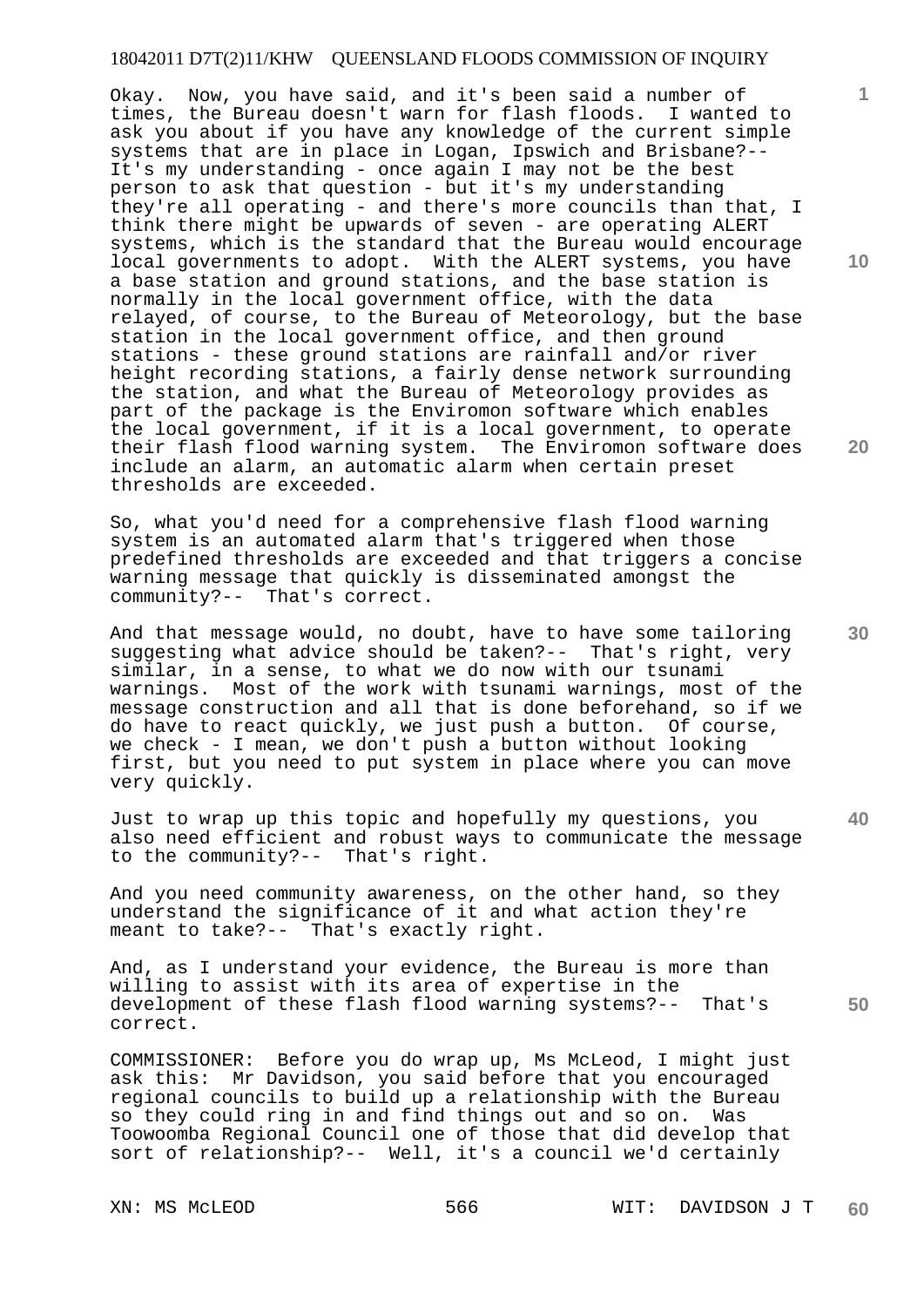Okay. Now, you have said, and it's been said a number of times, the Bureau doesn't warn for flash floods. I wanted to ask you about if you have any knowledge of the current simple systems that are in place in Logan, Ipswich and Brisbane?-- It's my understanding - once again I may not be the best person to ask that question - but it's my understanding they're all operating - and there's more councils than that, I think there might be upwards of seven - are operating ALERT systems, which is the standard that the Bureau would encourage local governments to adopt. With the ALERT systems, you have a base station and ground stations, and the base station is normally in the local government office, with the data relayed, of course, to the Bureau of Meteorology, but the base station in the local government office, and then ground stations - these ground stations are rainfall and/or river height recording stations, a fairly dense network surrounding the station, and what the Bureau of Meteorology provides as part of the package is the Enviromon software which enables the local government, if it is a local government, to operate their flash flood warning system. The Enviromon software does include an alarm, an automatic alarm when certain preset thresholds are exceeded.

So, what you'd need for a comprehensive flash flood warning system is an automated alarm that's triggered when those predefined thresholds are exceeded and that triggers a concise warning message that quickly is disseminated amongst the community?-- That's correct.

And that message would, no doubt, have to have some tailoring suggesting what advice should be taken?-- That's right, very similar, in a sense, to what we do now with our tsunami warnings. Most of the work with tsunami warnings, most of the message construction and all that is done beforehand, so if we do have to react quickly, we just push a button. Of course, we check - I mean, we don't push a button without looking first, but you need to put system in place where you can move very quickly.

Just to wrap up this topic and hopefully my questions, you also need efficient and robust ways to communicate the message to the community?-- That's right.

And you need community awareness, on the other hand, so they understand the significance of it and what action they're meant to take?-- That's exactly right.

And, as I understand your evidence, the Bureau is more than willing to assist with its area of expertise in the development of these flash flood warning systems?-- That's correct.

COMMISSIONER: Before you do wrap up, Ms McLeod, I might just ask this: Mr Davidson, you said before that you encouraged regional councils to build up a relationship with the Bureau so they could ring in and find things out and so on. Was Toowoomba Regional Council one of those that did develop that sort of relationship?-- Well, it's a council we'd certainly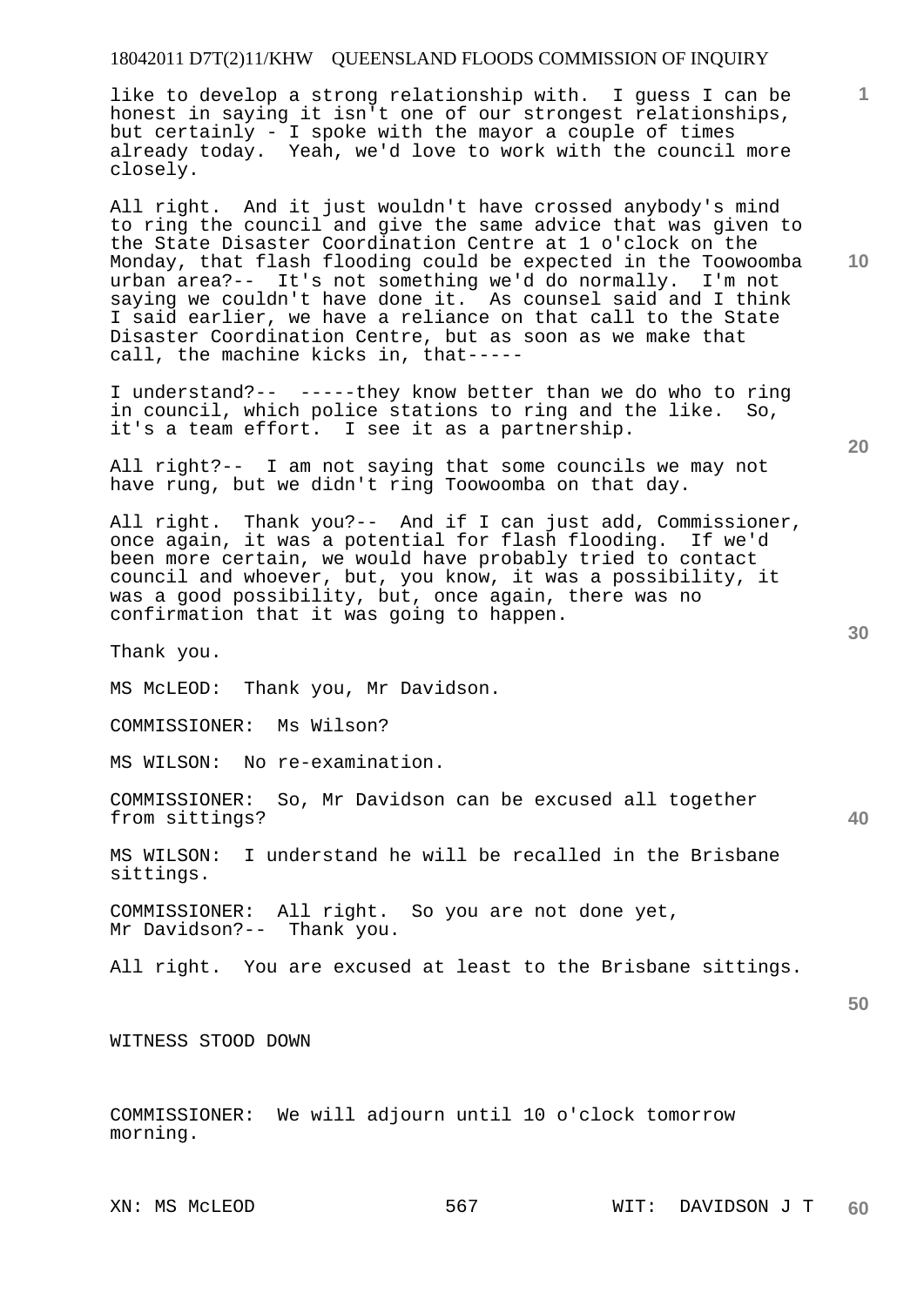like to develop a strong relationship with. I guess I can be honest in saying it isn't one of our strongest relationships, but certainly - I spoke with the mayor a couple of times already today. Yeah, we'd love to work with the council more closely.

All right. And it just wouldn't have crossed anybody's mind to ring the council and give the same advice that was given to the State Disaster Coordination Centre at 1 o'clock on the Monday, that flash flooding could be expected in the Toowoomba urban area?-- It's not something we'd do normally. I'm not saying we couldn't have done it. As counsel said and I think I said earlier, we have a reliance on that call to the State Disaster Coordination Centre, but as soon as we make that call, the machine kicks in, that-----

I understand?-- -----they know better than we do who to ring in council, which police stations to ring and the like. So, it's a team effort. I see it as a partnership.

All right?-- I am not saying that some councils we may not have rung, but we didn't ring Toowoomba on that day.

All right. Thank you?-- And if I can just add, Commissioner, once again, it was a potential for flash flooding. If we'd been more certain, we would have probably tried to contact council and whoever, but, you know, it was a possibility, it was a good possibility, but, once again, there was no confirmation that it was going to happen.

Thank you.

MS McLEOD: Thank you, Mr Davidson.

COMMISSIONER: Ms Wilson?

MS WILSON: No re-examination.

COMMISSIONER: So, Mr Davidson can be excused all together from sittings?

MS WILSON: I understand he will be recalled in the Brisbane sittings.

COMMISSIONER: All right. So you are not done yet, Mr Davidson?-- Thank you.

All right. You are excused at least to the Brisbane sittings.

WITNESS STOOD DOWN

COMMISSIONER: We will adjourn until 10 o'clock tomorrow morning.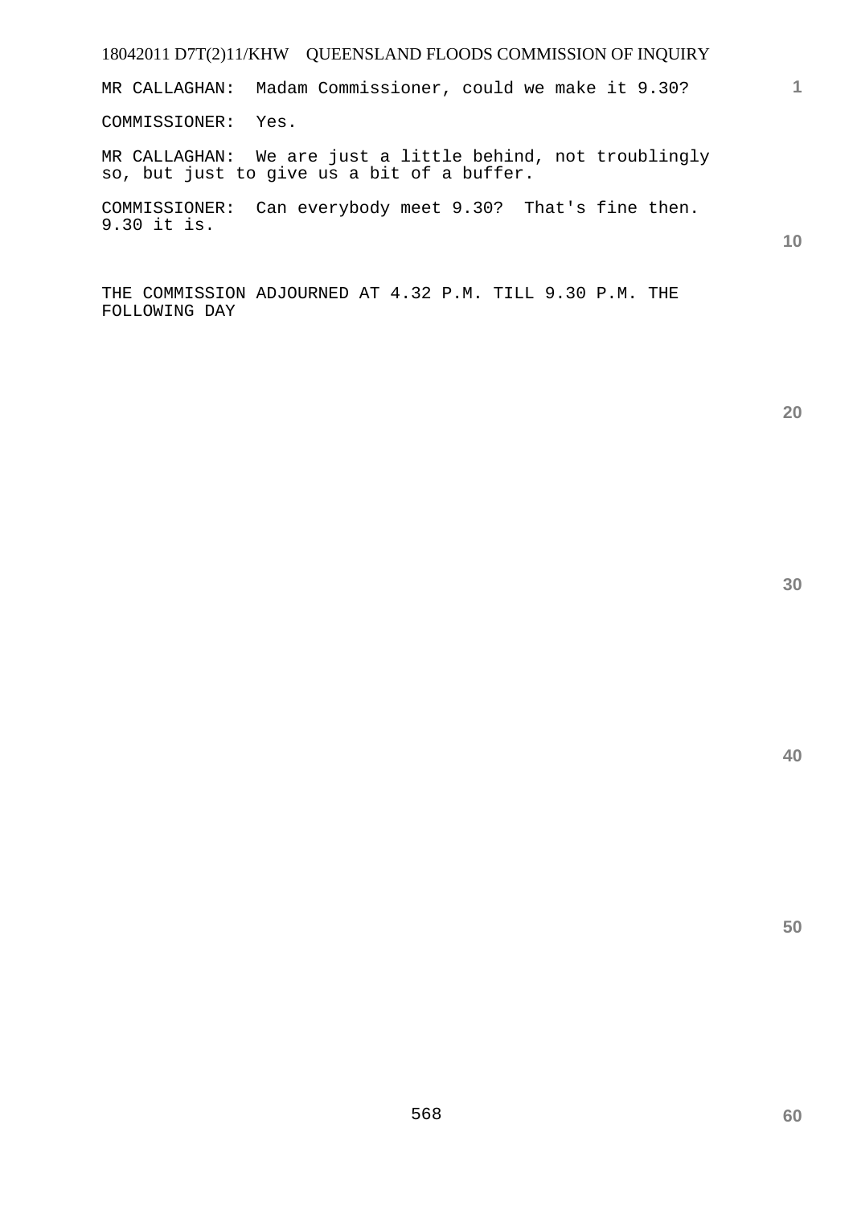MR CALLAGHAN: Madam Commissioner, could we make it 9.30?

COMMISSIONER: Yes.

MR CALLAGHAN: We are just a little behind, not troublingly so, but just to give us a bit of a buffer.

COMMISSIONER: Can everybody meet 9.30? That's fine then. 9.30 it is.

THE COMMISSION ADJOURNED AT 4.32 P.M. TILL 9.30 P.M. THE FOLLOWING DAY